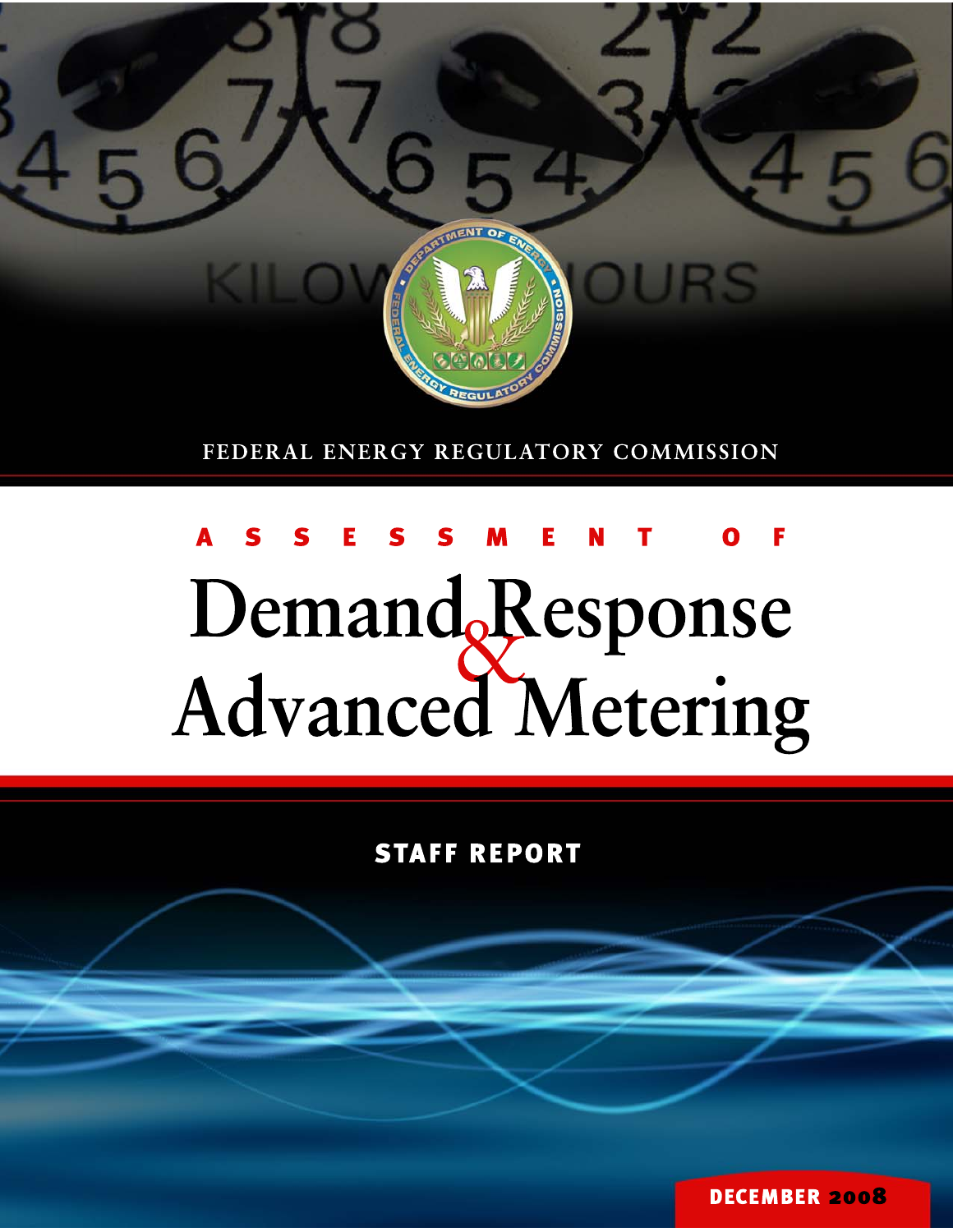FEDERAL ENERGY REGULATORY COMMISSION

# Assessment of Demand Response & Advanced Metering

STAFF REPORT

DECEMBER 2008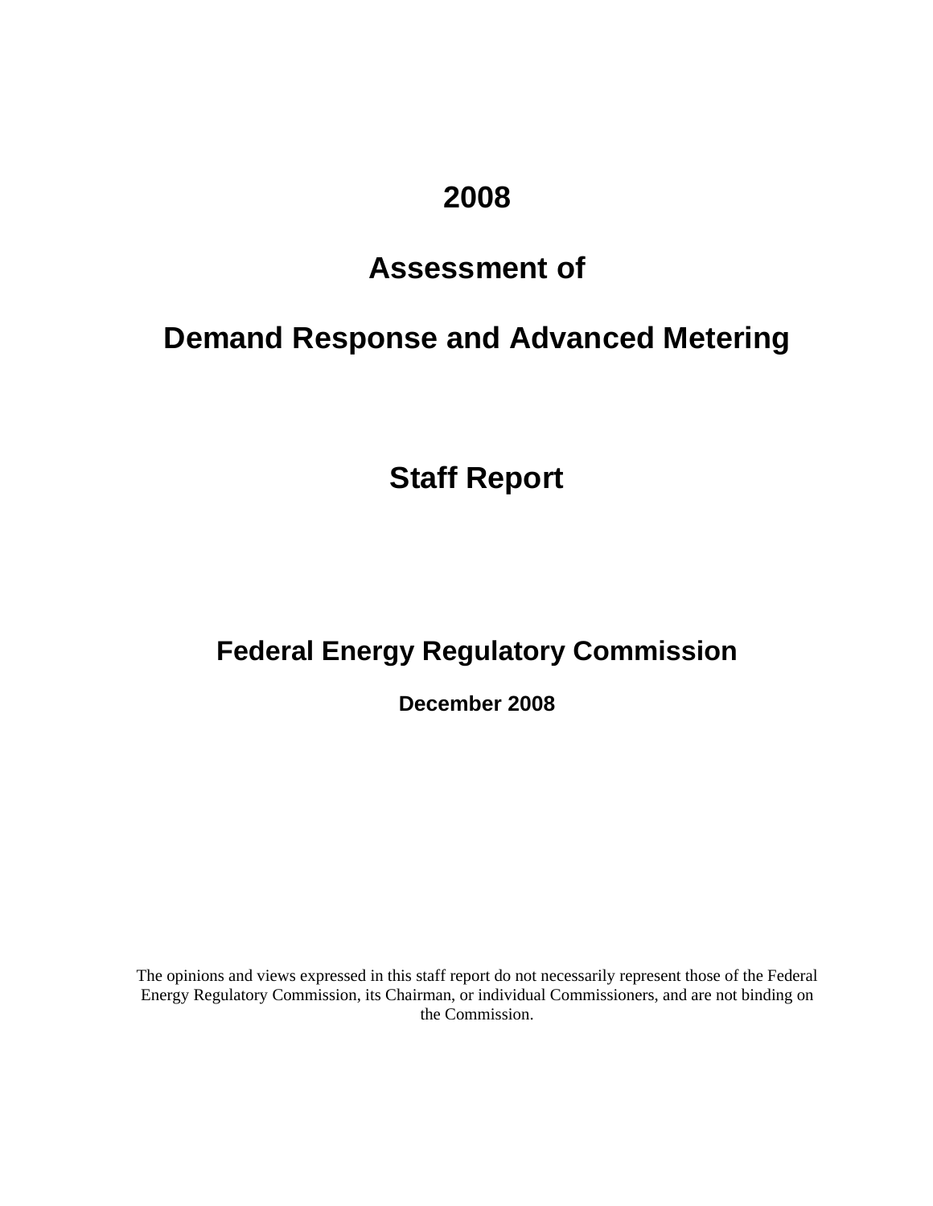# 2008

# Assessment of

# Demand Response and Advanced Metering

## Staff Report

## Federal Energy Regulatory Commission

**December 2008**

The opinions and views expressed in this staff report do not necessarily represent those of the Federal Energy Regulatory Commission, its Chairman, or individual Commissioners, and are not binding on the Commission.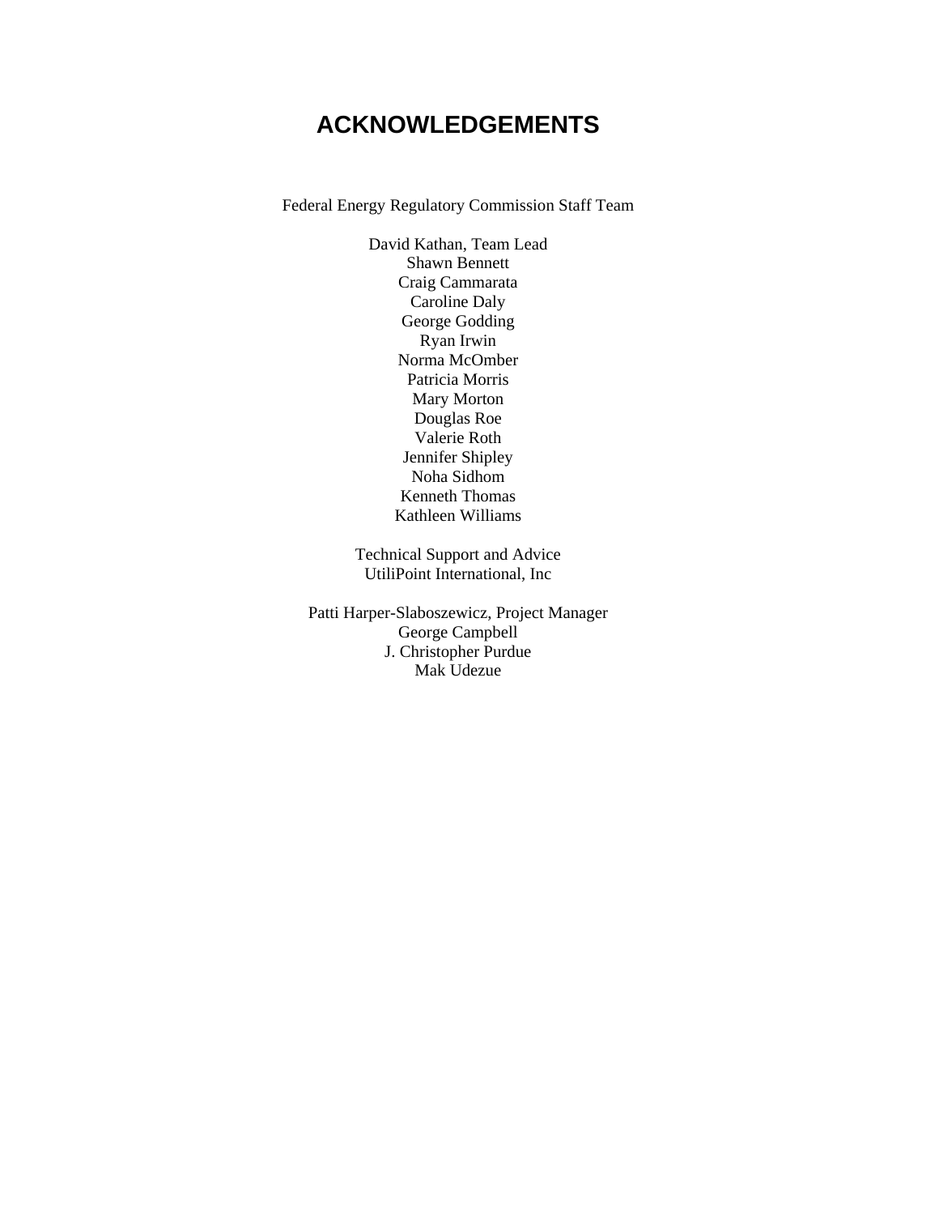# ACKNOWLEDGEMENTS

Federal Energy Regulatory Commission Staff Team

David Kathan, Team Lead
Shawn Bennett
Craig Cammarata
Caroline Daly
George Godding
Ryan Irwin
Norma McOmber
Patricia Morris
Mary Morton
Douglas Roe
Valerie Roth
Jennifer Shipley
Noha Sidhom
Kenneth Thomas
Kathleen Williams

Technical Support and Advice
UtiliPoint International, Inc

Patti Harper-Slaboszewicz, Project Manager
George Campbell
J. Christopher Purdue
Mak Udezue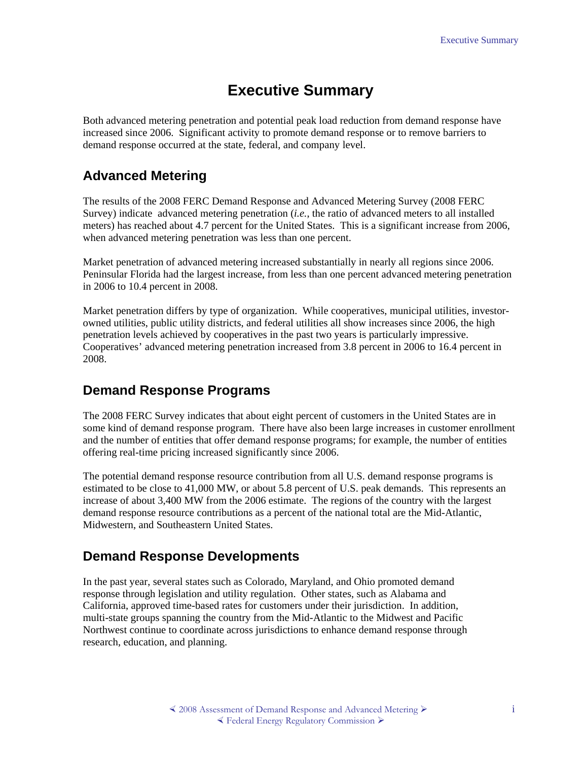# Executive Summary

Both advanced metering penetration and potential peak load reduction from demand response have increased since 2006. Significant activity to promote demand response or to remove barriers to demand response occurred at the state, federal, and company level.

## Advanced Metering

The results of the 2008 FERC Demand Response and Advanced Metering Survey (2008 FERC Survey) indicate advanced metering penetration (*i.e.*, the ratio of advanced meters to all installed meters) has reached about 4.7 percent for the United States. This is a significant increase from 2006, when advanced metering penetration was less than one percent.

Market penetration of advanced metering increased substantially in nearly all regions since 2006. Peninsular Florida had the largest increase, from less than one percent advanced metering penetration in 2006 to 10.4 percent in 2008.

Market penetration differs by type of organization. While cooperatives, municipal utilities, investor-owned utilities, public utility districts, and federal utilities all show increases since 2006, the high penetration levels achieved by cooperatives in the past two years is particularly impressive. Cooperatives' advanced metering penetration increased from 3.8 percent in 2006 to 16.4 percent in 2008.

## Demand Response Programs

The 2008 FERC Survey indicates that about eight percent of customers in the United States are in some kind of demand response program. There have also been large increases in customer enrollment and the number of entities that offer demand response programs; for example, the number of entities offering real-time pricing increased significantly since 2006.

The potential demand response resource contribution from all U.S. demand response programs is estimated to be close to 41,000 MW, or about 5.8 percent of U.S. peak demands. This represents an increase of about 3,400 MW from the 2006 estimate. The regions of the country with the largest demand response resource contributions as a percent of the national total are the Mid-Atlantic, Midwestern, and Southeastern United States.

## Demand Response Developments

In the past year, several states such as Colorado, Maryland, and Ohio promoted demand response through legislation and utility regulation. Other states, such as Alabama and California, approved time-based rates for customers under their jurisdiction. In addition, multi-state groups spanning the country from the Mid-Atlantic to the Midwest and Pacific Northwest continue to coordinate across jurisdictions to enhance demand response through research, education, and planning.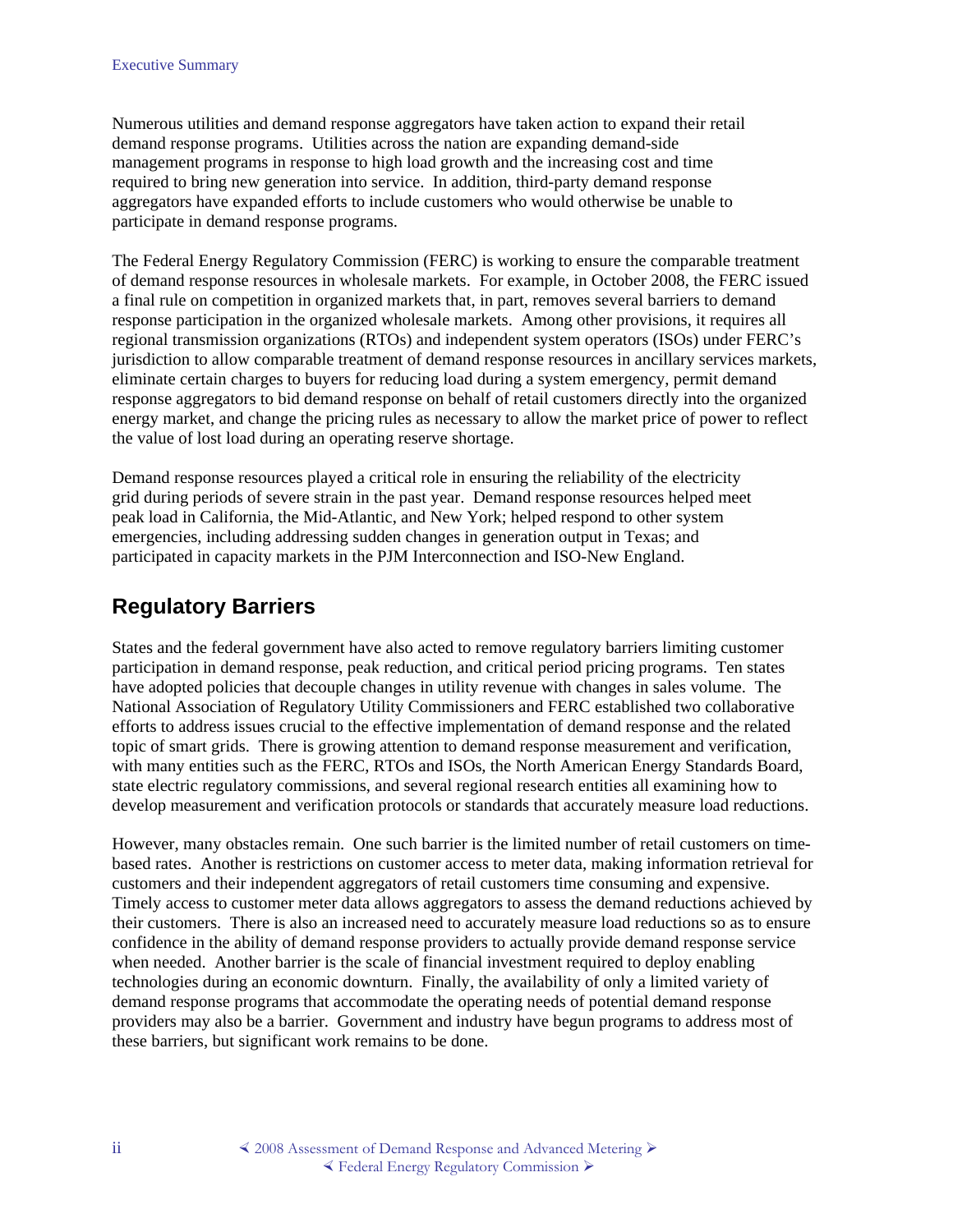Numerous utilities and demand response aggregators have taken action to expand their retail demand response programs. Utilities across the nation are expanding demand-side management programs in response to high load growth and the increasing cost and time required to bring new generation into service. In addition, third-party demand response aggregators have expanded efforts to include customers who would otherwise be unable to participate in demand response programs.

The Federal Energy Regulatory Commission (FERC) is working to ensure the comparable treatment of demand response resources in wholesale markets. For example, in October 2008, the FERC issued a final rule on competition in organized markets that, in part, removes several barriers to demand response participation in the organized wholesale markets. Among other provisions, it requires all regional transmission organizations (RTOs) and independent system operators (ISOs) under FERC's jurisdiction to allow comparable treatment of demand response resources in ancillary services markets, eliminate certain charges to buyers for reducing load during a system emergency, permit demand response aggregators to bid demand response on behalf of retail customers directly into the organized energy market, and change the pricing rules as necessary to allow the market price of power to reflect the value of lost load during an operating reserve shortage.

Demand response resources played a critical role in ensuring the reliability of the electricity grid during periods of severe strain in the past year. Demand response resources helped meet peak load in California, the Mid-Atlantic, and New York; helped respond to other system emergencies, including addressing sudden changes in generation output in Texas; and participated in capacity markets in the PJM Interconnection and ISO-New England.

## Regulatory Barriers

States and the federal government have also acted to remove regulatory barriers limiting customer participation in demand response, peak reduction, and critical period pricing programs. Ten states have adopted policies that decouple changes in utility revenue with changes in sales volume. The National Association of Regulatory Utility Commissioners and FERC established two collaborative efforts to address issues crucial to the effective implementation of demand response and the related topic of smart grids. There is growing attention to demand response measurement and verification, with many entities such as the FERC, RTOs and ISOs, the North American Energy Standards Board, state electric regulatory commissions, and several regional research entities all examining how to develop measurement and verification protocols or standards that accurately measure load reductions.

However, many obstacles remain. One such barrier is the limited number of retail customers on time-based rates. Another is restrictions on customer access to meter data, making information retrieval for customers and their independent aggregators of retail customers time consuming and expensive. Timely access to customer meter data allows aggregators to assess the demand reductions achieved by their customers. There is also an increased need to accurately measure load reductions so as to ensure confidence in the ability of demand response providers to actually provide demand response service when needed. Another barrier is the scale of financial investment required to deploy enabling technologies during an economic downturn. Finally, the availability of only a limited variety of demand response programs that accommodate the operating needs of potential demand response providers may also be a barrier. Government and industry have begun programs to address most of these barriers, but significant work remains to be done.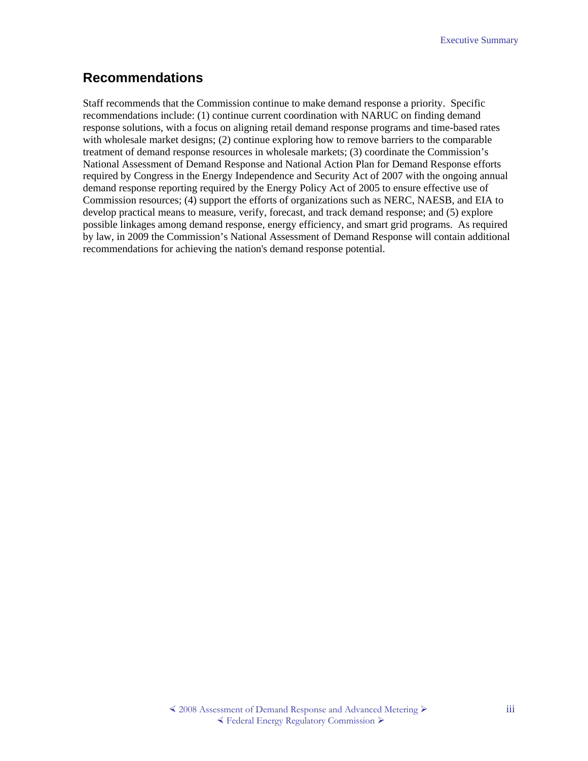## Recommendations

Staff recommends that the Commission continue to make demand response a priority. Specific recommendations include: (1) continue current coordination with NARUC on finding demand response solutions, with a focus on aligning retail demand response programs and time-based rates with wholesale market designs; (2) continue exploring how to remove barriers to the comparable treatment of demand response resources in wholesale markets; (3) coordinate the Commission's National Assessment of Demand Response and National Action Plan for Demand Response efforts required by Congress in the Energy Independence and Security Act of 2007 with the ongoing annual demand response reporting required by the Energy Policy Act of 2005 to ensure effective use of Commission resources; (4) support the efforts of organizations such as NERC, NAESB, and EIA to develop practical means to measure, verify, forecast, and track demand response; and (5) explore possible linkages among demand response, energy efficiency, and smart grid programs. As required by law, in 2009 the Commission's National Assessment of Demand Response will contain additional recommendations for achieving the nation's demand response potential.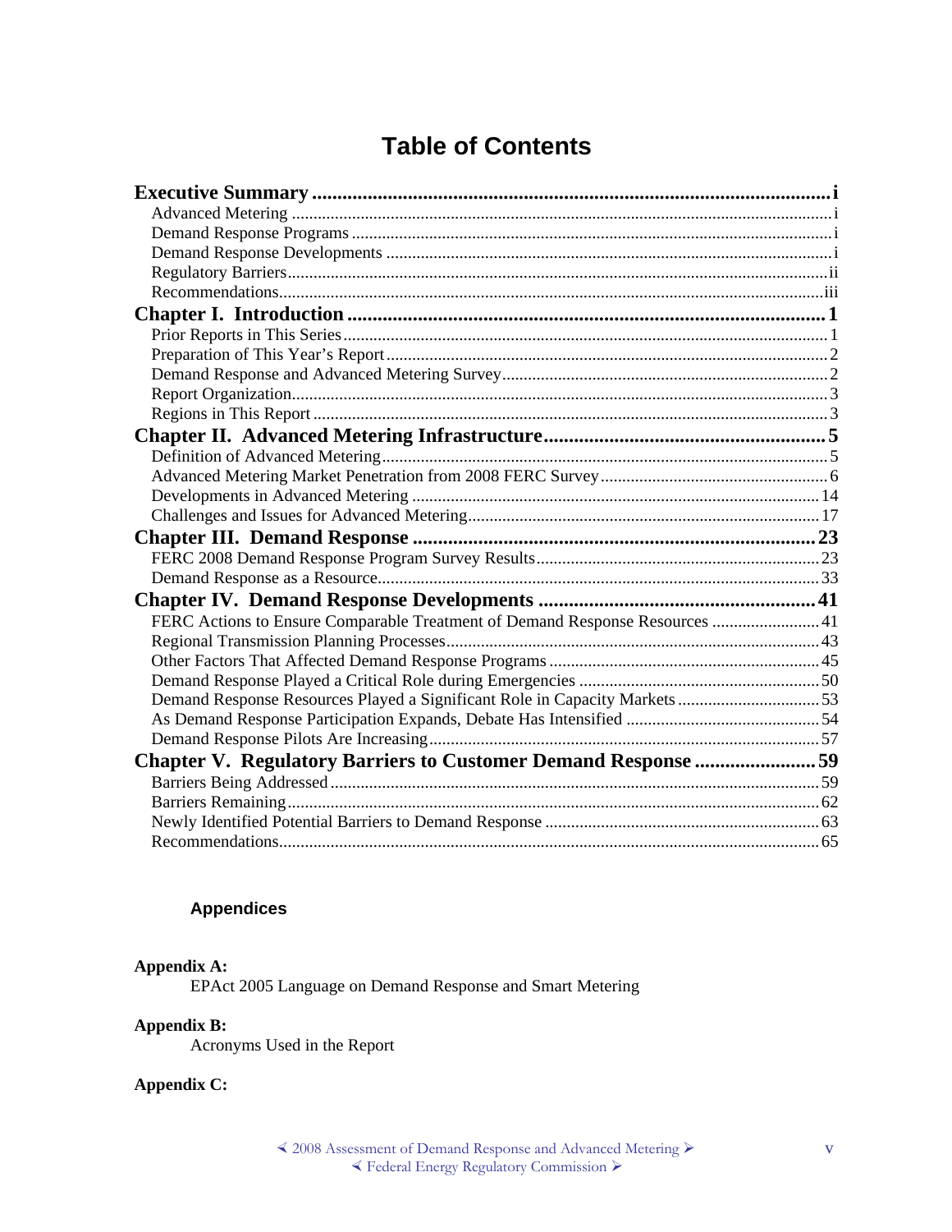# Table of Contents

**Executive Summary** ..... i
- Advanced Metering ..... i
- Demand Response Programs ..... i
- Demand Response Developments ..... i
- Regulatory Barriers ..... ii
- Recommendations ..... iii

**Chapter I. Introduction** ..... 1
- Prior Reports in This Series ..... 1
- Preparation of This Year's Report ..... 2
- Demand Response and Advanced Metering Survey ..... 2
- Report Organization ..... 3
- Regions in This Report ..... 3

**Chapter II. Advanced Metering Infrastructure** ..... 5
- Definition of Advanced Metering ..... 5
- Advanced Metering Market Penetration from 2008 FERC Survey ..... 6
- Developments in Advanced Metering ..... 14
- Challenges and Issues for Advanced Metering ..... 17

**Chapter III. Demand Response** ..... 23
- FERC 2008 Demand Response Program Survey Results ..... 23
- Demand Response as a Resource ..... 33

**Chapter IV. Demand Response Developments** ..... 41
- FERC Actions to Ensure Comparable Treatment of Demand Response Resources ..... 41
- Regional Transmission Planning Processes ..... 43
- Other Factors That Affected Demand Response Programs ..... 45
- Demand Response Played a Critical Role during Emergencies ..... 50
- Demand Response Resources Played a Significant Role in Capacity Markets ..... 53
- As Demand Response Participation Expands, Debate Has Intensified ..... 54
- Demand Response Pilots Are Increasing ..... 57

**Chapter V. Regulatory Barriers to Customer Demand Response** ..... 59
- Barriers Being Addressed ..... 59
- Barriers Remaining ..... 62
- Newly Identified Potential Barriers to Demand Response ..... 63
- Recommendations ..... 65

## Appendices

**Appendix A:**
EPAct 2005 Language on Demand Response and Smart Metering

**Appendix B:**
Acronyms Used in the Report

**Appendix C:**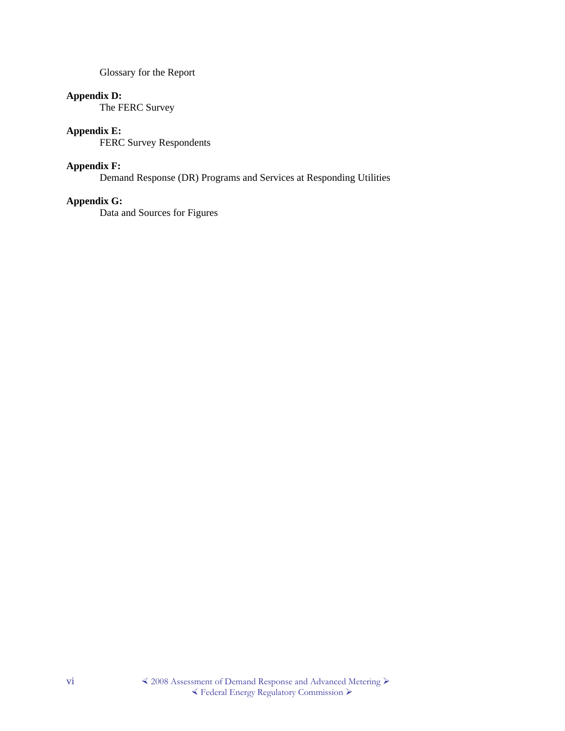Glossary for the Report

**Appendix D:**
The FERC Survey

**Appendix E:**
FERC Survey Respondents

**Appendix F:**
Demand Response (DR) Programs and Services at Responding Utilities

**Appendix G:**
Data and Sources for Figures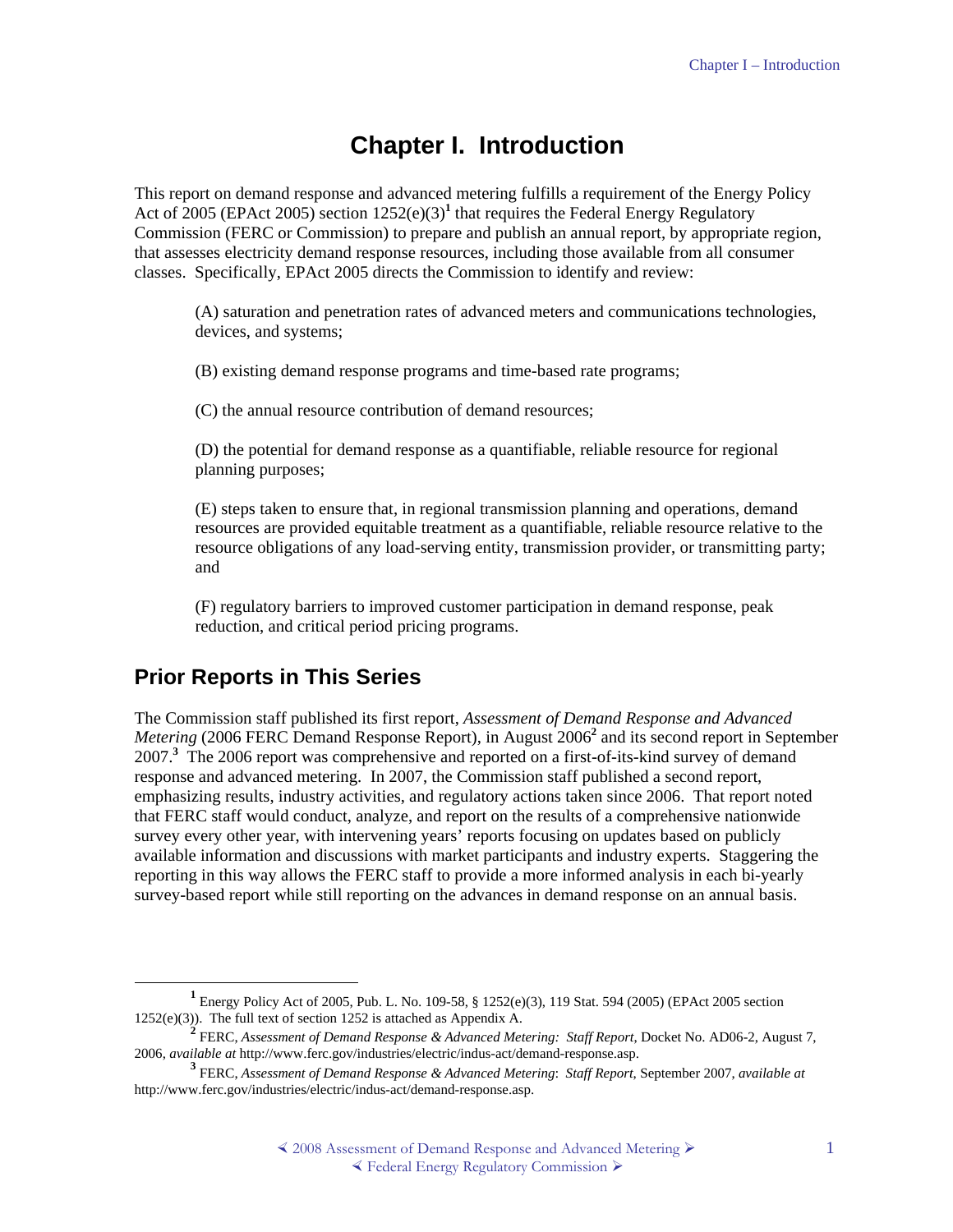# Chapter I. Introduction

This report on demand response and advanced metering fulfills a requirement of the Energy Policy Act of 2005 (EPAct 2005) section 1252(e)(3)[1] that requires the Federal Energy Regulatory Commission (FERC or Commission) to prepare and publish an annual report, by appropriate region, that assesses electricity demand response resources, including those available from all consumer classes. Specifically, EPAct 2005 directs the Commission to identify and review:

(A) saturation and penetration rates of advanced meters and communications technologies, devices, and systems;

(B) existing demand response programs and time-based rate programs;

(C) the annual resource contribution of demand resources;

(D) the potential for demand response as a quantifiable, reliable resource for regional planning purposes;

(E) steps taken to ensure that, in regional transmission planning and operations, demand resources are provided equitable treatment as a quantifiable, reliable resource relative to the resource obligations of any load-serving entity, transmission provider, or transmitting party; and

(F) regulatory barriers to improved customer participation in demand response, peak reduction, and critical period pricing programs.

## Prior Reports in This Series

The Commission staff published its first report, *Assessment of Demand Response and Advanced Metering* (2006 FERC Demand Response Report), in August 2006[2] and its second report in September 2007.[3] The 2006 report was comprehensive and reported on a first-of-its-kind survey of demand response and advanced metering. In 2007, the Commission staff published a second report, emphasizing results, industry activities, and regulatory actions taken since 2006. That report noted that FERC staff would conduct, analyze, and report on the results of a comprehensive nationwide survey every other year, with intervening years' reports focusing on updates based on publicly available information and discussions with market participants and industry experts. Staggering the reporting in this way allows the FERC staff to provide a more informed analysis in each bi-yearly survey-based report while still reporting on the advances in demand response on an annual basis.

---

[1] Energy Policy Act of 2005, Pub. L. No. 109-58, § 1252(e)(3), 119 Stat. 594 (2005) (EPAct 2005 section 1252(e)(3)). The full text of section 1252 is attached as Appendix A.

[2] FERC, *Assessment of Demand Response & Advanced Metering: Staff Report*, Docket No. AD06-2, August 7, 2006, *available at* http://www.ferc.gov/industries/electric/indus-act/demand-response.asp.

[3] FERC, *Assessment of Demand Response & Advanced Metering*: *Staff Report,* September 2007, *available at* http://www.ferc.gov/industries/electric/indus-act/demand-response.asp.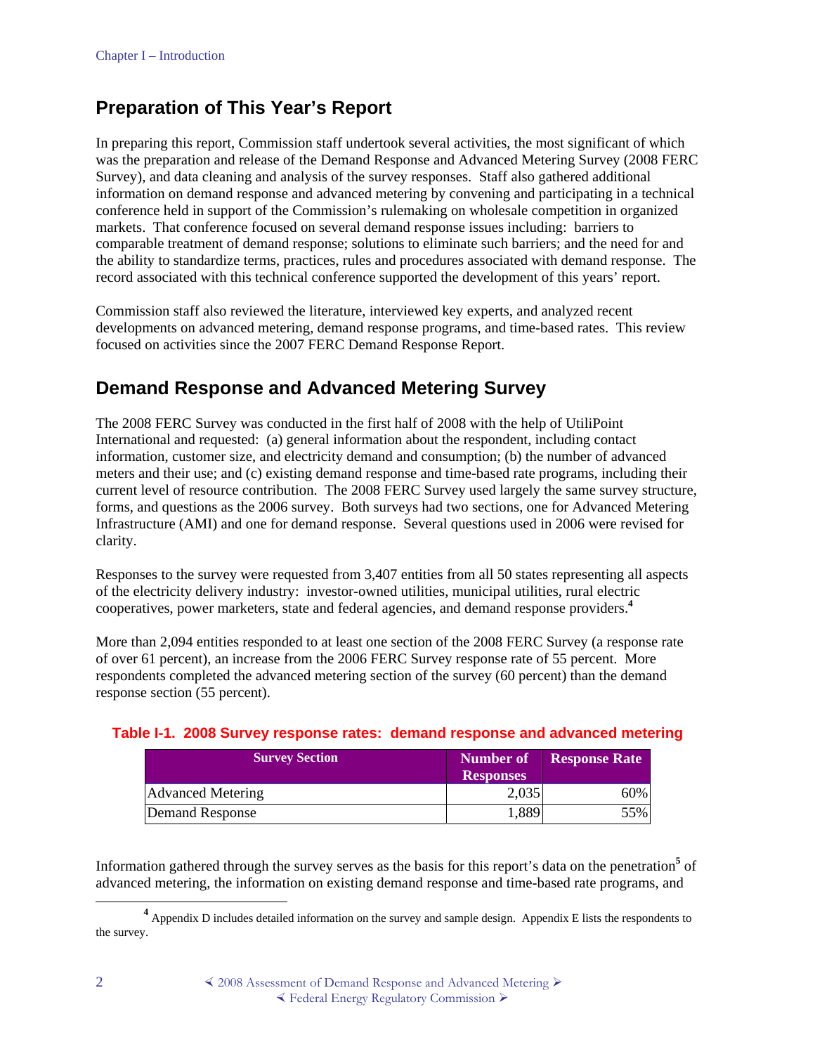## Preparation of This Year's Report

In preparing this report, Commission staff undertook several activities, the most significant of which was the preparation and release of the Demand Response and Advanced Metering Survey (2008 FERC Survey), and data cleaning and analysis of the survey responses. Staff also gathered additional information on demand response and advanced metering by convening and participating in a technical conference held in support of the Commission's rulemaking on wholesale competition in organized markets. That conference focused on several demand response issues including: barriers to comparable treatment of demand response; solutions to eliminate such barriers; and the need for and the ability to standardize terms, practices, rules and procedures associated with demand response. The record associated with this technical conference supported the development of this years' report.

Commission staff also reviewed the literature, interviewed key experts, and analyzed recent developments on advanced metering, demand response programs, and time-based rates. This review focused on activities since the 2007 FERC Demand Response Report.

## Demand Response and Advanced Metering Survey

The 2008 FERC Survey was conducted in the first half of 2008 with the help of UtiliPoint International and requested: (a) general information about the respondent, including contact information, customer size, and electricity demand and consumption; (b) the number of advanced meters and their use; and (c) existing demand response and time-based rate programs, including their current level of resource contribution. The 2008 FERC Survey used largely the same survey structure, forms, and questions as the 2006 survey. Both surveys had two sections, one for Advanced Metering Infrastructure (AMI) and one for demand response. Several questions used in 2006 were revised for clarity.

Responses to the survey were requested from 3,407 entities from all 50 states representing all aspects of the electricity delivery industry: investor-owned utilities, municipal utilities, rural electric cooperatives, power marketers, state and federal agencies, and demand response providers.[4]

More than 2,094 entities responded to at least one section of the 2008 FERC Survey (a response rate of over 61 percent), an increase from the 2006 FERC Survey response rate of 55 percent. More respondents completed the advanced metering section of the survey (60 percent) than the demand response section (55 percent).

**Table I-1. 2008 Survey response rates: demand response and advanced metering**

| Survey Section | Number of Responses | Response Rate |
|---|---|---|
| Advanced Metering | 2,035 | 60% |
| Demand Response | 1,889 | 55% |

Information gathered through the survey serves as the basis for this report's data on the penetration[5] of advanced metering, the information on existing demand response and time-based rate programs, and

[4] Appendix D includes detailed information on the survey and sample design. Appendix E lists the respondents to the survey.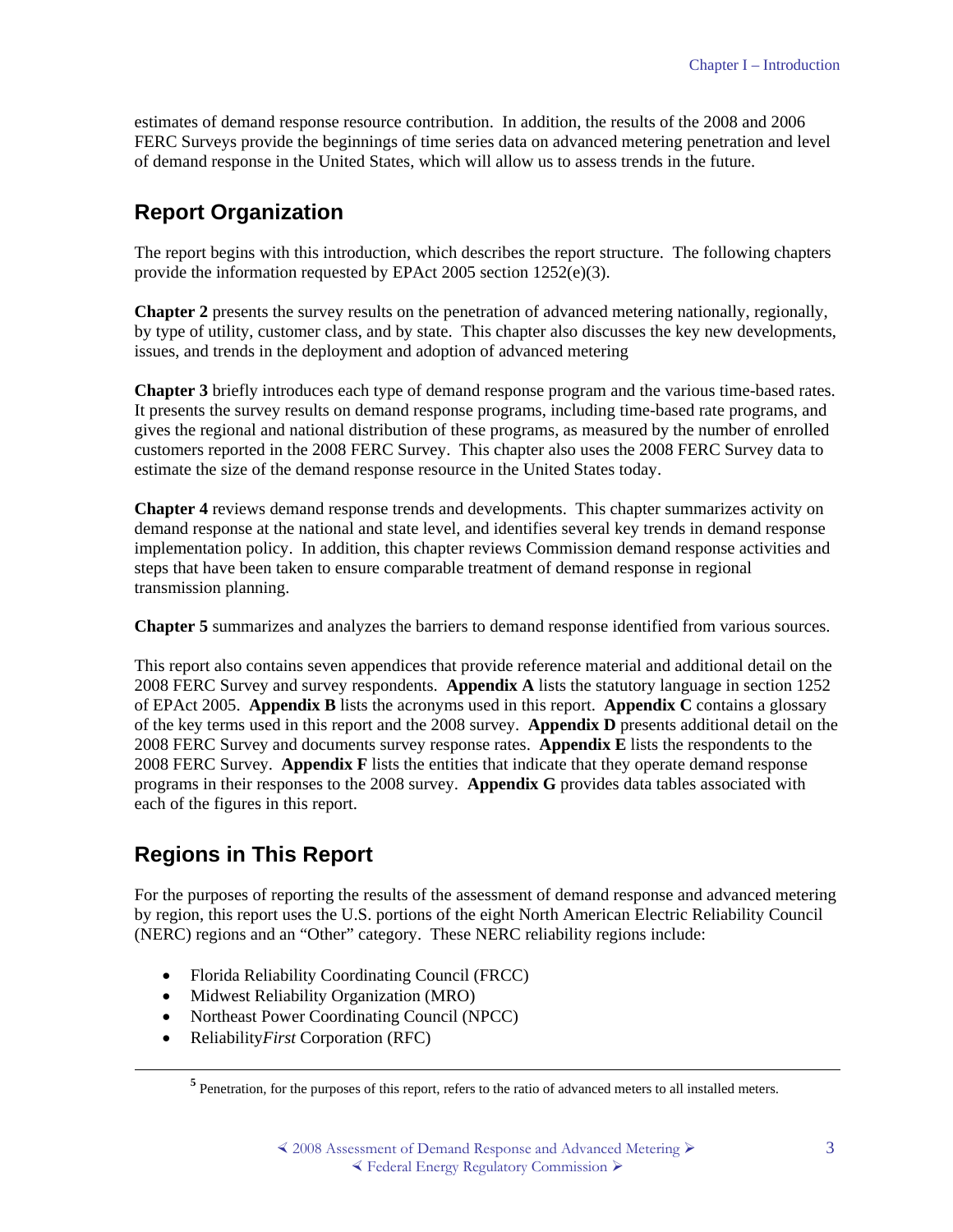estimates of demand response resource contribution. In addition, the results of the 2008 and 2006 FERC Surveys provide the beginnings of time series data on advanced metering penetration and level of demand response in the United States, which will allow us to assess trends in the future.

## Report Organization

The report begins with this introduction, which describes the report structure. The following chapters provide the information requested by EPAct 2005 section 1252(e)(3).

**Chapter 2** presents the survey results on the penetration of advanced metering nationally, regionally, by type of utility, customer class, and by state. This chapter also discusses the key new developments, issues, and trends in the deployment and adoption of advanced metering

**Chapter 3** briefly introduces each type of demand response program and the various time-based rates. It presents the survey results on demand response programs, including time-based rate programs, and gives the regional and national distribution of these programs, as measured by the number of enrolled customers reported in the 2008 FERC Survey. This chapter also uses the 2008 FERC Survey data to estimate the size of the demand response resource in the United States today.

**Chapter 4** reviews demand response trends and developments. This chapter summarizes activity on demand response at the national and state level, and identifies several key trends in demand response implementation policy. In addition, this chapter reviews Commission demand response activities and steps that have been taken to ensure comparable treatment of demand response in regional transmission planning.

**Chapter 5** summarizes and analyzes the barriers to demand response identified from various sources.

This report also contains seven appendices that provide reference material and additional detail on the 2008 FERC Survey and survey respondents. **Appendix A** lists the statutory language in section 1252 of EPAct 2005. **Appendix B** lists the acronyms used in this report. **Appendix C** contains a glossary of the key terms used in this report and the 2008 survey. **Appendix D** presents additional detail on the 2008 FERC Survey and documents survey response rates. **Appendix E** lists the respondents to the 2008 FERC Survey. **Appendix F** lists the entities that indicate that they operate demand response programs in their responses to the 2008 survey. **Appendix G** provides data tables associated with each of the figures in this report.

## Regions in This Report

For the purposes of reporting the results of the assessment of demand response and advanced metering by region, this report uses the U.S. portions of the eight North American Electric Reliability Council (NERC) regions and an "Other" category. These NERC reliability regions include:

- Florida Reliability Coordinating Council (FRCC)
- Midwest Reliability Organization (MRO)
- Northeast Power Coordinating Council (NPCC)
- Reliability*First* Corporation (RFC)

[5] Penetration, for the purposes of this report, refers to the ratio of advanced meters to all installed meters.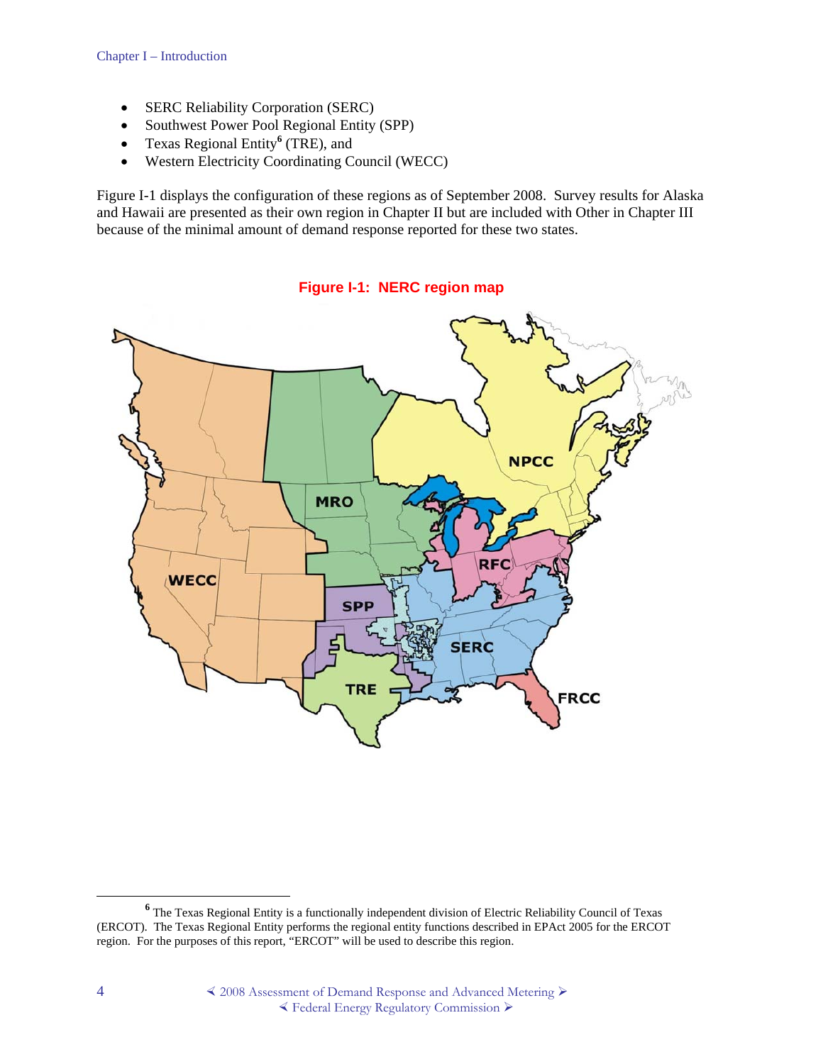- SERC Reliability Corporation (SERC)
- Southwest Power Pool Regional Entity (SPP)
- Texas Regional Entity[6] (TRE), and
- Western Electricity Coordinating Council (WECC)

Figure I-1 displays the configuration of these regions as of September 2008. Survey results for Alaska and Hawaii are presented as their own region in Chapter II but are included with Other in Chapter III because of the minimal amount of demand response reported for these two states.

**Figure I-1: NERC region map**

[6] The Texas Regional Entity is a functionally independent division of Electric Reliability Council of Texas (ERCOT). The Texas Regional Entity performs the regional entity functions described in EPAct 2005 for the ERCOT region. For the purposes of this report, "ERCOT" will be used to describe this region.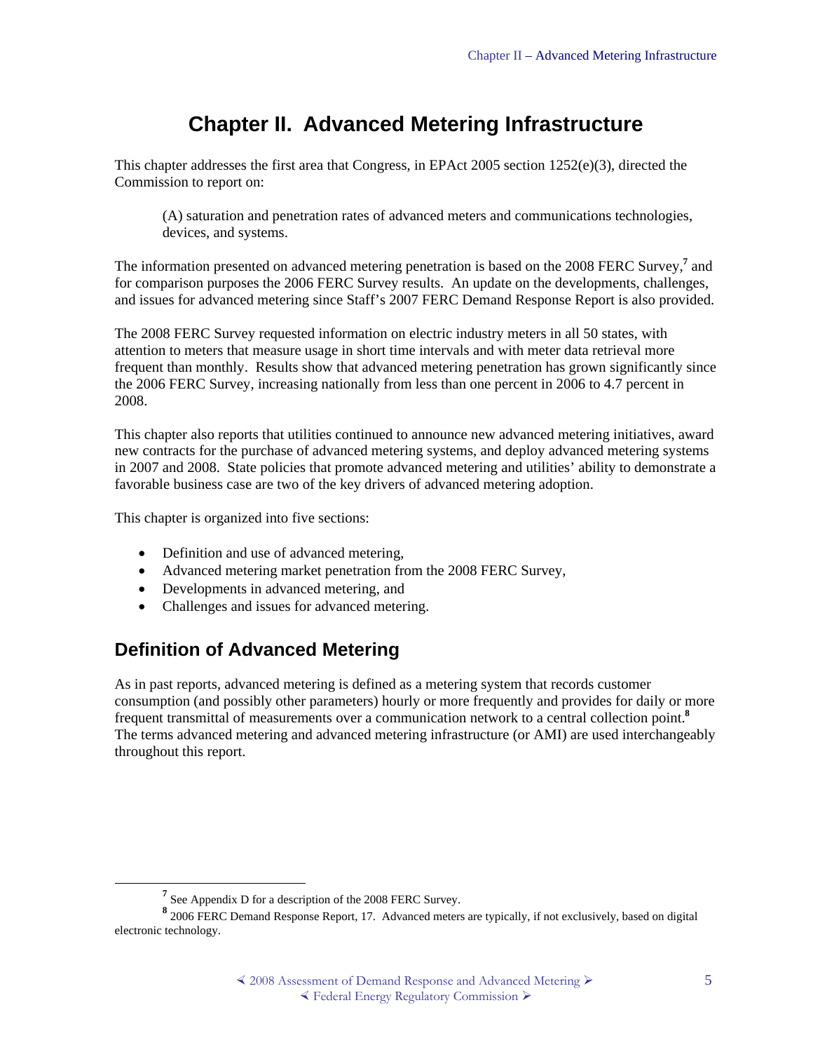# Chapter II. Advanced Metering Infrastructure

This chapter addresses the first area that Congress, in EPAct 2005 section 1252(e)(3), directed the Commission to report on:

> (A) saturation and penetration rates of advanced meters and communications technologies, devices, and systems.

The information presented on advanced metering penetration is based on the 2008 FERC Survey,[7] and for comparison purposes the 2006 FERC Survey results. An update on the developments, challenges, and issues for advanced metering since Staff's 2007 FERC Demand Response Report is also provided.

The 2008 FERC Survey requested information on electric industry meters in all 50 states, with attention to meters that measure usage in short time intervals and with meter data retrieval more frequent than monthly. Results show that advanced metering penetration has grown significantly since the 2006 FERC Survey, increasing nationally from less than one percent in 2006 to 4.7 percent in 2008.

This chapter also reports that utilities continued to announce new advanced metering initiatives, award new contracts for the purchase of advanced metering systems, and deploy advanced metering systems in 2007 and 2008. State policies that promote advanced metering and utilities' ability to demonstrate a favorable business case are two of the key drivers of advanced metering adoption.

This chapter is organized into five sections:

- Definition and use of advanced metering,
- Advanced metering market penetration from the 2008 FERC Survey,
- Developments in advanced metering, and
- Challenges and issues for advanced metering.

## Definition of Advanced Metering

As in past reports, advanced metering is defined as a metering system that records customer consumption (and possibly other parameters) hourly or more frequently and provides for daily or more frequent transmittal of measurements over a communication network to a central collection point.[8] The terms advanced metering and advanced metering infrastructure (or AMI) are used interchangeably throughout this report.

---

[7] See Appendix D for a description of the 2008 FERC Survey.

[8] 2006 FERC Demand Response Report, 17. Advanced meters are typically, if not exclusively, based on digital electronic technology.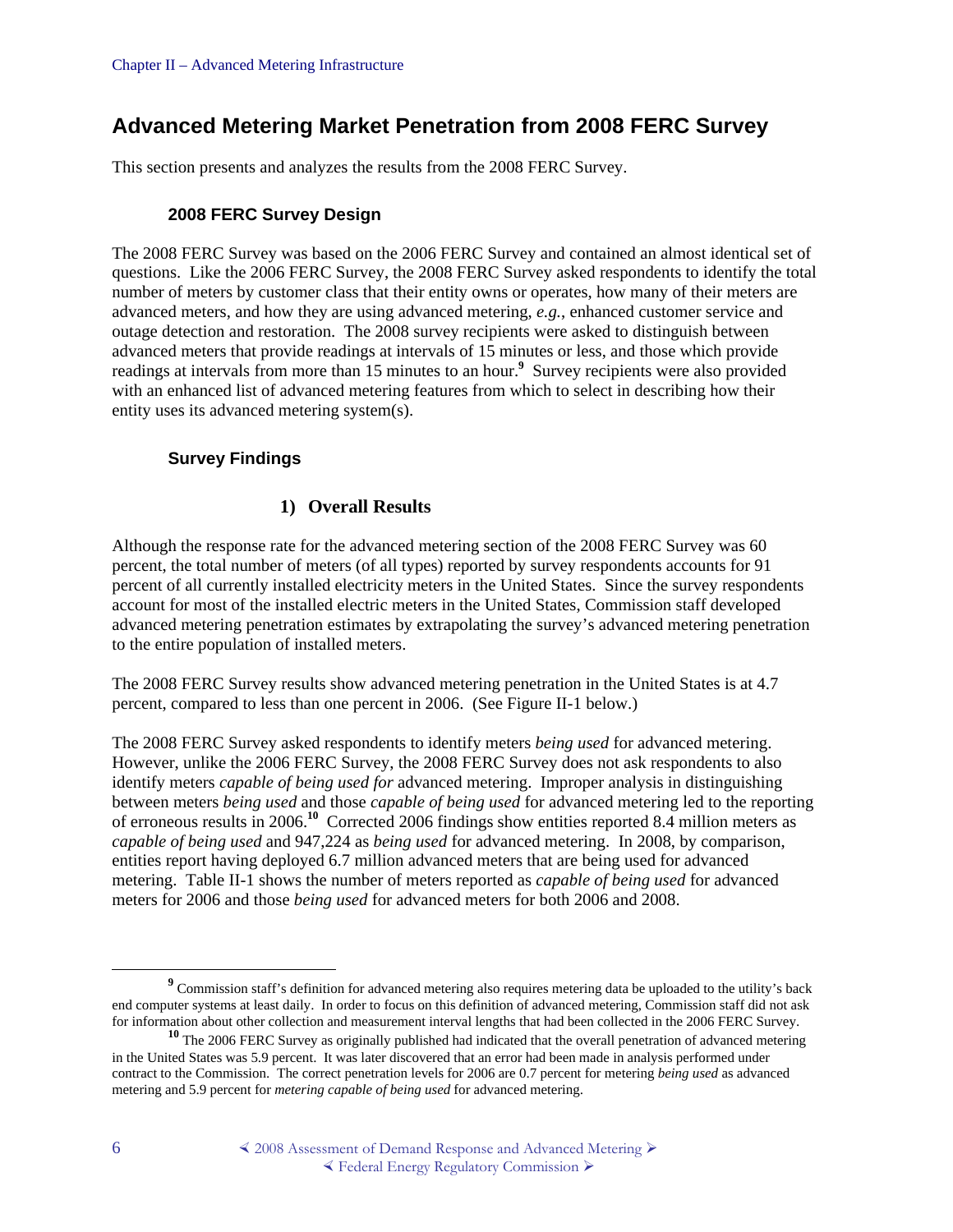## Advanced Metering Market Penetration from 2008 FERC Survey

This section presents and analyzes the results from the 2008 FERC Survey.

### 2008 FERC Survey Design

The 2008 FERC Survey was based on the 2006 FERC Survey and contained an almost identical set of questions. Like the 2006 FERC Survey, the 2008 FERC Survey asked respondents to identify the total number of meters by customer class that their entity owns or operates, how many of their meters are advanced meters, and how they are using advanced metering, *e.g.*, enhanced customer service and outage detection and restoration. The 2008 survey recipients were asked to distinguish between advanced meters that provide readings at intervals of 15 minutes or less, and those which provide readings at intervals from more than 15 minutes to an hour.[9] Survey recipients were also provided with an enhanced list of advanced metering features from which to select in describing how their entity uses its advanced metering system(s).

### Survey Findings

#### 1) Overall Results

Although the response rate for the advanced metering section of the 2008 FERC Survey was 60 percent, the total number of meters (of all types) reported by survey respondents accounts for 91 percent of all currently installed electricity meters in the United States. Since the survey respondents account for most of the installed electric meters in the United States, Commission staff developed advanced metering penetration estimates by extrapolating the survey's advanced metering penetration to the entire population of installed meters.

The 2008 FERC Survey results show advanced metering penetration in the United States is at 4.7 percent, compared to less than one percent in 2006. (See Figure II-1 below.)

The 2008 FERC Survey asked respondents to identify meters *being used* for advanced metering. However, unlike the 2006 FERC Survey, the 2008 FERC Survey does not ask respondents to also identify meters *capable of being used for* advanced metering. Improper analysis in distinguishing between meters *being used* and those *capable of being used* for advanced metering led to the reporting of erroneous results in 2006.[10] Corrected 2006 findings show entities reported 8.4 million meters as *capable of being used* and 947,224 as *being used* for advanced metering. In 2008, by comparison, entities report having deployed 6.7 million advanced meters that are being used for advanced metering. Table II-1 shows the number of meters reported as *capable of being used* for advanced meters for 2006 and those *being used* for advanced meters for both 2006 and 2008.

---

[9] Commission staff's definition for advanced metering also requires metering data be uploaded to the utility's back end computer systems at least daily. In order to focus on this definition of advanced metering, Commission staff did not ask for information about other collection and measurement interval lengths that had been collected in the 2006 FERC Survey.

[10] The 2006 FERC Survey as originally published had indicated that the overall penetration of advanced metering in the United States was 5.9 percent. It was later discovered that an error had been made in analysis performed under contract to the Commission. The correct penetration levels for 2006 are 0.7 percent for metering *being used* as advanced metering and 5.9 percent for *metering capable of being used* for advanced metering.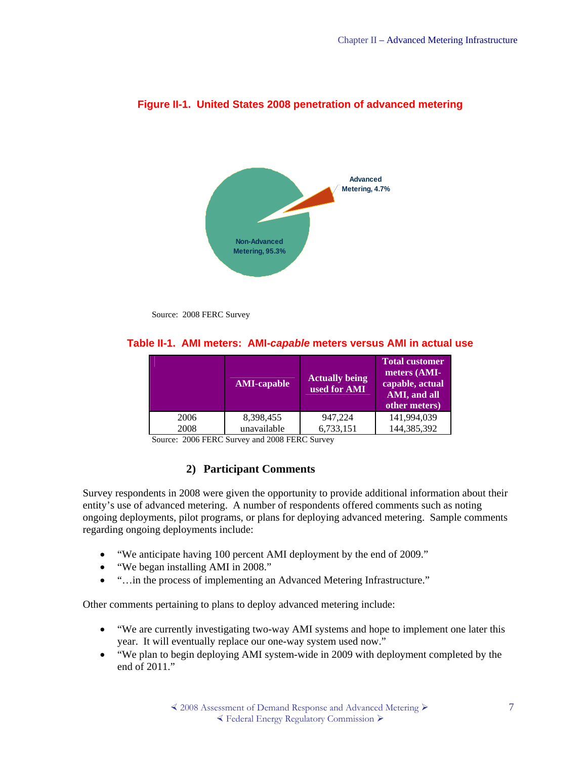**Figure II-1. United States 2008 penetration of advanced metering**

Advanced Metering, 4.7%

Non-Advanced Metering, 95.3%

Source: 2008 FERC Survey

**Table II-1. AMI meters: AMI-*capable* meters versus AMI in actual use**

| | AMI-capable | Actually being used for AMI | Total customer meters (AMI-capable, actual AMI, and all other meters) |
|---|---|---|---|
| 2006 | 8,398,455 | 947,224 | 141,994,039 |
| 2008 | unavailable | 6,733,151 | 144,385,392 |

Source: 2006 FERC Survey and 2008 FERC Survey

### 2) Participant Comments

Survey respondents in 2008 were given the opportunity to provide additional information about their entity's use of advanced metering. A number of respondents offered comments such as noting ongoing deployments, pilot programs, or plans for deploying advanced metering. Sample comments regarding ongoing deployments include:

- "We anticipate having 100 percent AMI deployment by the end of 2009."
- "We began installing AMI in 2008."
- "…in the process of implementing an Advanced Metering Infrastructure."

Other comments pertaining to plans to deploy advanced metering include:

- "We are currently investigating two-way AMI systems and hope to implement one later this year. It will eventually replace our one-way system used now."
- "We plan to begin deploying AMI system-wide in 2009 with deployment completed by the end of 2011."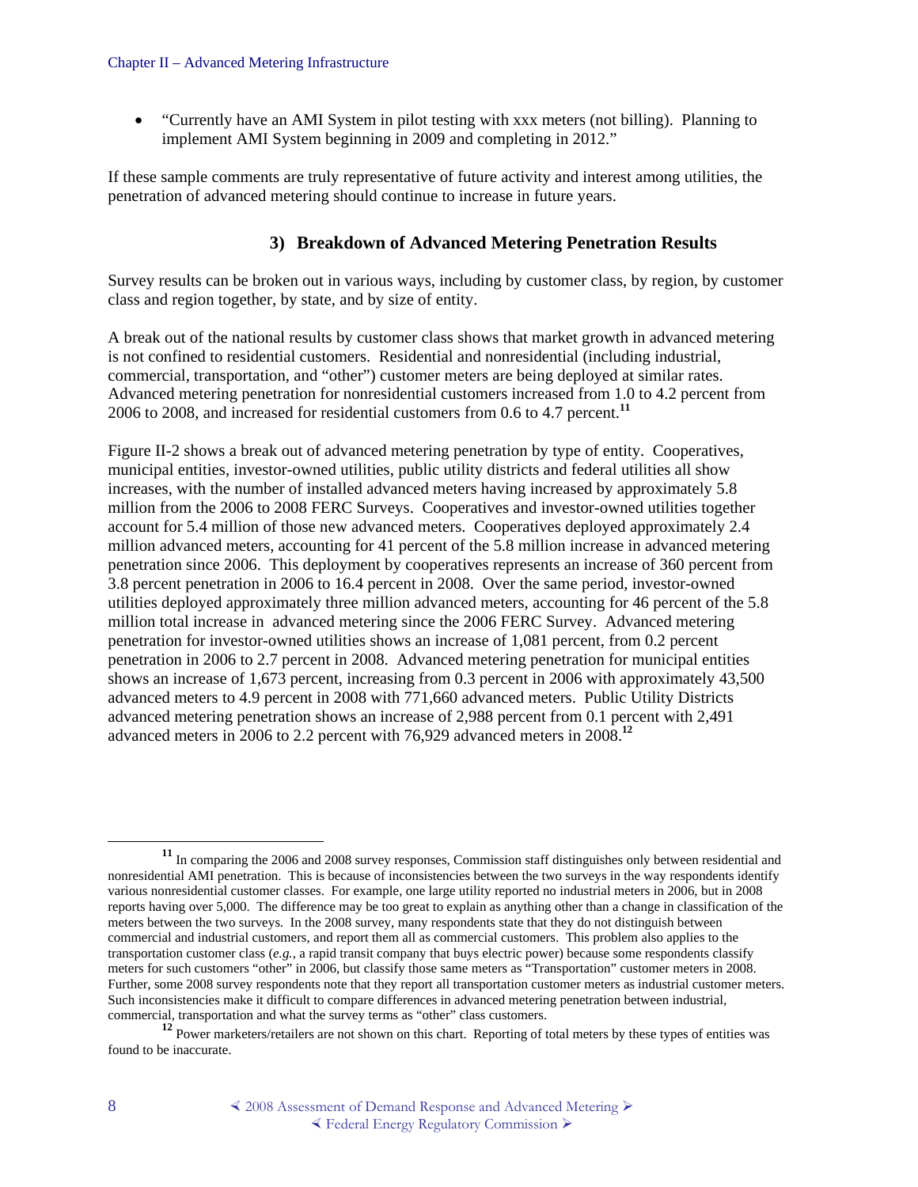- "Currently have an AMI System in pilot testing with xxx meters (not billing). Planning to implement AMI System beginning in 2009 and completing in 2012."

If these sample comments are truly representative of future activity and interest among utilities, the penetration of advanced metering should continue to increase in future years.

### 3) Breakdown of Advanced Metering Penetration Results

Survey results can be broken out in various ways, including by customer class, by region, by customer class and region together, by state, and by size of entity.

A break out of the national results by customer class shows that market growth in advanced metering is not confined to residential customers. Residential and nonresidential (including industrial, commercial, transportation, and "other") customer meters are being deployed at similar rates. Advanced metering penetration for nonresidential customers increased from 1.0 to 4.2 percent from 2006 to 2008, and increased for residential customers from 0.6 to 4.7 percent.[11]

Figure II-2 shows a break out of advanced metering penetration by type of entity. Cooperatives, municipal entities, investor-owned utilities, public utility districts and federal utilities all show increases, with the number of installed advanced meters having increased by approximately 5.8 million from the 2006 to 2008 FERC Surveys. Cooperatives and investor-owned utilities together account for 5.4 million of those new advanced meters. Cooperatives deployed approximately 2.4 million advanced meters, accounting for 41 percent of the 5.8 million increase in advanced metering penetration since 2006. This deployment by cooperatives represents an increase of 360 percent from 3.8 percent penetration in 2006 to 16.4 percent in 2008. Over the same period, investor-owned utilities deployed approximately three million advanced meters, accounting for 46 percent of the 5.8 million total increase in advanced metering since the 2006 FERC Survey. Advanced metering penetration for investor-owned utilities shows an increase of 1,081 percent, from 0.2 percent penetration in 2006 to 2.7 percent in 2008. Advanced metering penetration for municipal entities shows an increase of 1,673 percent, increasing from 0.3 percent in 2006 with approximately 43,500 advanced meters to 4.9 percent in 2008 with 771,660 advanced meters. Public Utility Districts advanced metering penetration shows an increase of 2,988 percent from 0.1 percent with 2,491 advanced meters in 2006 to 2.2 percent with 76,929 advanced meters in 2008.[12]

---

[11] In comparing the 2006 and 2008 survey responses, Commission staff distinguishes only between residential and nonresidential AMI penetration. This is because of inconsistencies between the two surveys in the way respondents identify various nonresidential customer classes. For example, one large utility reported no industrial meters in 2006, but in 2008 reports having over 5,000. The difference may be too great to explain as anything other than a change in classification of the meters between the two surveys. In the 2008 survey, many respondents state that they do not distinguish between commercial and industrial customers, and report them all as commercial customers. This problem also applies to the transportation customer class (*e.g.*, a rapid transit company that buys electric power) because some respondents classify meters for such customers "other" in 2006, but classify those same meters as "Transportation" customer meters in 2008. Further, some 2008 survey respondents note that they report all transportation customer meters as industrial customer meters. Such inconsistencies make it difficult to compare differences in advanced metering penetration between industrial, commercial, transportation and what the survey terms as "other" class customers.

[12] Power marketers/retailers are not shown on this chart. Reporting of total meters by these types of entities was found to be inaccurate.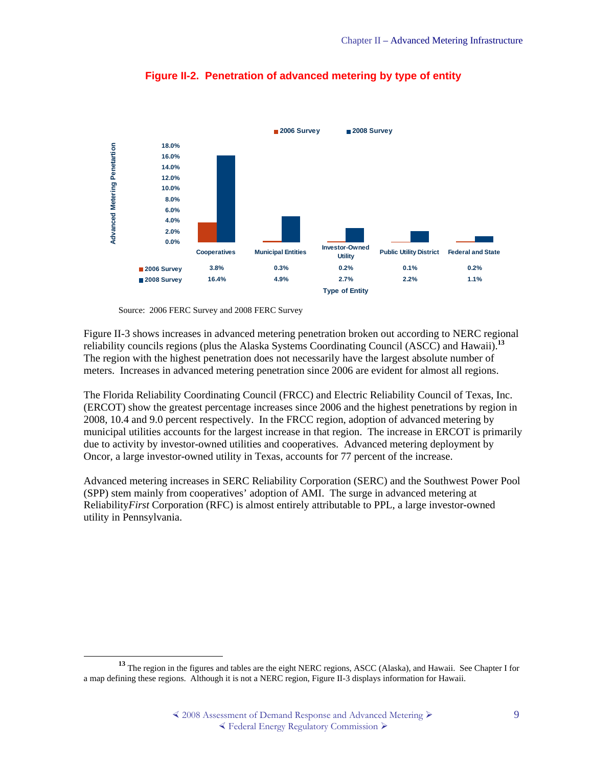**Figure II-2. Penetration of advanced metering by type of entity**

| Type of Entity | Cooperatives | Municipal Entities | Investor-Owned Utility | Public Utility District | Federal and State |
|---|---|---|---|---|---|
| 2006 Survey | 3.8% | 0.3% | 0.2% | 0.1% | 0.2% |
| 2008 Survey | 16.4% | 4.9% | 2.7% | 2.2% | 1.1% |

Source: 2006 FERC Survey and 2008 FERC Survey

Figure II-3 shows increases in advanced metering penetration broken out according to NERC regional reliability councils regions (plus the Alaska Systems Coordinating Council (ASCC) and Hawaii).[13] The region with the highest penetration does not necessarily have the largest absolute number of meters. Increases in advanced metering penetration since 2006 are evident for almost all regions.

The Florida Reliability Coordinating Council (FRCC) and Electric Reliability Council of Texas, Inc. (ERCOT) show the greatest percentage increases since 2006 and the highest penetrations by region in 2008, 10.4 and 9.0 percent respectively. In the FRCC region, adoption of advanced metering by municipal utilities accounts for the largest increase in that region. The increase in ERCOT is primarily due to activity by investor-owned utilities and cooperatives. Advanced metering deployment by Oncor, a large investor-owned utility in Texas, accounts for 77 percent of the increase.

Advanced metering increases in SERC Reliability Corporation (SERC) and the Southwest Power Pool (SPP) stem mainly from cooperatives' adoption of AMI. The surge in advanced metering at Reliability*First* Corporation (RFC) is almost entirely attributable to PPL, a large investor-owned utility in Pennsylvania.

---

[13] The region in the figures and tables are the eight NERC regions, ASCC (Alaska), and Hawaii. See Chapter I for a map defining these regions. Although it is not a NERC region, Figure II-3 displays information for Hawaii.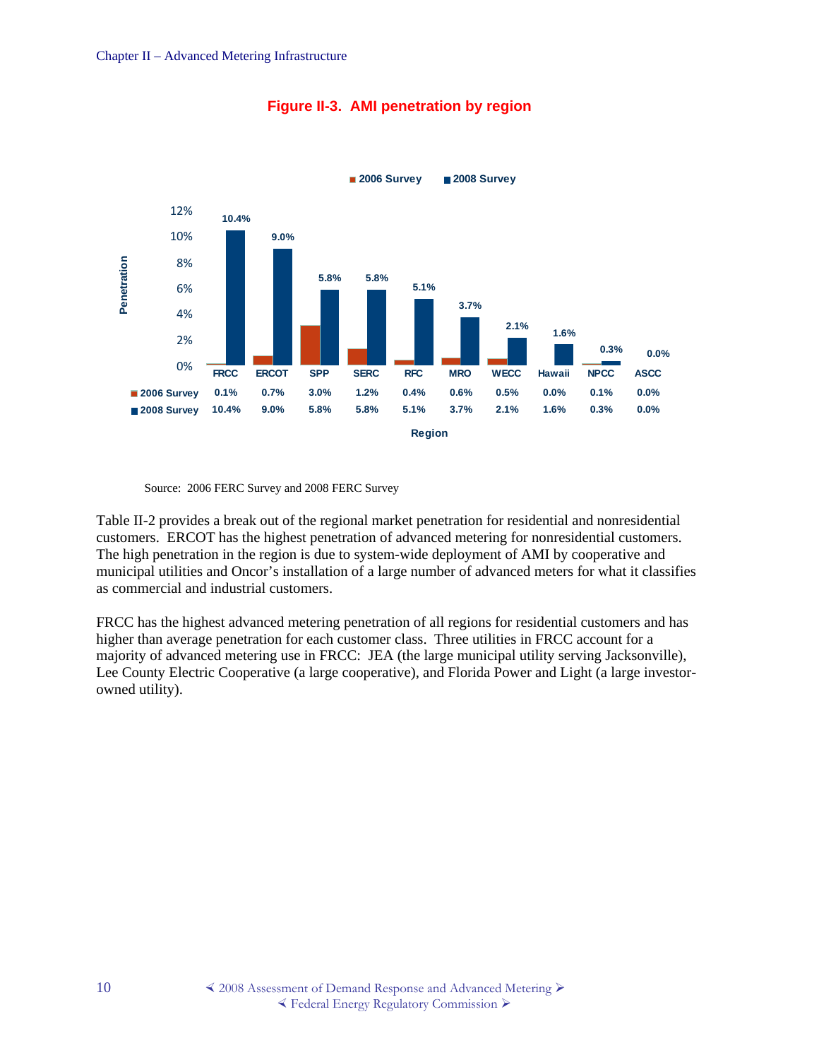**Figure II-3. AMI penetration by region**

| Region | FRCC | ERCOT | SPP | SERC | RFC | MRO | WECC | Hawaii | NPCC | ASCC |
|---|---|---|---|---|---|---|---|---|---|---|
| 2006 Survey | 0.1% | 0.7% | 3.0% | 1.2% | 0.4% | 0.6% | 0.5% | 0.0% | 0.1% | 0.0% |
| 2008 Survey | 10.4% | 9.0% | 5.8% | 5.8% | 5.1% | 3.7% | 2.1% | 1.6% | 0.3% | 0.0% |

Source: 2006 FERC Survey and 2008 FERC Survey

Table II-2 provides a break out of the regional market penetration for residential and nonresidential customers. ERCOT has the highest penetration of advanced metering for nonresidential customers. The high penetration in the region is due to system-wide deployment of AMI by cooperative and municipal utilities and Oncor's installation of a large number of advanced meters for what it classifies as commercial and industrial customers.

FRCC has the highest advanced metering penetration of all regions for residential customers and has higher than average penetration for each customer class. Three utilities in FRCC account for a majority of advanced metering use in FRCC: JEA (the large municipal utility serving Jacksonville), Lee County Electric Cooperative (a large cooperative), and Florida Power and Light (a large investor-owned utility).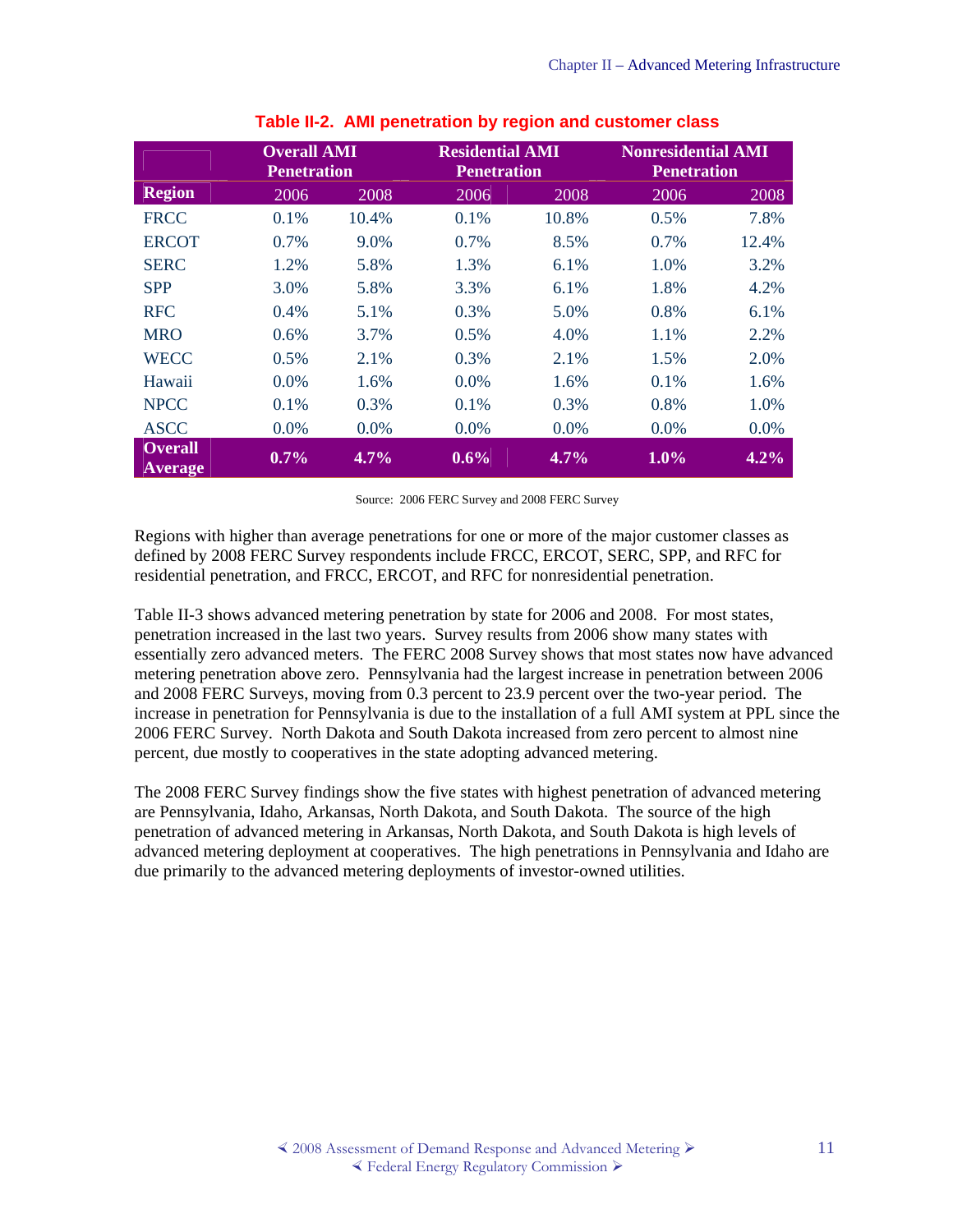**Table II-2. AMI penetration by region and customer class**

| | Overall AMI Penetration | | Residential AMI Penetration | | Nonresidential AMI Penetration | |
|---|---|---|---|---|---|---|
| **Region** | 2006 | 2008 | 2006 | 2008 | 2006 | 2008 |
| FRCC | 0.1% | 10.4% | 0.1% | 10.8% | 0.5% | 7.8% |
| ERCOT | 0.7% | 9.0% | 0.7% | 8.5% | 0.7% | 12.4% |
| SERC | 1.2% | 5.8% | 1.3% | 6.1% | 1.0% | 3.2% |
| SPP | 3.0% | 5.8% | 3.3% | 6.1% | 1.8% | 4.2% |
| RFC | 0.4% | 5.1% | 0.3% | 5.0% | 0.8% | 6.1% |
| MRO | 0.6% | 3.7% | 0.5% | 4.0% | 1.1% | 2.2% |
| WECC | 0.5% | 2.1% | 0.3% | 2.1% | 1.5% | 2.0% |
| Hawaii | 0.0% | 1.6% | 0.0% | 1.6% | 0.1% | 1.6% |
| NPCC | 0.1% | 0.3% | 0.1% | 0.3% | 0.8% | 1.0% |
| ASCC | 0.0% | 0.0% | 0.0% | 0.0% | 0.0% | 0.0% |
| **Overall Average** | **0.7%** | **4.7%** | **0.6%** | **4.7%** | **1.0%** | **4.2%** |

Source: 2006 FERC Survey and 2008 FERC Survey

Regions with higher than average penetrations for one or more of the major customer classes as defined by 2008 FERC Survey respondents include FRCC, ERCOT, SERC, SPP, and RFC for residential penetration, and FRCC, ERCOT, and RFC for nonresidential penetration.

Table II-3 shows advanced metering penetration by state for 2006 and 2008. For most states, penetration increased in the last two years. Survey results from 2006 show many states with essentially zero advanced meters. The FERC 2008 Survey shows that most states now have advanced metering penetration above zero. Pennsylvania had the largest increase in penetration between 2006 and 2008 FERC Surveys, moving from 0.3 percent to 23.9 percent over the two-year period. The increase in penetration for Pennsylvania is due to the installation of a full AMI system at PPL since the 2006 FERC Survey. North Dakota and South Dakota increased from zero percent to almost nine percent, due mostly to cooperatives in the state adopting advanced metering.

The 2008 FERC Survey findings show the five states with highest penetration of advanced metering are Pennsylvania, Idaho, Arkansas, North Dakota, and South Dakota. The source of the high penetration of advanced metering in Arkansas, North Dakota, and South Dakota is high levels of advanced metering deployment at cooperatives. The high penetrations in Pennsylvania and Idaho are due primarily to the advanced metering deployments of investor-owned utilities.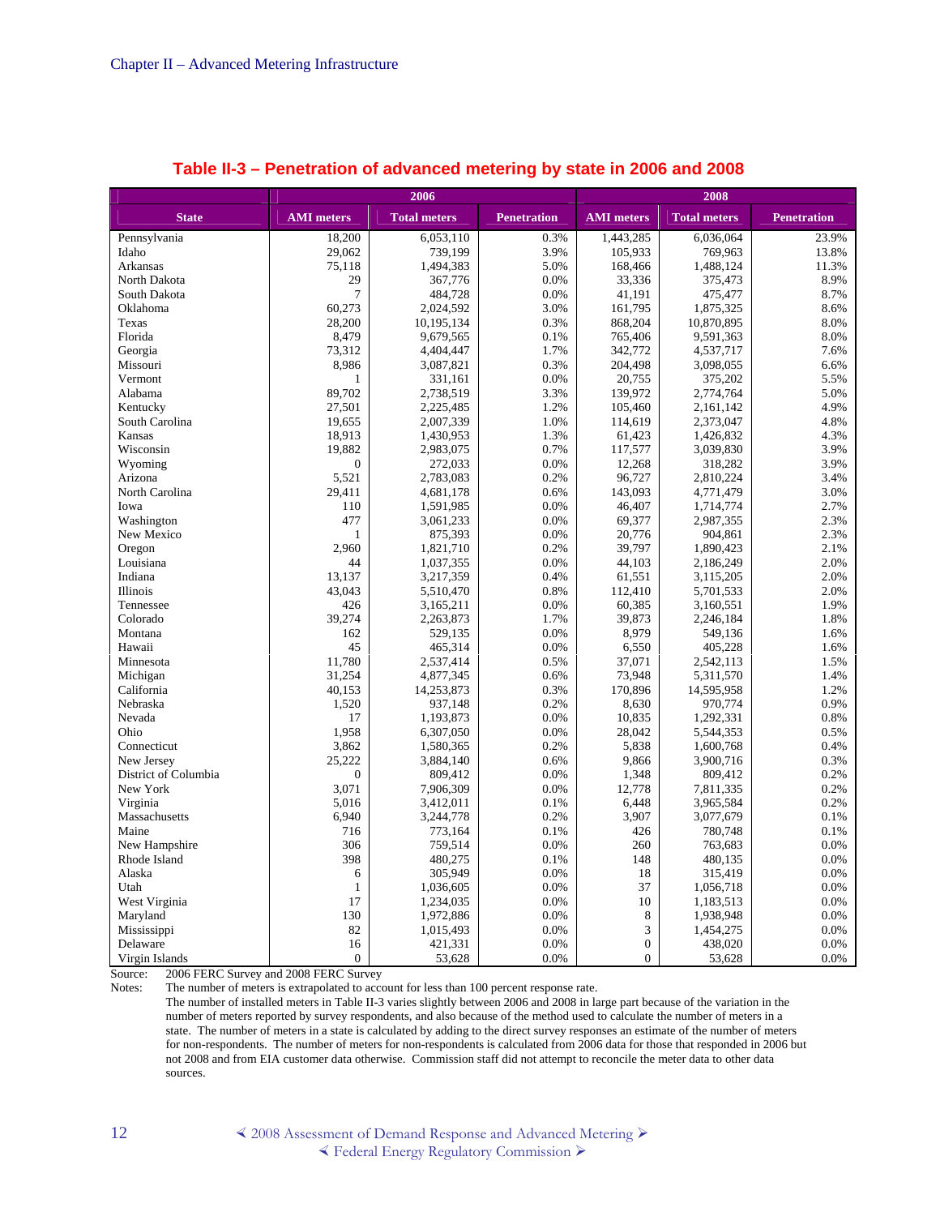**Table II-3 – Penetration of advanced metering by state in 2006 and 2008**

| | 2006 | | | 2008 | | |
|---|---|---|---|---|---|---|
| State | AMI meters | Total meters | Penetration | AMI meters | Total meters | Penetration |
| Pennsylvania | 18,200 | 6,053,110 | 0.3% | 1,443,285 | 6,036,064 | 23.9% |
| Idaho | 29,062 | 739,199 | 3.9% | 105,933 | 769,963 | 13.8% |
| Arkansas | 75,118 | 1,494,383 | 5.0% | 168,466 | 1,488,124 | 11.3% |
| North Dakota | 29 | 367,776 | 0.0% | 33,336 | 375,473 | 8.9% |
| South Dakota | 7 | 484,728 | 0.0% | 41,191 | 475,477 | 8.7% |
| Oklahoma | 60,273 | 2,024,592 | 3.0% | 161,795 | 1,875,325 | 8.6% |
| Texas | 28,200 | 10,195,134 | 0.3% | 868,204 | 10,870,895 | 8.0% |
| Florida | 8,479 | 9,679,565 | 0.1% | 765,406 | 9,591,363 | 8.0% |
| Georgia | 73,312 | 4,404,447 | 1.7% | 342,772 | 4,537,717 | 7.6% |
| Missouri | 8,986 | 3,087,821 | 0.3% | 204,498 | 3,098,055 | 6.6% |
| Vermont | 1 | 331,161 | 0.0% | 20,755 | 375,202 | 5.5% |
| Alabama | 89,702 | 2,738,519 | 3.3% | 139,972 | 2,774,764 | 5.0% |
| Kentucky | 27,501 | 2,225,485 | 1.2% | 105,460 | 2,161,142 | 4.9% |
| South Carolina | 19,655 | 2,007,339 | 1.0% | 114,619 | 2,373,047 | 4.8% |
| Kansas | 18,913 | 1,430,953 | 1.3% | 61,423 | 1,426,832 | 4.3% |
| Wisconsin | 19,882 | 2,983,075 | 0.7% | 117,577 | 3,039,830 | 3.9% |
| Wyoming | 0 | 272,033 | 0.0% | 12,268 | 318,282 | 3.9% |
| Arizona | 5,521 | 2,783,083 | 0.2% | 96,727 | 2,810,224 | 3.4% |
| North Carolina | 29,411 | 4,681,178 | 0.6% | 143,093 | 4,771,479 | 3.0% |
| Iowa | 110 | 1,591,985 | 0.0% | 46,407 | 1,714,774 | 2.7% |
| Washington | 477 | 3,061,233 | 0.0% | 69,377 | 2,987,355 | 2.3% |
| New Mexico | 1 | 875,393 | 0.0% | 20,776 | 904,861 | 2.3% |
| Oregon | 2,960 | 1,821,710 | 0.2% | 39,797 | 1,890,423 | 2.1% |
| Louisiana | 44 | 1,037,355 | 0.0% | 44,103 | 2,186,249 | 2.0% |
| Indiana | 13,137 | 3,217,359 | 0.4% | 61,551 | 3,115,205 | 2.0% |
| Illinois | 43,043 | 5,510,470 | 0.8% | 112,410 | 5,701,533 | 2.0% |
| Tennessee | 426 | 3,165,211 | 0.0% | 60,385 | 3,160,551 | 1.9% |
| Colorado | 39,274 | 2,263,873 | 1.7% | 39,873 | 2,246,184 | 1.8% |
| Montana | 162 | 529,135 | 0.0% | 8,979 | 549,136 | 1.6% |
| Hawaii | 45 | 465,314 | 0.0% | 6,550 | 405,228 | 1.6% |
| Minnesota | 11,780 | 2,537,414 | 0.5% | 37,071 | 2,542,113 | 1.5% |
| Michigan | 31,254 | 4,877,345 | 0.6% | 73,948 | 5,311,570 | 1.4% |
| California | 40,153 | 14,253,873 | 0.3% | 170,896 | 14,595,958 | 1.2% |
| Nebraska | 1,520 | 937,148 | 0.2% | 8,630 | 970,774 | 0.9% |
| Nevada | 17 | 1,193,873 | 0.0% | 10,835 | 1,292,331 | 0.8% |
| Ohio | 1,958 | 6,307,050 | 0.0% | 28,042 | 5,544,353 | 0.5% |
| Connecticut | 3,862 | 1,580,365 | 0.2% | 5,838 | 1,600,768 | 0.4% |
| New Jersey | 25,222 | 3,884,140 | 0.6% | 9,866 | 3,900,716 | 0.3% |
| District of Columbia | 0 | 809,412 | 0.0% | 1,348 | 809,412 | 0.2% |
| New York | 3,071 | 7,906,309 | 0.0% | 12,778 | 7,811,335 | 0.2% |
| Virginia | 5,016 | 3,412,011 | 0.1% | 6,448 | 3,965,584 | 0.2% |
| Massachusetts | 6,940 | 3,244,778 | 0.2% | 3,907 | 3,077,679 | 0.1% |
| Maine | 716 | 773,164 | 0.1% | 426 | 780,748 | 0.1% |
| New Hampshire | 306 | 759,514 | 0.0% | 260 | 763,683 | 0.0% |
| Rhode Island | 398 | 480,275 | 0.1% | 148 | 480,135 | 0.0% |
| Alaska | 6 | 305,949 | 0.0% | 18 | 315,419 | 0.0% |
| Utah | 1 | 1,036,605 | 0.0% | 37 | 1,056,718 | 0.0% |
| West Virginia | 17 | 1,234,035 | 0.0% | 10 | 1,183,513 | 0.0% |
| Maryland | 130 | 1,972,886 | 0.0% | 8 | 1,938,948 | 0.0% |
| Mississippi | 82 | 1,015,493 | 0.0% | 3 | 1,454,275 | 0.0% |
| Delaware | 16 | 421,331 | 0.0% | 0 | 438,020 | 0.0% |
| Virgin Islands | 0 | 53,628 | 0.0% | 0 | 53,628 | 0.0% |

Source: 2006 FERC Survey and 2008 FERC Survey

Notes: The number of meters is extrapolated to account for less than 100 percent response rate.

The number of installed meters in Table II-3 varies slightly between 2006 and 2008 in large part because of the variation in the number of meters reported by survey respondents, and also because of the method used to calculate the number of meters in a state. The number of meters in a state is calculated by adding to the direct survey responses an estimate of the number of meters for non-respondents. The number of meters for non-respondents is calculated from 2006 data for those that responded in 2006 but not 2008 and from EIA customer data otherwise. Commission staff did not attempt to reconcile the meter data to other data sources.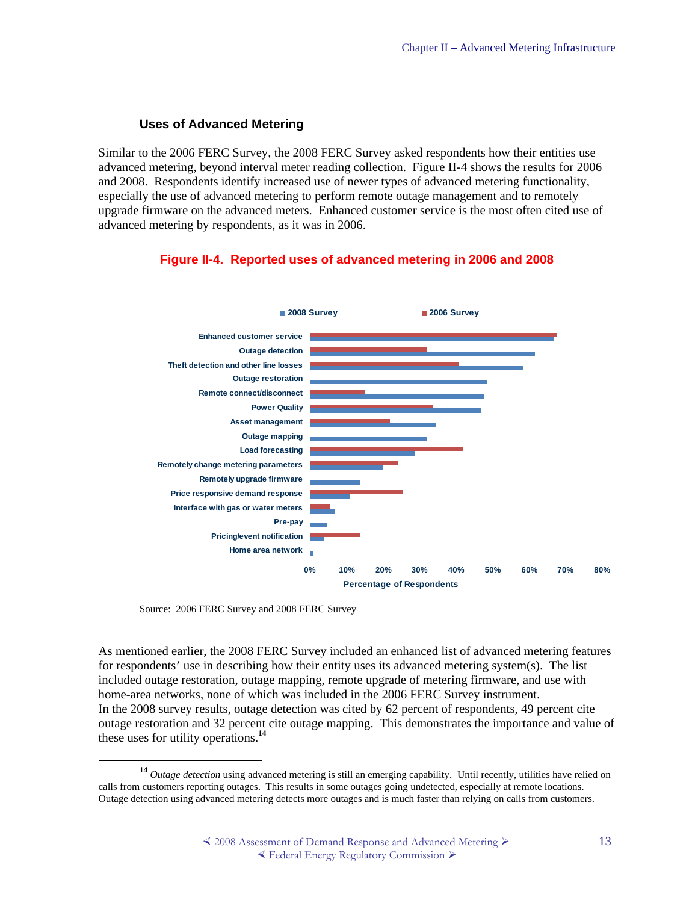### Uses of Advanced Metering

Similar to the 2006 FERC Survey, the 2008 FERC Survey asked respondents how their entities use advanced metering, beyond interval meter reading collection. Figure II-4 shows the results for 2006 and 2008. Respondents identify increased use of newer types of advanced metering functionality, especially the use of advanced metering to perform remote outage management and to remotely upgrade firmware on the advanced meters. Enhanced customer service is the most often cited use of advanced metering by respondents, as it was in 2006.

**Figure II-4. Reported uses of advanced metering in 2006 and 2008**

Source: 2006 FERC Survey and 2008 FERC Survey

As mentioned earlier, the 2008 FERC Survey included an enhanced list of advanced metering features for respondents' use in describing how their entity uses its advanced metering system(s). The list included outage restoration, outage mapping, remote upgrade of metering firmware, and use with home-area networks, none of which was included in the 2006 FERC Survey instrument. In the 2008 survey results, outage detection was cited by 62 percent of respondents, 49 percent cite outage restoration and 32 percent cite outage mapping. This demonstrates the importance and value of these uses for utility operations.[14]

---

[14] *Outage detection* using advanced metering is still an emerging capability. Until recently, utilities have relied on calls from customers reporting outages. This results in some outages going undetected, especially at remote locations. Outage detection using advanced metering detects more outages and is much faster than relying on calls from customers.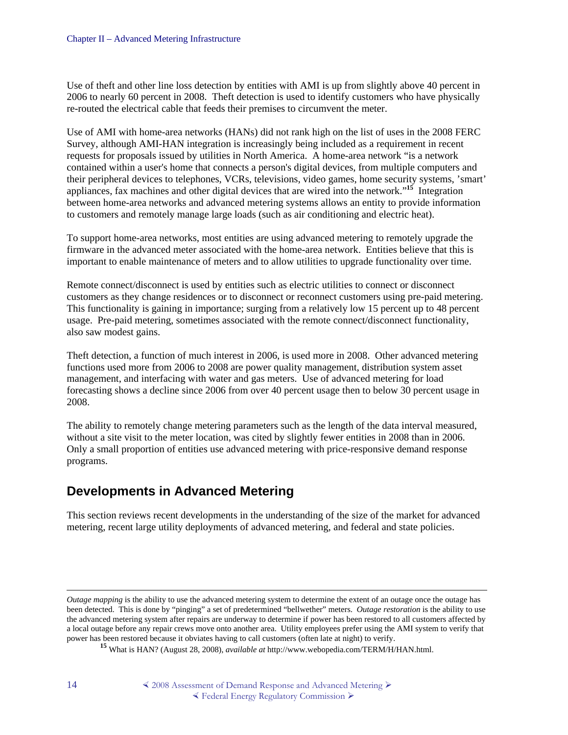Use of theft and other line loss detection by entities with AMI is up from slightly above 40 percent in 2006 to nearly 60 percent in 2008. Theft detection is used to identify customers who have physically re-routed the electrical cable that feeds their premises to circumvent the meter.

Use of AMI with home-area networks (HANs) did not rank high on the list of uses in the 2008 FERC Survey, although AMI-HAN integration is increasingly being included as a requirement in recent requests for proposals issued by utilities in North America. A home-area network "is a network contained within a user's home that connects a person's digital devices, from multiple computers and their peripheral devices to telephones, VCRs, televisions, video games, home security systems, 'smart' appliances, fax machines and other digital devices that are wired into the network."[15] Integration between home-area networks and advanced metering systems allows an entity to provide information to customers and remotely manage large loads (such as air conditioning and electric heat).

To support home-area networks, most entities are using advanced metering to remotely upgrade the firmware in the advanced meter associated with the home-area network. Entities believe that this is important to enable maintenance of meters and to allow utilities to upgrade functionality over time.

Remote connect/disconnect is used by entities such as electric utilities to connect or disconnect customers as they change residences or to disconnect or reconnect customers using pre-paid metering. This functionality is gaining in importance; surging from a relatively low 15 percent up to 48 percent usage. Pre-paid metering, sometimes associated with the remote connect/disconnect functionality, also saw modest gains.

Theft detection, a function of much interest in 2006, is used more in 2008. Other advanced metering functions used more from 2006 to 2008 are power quality management, distribution system asset management, and interfacing with water and gas meters. Use of advanced metering for load forecasting shows a decline since 2006 from over 40 percent usage then to below 30 percent usage in 2008.

The ability to remotely change metering parameters such as the length of the data interval measured, without a site visit to the meter location, was cited by slightly fewer entities in 2008 than in 2006. Only a small proportion of entities use advanced metering with price-responsive demand response programs.

## Developments in Advanced Metering

This section reviews recent developments in the understanding of the size of the market for advanced metering, recent large utility deployments of advanced metering, and federal and state policies.

---

*Outage mapping* is the ability to use the advanced metering system to determine the extent of an outage once the outage has been detected. This is done by "pinging" a set of predetermined "bellwether" meters. *Outage restoration* is the ability to use the advanced metering system after repairs are underway to determine if power has been restored to all customers affected by a local outage before any repair crews move onto another area. Utility employees prefer using the AMI system to verify that power has been restored because it obviates having to call customers (often late at night) to verify.

[15] What is HAN? (August 28, 2008), *available at* http://www.webopedia.com/TERM/H/HAN.html.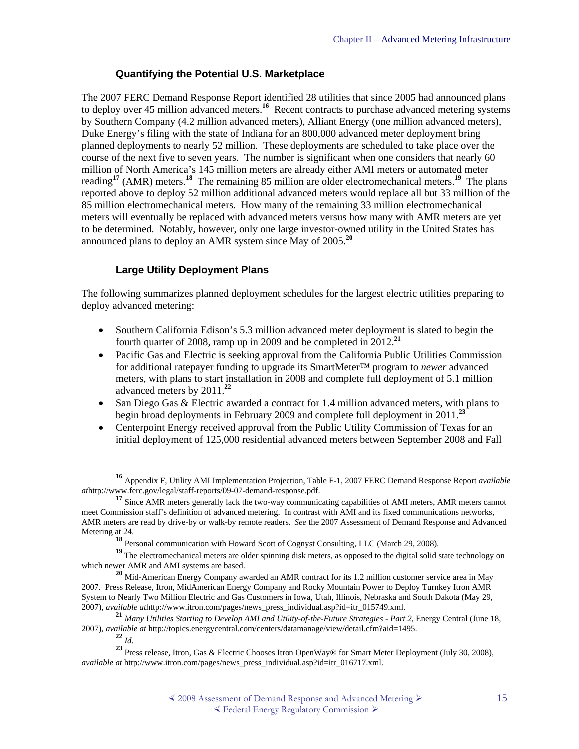### Quantifying the Potential U.S. Marketplace

The 2007 FERC Demand Response Report identified 28 utilities that since 2005 had announced plans to deploy over 45 million advanced meters.[16] Recent contracts to purchase advanced metering systems by Southern Company (4.2 million advanced meters), Alliant Energy (one million advanced meters), Duke Energy's filing with the state of Indiana for an 800,000 advanced meter deployment bring planned deployments to nearly 52 million. These deployments are scheduled to take place over the course of the next five to seven years. The number is significant when one considers that nearly 60 million of North America's 145 million meters are already either AMI meters or automated meter reading[17] (AMR) meters.[18] The remaining 85 million are older electromechanical meters.[19] The plans reported above to deploy 52 million additional advanced meters would replace all but 33 million of the 85 million electromechanical meters. How many of the remaining 33 million electromechanical meters will eventually be replaced with advanced meters versus how many with AMR meters are yet to be determined. Notably, however, only one large investor-owned utility in the United States has announced plans to deploy an AMR system since May of 2005.[20]

### Large Utility Deployment Plans

The following summarizes planned deployment schedules for the largest electric utilities preparing to deploy advanced metering:

- Southern California Edison's 5.3 million advanced meter deployment is slated to begin the fourth quarter of 2008, ramp up in 2009 and be completed in 2012.[21]
- Pacific Gas and Electric is seeking approval from the California Public Utilities Commission for additional ratepayer funding to upgrade its SmartMeter™ program to *newer* advanced meters, with plans to start installation in 2008 and complete full deployment of 5.1 million advanced meters by 2011.[22]
- San Diego Gas & Electric awarded a contract for 1.4 million advanced meters, with plans to begin broad deployments in February 2009 and complete full deployment in 2011.[23]
- Centerpoint Energy received approval from the Public Utility Commission of Texas for an initial deployment of 125,000 residential advanced meters between September 2008 and Fall

---

[16] Appendix F, Utility AMI Implementation Projection, Table F-1, 2007 FERC Demand Response Report *available at*http://www.ferc.gov/legal/staff-reports/09-07-demand-response.pdf.

[17] Since AMR meters generally lack the two-way communicating capabilities of AMI meters, AMR meters cannot meet Commission staff's definition of advanced metering. In contrast with AMI and its fixed communications networks, AMR meters are read by drive-by or walk-by remote readers. *See* the 2007 Assessment of Demand Response and Advanced Metering at 24.

[18] Personal communication with Howard Scott of Cognyst Consulting, LLC (March 29, 2008).

[19] The electromechanical meters are older spinning disk meters, as opposed to the digital solid state technology on which newer AMR and AMI systems are based.

[20] Mid-American Energy Company awarded an AMR contract for its 1.2 million customer service area in May 2007. Press Release, Itron, MidAmerican Energy Company and Rocky Mountain Power to Deploy Turnkey Itron AMR System to Nearly Two Million Electric and Gas Customers in Iowa, Utah, Illinois, Nebraska and South Dakota (May 29, 2007), *available at*http://www.itron.com/pages/news_press_individual.asp?id=itr_015749.xml.

[21] *Many Utilities Starting to Develop AMI and Utility-of-the-Future Strategies - Part 2*, Energy Central (June 18, 2007), *available at* http://topics.energycentral.com/centers/datamanage/view/detail.cfm?aid=1495.

[22] *Id.*

[23] Press release, Itron, Gas & Electric Chooses Itron OpenWay® for Smart Meter Deployment (July 30, 2008), *available at* http://www.itron.com/pages/news_press_individual.asp?id=itr_016717.xml.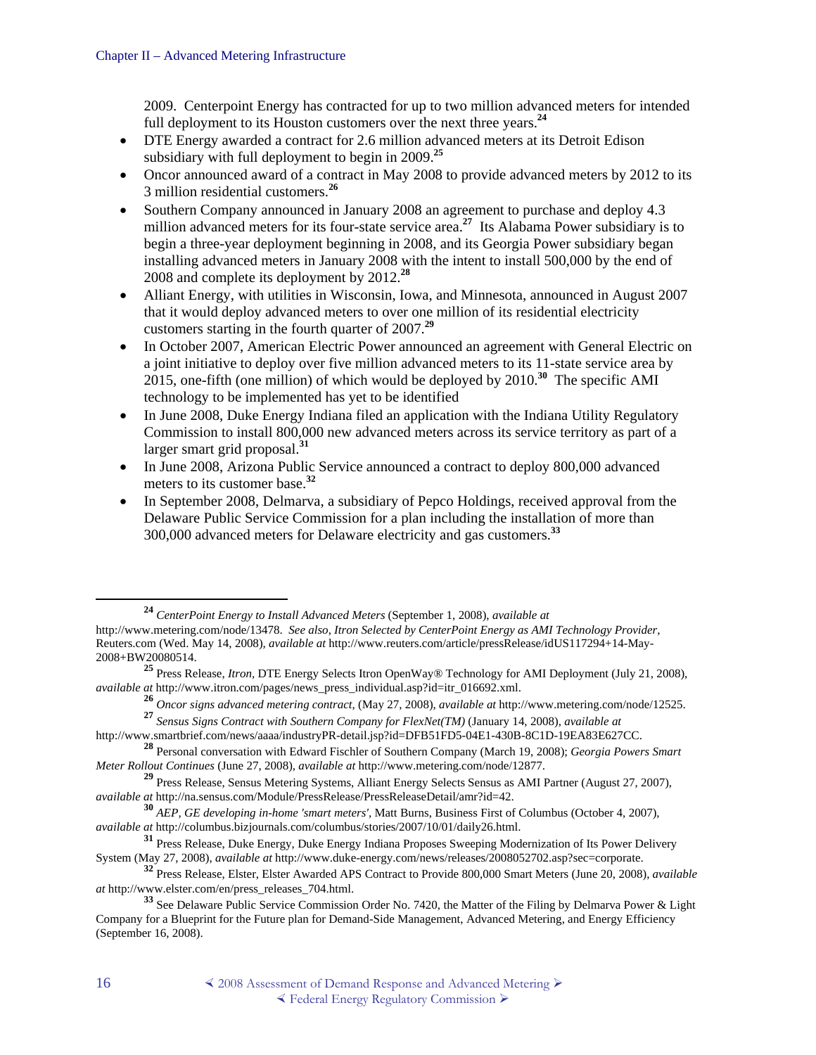2009. Centerpoint Energy has contracted for up to two million advanced meters for intended full deployment to its Houston customers over the next three years.[24]

- DTE Energy awarded a contract for 2.6 million advanced meters at its Detroit Edison subsidiary with full deployment to begin in 2009.[25]
- Oncor announced award of a contract in May 2008 to provide advanced meters by 2012 to its 3 million residential customers.[26]
- Southern Company announced in January 2008 an agreement to purchase and deploy 4.3 million advanced meters for its four-state service area.[27] Its Alabama Power subsidiary is to begin a three-year deployment beginning in 2008, and its Georgia Power subsidiary began installing advanced meters in January 2008 with the intent to install 500,000 by the end of 2008 and complete its deployment by 2012.[28]
- Alliant Energy, with utilities in Wisconsin, Iowa, and Minnesota, announced in August 2007 that it would deploy advanced meters to over one million of its residential electricity customers starting in the fourth quarter of 2007.[29]
- In October 2007, American Electric Power announced an agreement with General Electric on a joint initiative to deploy over five million advanced meters to its 11-state service area by 2015, one-fifth (one million) of which would be deployed by 2010.[30] The specific AMI technology to be implemented has yet to be identified
- In June 2008, Duke Energy Indiana filed an application with the Indiana Utility Regulatory Commission to install 800,000 new advanced meters across its service territory as part of a larger smart grid proposal.[31]
- In June 2008, Arizona Public Service announced a contract to deploy 800,000 advanced meters to its customer base.[32]
- In September 2008, Delmarva, a subsidiary of Pepco Holdings, received approval from the Delaware Public Service Commission for a plan including the installation of more than 300,000 advanced meters for Delaware electricity and gas customers.[33]

---

[24] *CenterPoint Energy to Install Advanced Meters* (September 1, 2008), *available at* http://www.metering.com/node/13478. *See also*, *Itron Selected by CenterPoint Energy as AMI Technology Provider*, Reuters.com (Wed. May 14, 2008), *available at* http://www.reuters.com/article/pressRelease/idUS117294+14-May-2008+BW20080514.

[25] Press Release, *Itron*, DTE Energy Selects Itron OpenWay® Technology for AMI Deployment (July 21, 2008), *available at* http://www.itron.com/pages/news_press_individual.asp?id=itr_016692.xml.

[26] *Oncor signs advanced metering contract*, (May 27, 2008), *available at* http://www.metering.com/node/12525.

[27] *Sensus Signs Contract with Southern Company for FlexNet(TM)* (January 14, 2008), *available at* http://www.smartbrief.com/news/aaaa/industryPR-detail.jsp?id=DFB51FD5-04E1-430B-8C1D-19EA83E627CC.

[28] Personal conversation with Edward Fischler of Southern Company (March 19, 2008); *Georgia Powers Smart Meter Rollout Continues* (June 27, 2008), *available at* http://www.metering.com/node/12877.

[29] Press Release, Sensus Metering Systems, Alliant Energy Selects Sensus as AMI Partner (August 27, 2007), *available at* http://na.sensus.com/Module/PressRelease/PressReleaseDetail/amr?id=42.

[30] *AEP, GE developing in-home 'smart meters'*, Matt Burns, Business First of Columbus (October 4, 2007), *available at* http://columbus.bizjournals.com/columbus/stories/2007/10/01/daily26.html.

[31] Press Release, Duke Energy, Duke Energy Indiana Proposes Sweeping Modernization of Its Power Delivery System (May 27, 2008), *available at* http://www.duke-energy.com/news/releases/2008052702.asp?sec=corporate.

[32] Press Release, Elster, Elster Awarded APS Contract to Provide 800,000 Smart Meters (June 20, 2008), *available at* http://www.elster.com/en/press_releases_704.html.

[33] See Delaware Public Service Commission Order No. 7420, the Matter of the Filing by Delmarva Power & Light Company for a Blueprint for the Future plan for Demand-Side Management, Advanced Metering, and Energy Efficiency (September 16, 2008).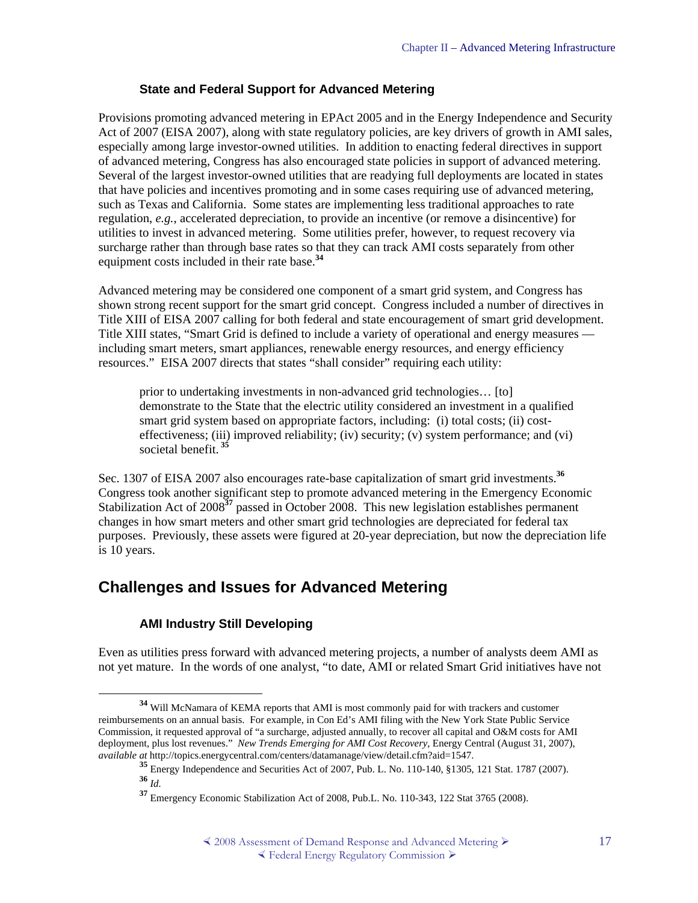### State and Federal Support for Advanced Metering

Provisions promoting advanced metering in EPAct 2005 and in the Energy Independence and Security Act of 2007 (EISA 2007), along with state regulatory policies, are key drivers of growth in AMI sales, especially among large investor-owned utilities. In addition to enacting federal directives in support of advanced metering, Congress has also encouraged state policies in support of advanced metering. Several of the largest investor-owned utilities that are readying full deployments are located in states that have policies and incentives promoting and in some cases requiring use of advanced metering, such as Texas and California. Some states are implementing less traditional approaches to rate regulation, *e.g.*, accelerated depreciation, to provide an incentive (or remove a disincentive) for utilities to invest in advanced metering. Some utilities prefer, however, to request recovery via surcharge rather than through base rates so that they can track AMI costs separately from other equipment costs included in their rate base.[34]

Advanced metering may be considered one component of a smart grid system, and Congress has shown strong recent support for the smart grid concept. Congress included a number of directives in Title XIII of EISA 2007 calling for both federal and state encouragement of smart grid development. Title XIII states, "Smart Grid is defined to include a variety of operational and energy measures — including smart meters, smart appliances, renewable energy resources, and energy efficiency resources." EISA 2007 directs that states "shall consider" requiring each utility:

> prior to undertaking investments in non-advanced grid technologies… [to] demonstrate to the State that the electric utility considered an investment in a qualified smart grid system based on appropriate factors, including: (i) total costs; (ii) cost-effectiveness; (iii) improved reliability; (iv) security; (v) system performance; and (vi) societal benefit. [35]

Sec. 1307 of EISA 2007 also encourages rate-base capitalization of smart grid investments.[36] Congress took another significant step to promote advanced metering in the Emergency Economic Stabilization Act of 2008[37] passed in October 2008. This new legislation establishes permanent changes in how smart meters and other smart grid technologies are depreciated for federal tax purposes. Previously, these assets were figured at 20-year depreciation, but now the depreciation life is 10 years.

## Challenges and Issues for Advanced Metering

### AMI Industry Still Developing

Even as utilities press forward with advanced metering projects, a number of analysts deem AMI as not yet mature. In the words of one analyst, "to date, AMI or related Smart Grid initiatives have not

---

[34] Will McNamara of KEMA reports that AMI is most commonly paid for with trackers and customer reimbursements on an annual basis. For example, in Con Ed's AMI filing with the New York State Public Service Commission, it requested approval of "a surcharge, adjusted annually, to recover all capital and O&M costs for AMI deployment, plus lost revenues." *New Trends Emerging for AMI Cost Recovery*, Energy Central (August 31, 2007), *available at* http://topics.energycentral.com/centers/datamanage/view/detail.cfm?aid=1547.

[35] Energy Independence and Securities Act of 2007, Pub. L. No. 110-140, §1305, 121 Stat. 1787 (2007).

[36] *Id.*

[37] Emergency Economic Stabilization Act of 2008, Pub.L. No. 110-343, 122 Stat 3765 (2008).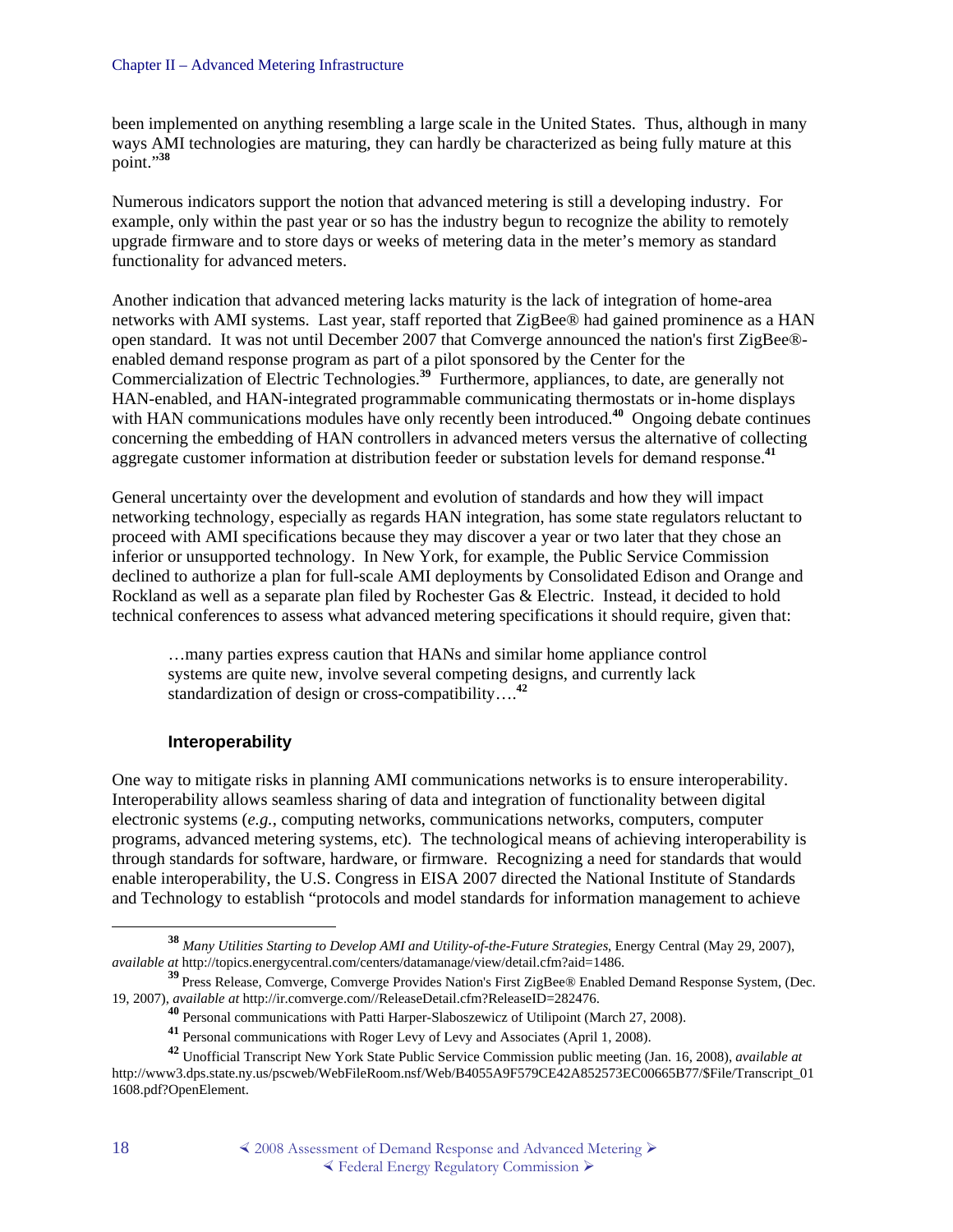been implemented on anything resembling a large scale in the United States. Thus, although in many ways AMI technologies are maturing, they can hardly be characterized as being fully mature at this point."[38]

Numerous indicators support the notion that advanced metering is still a developing industry. For example, only within the past year or so has the industry begun to recognize the ability to remotely upgrade firmware and to store days or weeks of metering data in the meter's memory as standard functionality for advanced meters.

Another indication that advanced metering lacks maturity is the lack of integration of home-area networks with AMI systems. Last year, staff reported that ZigBee® had gained prominence as a HAN open standard. It was not until December 2007 that Comverge announced the nation's first ZigBee®-enabled demand response program as part of a pilot sponsored by the Center for the Commercialization of Electric Technologies.[39] Furthermore, appliances, to date, are generally not HAN-enabled, and HAN-integrated programmable communicating thermostats or in-home displays with HAN communications modules have only recently been introduced.[40] Ongoing debate continues concerning the embedding of HAN controllers in advanced meters versus the alternative of collecting aggregate customer information at distribution feeder or substation levels for demand response.[41]

General uncertainty over the development and evolution of standards and how they will impact networking technology, especially as regards HAN integration, has some state regulators reluctant to proceed with AMI specifications because they may discover a year or two later that they chose an inferior or unsupported technology. In New York, for example, the Public Service Commission declined to authorize a plan for full-scale AMI deployments by Consolidated Edison and Orange and Rockland as well as a separate plan filed by Rochester Gas & Electric. Instead, it decided to hold technical conferences to assess what advanced metering specifications it should require, given that:

> …many parties express caution that HANs and similar home appliance control systems are quite new, involve several competing designs, and currently lack standardization of design or cross-compatibility….[42]

### Interoperability

One way to mitigate risks in planning AMI communications networks is to ensure interoperability. Interoperability allows seamless sharing of data and integration of functionality between digital electronic systems (*e.g.*, computing networks, communications networks, computers, computer programs, advanced metering systems, etc). The technological means of achieving interoperability is through standards for software, hardware, or firmware. Recognizing a need for standards that would enable interoperability, the U.S. Congress in EISA 2007 directed the National Institute of Standards and Technology to establish "protocols and model standards for information management to achieve

---

[38] *Many Utilities Starting to Develop AMI and Utility-of-the-Future Strategies*, Energy Central (May 29, 2007), *available at* http://topics.energycentral.com/centers/datamanage/view/detail.cfm?aid=1486.

[39] Press Release, Comverge, Comverge Provides Nation's First ZigBee® Enabled Demand Response System, (Dec. 19, 2007), *available at* http://ir.comverge.com//ReleaseDetail.cfm?ReleaseID=282476.

[40] Personal communications with Patti Harper-Slaboszewicz of Utilipoint (March 27, 2008).

[41] Personal communications with Roger Levy of Levy and Associates (April 1, 2008).

[42] Unofficial Transcript New York State Public Service Commission public meeting (Jan. 16, 2008), *available at* http://www3.dps.state.ny.us/pscweb/WebFileRoom.nsf/Web/B4055A9F579CE42A852573EC00665B77/$File/Transcript_011608.pdf?OpenElement.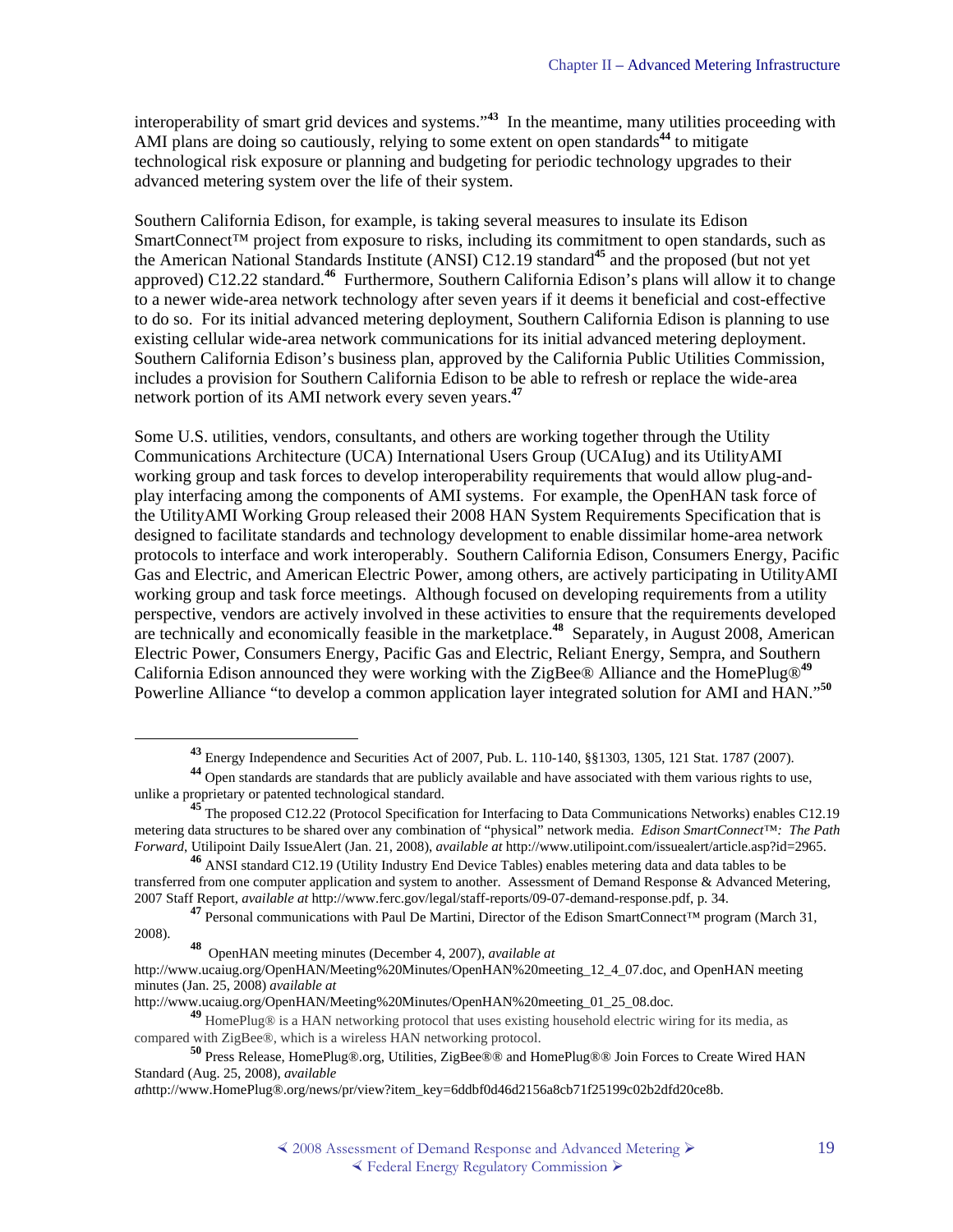interoperability of smart grid devices and systems."[43] In the meantime, many utilities proceeding with AMI plans are doing so cautiously, relying to some extent on open standards[44] to mitigate technological risk exposure or planning and budgeting for periodic technology upgrades to their advanced metering system over the life of their system.

Southern California Edison, for example, is taking several measures to insulate its Edison SmartConnect™ project from exposure to risks, including its commitment to open standards, such as the American National Standards Institute (ANSI) C12.19 standard[45] and the proposed (but not yet approved) C12.22 standard.[46] Furthermore, Southern California Edison's plans will allow it to change to a newer wide-area network technology after seven years if it deems it beneficial and cost-effective to do so. For its initial advanced metering deployment, Southern California Edison is planning to use existing cellular wide-area network communications for its initial advanced metering deployment. Southern California Edison's business plan, approved by the California Public Utilities Commission, includes a provision for Southern California Edison to be able to refresh or replace the wide-area network portion of its AMI network every seven years.[47]

Some U.S. utilities, vendors, consultants, and others are working together through the Utility Communications Architecture (UCA) International Users Group (UCAIug) and its UtilityAMI working group and task forces to develop interoperability requirements that would allow plug-and-play interfacing among the components of AMI systems. For example, the OpenHAN task force of the UtilityAMI Working Group released their 2008 HAN System Requirements Specification that is designed to facilitate standards and technology development to enable dissimilar home-area network protocols to interface and work interoperably. Southern California Edison, Consumers Energy, Pacific Gas and Electric, and American Electric Power, among others, are actively participating in UtilityAMI working group and task force meetings. Although focused on developing requirements from a utility perspective, vendors are actively involved in these activities to ensure that the requirements developed are technically and economically feasible in the marketplace.[48] Separately, in August 2008, American Electric Power, Consumers Energy, Pacific Gas and Electric, Reliant Energy, Sempra, and Southern California Edison announced they were working with the ZigBee® Alliance and the HomePlug®[49] Powerline Alliance "to develop a common application layer integrated solution for AMI and HAN."[50]

---

[43] Energy Independence and Securities Act of 2007, Pub. L. 110-140, §§1303, 1305, 121 Stat. 1787 (2007).

[44] Open standards are standards that are publicly available and have associated with them various rights to use, unlike a proprietary or patented technological standard.

[45] The proposed C12.22 (Protocol Specification for Interfacing to Data Communications Networks) enables C12.19 metering data structures to be shared over any combination of "physical" network media. *Edison SmartConnect™: The Path Forward*, Utilipoint Daily IssueAlert (Jan. 21, 2008), *available at* http://www.utilipoint.com/issuealert/article.asp?id=2965.

[46] ANSI standard C12.19 (Utility Industry End Device Tables) enables metering data and data tables to be transferred from one computer application and system to another. Assessment of Demand Response & Advanced Metering, 2007 Staff Report, *available at* http://www.ferc.gov/legal/staff-reports/09-07-demand-response.pdf, p. 34.

[47] Personal communications with Paul De Martini, Director of the Edison SmartConnect™ program (March 31, 2008).

[48] OpenHAN meeting minutes (December 4, 2007), *available at* http://www.ucaiug.org/OpenHAN/Meeting%20Minutes/OpenHAN%20meeting_12_4_07.doc, and OpenHAN meeting minutes (Jan. 25, 2008) *available at* http://www.ucaiug.org/OpenHAN/Meeting%20Minutes/OpenHAN%20meeting_01_25_08.doc.

[49] HomePlug® is a HAN networking protocol that uses existing household electric wiring for its media, as compared with ZigBee®, which is a wireless HAN networking protocol.

[50] Press Release, HomePlug®.org, Utilities, ZigBee®® and HomePlug®® Join Forces to Create Wired HAN Standard (Aug. 25, 2008), *available at*http://www.HomePlug®.org/news/pr/view?item_key=6ddbf0d46d2156a8cb71f25199c02b2dfd20ce8b.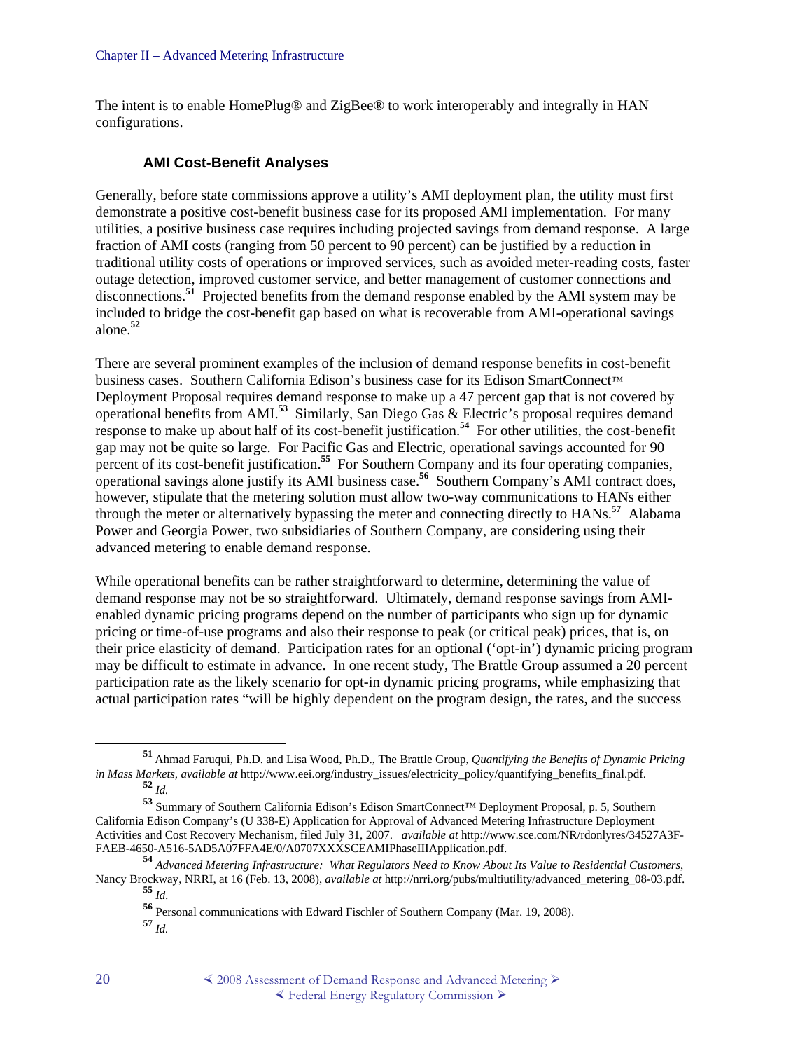The intent is to enable HomePlug® and ZigBee® to work interoperably and integrally in HAN configurations.

### AMI Cost-Benefit Analyses

Generally, before state commissions approve a utility's AMI deployment plan, the utility must first demonstrate a positive cost-benefit business case for its proposed AMI implementation. For many utilities, a positive business case requires including projected savings from demand response. A large fraction of AMI costs (ranging from 50 percent to 90 percent) can be justified by a reduction in traditional utility costs of operations or improved services, such as avoided meter-reading costs, faster outage detection, improved customer service, and better management of customer connections and disconnections.[51] Projected benefits from the demand response enabled by the AMI system may be included to bridge the cost-benefit gap based on what is recoverable from AMI-operational savings alone.[52]

There are several prominent examples of the inclusion of demand response benefits in cost-benefit business cases. Southern California Edison's business case for its Edison SmartConnect™ Deployment Proposal requires demand response to make up a 47 percent gap that is not covered by operational benefits from AMI.[53] Similarly, San Diego Gas & Electric's proposal requires demand response to make up about half of its cost-benefit justification.[54] For other utilities, the cost-benefit gap may not be quite so large. For Pacific Gas and Electric, operational savings accounted for 90 percent of its cost-benefit justification.[55] For Southern Company and its four operating companies, operational savings alone justify its AMI business case.[56] Southern Company's AMI contract does, however, stipulate that the metering solution must allow two-way communications to HANs either through the meter or alternatively bypassing the meter and connecting directly to HANs.[57] Alabama Power and Georgia Power, two subsidiaries of Southern Company, are considering using their advanced metering to enable demand response.

While operational benefits can be rather straightforward to determine, determining the value of demand response may not be so straightforward. Ultimately, demand response savings from AMI-enabled dynamic pricing programs depend on the number of participants who sign up for dynamic pricing or time-of-use programs and also their response to peak (or critical peak) prices, that is, on their price elasticity of demand. Participation rates for an optional ('opt-in') dynamic pricing program may be difficult to estimate in advance. In one recent study, The Brattle Group assumed a 20 percent participation rate as the likely scenario for opt-in dynamic pricing programs, while emphasizing that actual participation rates "will be highly dependent on the program design, the rates, and the success

---

[51] Ahmad Faruqui, Ph.D. and Lisa Wood, Ph.D., The Brattle Group, *Quantifying the Benefits of Dynamic Pricing in Mass Markets, available at* http://www.eei.org/industry_issues/electricity_policy/quantifying_benefits_final.pdf.

[52] *Id.*

[53] Summary of Southern California Edison's Edison SmartConnect™ Deployment Proposal, p. 5, Southern California Edison Company's (U 338-E) Application for Approval of Advanced Metering Infrastructure Deployment Activities and Cost Recovery Mechanism, filed July 31, 2007. *available at* http://www.sce.com/NR/rdonlyres/34527A3F-FAEB-4650-A516-5AD5A07FFA4E/0/A0707XXXSCEAMIPhaseIIIApplication.pdf.

[54] *Advanced Metering Infrastructure: What Regulators Need to Know About Its Value to Residential Customers*, Nancy Brockway, NRRI, at 16 (Feb. 13, 2008), *available at* http://nrri.org/pubs/multiutility/advanced_metering_08-03.pdf.

[55] *Id.*

[56] Personal communications with Edward Fischler of Southern Company (Mar. 19, 2008).

[57] *Id.*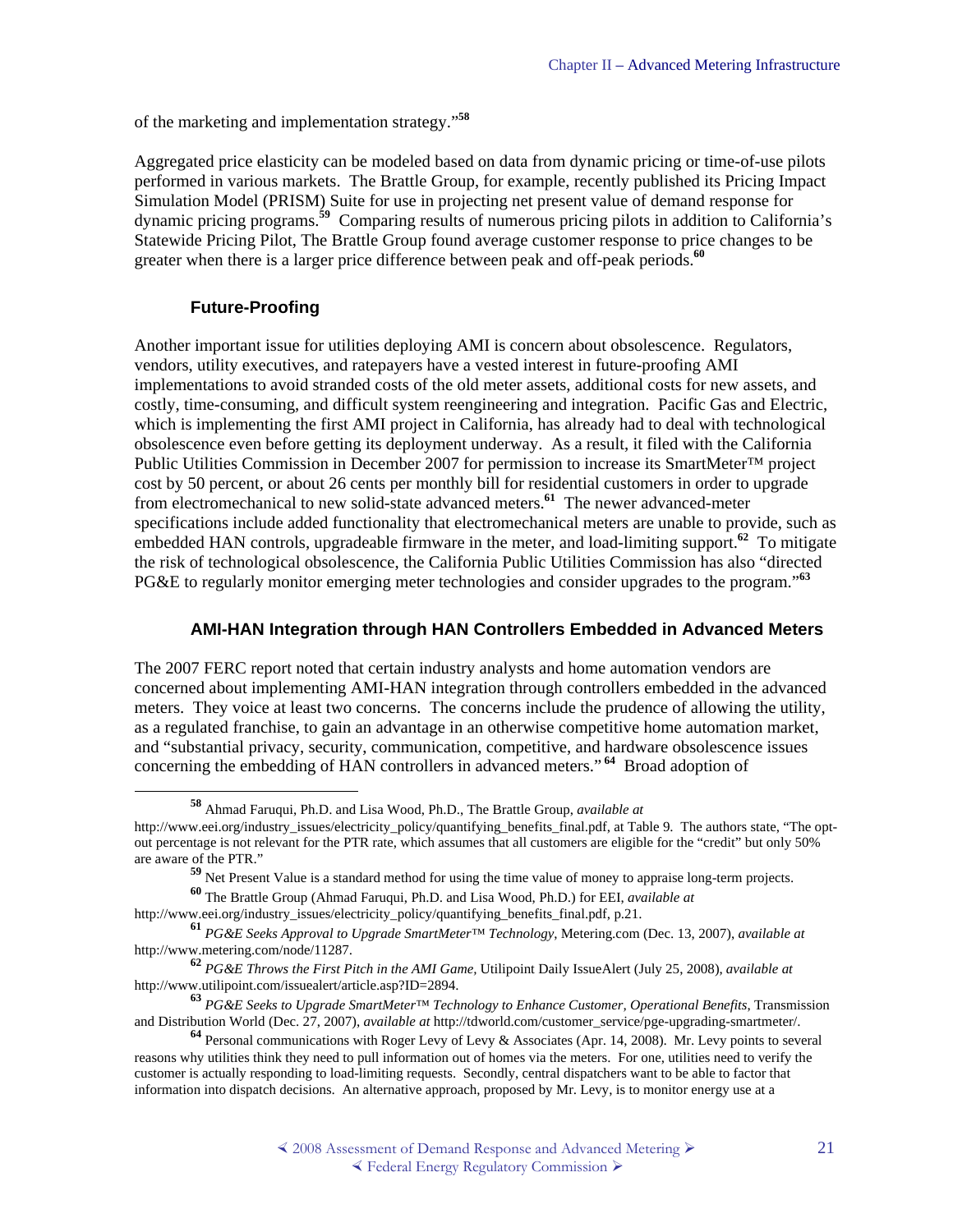of the marketing and implementation strategy."[58]

Aggregated price elasticity can be modeled based on data from dynamic pricing or time-of-use pilots performed in various markets. The Brattle Group, for example, recently published its Pricing Impact Simulation Model (PRISM) Suite for use in projecting net present value of demand response for dynamic pricing programs.[59] Comparing results of numerous pricing pilots in addition to California's Statewide Pricing Pilot, The Brattle Group found average customer response to price changes to be greater when there is a larger price difference between peak and off-peak periods.[60]

### Future-Proofing

Another important issue for utilities deploying AMI is concern about obsolescence. Regulators, vendors, utility executives, and ratepayers have a vested interest in future-proofing AMI implementations to avoid stranded costs of the old meter assets, additional costs for new assets, and costly, time-consuming, and difficult system reengineering and integration. Pacific Gas and Electric, which is implementing the first AMI project in California, has already had to deal with technological obsolescence even before getting its deployment underway. As a result, it filed with the California Public Utilities Commission in December 2007 for permission to increase its SmartMeter™ project cost by 50 percent, or about 26 cents per monthly bill for residential customers in order to upgrade from electromechanical to new solid-state advanced meters.[61] The newer advanced-meter specifications include added functionality that electromechanical meters are unable to provide, such as embedded HAN controls, upgradeable firmware in the meter, and load-limiting support.[62] To mitigate the risk of technological obsolescence, the California Public Utilities Commission has also "directed PG&E to regularly monitor emerging meter technologies and consider upgrades to the program."[63]

### AMI-HAN Integration through HAN Controllers Embedded in Advanced Meters

The 2007 FERC report noted that certain industry analysts and home automation vendors are concerned about implementing AMI-HAN integration through controllers embedded in the advanced meters. They voice at least two concerns. The concerns include the prudence of allowing the utility, as a regulated franchise, to gain an advantage in an otherwise competitive home automation market, and "substantial privacy, security, communication, competitive, and hardware obsolescence issues concerning the embedding of HAN controllers in advanced meters." [64] Broad adoption of

---

[58] Ahmad Faruqui, Ph.D. and Lisa Wood, Ph.D., The Brattle Group, *available at* http://www.eei.org/industry_issues/electricity_policy/quantifying_benefits_final.pdf, at Table 9. The authors state, "The opt-out percentage is not relevant for the PTR rate, which assumes that all customers are eligible for the "credit" but only 50% are aware of the PTR."

[59] Net Present Value is a standard method for using the time value of money to appraise long-term projects.

[60] The Brattle Group (Ahmad Faruqui, Ph.D. and Lisa Wood, Ph.D.) for EEI, *available at* http://www.eei.org/industry_issues/electricity_policy/quantifying_benefits_final.pdf, p.21.

[61] *PG&E Seeks Approval to Upgrade SmartMeter™ Technology*, Metering.com (Dec. 13, 2007), *available at* http://www.metering.com/node/11287.

[62] *PG&E Throws the First Pitch in the AMI Game*, Utilipoint Daily IssueAlert (July 25, 2008), *available at* http://www.utilipoint.com/issuealert/article.asp?ID=2894.

[63] *PG&E Seeks to Upgrade SmartMeter™ Technology to Enhance Customer, Operational Benefits*, Transmission and Distribution World (Dec. 27, 2007), *available at* http://tdworld.com/customer_service/pge-upgrading-smartmeter/.

[64] Personal communications with Roger Levy of Levy & Associates (Apr. 14, 2008). Mr. Levy points to several reasons why utilities think they need to pull information out of homes via the meters. For one, utilities need to verify the customer is actually responding to load-limiting requests. Secondly, central dispatchers want to be able to factor that information into dispatch decisions. An alternative approach, proposed by Mr. Levy, is to monitor energy use at a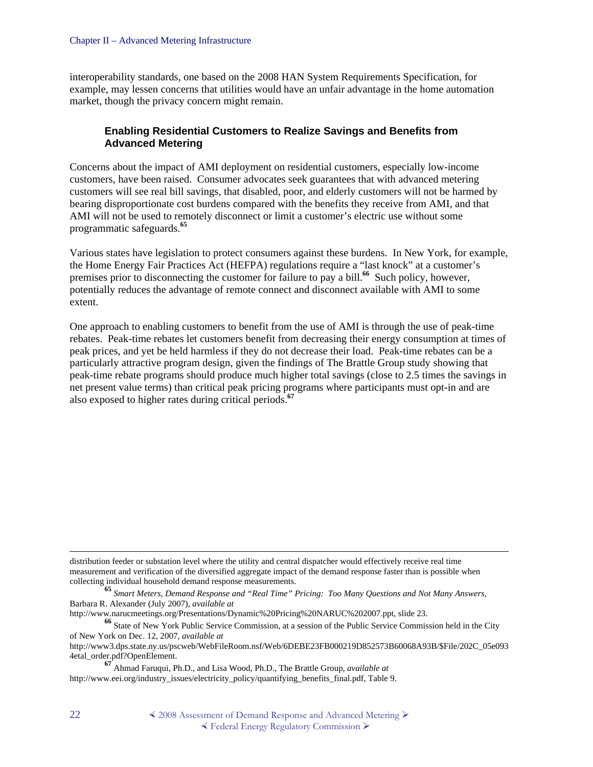interoperability standards, one based on the 2008 HAN System Requirements Specification, for example, may lessen concerns that utilities would have an unfair advantage in the home automation market, though the privacy concern might remain.

### Enabling Residential Customers to Realize Savings and Benefits from Advanced Metering

Concerns about the impact of AMI deployment on residential customers, especially low-income customers, have been raised. Consumer advocates seek guarantees that with advanced metering customers will see real bill savings, that disabled, poor, and elderly customers will not be harmed by bearing disproportionate cost burdens compared with the benefits they receive from AMI, and that AMI will not be used to remotely disconnect or limit a customer's electric use without some programmatic safeguards.[65]

Various states have legislation to protect consumers against these burdens. In New York, for example, the Home Energy Fair Practices Act (HEFPA) regulations require a "last knock" at a customer's premises prior to disconnecting the customer for failure to pay a bill.[66] Such policy, however, potentially reduces the advantage of remote connect and disconnect available with AMI to some extent.

One approach to enabling customers to benefit from the use of AMI is through the use of peak-time rebates. Peak-time rebates let customers benefit from decreasing their energy consumption at times of peak prices, and yet be held harmless if they do not decrease their load. Peak-time rebates can be a particularly attractive program design, given the findings of The Brattle Group study showing that peak-time rebate programs should produce much higher total savings (close to 2.5 times the savings in net present value terms) than critical peak pricing programs where participants must opt-in and are also exposed to higher rates during critical periods.[67]

---

distribution feeder or substation level where the utility and central dispatcher would effectively receive real time measurement and verification of the diversified aggregate impact of the demand response faster than is possible when collecting individual household demand response measurements.

[65] *Smart Meters, Demand Response and "Real Time" Pricing: Too Many Questions and Not Many Answers*, Barbara R. Alexander (July 2007), *available at* http://www.narucmeetings.org/Presentations/Dynamic%20Pricing%20NARUC%202007.ppt, slide 23.

[66] State of New York Public Service Commission, at a session of the Public Service Commission held in the City of New York on Dec. 12, 2007, *available at* http://www3.dps.state.ny.us/pscweb/WebFileRoom.nsf/Web/6DEBE23FB000219D852573B60068A93B/$File/202C_05e0934etal_order.pdf?OpenElement.

[67] Ahmad Faruqui, Ph.D., and Lisa Wood, Ph.D., The Brattle Group, *available at* http://www.eei.org/industry_issues/electricity_policy/quantifying_benefits_final.pdf, Table 9.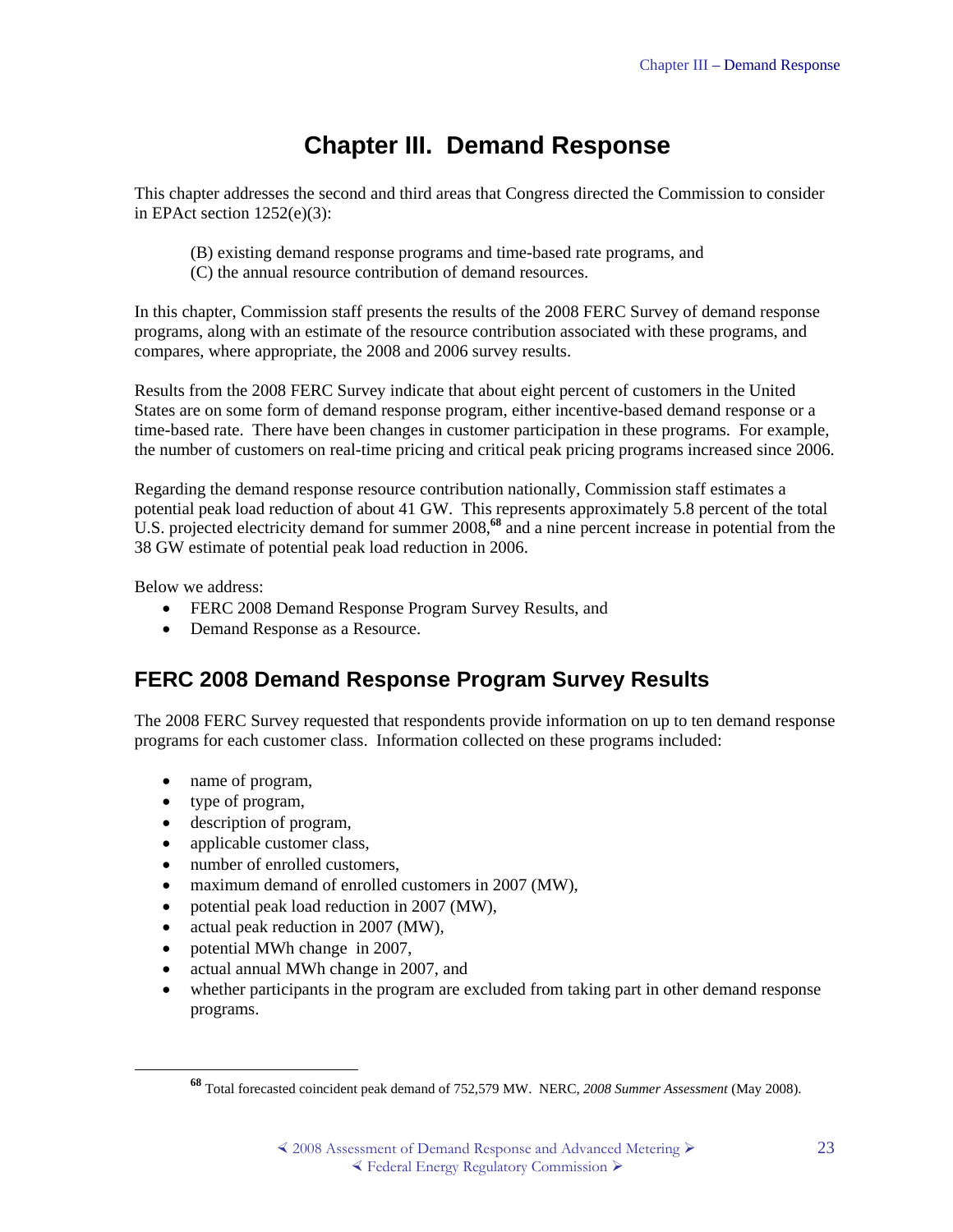# Chapter III. Demand Response

This chapter addresses the second and third areas that Congress directed the Commission to consider in EPAct section 1252(e)(3):

(B) existing demand response programs and time-based rate programs, and
(C) the annual resource contribution of demand resources.

In this chapter, Commission staff presents the results of the 2008 FERC Survey of demand response programs, along with an estimate of the resource contribution associated with these programs, and compares, where appropriate, the 2008 and 2006 survey results.

Results from the 2008 FERC Survey indicate that about eight percent of customers in the United States are on some form of demand response program, either incentive-based demand response or a time-based rate. There have been changes in customer participation in these programs. For example, the number of customers on real-time pricing and critical peak pricing programs increased since 2006.

Regarding the demand response resource contribution nationally, Commission staff estimates a potential peak load reduction of about 41 GW. This represents approximately 5.8 percent of the total U.S. projected electricity demand for summer 2008,[68] and a nine percent increase in potential from the 38 GW estimate of potential peak load reduction in 2006.

Below we address:

- FERC 2008 Demand Response Program Survey Results, and
- Demand Response as a Resource.

## FERC 2008 Demand Response Program Survey Results

The 2008 FERC Survey requested that respondents provide information on up to ten demand response programs for each customer class. Information collected on these programs included:

- name of program,
- type of program,
- description of program,
- applicable customer class,
- number of enrolled customers,
- maximum demand of enrolled customers in 2007 (MW),
- potential peak load reduction in 2007 (MW),
- actual peak reduction in 2007 (MW),
- potential MWh change in 2007,
- actual annual MWh change in 2007, and
- whether participants in the program are excluded from taking part in other demand response programs.

[68] Total forecasted coincident peak demand of 752,579 MW. NERC, *2008 Summer Assessment* (May 2008).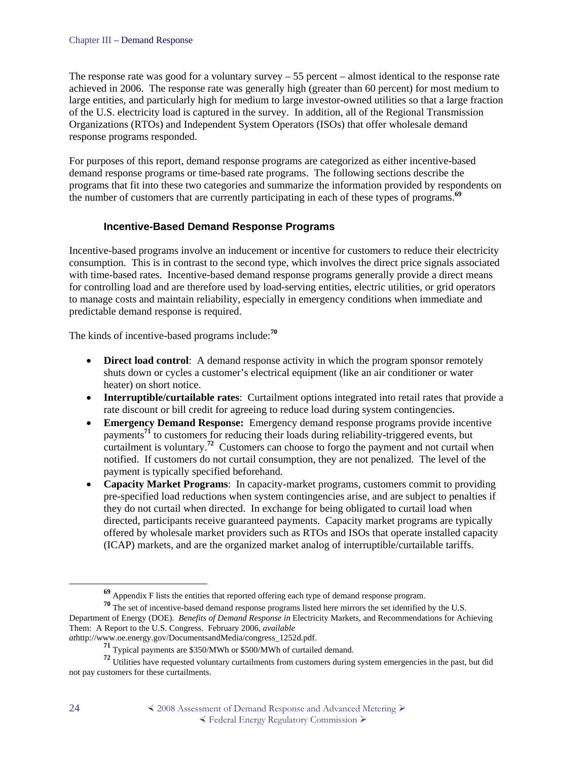The response rate was good for a voluntary survey – 55 percent – almost identical to the response rate achieved in 2006. The response rate was generally high (greater than 60 percent) for most medium to large entities, and particularly high for medium to large investor-owned utilities so that a large fraction of the U.S. electricity load is captured in the survey. In addition, all of the Regional Transmission Organizations (RTOs) and Independent System Operators (ISOs) that offer wholesale demand response programs responded.

For purposes of this report, demand response programs are categorized as either incentive-based demand response programs or time-based rate programs. The following sections describe the programs that fit into these two categories and summarize the information provided by respondents on the number of customers that are currently participating in each of these types of programs.[69]

### Incentive-Based Demand Response Programs

Incentive-based programs involve an inducement or incentive for customers to reduce their electricity consumption. This is in contrast to the second type, which involves the direct price signals associated with time-based rates. Incentive-based demand response programs generally provide a direct means for controlling load and are therefore used by load-serving entities, electric utilities, or grid operators to manage costs and maintain reliability, especially in emergency conditions when immediate and predictable demand response is required.

The kinds of incentive-based programs include:[70]

- **Direct load control**: A demand response activity in which the program sponsor remotely shuts down or cycles a customer's electrical equipment (like an air conditioner or water heater) on short notice.
- **Interruptible/curtailable rates**: Curtailment options integrated into retail rates that provide a rate discount or bill credit for agreeing to reduce load during system contingencies.
- **Emergency Demand Response:** Emergency demand response programs provide incentive payments[71] to customers for reducing their loads during reliability-triggered events, but curtailment is voluntary.[72] Customers can choose to forgo the payment and not curtail when notified. If customers do not curtail consumption, they are not penalized. The level of the payment is typically specified beforehand.
- **Capacity Market Programs**: In capacity-market programs, customers commit to providing pre-specified load reductions when system contingencies arise, and are subject to penalties if they do not curtail when directed. In exchange for being obligated to curtail load when directed, participants receive guaranteed payments. Capacity market programs are typically offered by wholesale market providers such as RTOs and ISOs that operate installed capacity (ICAP) markets, and are the organized market analog of interruptible/curtailable tariffs.

---

[69] Appendix F lists the entities that reported offering each type of demand response program.

[70] The set of incentive-based demand response programs listed here mirrors the set identified by the U.S. Department of Energy (DOE). *Benefits of Demand Response in* Electricity Markets, and Recommendations for Achieving Them: A Report to the U.S. Congress. February 2006, *available at*http://www.oe.energy.gov/DocumentsandMedia/congress_1252d.pdf.

[71] Typical payments are $350/MWh or $500/MWh of curtailed demand.

[72] Utilities have requested voluntary curtailments from customers during system emergencies in the past, but did not pay customers for these curtailments.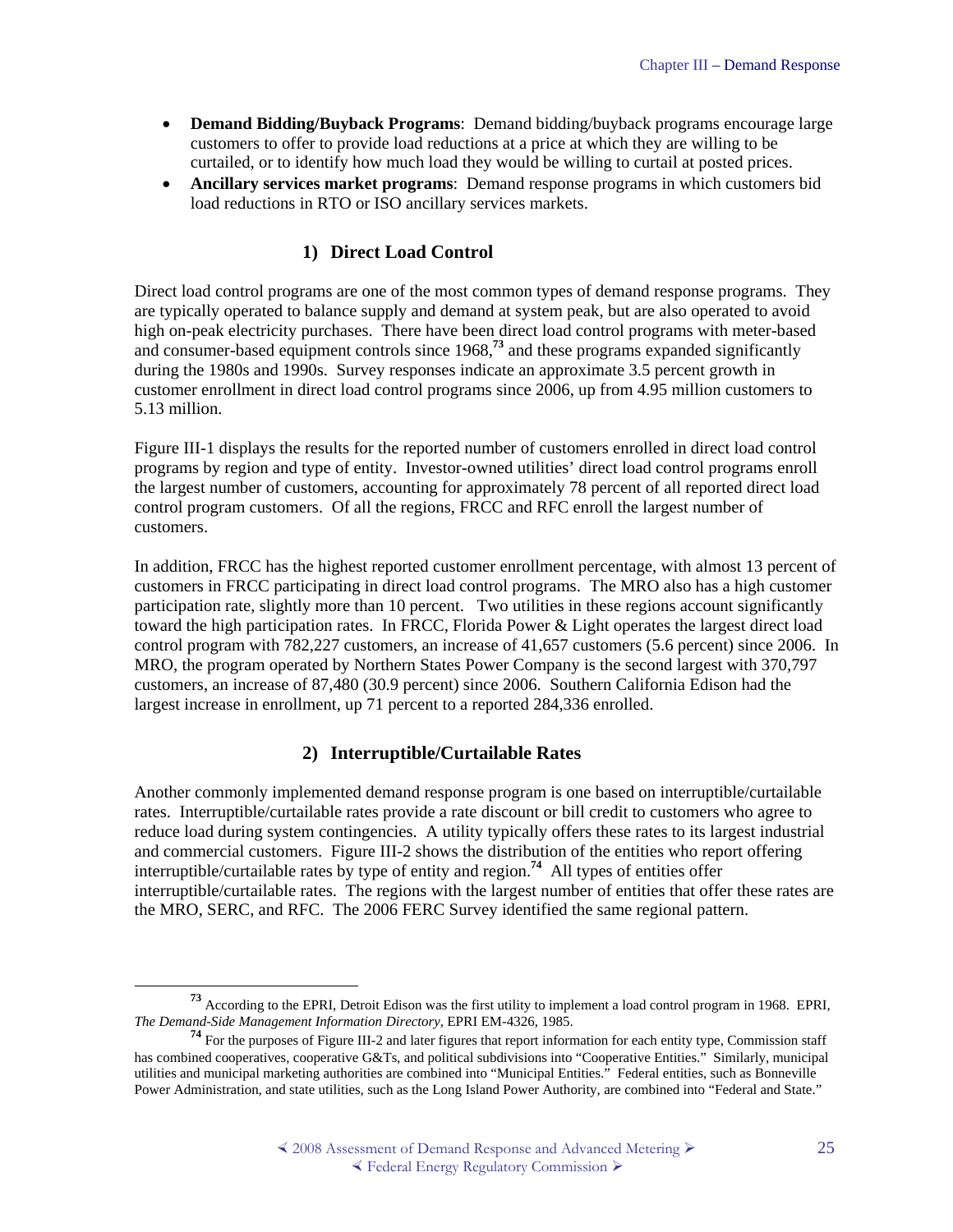- **Demand Bidding/Buyback Programs**: Demand bidding/buyback programs encourage large customers to offer to provide load reductions at a price at which they are willing to be curtailed, or to identify how much load they would be willing to curtail at posted prices.
- **Ancillary services market programs**: Demand response programs in which customers bid load reductions in RTO or ISO ancillary services markets.

### 1) Direct Load Control

Direct load control programs are one of the most common types of demand response programs. They are typically operated to balance supply and demand at system peak, but are also operated to avoid high on-peak electricity purchases. There have been direct load control programs with meter-based and consumer-based equipment controls since 1968,[73] and these programs expanded significantly during the 1980s and 1990s. Survey responses indicate an approximate 3.5 percent growth in customer enrollment in direct load control programs since 2006, up from 4.95 million customers to 5.13 million.

Figure III-1 displays the results for the reported number of customers enrolled in direct load control programs by region and type of entity. Investor-owned utilities' direct load control programs enroll the largest number of customers, accounting for approximately 78 percent of all reported direct load control program customers. Of all the regions, FRCC and RFC enroll the largest number of customers.

In addition, FRCC has the highest reported customer enrollment percentage, with almost 13 percent of customers in FRCC participating in direct load control programs. The MRO also has a high customer participation rate, slightly more than 10 percent. Two utilities in these regions account significantly toward the high participation rates. In FRCC, Florida Power & Light operates the largest direct load control program with 782,227 customers, an increase of 41,657 customers (5.6 percent) since 2006. In MRO, the program operated by Northern States Power Company is the second largest with 370,797 customers, an increase of 87,480 (30.9 percent) since 2006. Southern California Edison had the largest increase in enrollment, up 71 percent to a reported 284,336 enrolled.

### 2) Interruptible/Curtailable Rates

Another commonly implemented demand response program is one based on interruptible/curtailable rates. Interruptible/curtailable rates provide a rate discount or bill credit to customers who agree to reduce load during system contingencies. A utility typically offers these rates to its largest industrial and commercial customers. Figure III-2 shows the distribution of the entities who report offering interruptible/curtailable rates by type of entity and region.[74] All types of entities offer interruptible/curtailable rates. The regions with the largest number of entities that offer these rates are the MRO, SERC, and RFC. The 2006 FERC Survey identified the same regional pattern.

---

[73] According to the EPRI, Detroit Edison was the first utility to implement a load control program in 1968. EPRI, *The Demand-Side Management Information Directory,* EPRI EM-4326, 1985.

[74] For the purposes of Figure III-2 and later figures that report information for each entity type, Commission staff has combined cooperatives, cooperative G&Ts, and political subdivisions into "Cooperative Entities." Similarly, municipal utilities and municipal marketing authorities are combined into "Municipal Entities." Federal entities, such as Bonneville Power Administration, and state utilities, such as the Long Island Power Authority, are combined into "Federal and State."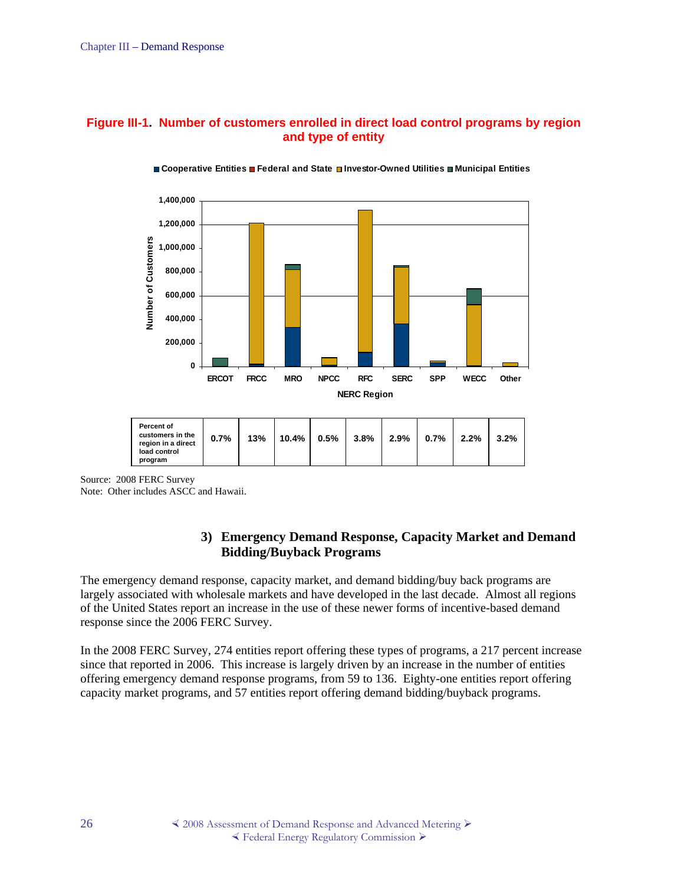**Figure III-1. Number of customers enrolled in direct load control programs by region and type of entity**

| Percent of customers in the region in a direct load control program | ERCOT | FRCC | MRO | NPCC | RFC | SERC | SPP | WECC | Other |
|---|---|---|---|---|---|---|---|---|---|
| | 0.7% | 13% | 10.4% | 0.5% | 3.8% | 2.9% | 0.7% | 2.2% | 3.2% |

Source: 2008 FERC Survey
Note: Other includes ASCC and Hawaii.

### 3) Emergency Demand Response, Capacity Market and Demand Bidding/Buyback Programs

The emergency demand response, capacity market, and demand bidding/buy back programs are largely associated with wholesale markets and have developed in the last decade. Almost all regions of the United States report an increase in the use of these newer forms of incentive-based demand response since the 2006 FERC Survey.

In the 2008 FERC Survey, 274 entities report offering these types of programs, a 217 percent increase since that reported in 2006. This increase is largely driven by an increase in the number of entities offering emergency demand response programs, from 59 to 136. Eighty-one entities report offering capacity market programs, and 57 entities report offering demand bidding/buyback programs.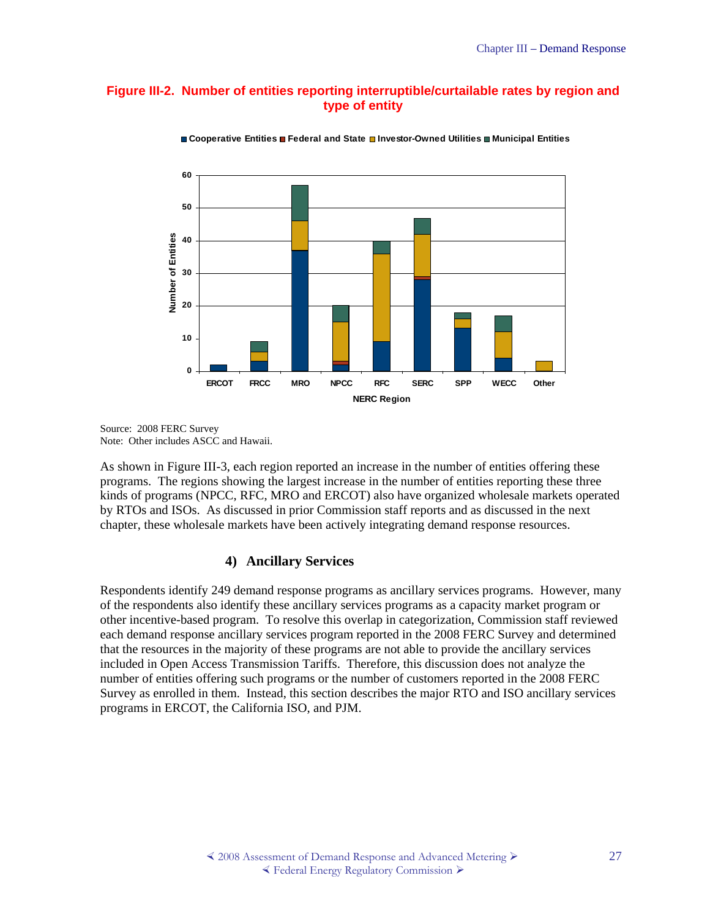**Figure III-2. Number of entities reporting interruptible/curtailable rates by region and type of entity**

Source: 2008 FERC Survey
Note: Other includes ASCC and Hawaii.

As shown in Figure III-3, each region reported an increase in the number of entities offering these programs. The regions showing the largest increase in the number of entities reporting these three kinds of programs (NPCC, RFC, MRO and ERCOT) also have organized wholesale markets operated by RTOs and ISOs. As discussed in prior Commission staff reports and as discussed in the next chapter, these wholesale markets have been actively integrating demand response resources.

### 4) Ancillary Services

Respondents identify 249 demand response programs as ancillary services programs. However, many of the respondents also identify these ancillary services programs as a capacity market program or other incentive-based program. To resolve this overlap in categorization, Commission staff reviewed each demand response ancillary services program reported in the 2008 FERC Survey and determined that the resources in the majority of these programs are not able to provide the ancillary services included in Open Access Transmission Tariffs. Therefore, this discussion does not analyze the number of entities offering such programs or the number of customers reported in the 2008 FERC Survey as enrolled in them. Instead, this section describes the major RTO and ISO ancillary services programs in ERCOT, the California ISO, and PJM.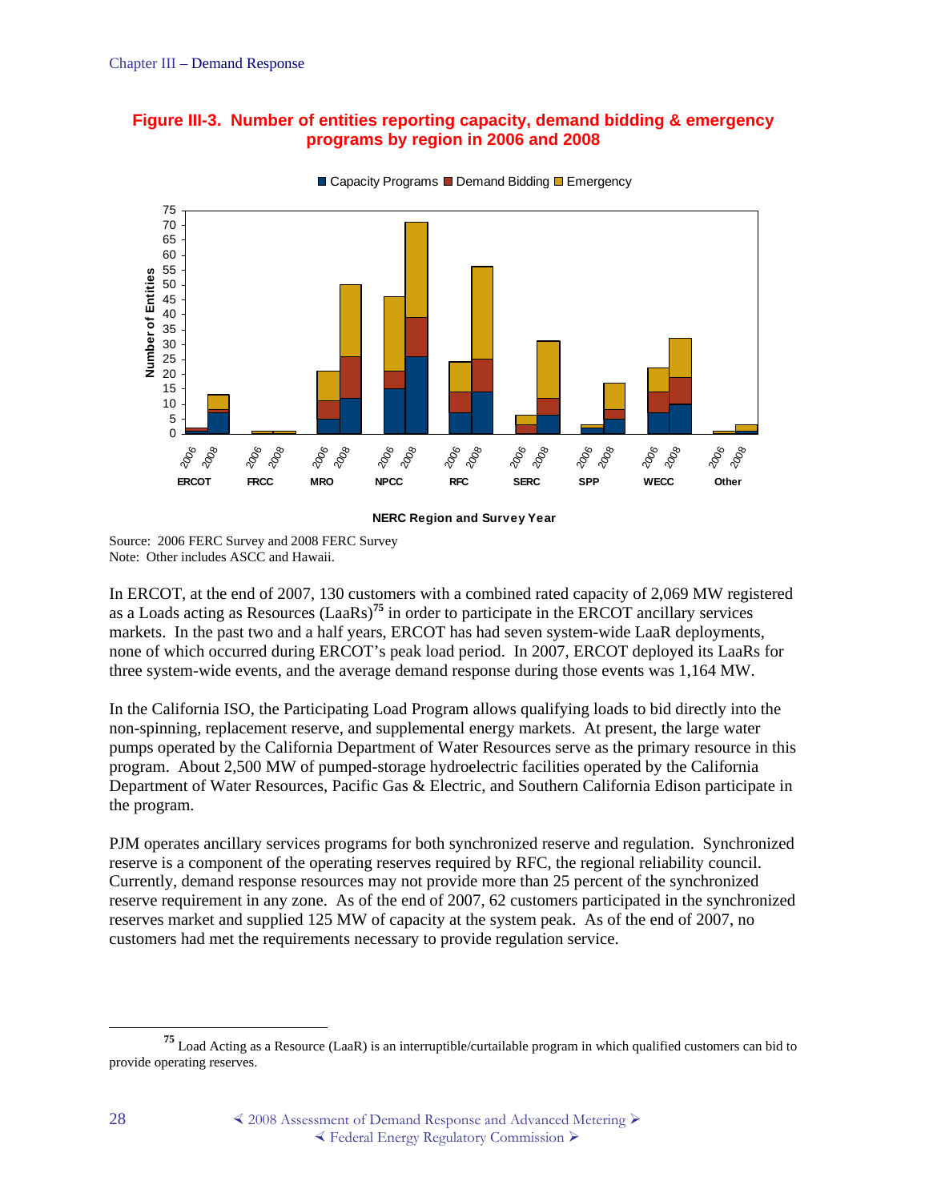**Figure III-3. Number of entities reporting capacity, demand bidding & emergency programs by region in 2006 and 2008**

Source: 2006 FERC Survey and 2008 FERC Survey
Note: Other includes ASCC and Hawaii.

In ERCOT, at the end of 2007, 130 customers with a combined rated capacity of 2,069 MW registered as a Loads acting as Resources (LaaRs)[75] in order to participate in the ERCOT ancillary services markets. In the past two and a half years, ERCOT has had seven system-wide LaaR deployments, none of which occurred during ERCOT's peak load period. In 2007, ERCOT deployed its LaaRs for three system-wide events, and the average demand response during those events was 1,164 MW.

In the California ISO, the Participating Load Program allows qualifying loads to bid directly into the non-spinning, replacement reserve, and supplemental energy markets. At present, the large water pumps operated by the California Department of Water Resources serve as the primary resource in this program. About 2,500 MW of pumped-storage hydroelectric facilities operated by the California Department of Water Resources, Pacific Gas & Electric, and Southern California Edison participate in the program.

PJM operates ancillary services programs for both synchronized reserve and regulation. Synchronized reserve is a component of the operating reserves required by RFC, the regional reliability council. Currently, demand response resources may not provide more than 25 percent of the synchronized reserve requirement in any zone. As of the end of 2007, 62 customers participated in the synchronized reserves market and supplied 125 MW of capacity at the system peak. As of the end of 2007, no customers had met the requirements necessary to provide regulation service.

[75] Load Acting as a Resource (LaaR) is an interruptible/curtailable program in which qualified customers can bid to provide operating reserves.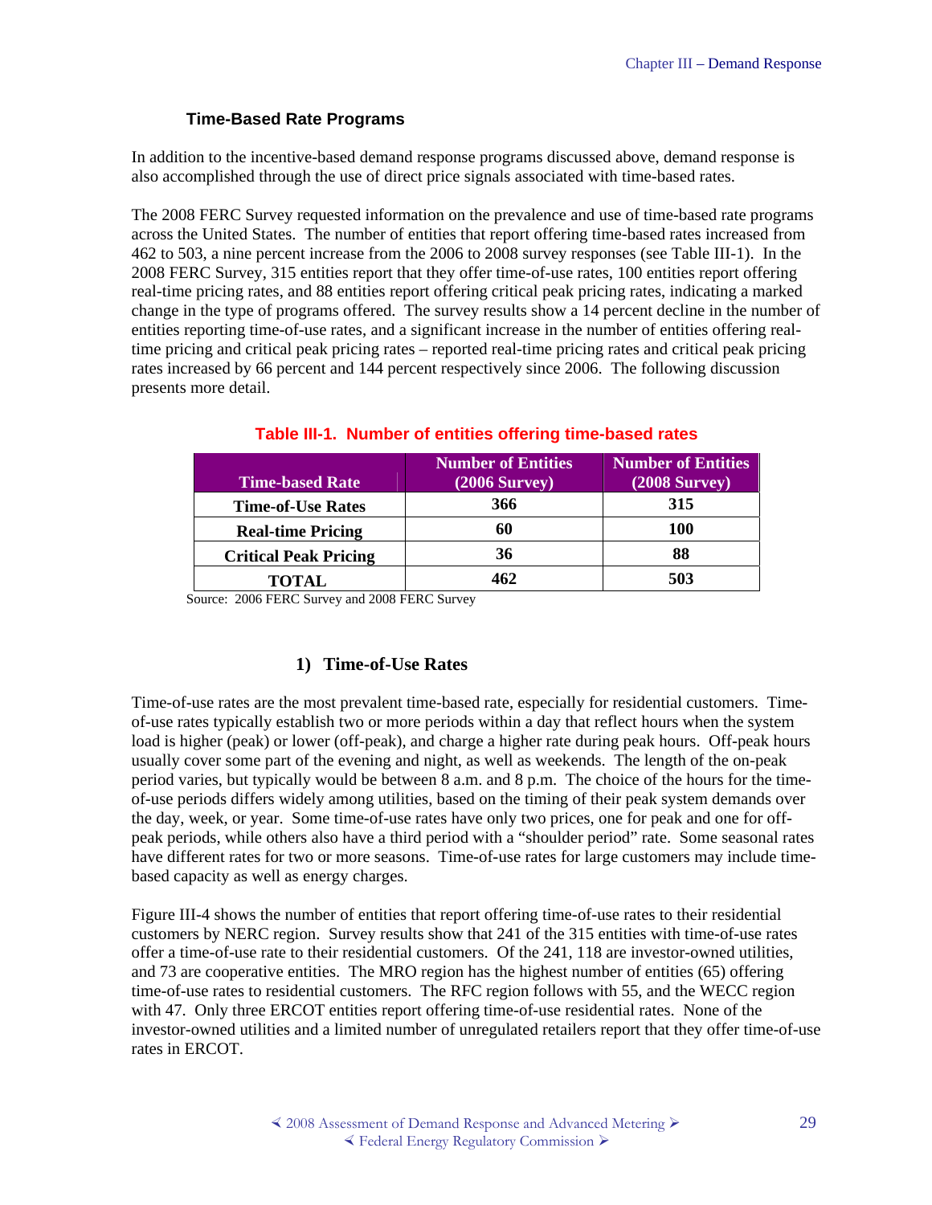### Time-Based Rate Programs

In addition to the incentive-based demand response programs discussed above, demand response is also accomplished through the use of direct price signals associated with time-based rates.

The 2008 FERC Survey requested information on the prevalence and use of time-based rate programs across the United States. The number of entities that report offering time-based rates increased from 462 to 503, a nine percent increase from the 2006 to 2008 survey responses (see Table III-1). In the 2008 FERC Survey, 315 entities report that they offer time-of-use rates, 100 entities report offering real-time pricing rates, and 88 entities report offering critical peak pricing rates, indicating a marked change in the type of programs offered. The survey results show a 14 percent decline in the number of entities reporting time-of-use rates, and a significant increase in the number of entities offering real-time pricing and critical peak pricing rates – reported real-time pricing rates and critical peak pricing rates increased by 66 percent and 144 percent respectively since 2006. The following discussion presents more detail.

**Table III-1. Number of entities offering time-based rates**

| Time-based Rate | Number of Entities (2006 Survey) | Number of Entities (2008 Survey) |
|---|---|---|
| Time-of-Use Rates | 366 | 315 |
| Real-time Pricing | 60 | 100 |
| Critical Peak Pricing | 36 | 88 |
| TOTAL | 462 | 503 |

Source: 2006 FERC Survey and 2008 FERC Survey

#### 1) Time-of-Use Rates

Time-of-use rates are the most prevalent time-based rate, especially for residential customers. Time-of-use rates typically establish two or more periods within a day that reflect hours when the system load is higher (peak) or lower (off-peak), and charge a higher rate during peak hours. Off-peak hours usually cover some part of the evening and night, as well as weekends. The length of the on-peak period varies, but typically would be between 8 a.m. and 8 p.m. The choice of the hours for the time-of-use periods differs widely among utilities, based on the timing of their peak system demands over the day, week, or year. Some time-of-use rates have only two prices, one for peak and one for off-peak periods, while others also have a third period with a "shoulder period" rate. Some seasonal rates have different rates for two or more seasons. Time-of-use rates for large customers may include time-based capacity as well as energy charges.

Figure III-4 shows the number of entities that report offering time-of-use rates to their residential customers by NERC region. Survey results show that 241 of the 315 entities with time-of-use rates offer a time-of-use rate to their residential customers. Of the 241, 118 are investor-owned utilities, and 73 are cooperative entities. The MRO region has the highest number of entities (65) offering time-of-use rates to residential customers. The RFC region follows with 55, and the WECC region with 47. Only three ERCOT entities report offering time-of-use residential rates. None of the investor-owned utilities and a limited number of unregulated retailers report that they offer time-of-use rates in ERCOT.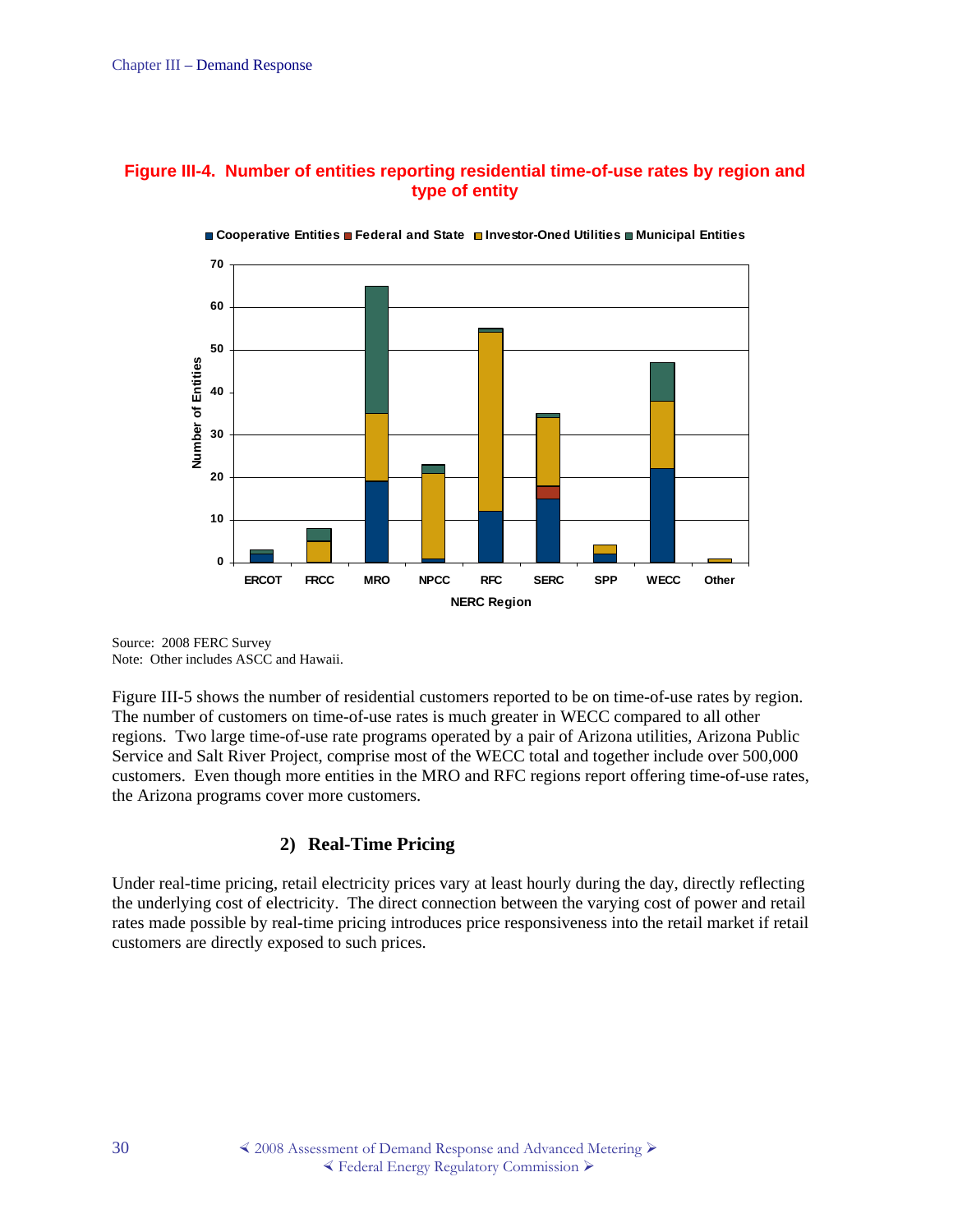**Figure III-4. Number of entities reporting residential time-of-use rates by region and type of entity**

Source: 2008 FERC Survey
Note: Other includes ASCC and Hawaii.

Figure III-5 shows the number of residential customers reported to be on time-of-use rates by region. The number of customers on time-of-use rates is much greater in WECC compared to all other regions. Two large time-of-use rate programs operated by a pair of Arizona utilities, Arizona Public Service and Salt River Project, comprise most of the WECC total and together include over 500,000 customers. Even though more entities in the MRO and RFC regions report offering time-of-use rates, the Arizona programs cover more customers.

#### 2) Real-Time Pricing

Under real-time pricing, retail electricity prices vary at least hourly during the day, directly reflecting the underlying cost of electricity. The direct connection between the varying cost of power and retail rates made possible by real-time pricing introduces price responsiveness into the retail market if retail customers are directly exposed to such prices.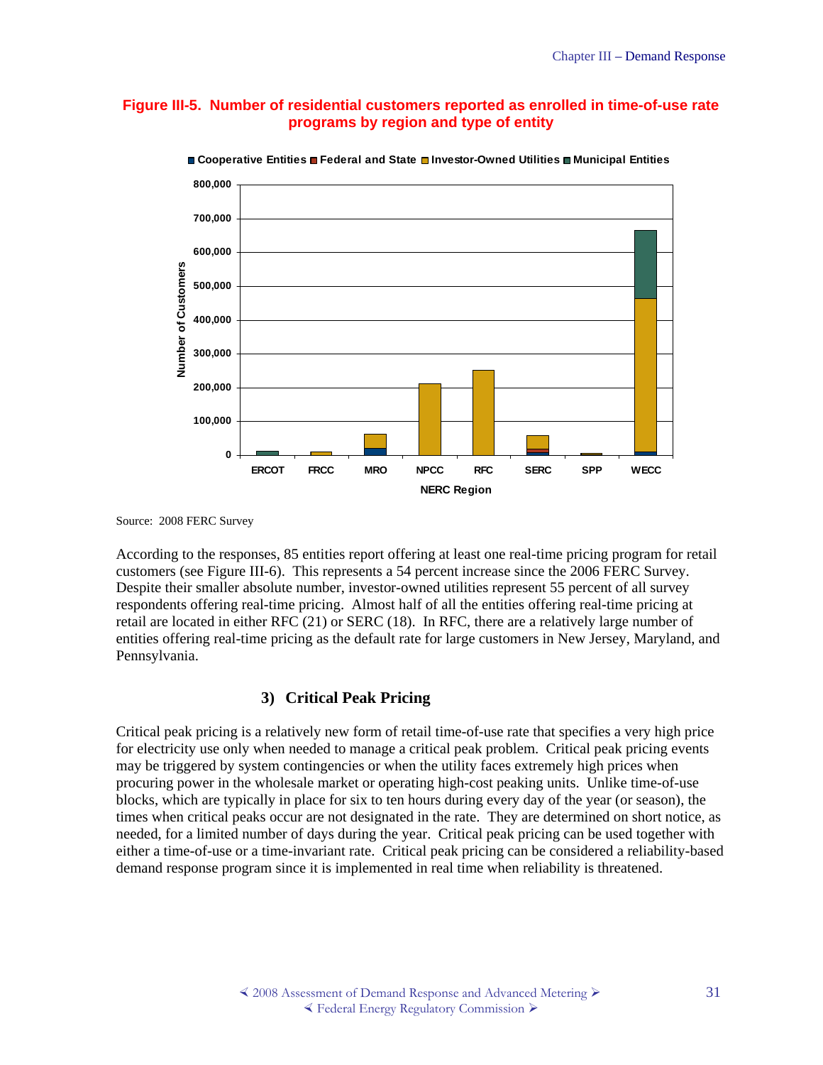**Figure III-5. Number of residential customers reported as enrolled in time-of-use rate programs by region and type of entity**

Source: 2008 FERC Survey

According to the responses, 85 entities report offering at least one real-time pricing program for retail customers (see Figure III-6). This represents a 54 percent increase since the 2006 FERC Survey. Despite their smaller absolute number, investor-owned utilities represent 55 percent of all survey respondents offering real-time pricing. Almost half of all the entities offering real-time pricing at retail are located in either RFC (21) or SERC (18). In RFC, there are a relatively large number of entities offering real-time pricing as the default rate for large customers in New Jersey, Maryland, and Pennsylvania.

### 3) Critical Peak Pricing

Critical peak pricing is a relatively new form of retail time-of-use rate that specifies a very high price for electricity use only when needed to manage a critical peak problem. Critical peak pricing events may be triggered by system contingencies or when the utility faces extremely high prices when procuring power in the wholesale market or operating high-cost peaking units. Unlike time-of-use blocks, which are typically in place for six to ten hours during every day of the year (or season), the times when critical peaks occur are not designated in the rate. They are determined on short notice, as needed, for a limited number of days during the year. Critical peak pricing can be used together with either a time-of-use or a time-invariant rate. Critical peak pricing can be considered a reliability-based demand response program since it is implemented in real time when reliability is threatened.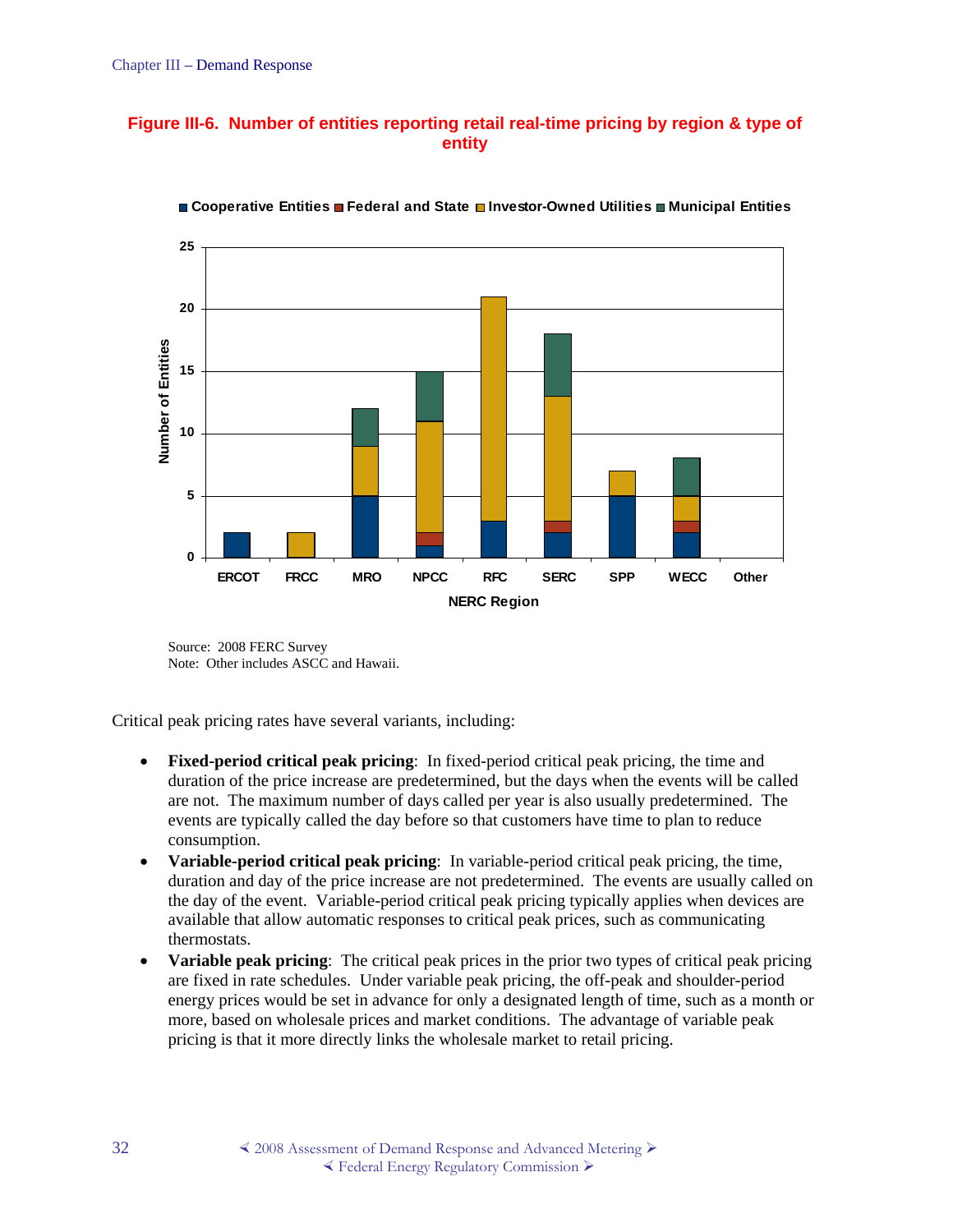**Figure III-6. Number of entities reporting retail real-time pricing by region & type of entity**

Source: 2008 FERC Survey
Note: Other includes ASCC and Hawaii.

Critical peak pricing rates have several variants, including:

- **Fixed-period critical peak pricing**: In fixed-period critical peak pricing, the time and duration of the price increase are predetermined, but the days when the events will be called are not. The maximum number of days called per year is also usually predetermined. The events are typically called the day before so that customers have time to plan to reduce consumption.
- **Variable-period critical peak pricing**: In variable-period critical peak pricing, the time, duration and day of the price increase are not predetermined. The events are usually called on the day of the event. Variable-period critical peak pricing typically applies when devices are available that allow automatic responses to critical peak prices, such as communicating thermostats.
- **Variable peak pricing**: The critical peak prices in the prior two types of critical peak pricing are fixed in rate schedules. Under variable peak pricing, the off-peak and shoulder-period energy prices would be set in advance for only a designated length of time, such as a month or more, based on wholesale prices and market conditions. The advantage of variable peak pricing is that it more directly links the wholesale market to retail pricing.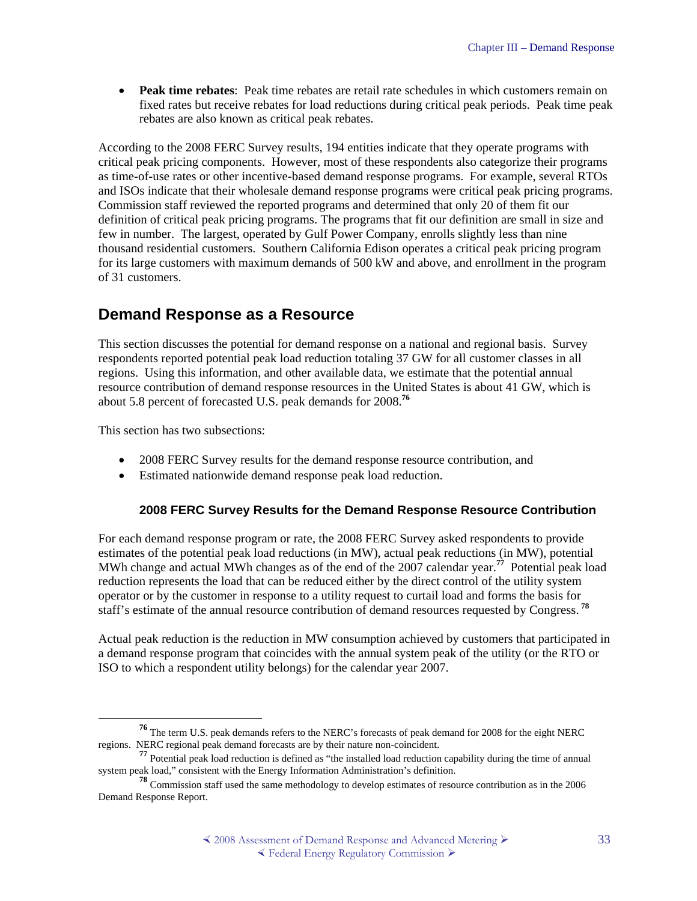- **Peak time rebates**: Peak time rebates are retail rate schedules in which customers remain on fixed rates but receive rebates for load reductions during critical peak periods. Peak time peak rebates are also known as critical peak rebates.

According to the 2008 FERC Survey results, 194 entities indicate that they operate programs with critical peak pricing components. However, most of these respondents also categorize their programs as time-of-use rates or other incentive-based demand response programs. For example, several RTOs and ISOs indicate that their wholesale demand response programs were critical peak pricing programs. Commission staff reviewed the reported programs and determined that only 20 of them fit our definition of critical peak pricing programs. The programs that fit our definition are small in size and few in number. The largest, operated by Gulf Power Company, enrolls slightly less than nine thousand residential customers. Southern California Edison operates a critical peak pricing program for its large customers with maximum demands of 500 kW and above, and enrollment in the program of 31 customers.

## Demand Response as a Resource

This section discusses the potential for demand response on a national and regional basis. Survey respondents reported potential peak load reduction totaling 37 GW for all customer classes in all regions. Using this information, and other available data, we estimate that the potential annual resource contribution of demand response resources in the United States is about 41 GW, which is about 5.8 percent of forecasted U.S. peak demands for 2008.[76]

This section has two subsections:

- 2008 FERC Survey results for the demand response resource contribution, and
- Estimated nationwide demand response peak load reduction.

### 2008 FERC Survey Results for the Demand Response Resource Contribution

For each demand response program or rate, the 2008 FERC Survey asked respondents to provide estimates of the potential peak load reductions (in MW), actual peak reductions (in MW), potential MWh change and actual MWh changes as of the end of the 2007 calendar year.[77] Potential peak load reduction represents the load that can be reduced either by the direct control of the utility system operator or by the customer in response to a utility request to curtail load and forms the basis for staff's estimate of the annual resource contribution of demand resources requested by Congress.[78]

Actual peak reduction is the reduction in MW consumption achieved by customers that participated in a demand response program that coincides with the annual system peak of the utility (or the RTO or ISO to which a respondent utility belongs) for the calendar year 2007.

---

[76] The term U.S. peak demands refers to the NERC's forecasts of peak demand for 2008 for the eight NERC regions. NERC regional peak demand forecasts are by their nature non-coincident.

[77] Potential peak load reduction is defined as "the installed load reduction capability during the time of annual system peak load," consistent with the Energy Information Administration's definition.

[78] Commission staff used the same methodology to develop estimates of resource contribution as in the 2006 Demand Response Report.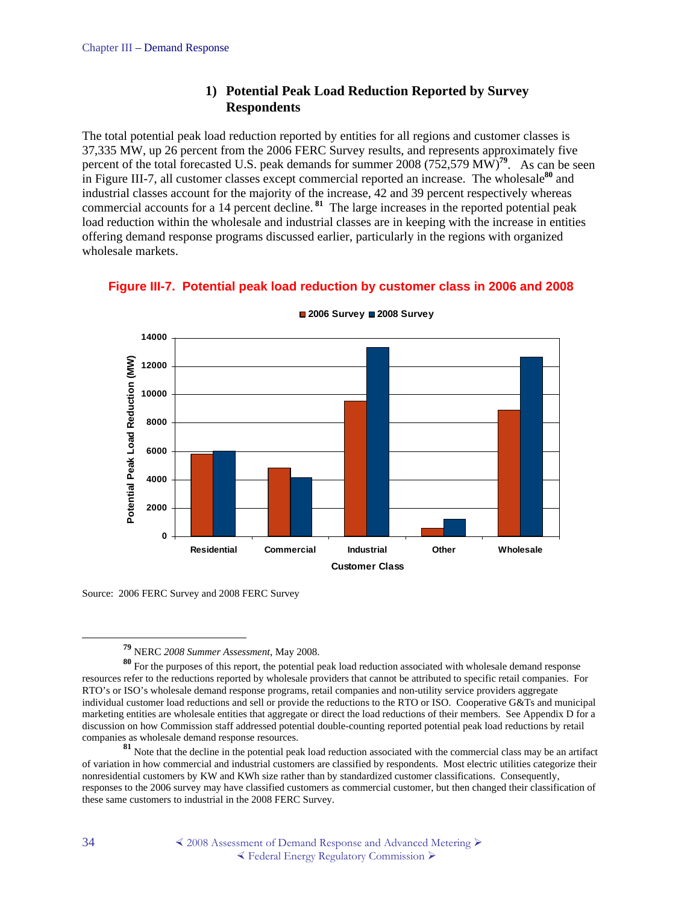### 1) Potential Peak Load Reduction Reported by Survey Respondents

The total potential peak load reduction reported by entities for all regions and customer classes is 37,335 MW, up 26 percent from the 2006 FERC Survey results, and represents approximately five percent of the total forecasted U.S. peak demands for summer 2008 (752,579 MW)[79]. As can be seen in Figure III-7, all customer classes except commercial reported an increase. The wholesale[80] and industrial classes account for the majority of the increase, 42 and 39 percent respectively whereas commercial accounts for a 14 percent decline.[81] The large increases in the reported potential peak load reduction within the wholesale and industrial classes are in keeping with the increase in entities offering demand response programs discussed earlier, particularly in the regions with organized wholesale markets.

**Figure III-7. Potential peak load reduction by customer class in 2006 and 2008**

Source: 2006 FERC Survey and 2008 FERC Survey

---

[79] NERC *2008 Summer Assessment*, May 2008.

[80] For the purposes of this report, the potential peak load reduction associated with wholesale demand response resources refer to the reductions reported by wholesale providers that cannot be attributed to specific retail companies. For RTO's or ISO's wholesale demand response programs, retail companies and non-utility service providers aggregate individual customer load reductions and sell or provide the reductions to the RTO or ISO. Cooperative G&Ts and municipal marketing entities are wholesale entities that aggregate or direct the load reductions of their members. See Appendix D for a discussion on how Commission staff addressed potential double-counting reported potential peak load reductions by retail companies as wholesale demand response resources.

[81] Note that the decline in the potential peak load reduction associated with the commercial class may be an artifact of variation in how commercial and industrial customers are classified by respondents. Most electric utilities categorize their nonresidential customers by KW and KWh size rather than by standardized customer classifications. Consequently, responses to the 2006 survey may have classified customers as commercial customer, but then changed their classification of these same customers to industrial in the 2008 FERC Survey.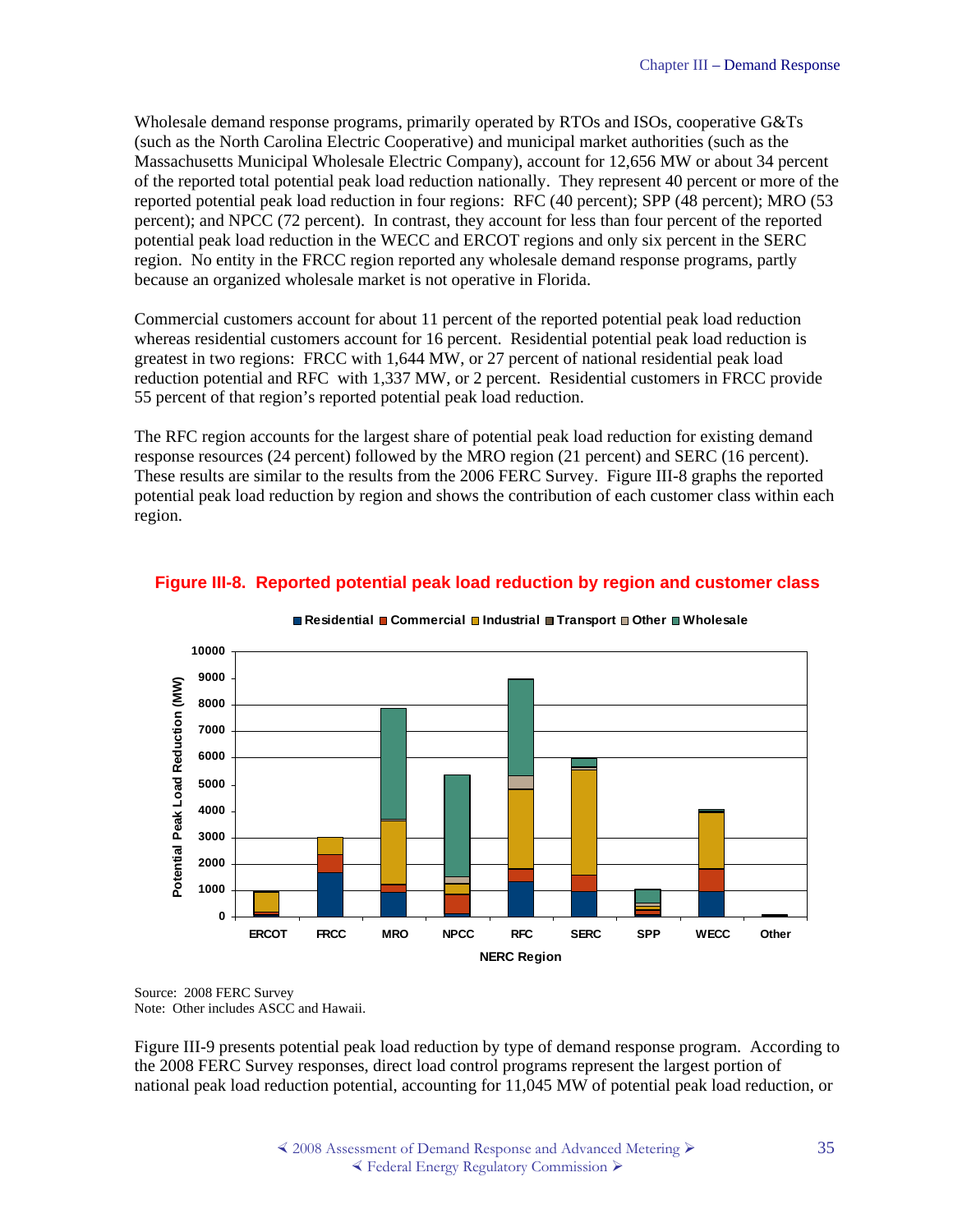Wholesale demand response programs, primarily operated by RTOs and ISOs, cooperative G&Ts (such as the North Carolina Electric Cooperative) and municipal market authorities (such as the Massachusetts Municipal Wholesale Electric Company), account for 12,656 MW or about 34 percent of the reported total potential peak load reduction nationally. They represent 40 percent or more of the reported potential peak load reduction in four regions: RFC (40 percent); SPP (48 percent); MRO (53 percent); and NPCC (72 percent). In contrast, they account for less than four percent of the reported potential peak load reduction in the WECC and ERCOT regions and only six percent in the SERC region. No entity in the FRCC region reported any wholesale demand response programs, partly because an organized wholesale market is not operative in Florida.

Commercial customers account for about 11 percent of the reported potential peak load reduction whereas residential customers account for 16 percent. Residential potential peak load reduction is greatest in two regions: FRCC with 1,644 MW, or 27 percent of national residential peak load reduction potential and RFC with 1,337 MW, or 2 percent. Residential customers in FRCC provide 55 percent of that region's reported potential peak load reduction.

The RFC region accounts for the largest share of potential peak load reduction for existing demand response resources (24 percent) followed by the MRO region (21 percent) and SERC (16 percent). These results are similar to the results from the 2006 FERC Survey. Figure III-8 graphs the reported potential peak load reduction by region and shows the contribution of each customer class within each region.

**Figure III-8. Reported potential peak load reduction by region and customer class**

Source: 2008 FERC Survey
Note: Other includes ASCC and Hawaii.

Figure III-9 presents potential peak load reduction by type of demand response program. According to the 2008 FERC Survey responses, direct load control programs represent the largest portion of national peak load reduction potential, accounting for 11,045 MW of potential peak load reduction, or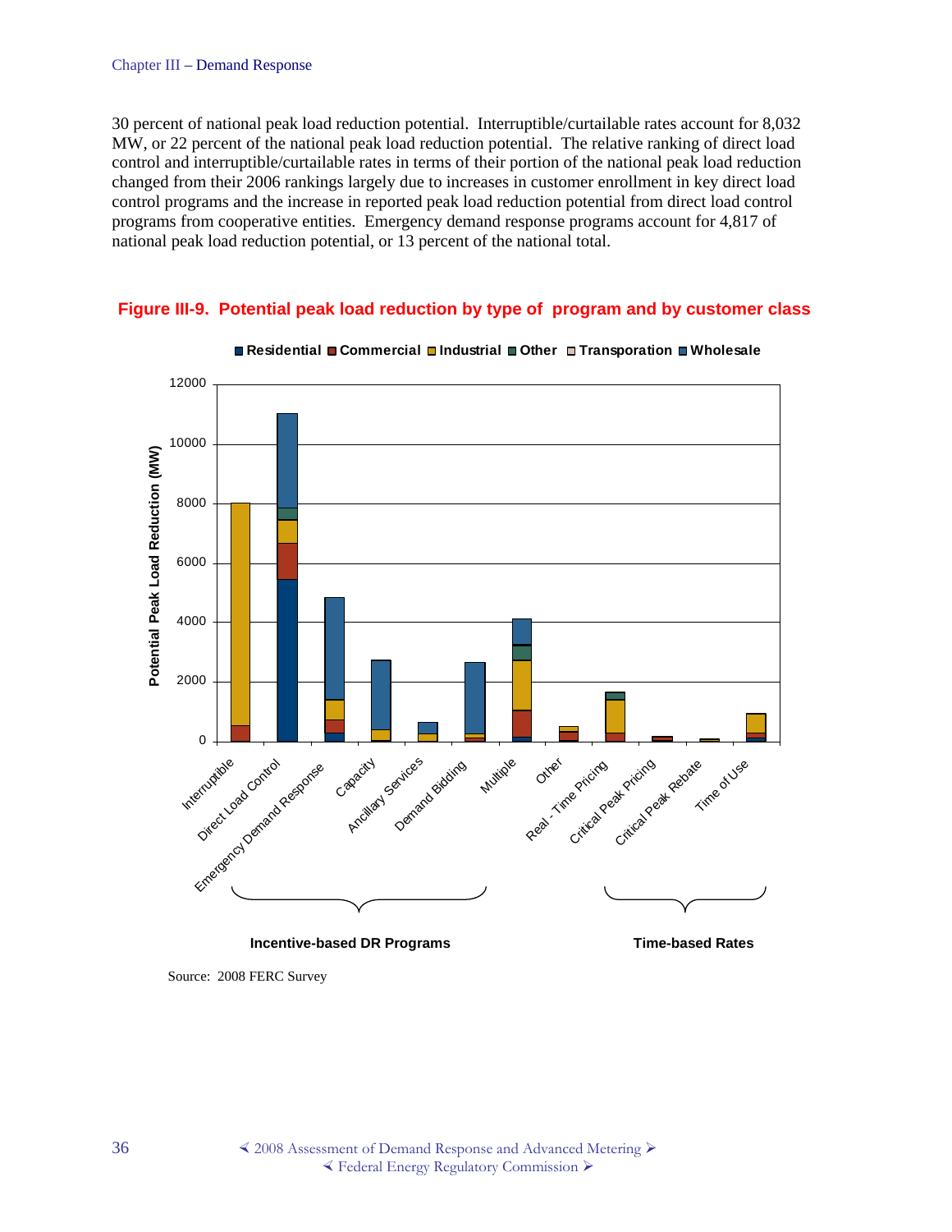30 percent of national peak load reduction potential. Interruptible/curtailable rates account for 8,032 MW, or 22 percent of the national peak load reduction potential. The relative ranking of direct load control and interruptible/curtailable rates in terms of their portion of the national peak load reduction changed from their 2006 rankings largely due to increases in customer enrollment in key direct load control programs and the increase in reported peak load reduction potential from direct load control programs from cooperative entities. Emergency demand response programs account for 4,817 of national peak load reduction potential, or 13 percent of the national total.

**Figure III-9. Potential peak load reduction by type of program and by customer class**

Source: 2008 FERC Survey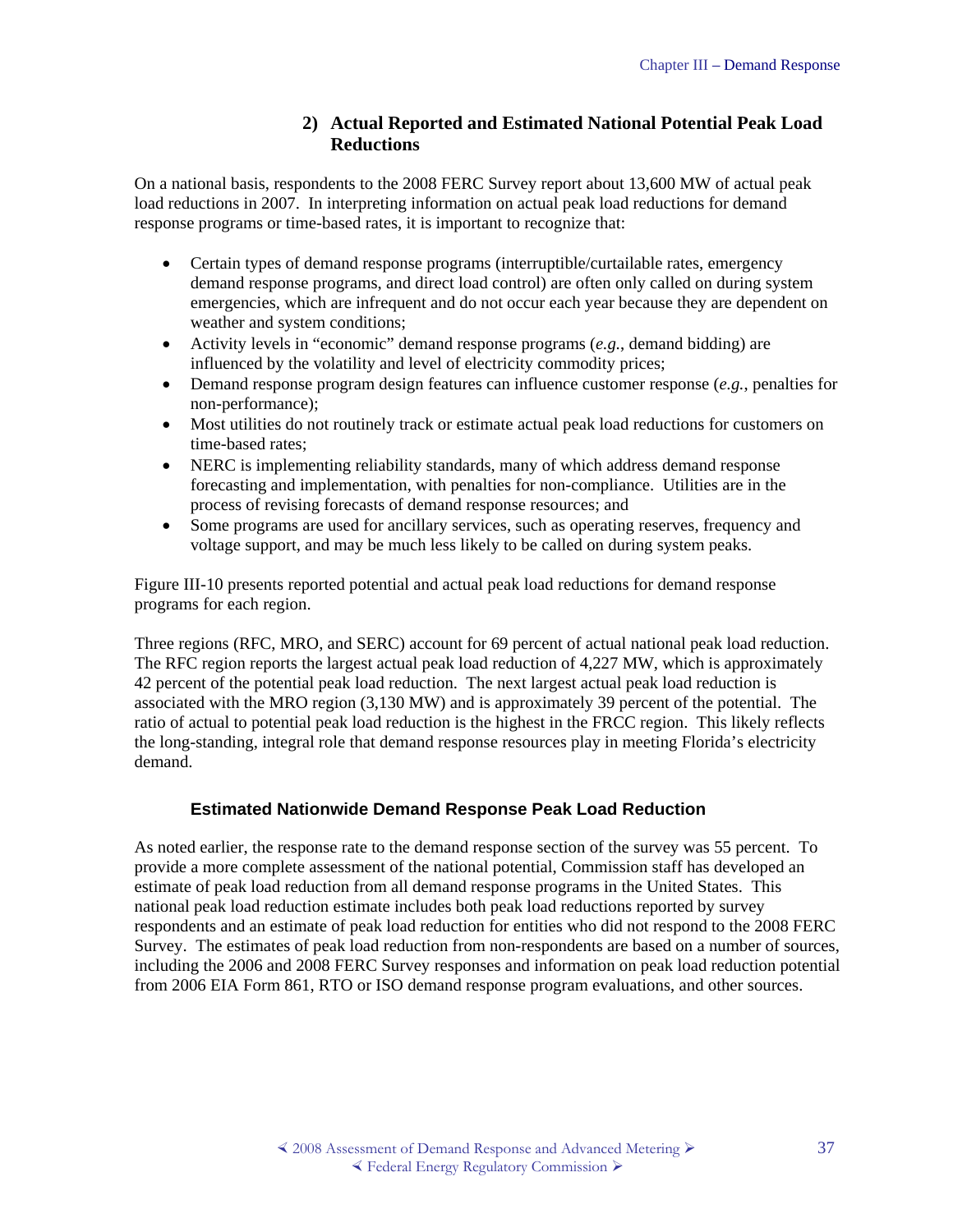### 2) Actual Reported and Estimated National Potential Peak Load Reductions

On a national basis, respondents to the 2008 FERC Survey report about 13,600 MW of actual peak load reductions in 2007. In interpreting information on actual peak load reductions for demand response programs or time-based rates, it is important to recognize that:

- Certain types of demand response programs (interruptible/curtailable rates, emergency demand response programs, and direct load control) are often only called on during system emergencies, which are infrequent and do not occur each year because they are dependent on weather and system conditions;
- Activity levels in "economic" demand response programs (*e.g.*, demand bidding) are influenced by the volatility and level of electricity commodity prices;
- Demand response program design features can influence customer response (*e.g.*, penalties for non-performance);
- Most utilities do not routinely track or estimate actual peak load reductions for customers on time-based rates;
- NERC is implementing reliability standards, many of which address demand response forecasting and implementation, with penalties for non-compliance. Utilities are in the process of revising forecasts of demand response resources; and
- Some programs are used for ancillary services, such as operating reserves, frequency and voltage support, and may be much less likely to be called on during system peaks.

Figure III-10 presents reported potential and actual peak load reductions for demand response programs for each region.

Three regions (RFC, MRO, and SERC) account for 69 percent of actual national peak load reduction. The RFC region reports the largest actual peak load reduction of 4,227 MW, which is approximately 42 percent of the potential peak load reduction. The next largest actual peak load reduction is associated with the MRO region (3,130 MW) and is approximately 39 percent of the potential. The ratio of actual to potential peak load reduction is the highest in the FRCC region. This likely reflects the long-standing, integral role that demand response resources play in meeting Florida's electricity demand.

#### Estimated Nationwide Demand Response Peak Load Reduction

As noted earlier, the response rate to the demand response section of the survey was 55 percent. To provide a more complete assessment of the national potential, Commission staff has developed an estimate of peak load reduction from all demand response programs in the United States. This national peak load reduction estimate includes both peak load reductions reported by survey respondents and an estimate of peak load reduction for entities who did not respond to the 2008 FERC Survey. The estimates of peak load reduction from non-respondents are based on a number of sources, including the 2006 and 2008 FERC Survey responses and information on peak load reduction potential from 2006 EIA Form 861, RTO or ISO demand response program evaluations, and other sources.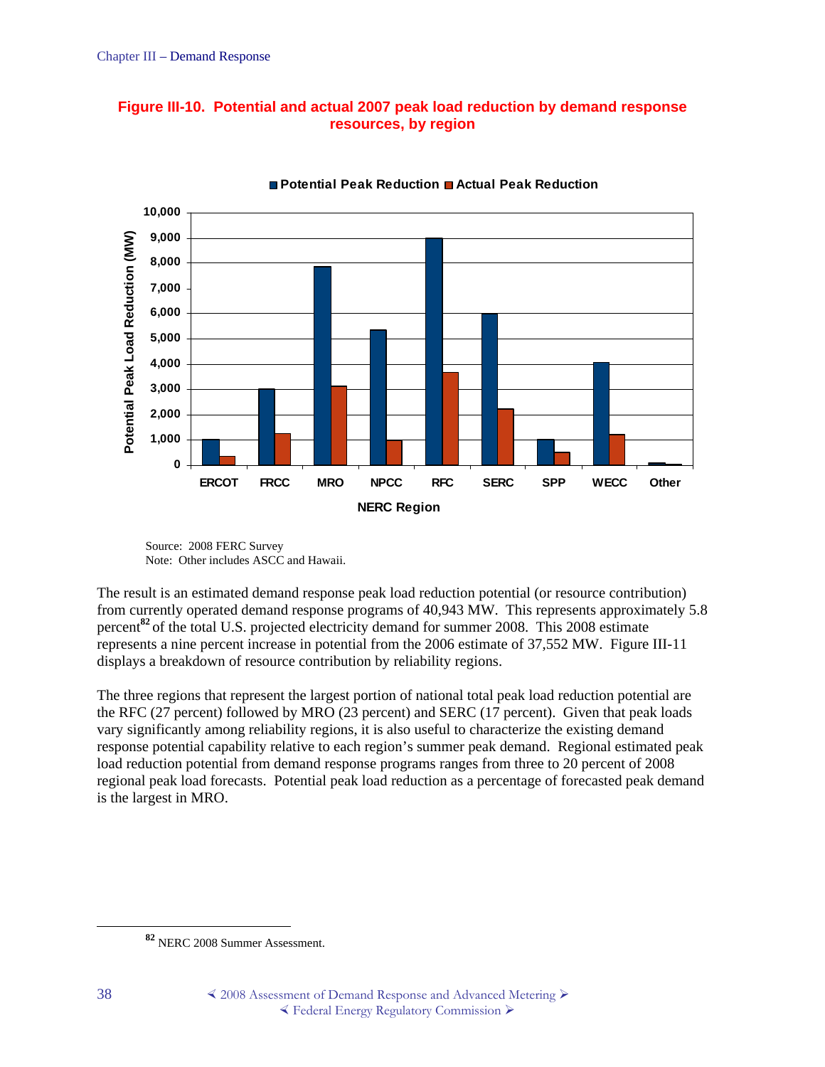**Figure III-10. Potential and actual 2007 peak load reduction by demand response resources, by region**

Source: 2008 FERC Survey
Note: Other includes ASCC and Hawaii.

The result is an estimated demand response peak load reduction potential (or resource contribution) from currently operated demand response programs of 40,943 MW. This represents approximately 5.8 percent[82] of the total U.S. projected electricity demand for summer 2008. This 2008 estimate represents a nine percent increase in potential from the 2006 estimate of 37,552 MW. Figure III-11 displays a breakdown of resource contribution by reliability regions.

The three regions that represent the largest portion of national total peak load reduction potential are the RFC (27 percent) followed by MRO (23 percent) and SERC (17 percent). Given that peak loads vary significantly among reliability regions, it is also useful to characterize the existing demand response potential capability relative to each region's summer peak demand. Regional estimated peak load reduction potential from demand response programs ranges from three to 20 percent of 2008 regional peak load forecasts. Potential peak load reduction as a percentage of forecasted peak demand is the largest in MRO.

[82] NERC 2008 Summer Assessment.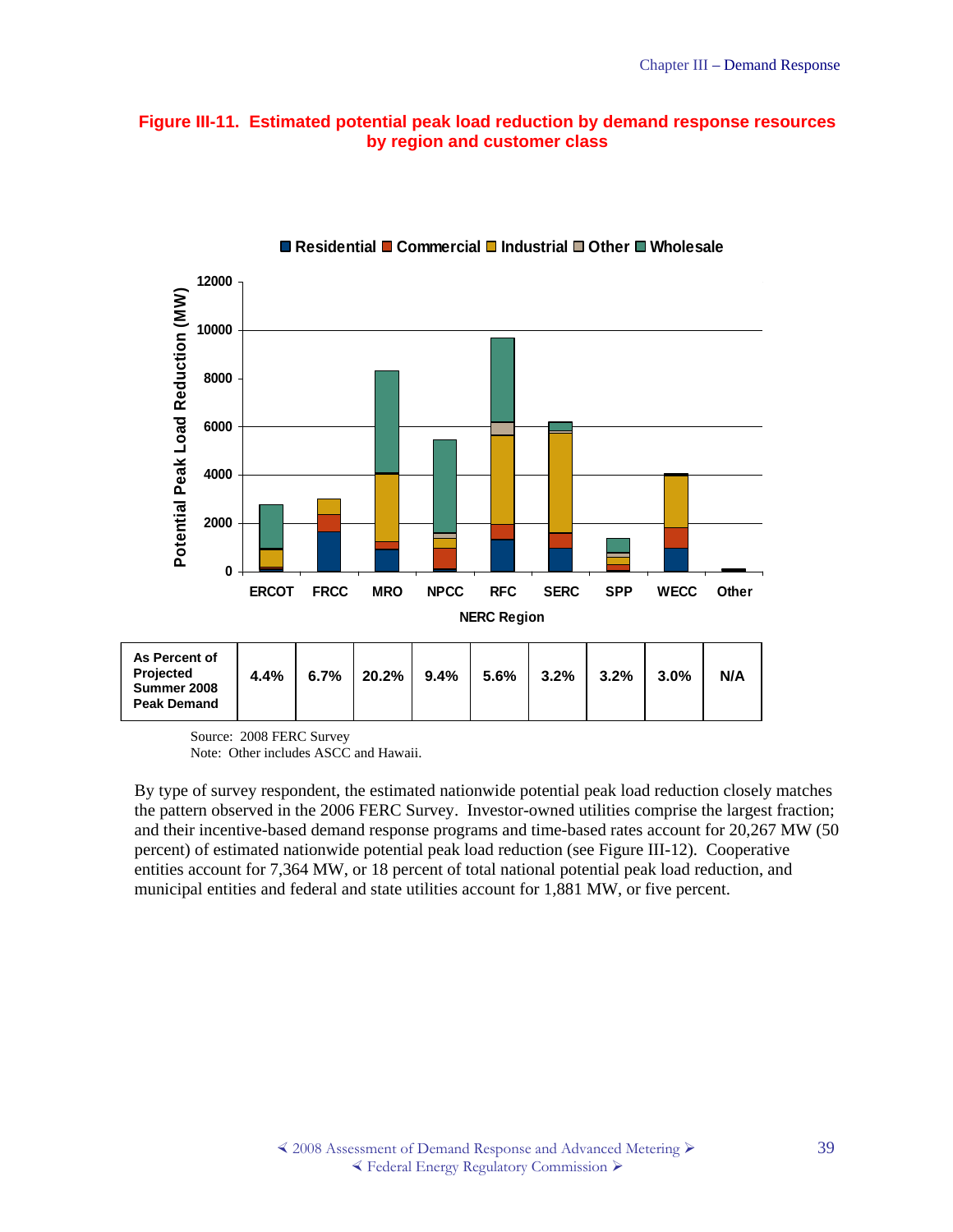**Figure III-11. Estimated potential peak load reduction by demand response resources by region and customer class**

| As Percent of Projected Summer 2008 Peak Demand | ERCOT | FRCC | MRO | NPCC | RFC | SERC | SPP | WECC | Other |
|---|---|---|---|---|---|---|---|---|---|
| | 4.4% | 6.7% | 20.2% | 9.4% | 5.6% | 3.2% | 3.2% | 3.0% | N/A |

Source: 2008 FERC Survey
Note: Other includes ASCC and Hawaii.

By type of survey respondent, the estimated nationwide potential peak load reduction closely matches the pattern observed in the 2006 FERC Survey. Investor-owned utilities comprise the largest fraction; and their incentive-based demand response programs and time-based rates account for 20,267 MW (50 percent) of estimated nationwide potential peak load reduction (see Figure III-12). Cooperative entities account for 7,364 MW, or 18 percent of total national potential peak load reduction, and municipal entities and federal and state utilities account for 1,881 MW, or five percent.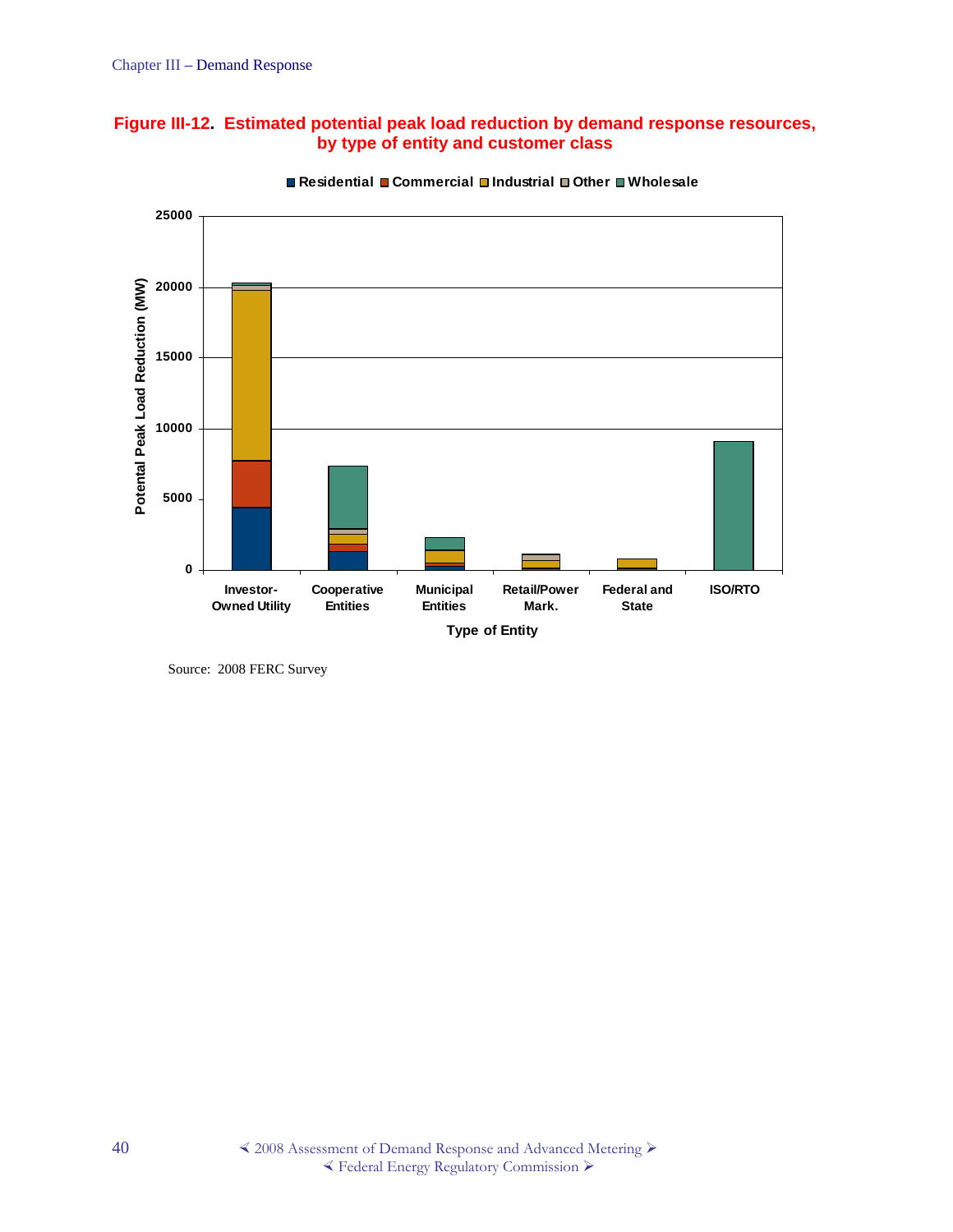**Figure III-12. Estimated potential peak load reduction by demand response resources, by type of entity and customer class**

Source: 2008 FERC Survey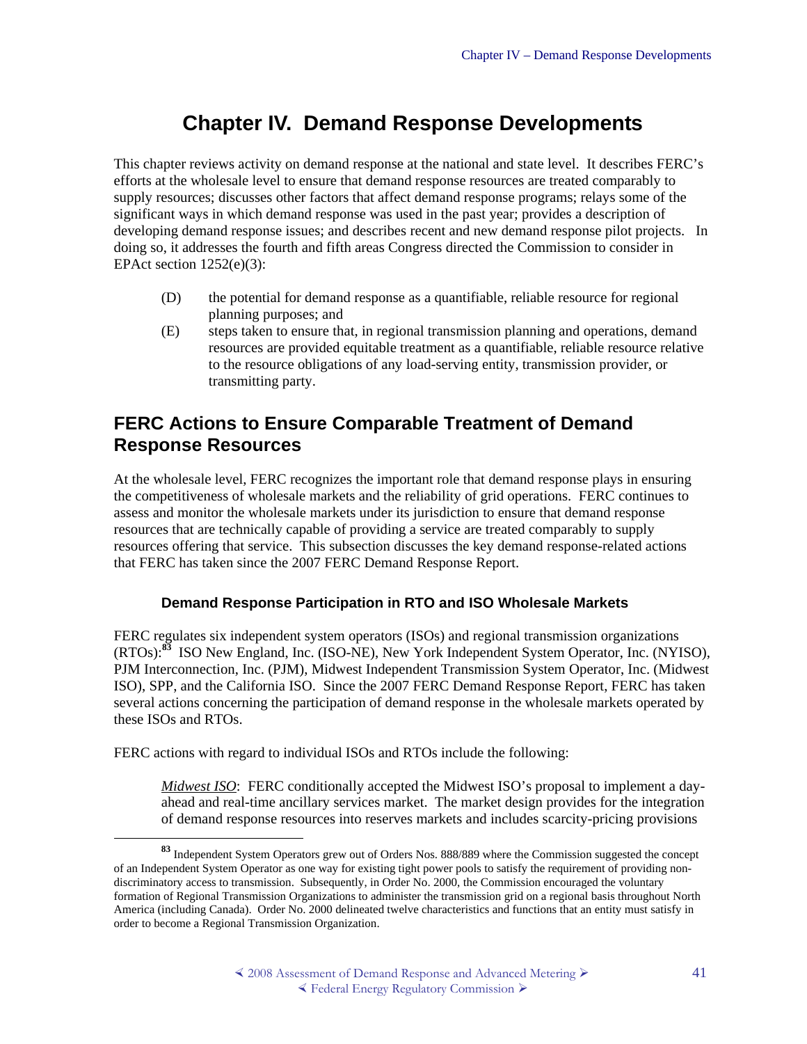# Chapter IV. Demand Response Developments

This chapter reviews activity on demand response at the national and state level. It describes FERC's efforts at the wholesale level to ensure that demand response resources are treated comparably to supply resources; discusses other factors that affect demand response programs; relays some of the significant ways in which demand response was used in the past year; provides a description of developing demand response issues; and describes recent and new demand response pilot projects. In doing so, it addresses the fourth and fifth areas Congress directed the Commission to consider in EPAct section 1252(e)(3):

(D) the potential for demand response as a quantifiable, reliable resource for regional planning purposes; and

(E) steps taken to ensure that, in regional transmission planning and operations, demand resources are provided equitable treatment as a quantifiable, reliable resource relative to the resource obligations of any load-serving entity, transmission provider, or transmitting party.

## FERC Actions to Ensure Comparable Treatment of Demand Response Resources

At the wholesale level, FERC recognizes the important role that demand response plays in ensuring the competitiveness of wholesale markets and the reliability of grid operations. FERC continues to assess and monitor the wholesale markets under its jurisdiction to ensure that demand response resources that are technically capable of providing a service are treated comparably to supply resources offering that service. This subsection discusses the key demand response-related actions that FERC has taken since the 2007 FERC Demand Response Report.

### Demand Response Participation in RTO and ISO Wholesale Markets

FERC regulates six independent system operators (ISOs) and regional transmission organizations (RTOs):[83] ISO New England, Inc. (ISO-NE), New York Independent System Operator, Inc. (NYISO), PJM Interconnection, Inc. (PJM), Midwest Independent Transmission System Operator, Inc. (Midwest ISO), SPP, and the California ISO. Since the 2007 FERC Demand Response Report, FERC has taken several actions concerning the participation of demand response in the wholesale markets operated by these ISOs and RTOs.

FERC actions with regard to individual ISOs and RTOs include the following:

> *Midwest ISO*: FERC conditionally accepted the Midwest ISO's proposal to implement a day-ahead and real-time ancillary services market. The market design provides for the integration of demand response resources into reserves markets and includes scarcity-pricing provisions

[83] Independent System Operators grew out of Orders Nos. 888/889 where the Commission suggested the concept of an Independent System Operator as one way for existing tight power pools to satisfy the requirement of providing non-discriminatory access to transmission. Subsequently, in Order No. 2000, the Commission encouraged the voluntary formation of Regional Transmission Organizations to administer the transmission grid on a regional basis throughout North America (including Canada). Order No. 2000 delineated twelve characteristics and functions that an entity must satisfy in order to become a Regional Transmission Organization.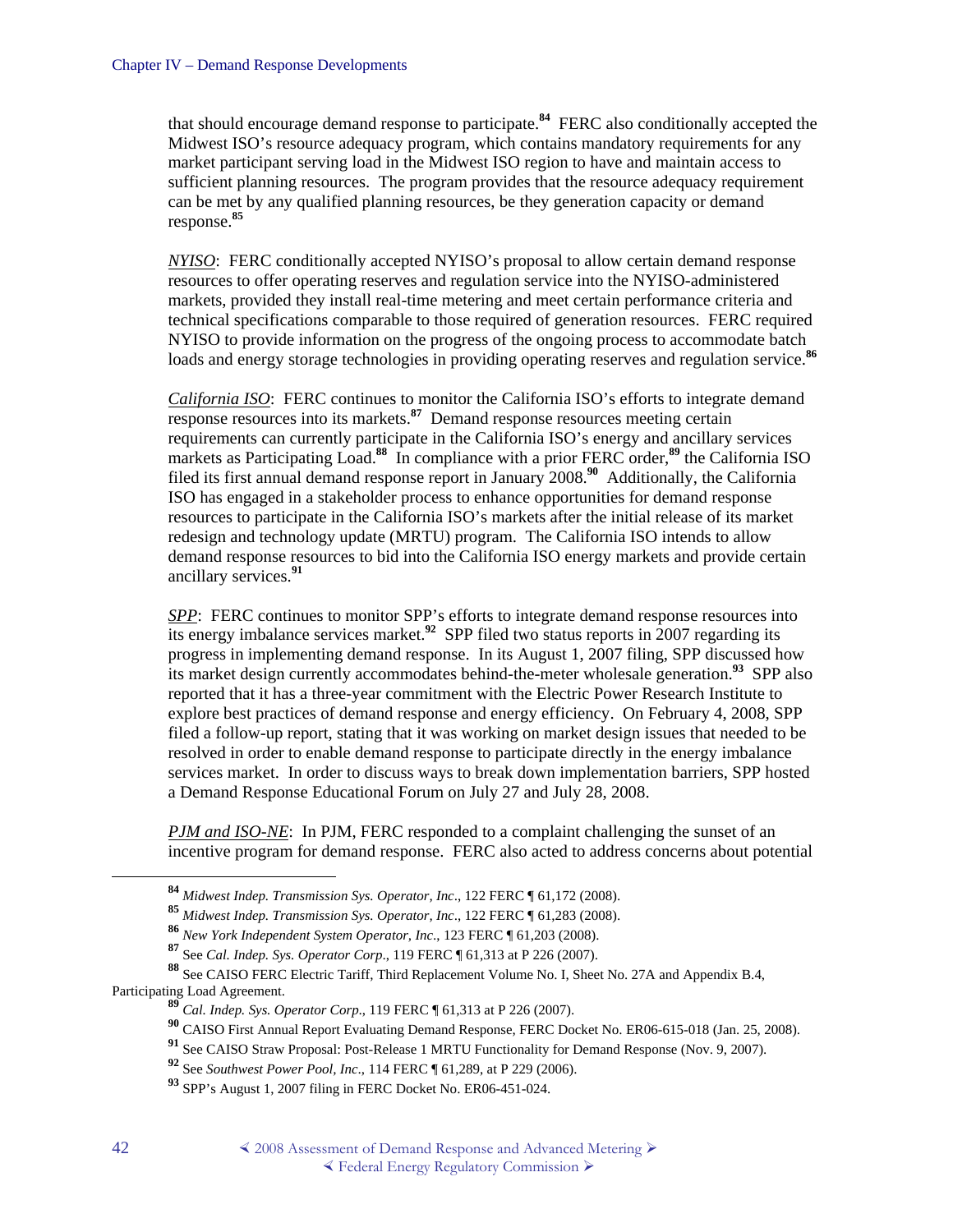that should encourage demand response to participate.[84] FERC also conditionally accepted the Midwest ISO's resource adequacy program, which contains mandatory requirements for any market participant serving load in the Midwest ISO region to have and maintain access to sufficient planning resources. The program provides that the resource adequacy requirement can be met by any qualified planning resources, be they generation capacity or demand response.[85]

*NYISO*: FERC conditionally accepted NYISO's proposal to allow certain demand response resources to offer operating reserves and regulation service into the NYISO-administered markets, provided they install real-time metering and meet certain performance criteria and technical specifications comparable to those required of generation resources. FERC required NYISO to provide information on the progress of the ongoing process to accommodate batch loads and energy storage technologies in providing operating reserves and regulation service.[86]

*California ISO*: FERC continues to monitor the California ISO's efforts to integrate demand response resources into its markets.[87] Demand response resources meeting certain requirements can currently participate in the California ISO's energy and ancillary services markets as Participating Load.[88] In compliance with a prior FERC order,[89] the California ISO filed its first annual demand response report in January 2008.[90] Additionally, the California ISO has engaged in a stakeholder process to enhance opportunities for demand response resources to participate in the California ISO's markets after the initial release of its market redesign and technology update (MRTU) program. The California ISO intends to allow demand response resources to bid into the California ISO energy markets and provide certain ancillary services.[91]

*SPP*: FERC continues to monitor SPP's efforts to integrate demand response resources into its energy imbalance services market.[92] SPP filed two status reports in 2007 regarding its progress in implementing demand response. In its August 1, 2007 filing, SPP discussed how its market design currently accommodates behind-the-meter wholesale generation.[93] SPP also reported that it has a three-year commitment with the Electric Power Research Institute to explore best practices of demand response and energy efficiency. On February 4, 2008, SPP filed a follow-up report, stating that it was working on market design issues that needed to be resolved in order to enable demand response to participate directly in the energy imbalance services market. In order to discuss ways to break down implementation barriers, SPP hosted a Demand Response Educational Forum on July 27 and July 28, 2008.

*PJM and ISO-NE*: In PJM, FERC responded to a complaint challenging the sunset of an incentive program for demand response. FERC also acted to address concerns about potential

---

[84] *Midwest Indep. Transmission Sys. Operator, Inc*., 122 FERC ¶ 61,172 (2008).

[85] *Midwest Indep. Transmission Sys. Operator, Inc*., 122 FERC ¶ 61,283 (2008).

[86] *New York Independent System Operator, Inc*., 123 FERC ¶ 61,203 (2008).

[87] See *Cal. Indep. Sys. Operator Corp*., 119 FERC ¶ 61,313 at P 226 (2007).

[88] See CAISO FERC Electric Tariff, Third Replacement Volume No. I, Sheet No. 27A and Appendix B.4, Participating Load Agreement.

[89] *Cal. Indep. Sys. Operator Corp*., 119 FERC ¶ 61,313 at P 226 (2007).

[90] CAISO First Annual Report Evaluating Demand Response, FERC Docket No. ER06-615-018 (Jan. 25, 2008).

[91] See CAISO Straw Proposal: Post-Release 1 MRTU Functionality for Demand Response (Nov. 9, 2007).

[92] See *Southwest Power Pool, Inc*., 114 FERC ¶ 61,289, at P 229 (2006).

[93] SPP's August 1, 2007 filing in FERC Docket No. ER06-451-024.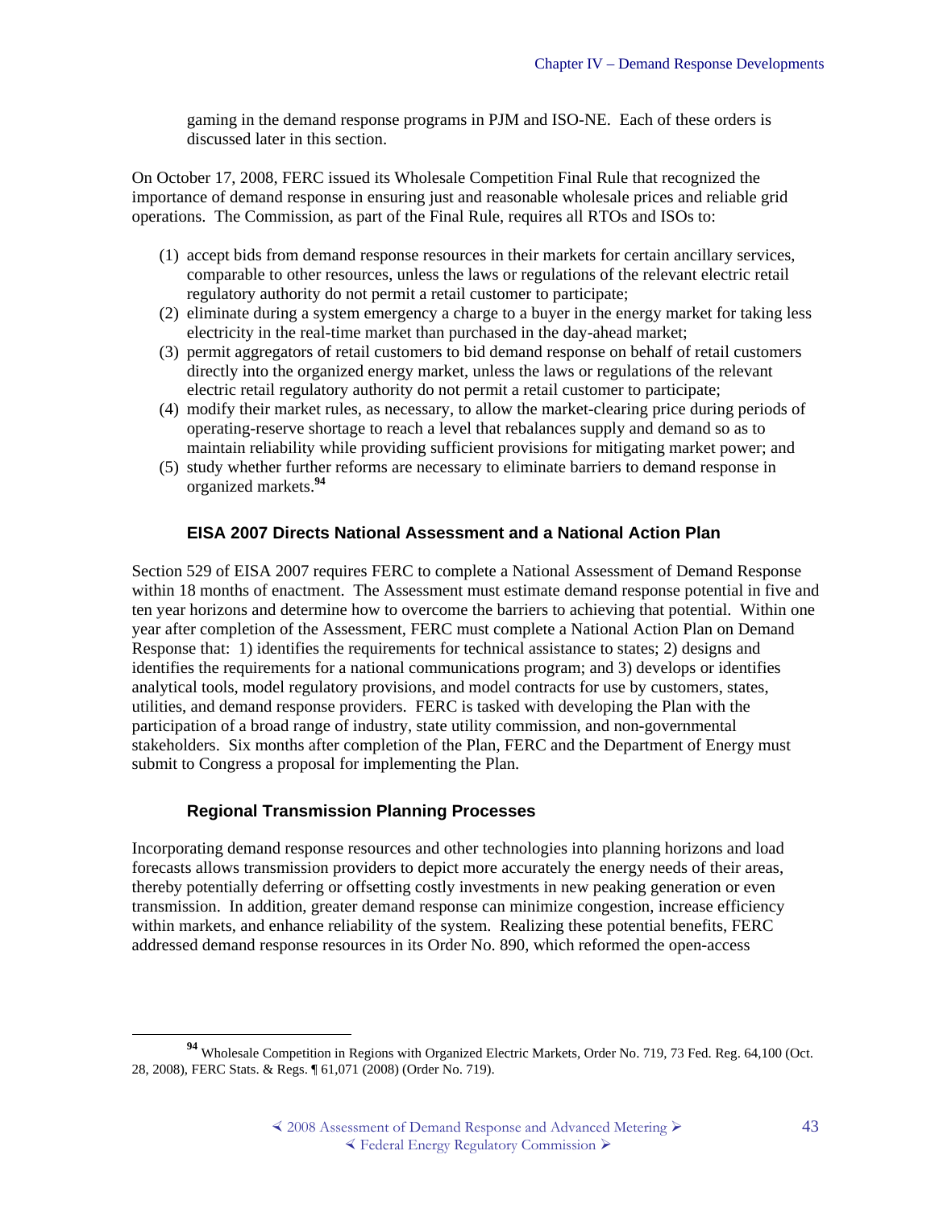gaming in the demand response programs in PJM and ISO-NE. Each of these orders is discussed later in this section.

On October 17, 2008, FERC issued its Wholesale Competition Final Rule that recognized the importance of demand response in ensuring just and reasonable wholesale prices and reliable grid operations. The Commission, as part of the Final Rule, requires all RTOs and ISOs to:

(1) accept bids from demand response resources in their markets for certain ancillary services, comparable to other resources, unless the laws or regulations of the relevant electric retail regulatory authority do not permit a retail customer to participate;
(2) eliminate during a system emergency a charge to a buyer in the energy market for taking less electricity in the real-time market than purchased in the day-ahead market;
(3) permit aggregators of retail customers to bid demand response on behalf of retail customers directly into the organized energy market, unless the laws or regulations of the relevant electric retail regulatory authority do not permit a retail customer to participate;
(4) modify their market rules, as necessary, to allow the market-clearing price during periods of operating-reserve shortage to reach a level that rebalances supply and demand so as to maintain reliability while providing sufficient provisions for mitigating market power; and
(5) study whether further reforms are necessary to eliminate barriers to demand response in organized markets.[94]

### EISA 2007 Directs National Assessment and a National Action Plan

Section 529 of EISA 2007 requires FERC to complete a National Assessment of Demand Response within 18 months of enactment. The Assessment must estimate demand response potential in five and ten year horizons and determine how to overcome the barriers to achieving that potential. Within one year after completion of the Assessment, FERC must complete a National Action Plan on Demand Response that: 1) identifies the requirements for technical assistance to states; 2) designs and identifies the requirements for a national communications program; and 3) develops or identifies analytical tools, model regulatory provisions, and model contracts for use by customers, states, utilities, and demand response providers. FERC is tasked with developing the Plan with the participation of a broad range of industry, state utility commission, and non-governmental stakeholders. Six months after completion of the Plan, FERC and the Department of Energy must submit to Congress a proposal for implementing the Plan.

### Regional Transmission Planning Processes

Incorporating demand response resources and other technologies into planning horizons and load forecasts allows transmission providers to depict more accurately the energy needs of their areas, thereby potentially deferring or offsetting costly investments in new peaking generation or even transmission. In addition, greater demand response can minimize congestion, increase efficiency within markets, and enhance reliability of the system. Realizing these potential benefits, FERC addressed demand response resources in its Order No. 890, which reformed the open-access

[94] Wholesale Competition in Regions with Organized Electric Markets, Order No. 719, 73 Fed. Reg. 64,100 (Oct. 28, 2008), FERC Stats. & Regs. ¶ 61,071 (2008) (Order No. 719).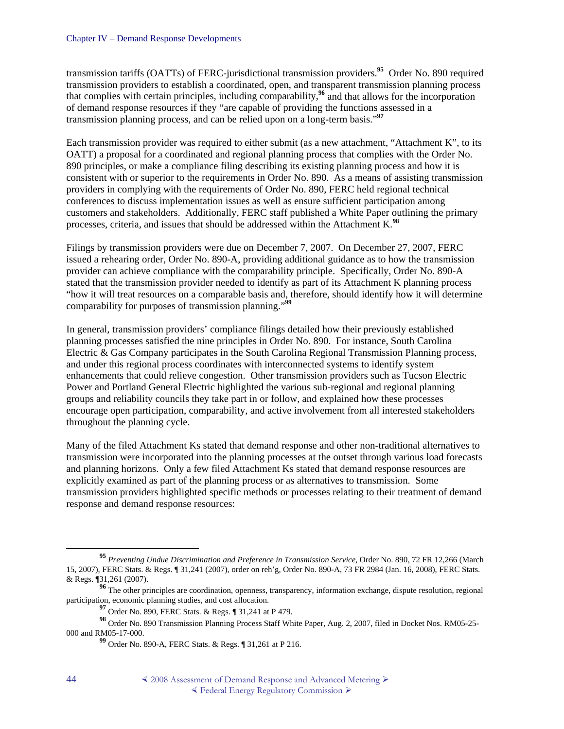transmission tariffs (OATTs) of FERC-jurisdictional transmission providers.[95] Order No. 890 required transmission providers to establish a coordinated, open, and transparent transmission planning process that complies with certain principles, including comparability,[96] and that allows for the incorporation of demand response resources if they "are capable of providing the functions assessed in a transmission planning process, and can be relied upon on a long-term basis."[97]

Each transmission provider was required to either submit (as a new attachment, "Attachment K", to its OATT) a proposal for a coordinated and regional planning process that complies with the Order No. 890 principles, or make a compliance filing describing its existing planning process and how it is consistent with or superior to the requirements in Order No. 890. As a means of assisting transmission providers in complying with the requirements of Order No. 890, FERC held regional technical conferences to discuss implementation issues as well as ensure sufficient participation among customers and stakeholders. Additionally, FERC staff published a White Paper outlining the primary processes, criteria, and issues that should be addressed within the Attachment K.[98]

Filings by transmission providers were due on December 7, 2007. On December 27, 2007, FERC issued a rehearing order, Order No. 890-A, providing additional guidance as to how the transmission provider can achieve compliance with the comparability principle. Specifically, Order No. 890-A stated that the transmission provider needed to identify as part of its Attachment K planning process "how it will treat resources on a comparable basis and, therefore, should identify how it will determine comparability for purposes of transmission planning."[99]

In general, transmission providers' compliance filings detailed how their previously established planning processes satisfied the nine principles in Order No. 890. For instance, South Carolina Electric & Gas Company participates in the South Carolina Regional Transmission Planning process, and under this regional process coordinates with interconnected systems to identify system enhancements that could relieve congestion. Other transmission providers such as Tucson Electric Power and Portland General Electric highlighted the various sub-regional and regional planning groups and reliability councils they take part in or follow, and explained how these processes encourage open participation, comparability, and active involvement from all interested stakeholders throughout the planning cycle.

Many of the filed Attachment Ks stated that demand response and other non-traditional alternatives to transmission were incorporated into the planning processes at the outset through various load forecasts and planning horizons. Only a few filed Attachment Ks stated that demand response resources are explicitly examined as part of the planning process or as alternatives to transmission. Some transmission providers highlighted specific methods or processes relating to their treatment of demand response and demand response resources:

---

[95] *Preventing Undue Discrimination and Preference in Transmission Service*, Order No. 890, 72 FR 12,266 (March 15, 2007), FERC Stats. & Regs. ¶ 31,241 (2007), order on reh'g, Order No. 890-A, 73 FR 2984 (Jan. 16, 2008), FERC Stats. & Regs. ¶31,261 (2007).

[96] The other principles are coordination, openness, transparency, information exchange, dispute resolution, regional participation, economic planning studies, and cost allocation.

[97] Order No. 890, FERC Stats. & Regs. ¶ 31,241 at P 479.

[98] Order No. 890 Transmission Planning Process Staff White Paper, Aug. 2, 2007, filed in Docket Nos. RM05-25-000 and RM05-17-000.

[99] Order No. 890-A, FERC Stats. & Regs. ¶ 31,261 at P 216.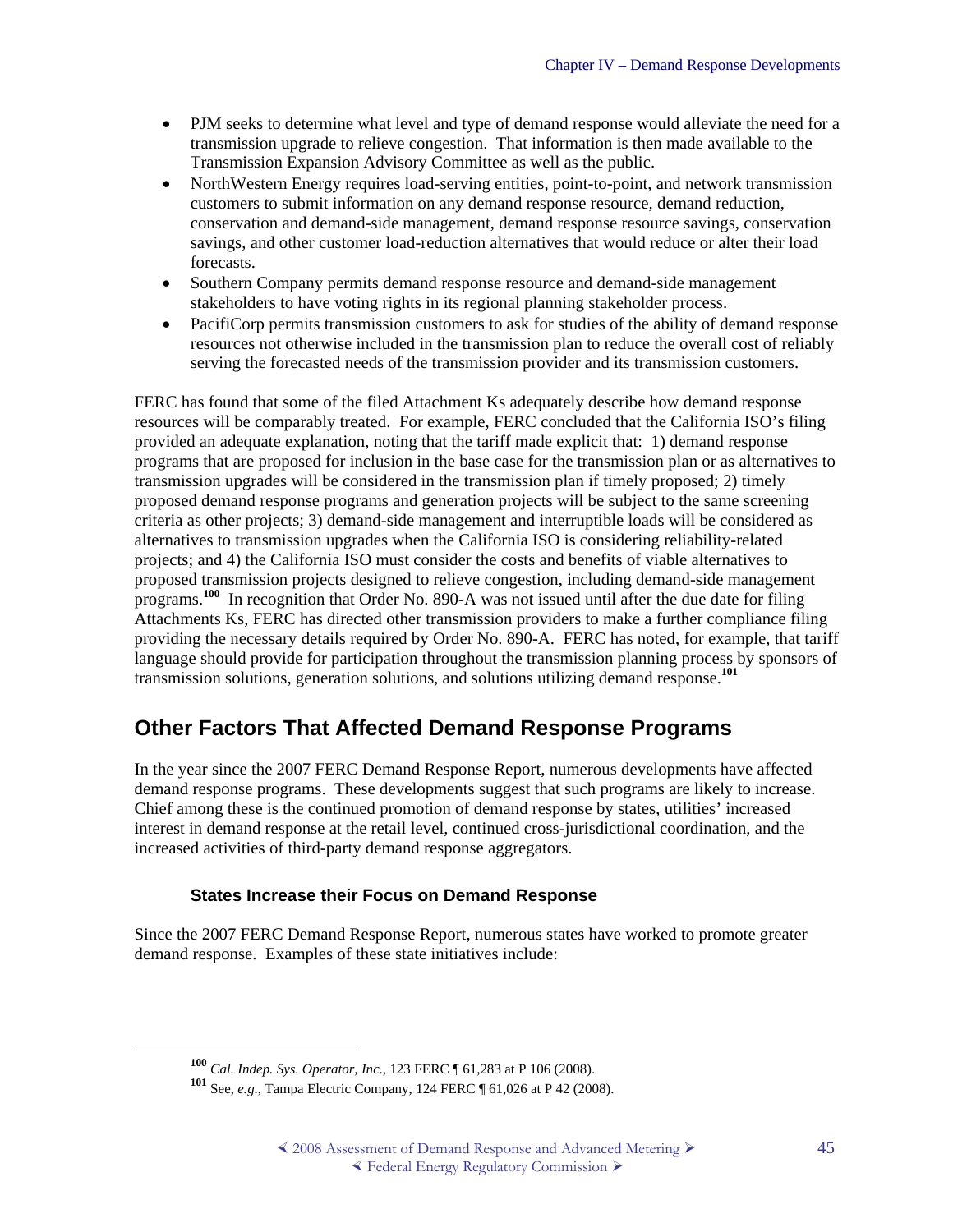- PJM seeks to determine what level and type of demand response would alleviate the need for a transmission upgrade to relieve congestion. That information is then made available to the Transmission Expansion Advisory Committee as well as the public.
- NorthWestern Energy requires load-serving entities, point-to-point, and network transmission customers to submit information on any demand response resource, demand reduction, conservation and demand-side management, demand response resource savings, conservation savings, and other customer load-reduction alternatives that would reduce or alter their load forecasts.
- Southern Company permits demand response resource and demand-side management stakeholders to have voting rights in its regional planning stakeholder process.
- PacifiCorp permits transmission customers to ask for studies of the ability of demand response resources not otherwise included in the transmission plan to reduce the overall cost of reliably serving the forecasted needs of the transmission provider and its transmission customers.

FERC has found that some of the filed Attachment Ks adequately describe how demand response resources will be comparably treated. For example, FERC concluded that the California ISO's filing provided an adequate explanation, noting that the tariff made explicit that: 1) demand response programs that are proposed for inclusion in the base case for the transmission plan or as alternatives to transmission upgrades will be considered in the transmission plan if timely proposed; 2) timely proposed demand response programs and generation projects will be subject to the same screening criteria as other projects; 3) demand-side management and interruptible loads will be considered as alternatives to transmission upgrades when the California ISO is considering reliability-related projects; and 4) the California ISO must consider the costs and benefits of viable alternatives to proposed transmission projects designed to relieve congestion, including demand-side management programs.[100] In recognition that Order No. 890-A was not issued until after the due date for filing Attachments Ks, FERC has directed other transmission providers to make a further compliance filing providing the necessary details required by Order No. 890-A. FERC has noted, for example, that tariff language should provide for participation throughout the transmission planning process by sponsors of transmission solutions, generation solutions, and solutions utilizing demand response.[101]

## Other Factors That Affected Demand Response Programs

In the year since the 2007 FERC Demand Response Report, numerous developments have affected demand response programs. These developments suggest that such programs are likely to increase. Chief among these is the continued promotion of demand response by states, utilities' increased interest in demand response at the retail level, continued cross-jurisdictional coordination, and the increased activities of third-party demand response aggregators.

### States Increase their Focus on Demand Response

Since the 2007 FERC Demand Response Report, numerous states have worked to promote greater demand response. Examples of these state initiatives include:

---

[100] *Cal. Indep. Sys. Operator, Inc.*, 123 FERC ¶ 61,283 at P 106 (2008).

[101] See, *e.g.*, Tampa Electric Company, 124 FERC ¶ 61,026 at P 42 (2008).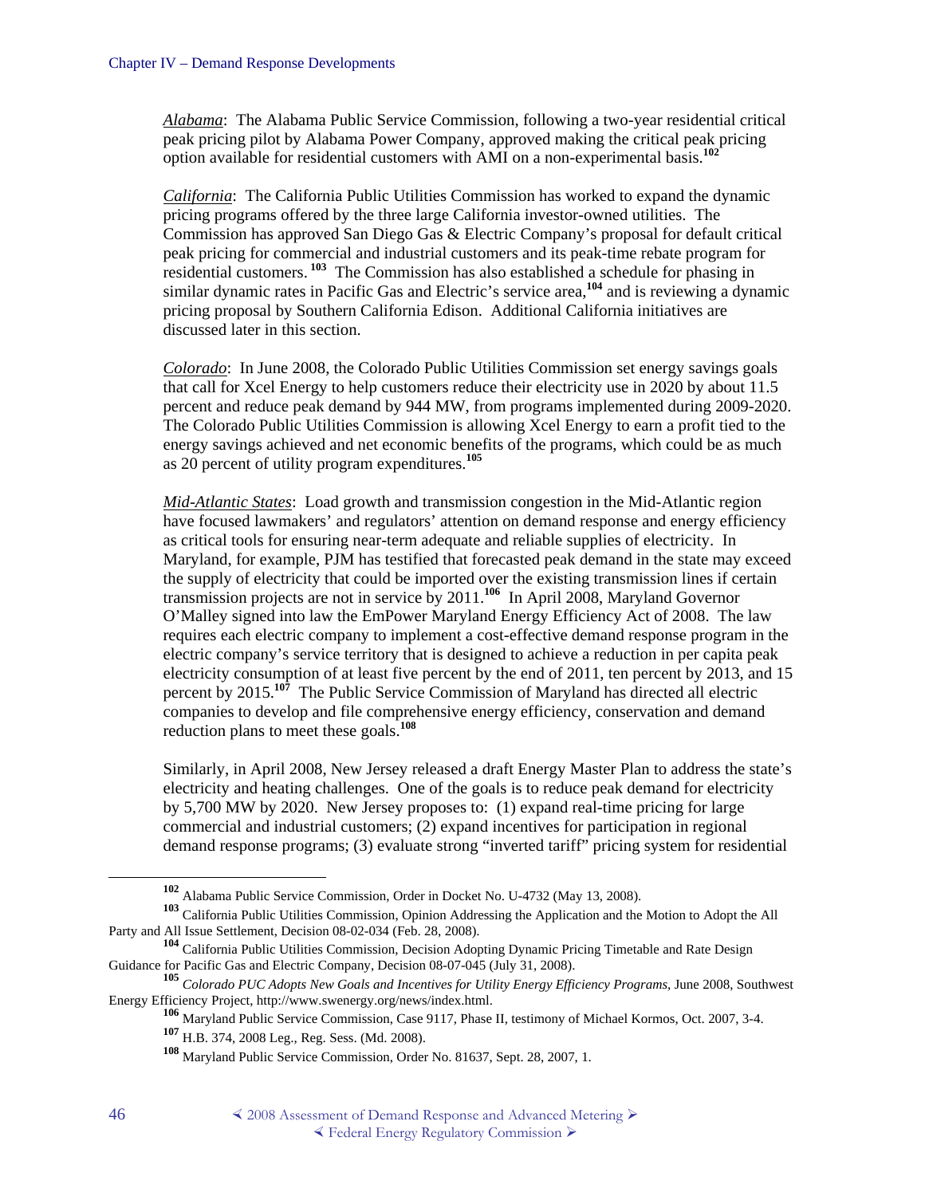*Alabama*: The Alabama Public Service Commission, following a two-year residential critical peak pricing pilot by Alabama Power Company, approved making the critical peak pricing option available for residential customers with AMI on a non-experimental basis.[102]

*California*: The California Public Utilities Commission has worked to expand the dynamic pricing programs offered by the three large California investor-owned utilities. The Commission has approved San Diego Gas & Electric Company's proposal for default critical peak pricing for commercial and industrial customers and its peak-time rebate program for residential customers.[103] The Commission has also established a schedule for phasing in similar dynamic rates in Pacific Gas and Electric's service area,[104] and is reviewing a dynamic pricing proposal by Southern California Edison. Additional California initiatives are discussed later in this section.

*Colorado*: In June 2008, the Colorado Public Utilities Commission set energy savings goals that call for Xcel Energy to help customers reduce their electricity use in 2020 by about 11.5 percent and reduce peak demand by 944 MW, from programs implemented during 2009-2020. The Colorado Public Utilities Commission is allowing Xcel Energy to earn a profit tied to the energy savings achieved and net economic benefits of the programs, which could be as much as 20 percent of utility program expenditures.[105]

*Mid-Atlantic States*: Load growth and transmission congestion in the Mid-Atlantic region have focused lawmakers' and regulators' attention on demand response and energy efficiency as critical tools for ensuring near-term adequate and reliable supplies of electricity. In Maryland, for example, PJM has testified that forecasted peak demand in the state may exceed the supply of electricity that could be imported over the existing transmission lines if certain transmission projects are not in service by 2011.[106] In April 2008, Maryland Governor O'Malley signed into law the EmPower Maryland Energy Efficiency Act of 2008. The law requires each electric company to implement a cost-effective demand response program in the electric company's service territory that is designed to achieve a reduction in per capita peak electricity consumption of at least five percent by the end of 2011, ten percent by 2013, and 15 percent by 2015.[107] The Public Service Commission of Maryland has directed all electric companies to develop and file comprehensive energy efficiency, conservation and demand reduction plans to meet these goals.[108]

Similarly, in April 2008, New Jersey released a draft Energy Master Plan to address the state's electricity and heating challenges. One of the goals is to reduce peak demand for electricity by 5,700 MW by 2020. New Jersey proposes to: (1) expand real-time pricing for large commercial and industrial customers; (2) expand incentives for participation in regional demand response programs; (3) evaluate strong "inverted tariff" pricing system for residential

---

[102] Alabama Public Service Commission, Order in Docket No. U-4732 (May 13, 2008).

[103] California Public Utilities Commission, Opinion Addressing the Application and the Motion to Adopt the All Party and All Issue Settlement, Decision 08-02-034 (Feb. 28, 2008).

[104] California Public Utilities Commission, Decision Adopting Dynamic Pricing Timetable and Rate Design Guidance for Pacific Gas and Electric Company, Decision 08-07-045 (July 31, 2008).

[105] *Colorado PUC Adopts New Goals and Incentives for Utility Energy Efficiency Programs*, June 2008, Southwest Energy Efficiency Project, http://www.swenergy.org/news/index.html.

[106] Maryland Public Service Commission, Case 9117, Phase II, testimony of Michael Kormos, Oct. 2007, 3-4.

[107] H.B. 374, 2008 Leg., Reg. Sess. (Md. 2008).

[108] Maryland Public Service Commission, Order No. 81637, Sept. 28, 2007, 1.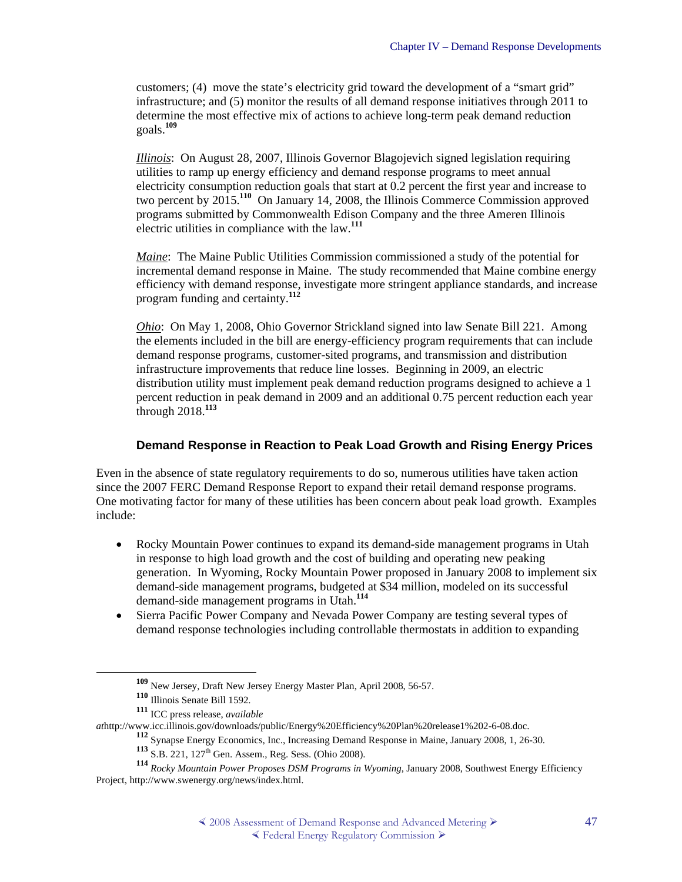customers; (4) move the state's electricity grid toward the development of a "smart grid" infrastructure; and (5) monitor the results of all demand response initiatives through 2011 to determine the most effective mix of actions to achieve long-term peak demand reduction goals.[109]

*Illinois*: On August 28, 2007, Illinois Governor Blagojevich signed legislation requiring utilities to ramp up energy efficiency and demand response programs to meet annual electricity consumption reduction goals that start at 0.2 percent the first year and increase to two percent by 2015.[110] On January 14, 2008, the Illinois Commerce Commission approved programs submitted by Commonwealth Edison Company and the three Ameren Illinois electric utilities in compliance with the law.[111]

*Maine*: The Maine Public Utilities Commission commissioned a study of the potential for incremental demand response in Maine. The study recommended that Maine combine energy efficiency with demand response, investigate more stringent appliance standards, and increase program funding and certainty.[112]

*Ohio*: On May 1, 2008, Ohio Governor Strickland signed into law Senate Bill 221. Among the elements included in the bill are energy-efficiency program requirements that can include demand response programs, customer-sited programs, and transmission and distribution infrastructure improvements that reduce line losses. Beginning in 2009, an electric distribution utility must implement peak demand reduction programs designed to achieve a 1 percent reduction in peak demand in 2009 and an additional 0.75 percent reduction each year through 2018.[113]

### Demand Response in Reaction to Peak Load Growth and Rising Energy Prices

Even in the absence of state regulatory requirements to do so, numerous utilities have taken action since the 2007 FERC Demand Response Report to expand their retail demand response programs. One motivating factor for many of these utilities has been concern about peak load growth. Examples include:

- Rocky Mountain Power continues to expand its demand-side management programs in Utah in response to high load growth and the cost of building and operating new peaking generation. In Wyoming, Rocky Mountain Power proposed in January 2008 to implement six demand-side management programs, budgeted at $34 million, modeled on its successful demand-side management programs in Utah.[114]
- Sierra Pacific Power Company and Nevada Power Company are testing several types of demand response technologies including controllable thermostats in addition to expanding

---

[109] New Jersey, Draft New Jersey Energy Master Plan, April 2008, 56-57.

[110] Illinois Senate Bill 1592.

[111] ICC press release, *available at*http://www.icc.illinois.gov/downloads/public/Energy%20Efficiency%20Plan%20release1%202-6-08.doc.

[112] Synapse Energy Economics, Inc., Increasing Demand Response in Maine, January 2008, 1, 26-30.

[113] S.B. 221, 127th Gen. Assem., Reg. Sess. (Ohio 2008).

[114] *Rocky Mountain Power Proposes DSM Programs in Wyoming*, January 2008, Southwest Energy Efficiency Project, http://www.swenergy.org/news/index.html.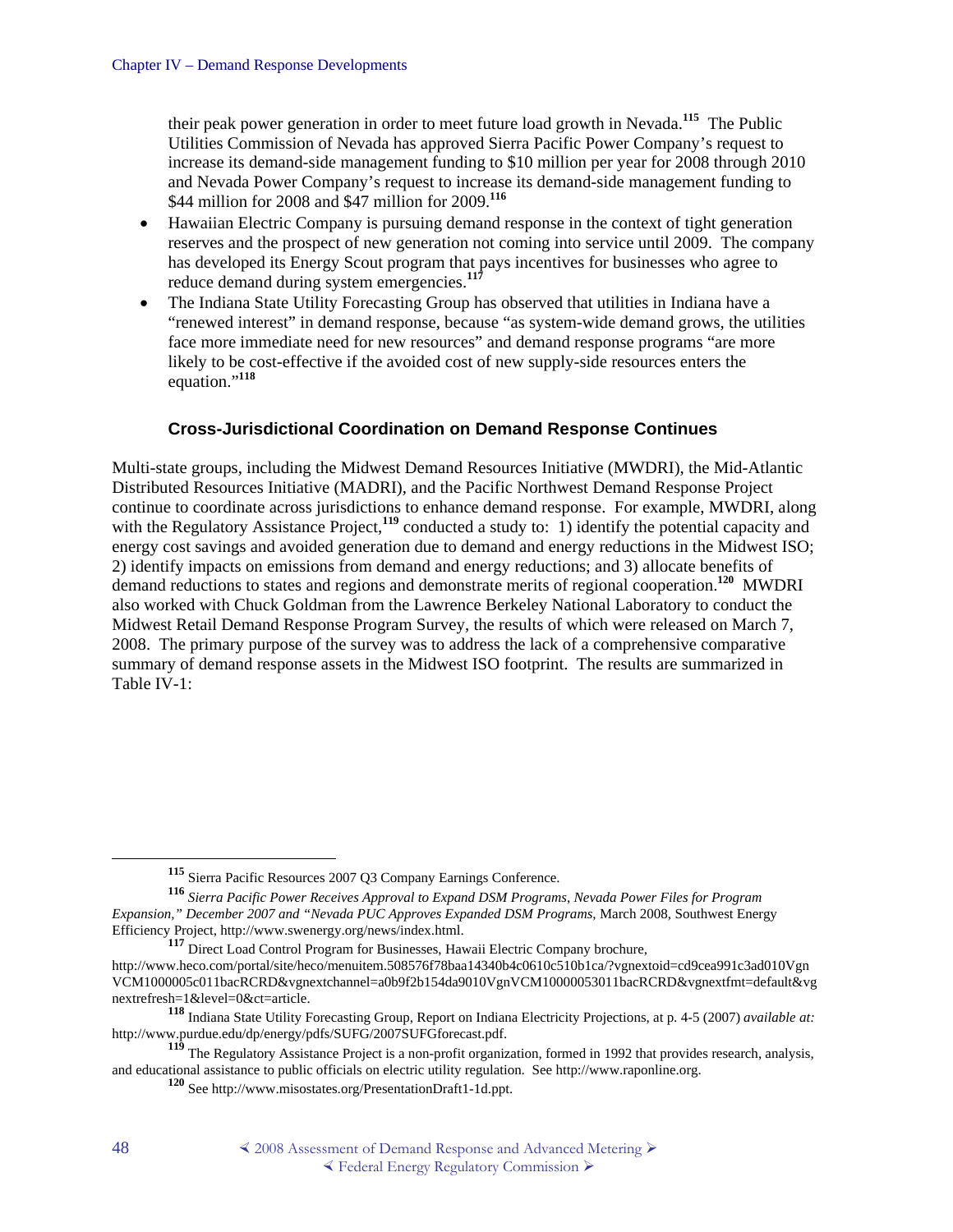their peak power generation in order to meet future load growth in Nevada.[115] The Public Utilities Commission of Nevada has approved Sierra Pacific Power Company's request to increase its demand-side management funding to $10 million per year for 2008 through 2010 and Nevada Power Company's request to increase its demand-side management funding to $44 million for 2008 and $47 million for 2009.[116]

- Hawaiian Electric Company is pursuing demand response in the context of tight generation reserves and the prospect of new generation not coming into service until 2009. The company has developed its Energy Scout program that pays incentives for businesses who agree to reduce demand during system emergencies.[117]
- The Indiana State Utility Forecasting Group has observed that utilities in Indiana have a "renewed interest" in demand response, because "as system-wide demand grows, the utilities face more immediate need for new resources" and demand response programs "are more likely to be cost-effective if the avoided cost of new supply-side resources enters the equation."[118]

### Cross-Jurisdictional Coordination on Demand Response Continues

Multi-state groups, including the Midwest Demand Resources Initiative (MWDRI), the Mid-Atlantic Distributed Resources Initiative (MADRI), and the Pacific Northwest Demand Response Project continue to coordinate across jurisdictions to enhance demand response. For example, MWDRI, along with the Regulatory Assistance Project,[119] conducted a study to: 1) identify the potential capacity and energy cost savings and avoided generation due to demand and energy reductions in the Midwest ISO; 2) identify impacts on emissions from demand and energy reductions; and 3) allocate benefits of demand reductions to states and regions and demonstrate merits of regional cooperation.[120] MWDRI also worked with Chuck Goldman from the Lawrence Berkeley National Laboratory to conduct the Midwest Retail Demand Response Program Survey, the results of which were released on March 7, 2008. The primary purpose of the survey was to address the lack of a comprehensive comparative summary of demand response assets in the Midwest ISO footprint. The results are summarized in Table IV-1:

---

[115] Sierra Pacific Resources 2007 Q3 Company Earnings Conference.

[116] *Sierra Pacific Power Receives Approval to Expand DSM Programs, Nevada Power Files for Program Expansion," December 2007 and "Nevada PUC Approves Expanded DSM Programs*, March 2008, Southwest Energy Efficiency Project, http://www.swenergy.org/news/index.html.

[117] Direct Load Control Program for Businesses, Hawaii Electric Company brochure, http://www.heco.com/portal/site/heco/menuitem.508576f78baa14340b4c0610c510b1ca/?vgnextoid=cd9cea991c3ad010VgnVCM1000005c011bacRCRD&vgnextchannel=a0b9f2b154da9010VgnVCM10000053011bacRCRD&vgnextfmt=default&vgnextrefresh=1&level=0&ct=article.

[118] Indiana State Utility Forecasting Group, Report on Indiana Electricity Projections, at p. 4-5 (2007) *available at:* http://www.purdue.edu/dp/energy/pdfs/SUFG/2007SUFGforecast.pdf.

[119] The Regulatory Assistance Project is a non-profit organization, formed in 1992 that provides research, analysis, and educational assistance to public officials on electric utility regulation. See http://www.raponline.org.

[120] See http://www.misostates.org/PresentationDraft1-1d.ppt.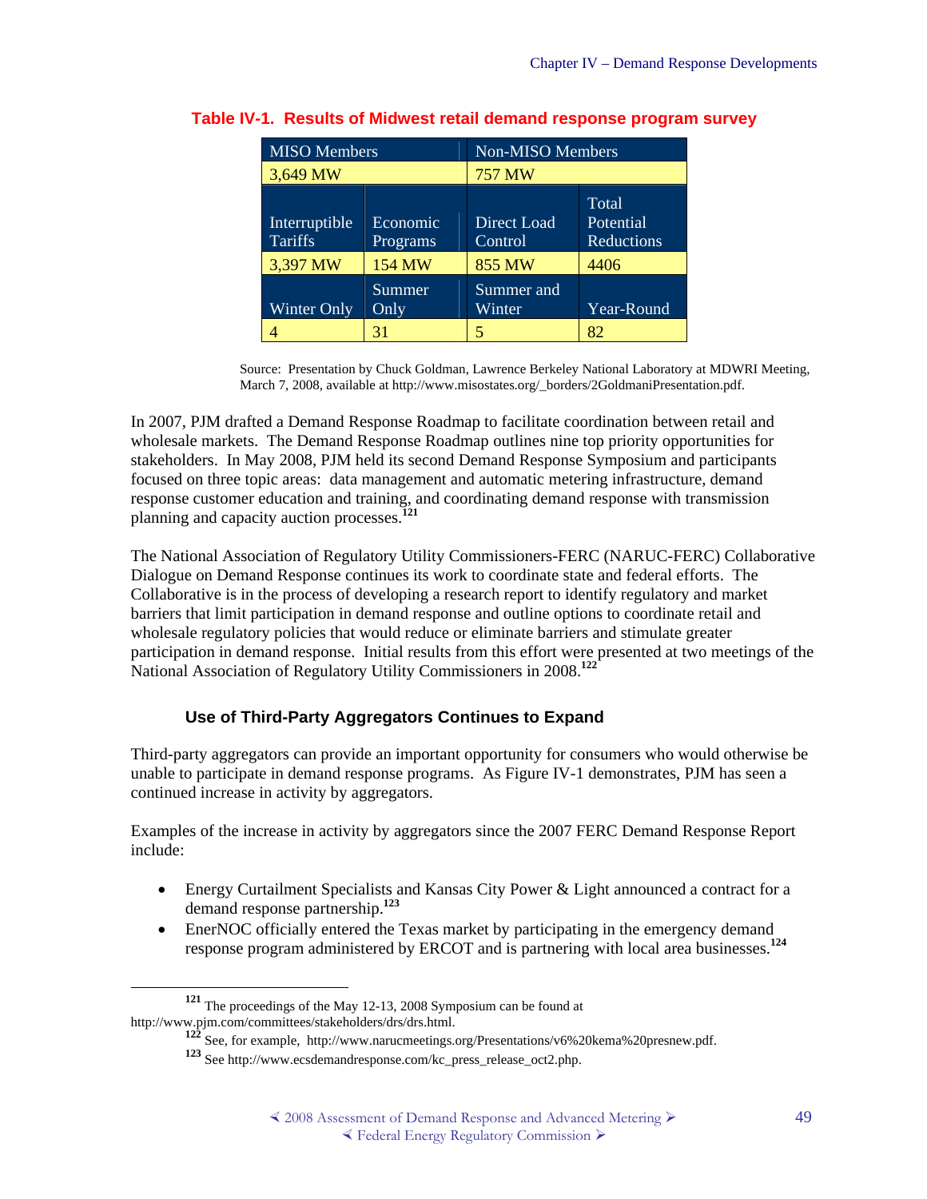**Table IV-1. Results of Midwest retail demand response program survey**

| MISO Members | | Non-MISO Members | |
|---|---|---|---|
| 3,649 MW | | 757 MW | |
| Interruptible Tariffs | Economic Programs | Direct Load Control | Total Potential Reductions |
| 3,397 MW | 154 MW | 855 MW | 4406 |
| Winter Only | Summer Only | Summer and Winter | Year-Round |
| 4 | 31 | 5 | 82 |

Source: Presentation by Chuck Goldman, Lawrence Berkeley National Laboratory at MDWRI Meeting, March 7, 2008, available at http://www.misostates.org/_borders/2GoldmaniPresentation.pdf.

In 2007, PJM drafted a Demand Response Roadmap to facilitate coordination between retail and wholesale markets. The Demand Response Roadmap outlines nine top priority opportunities for stakeholders. In May 2008, PJM held its second Demand Response Symposium and participants focused on three topic areas: data management and automatic metering infrastructure, demand response customer education and training, and coordinating demand response with transmission planning and capacity auction processes.[121]

The National Association of Regulatory Utility Commissioners-FERC (NARUC-FERC) Collaborative Dialogue on Demand Response continues its work to coordinate state and federal efforts. The Collaborative is in the process of developing a research report to identify regulatory and market barriers that limit participation in demand response and outline options to coordinate retail and wholesale regulatory policies that would reduce or eliminate barriers and stimulate greater participation in demand response. Initial results from this effort were presented at two meetings of the National Association of Regulatory Utility Commissioners in 2008.[122]

### Use of Third-Party Aggregators Continues to Expand

Third-party aggregators can provide an important opportunity for consumers who would otherwise be unable to participate in demand response programs. As Figure IV-1 demonstrates, PJM has seen a continued increase in activity by aggregators.

Examples of the increase in activity by aggregators since the 2007 FERC Demand Response Report include:

- Energy Curtailment Specialists and Kansas City Power & Light announced a contract for a demand response partnership.[123]
- EnerNOC officially entered the Texas market by participating in the emergency demand response program administered by ERCOT and is partnering with local area businesses.[124]

---

[121] The proceedings of the May 12-13, 2008 Symposium can be found at http://www.pjm.com/committees/stakeholders/drs/drs.html.

[122] See, for example, http://www.narucmeetings.org/Presentations/v6%20kema%20presnew.pdf.

[123] See http://www.ecsdemandresponse.com/kc_press_release_oct2.php.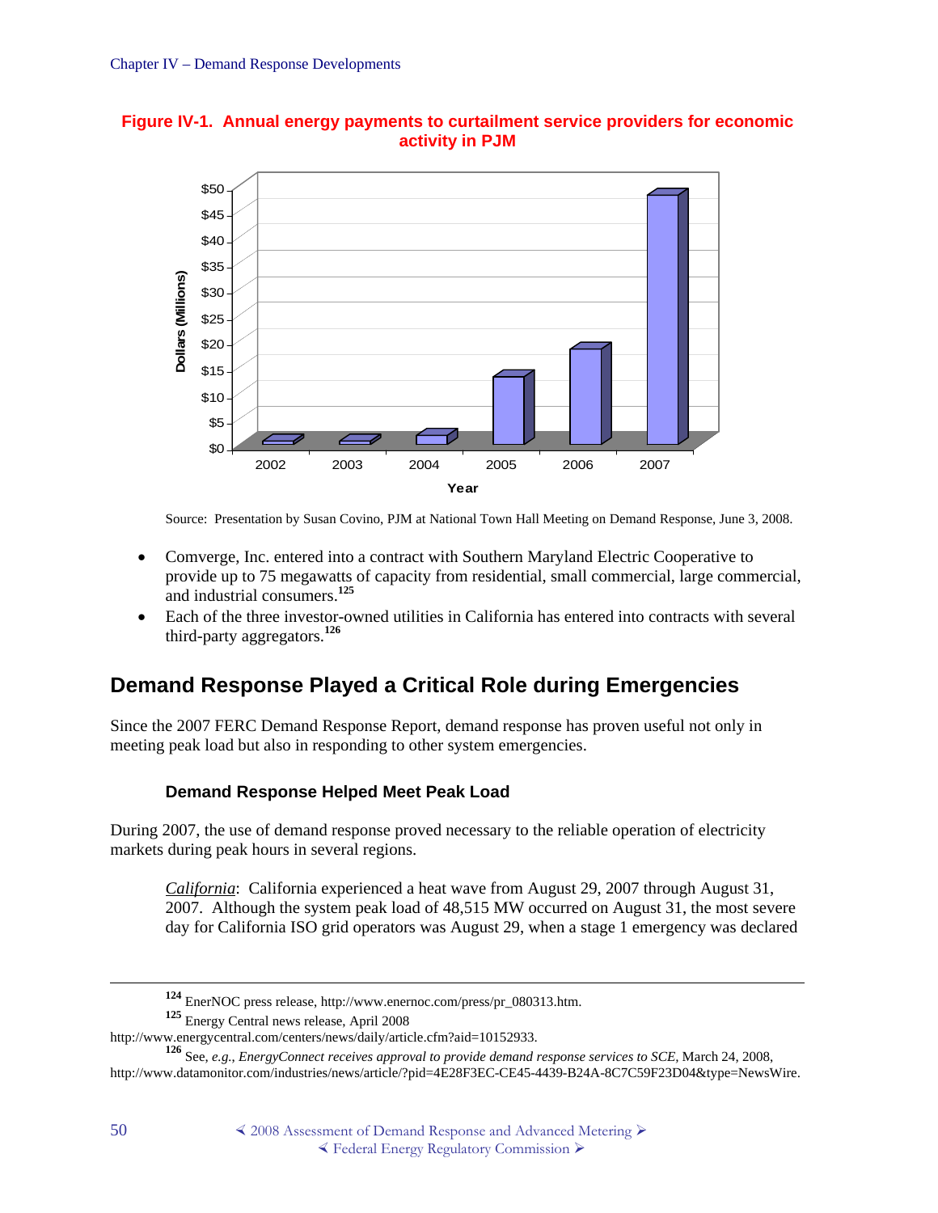**Figure IV-1. Annual energy payments to curtailment service providers for economic activity in PJM**

Source: Presentation by Susan Covino, PJM at National Town Hall Meeting on Demand Response, June 3, 2008.

- Comverge, Inc. entered into a contract with Southern Maryland Electric Cooperative to provide up to 75 megawatts of capacity from residential, small commercial, large commercial, and industrial consumers.[125]
- Each of the three investor-owned utilities in California has entered into contracts with several third-party aggregators.[126]

## Demand Response Played a Critical Role during Emergencies

Since the 2007 FERC Demand Response Report, demand response has proven useful not only in meeting peak load but also in responding to other system emergencies.

### Demand Response Helped Meet Peak Load

During 2007, the use of demand response proved necessary to the reliable operation of electricity markets during peak hours in several regions.

> *California*: California experienced a heat wave from August 29, 2007 through August 31, 2007. Although the system peak load of 48,515 MW occurred on August 31, the most severe day for California ISO grid operators was August 29, when a stage 1 emergency was declared

---

[124] EnerNOC press release, http://www.enernoc.com/press/pr_080313.htm.

[125] Energy Central news release, April 2008 http://www.energycentral.com/centers/news/daily/article.cfm?aid=10152933.

[126] See, *e.g.*, *EnergyConnect receives approval to provide demand response services to SCE*, March 24, 2008, http://www.datamonitor.com/industries/news/article/?pid=4E28F3EC-CE45-4439-B24A-8C7C59F23D04&type=NewsWire.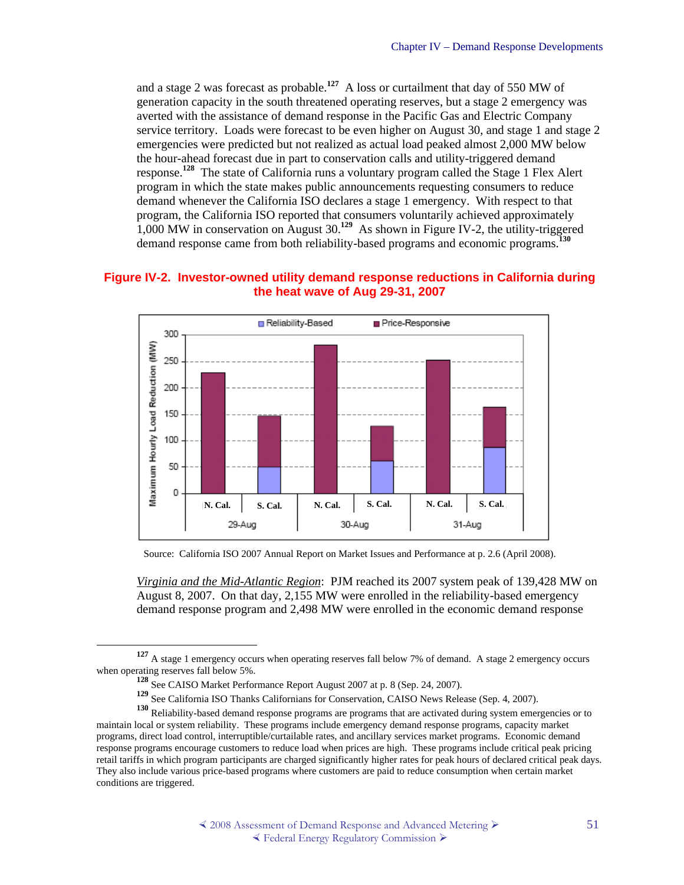and a stage 2 was forecast as probable.[127] A loss or curtailment that day of 550 MW of generation capacity in the south threatened operating reserves, but a stage 2 emergency was averted with the assistance of demand response in the Pacific Gas and Electric Company service territory. Loads were forecast to be even higher on August 30, and stage 1 and stage 2 emergencies were predicted but not realized as actual load peaked almost 2,000 MW below the hour-ahead forecast due in part to conservation calls and utility-triggered demand response.[128] The state of California runs a voluntary program called the Stage 1 Flex Alert program in which the state makes public announcements requesting consumers to reduce demand whenever the California ISO declares a stage 1 emergency. With respect to that program, the California ISO reported that consumers voluntarily achieved approximately 1,000 MW in conservation on August 30.[129] As shown in Figure IV-2, the utility-triggered demand response came from both reliability-based programs and economic programs.[130]

**Figure IV-2. Investor-owned utility demand response reductions in California during the heat wave of Aug 29-31, 2007**

Source: California ISO 2007 Annual Report on Market Issues and Performance at p. 2.6 (April 2008).

*Virginia and the Mid-Atlantic Region*: PJM reached its 2007 system peak of 139,428 MW on August 8, 2007. On that day, 2,155 MW were enrolled in the reliability-based emergency demand response program and 2,498 MW were enrolled in the economic demand response

---

[127] A stage 1 emergency occurs when operating reserves fall below 7% of demand. A stage 2 emergency occurs when operating reserves fall below 5%.

[128] See CAISO Market Performance Report August 2007 at p. 8 (Sep. 24, 2007).

[129] See California ISO Thanks Californians for Conservation, CAISO News Release (Sep. 4, 2007).

[130] Reliability-based demand response programs are programs that are activated during system emergencies or to maintain local or system reliability. These programs include emergency demand response programs, capacity market programs, direct load control, interruptible/curtailable rates, and ancillary services market programs. Economic demand response programs encourage customers to reduce load when prices are high. These programs include critical peak pricing retail tariffs in which program participants are charged significantly higher rates for peak hours of declared critical peak days. They also include various price-based programs where customers are paid to reduce consumption when certain market conditions are triggered.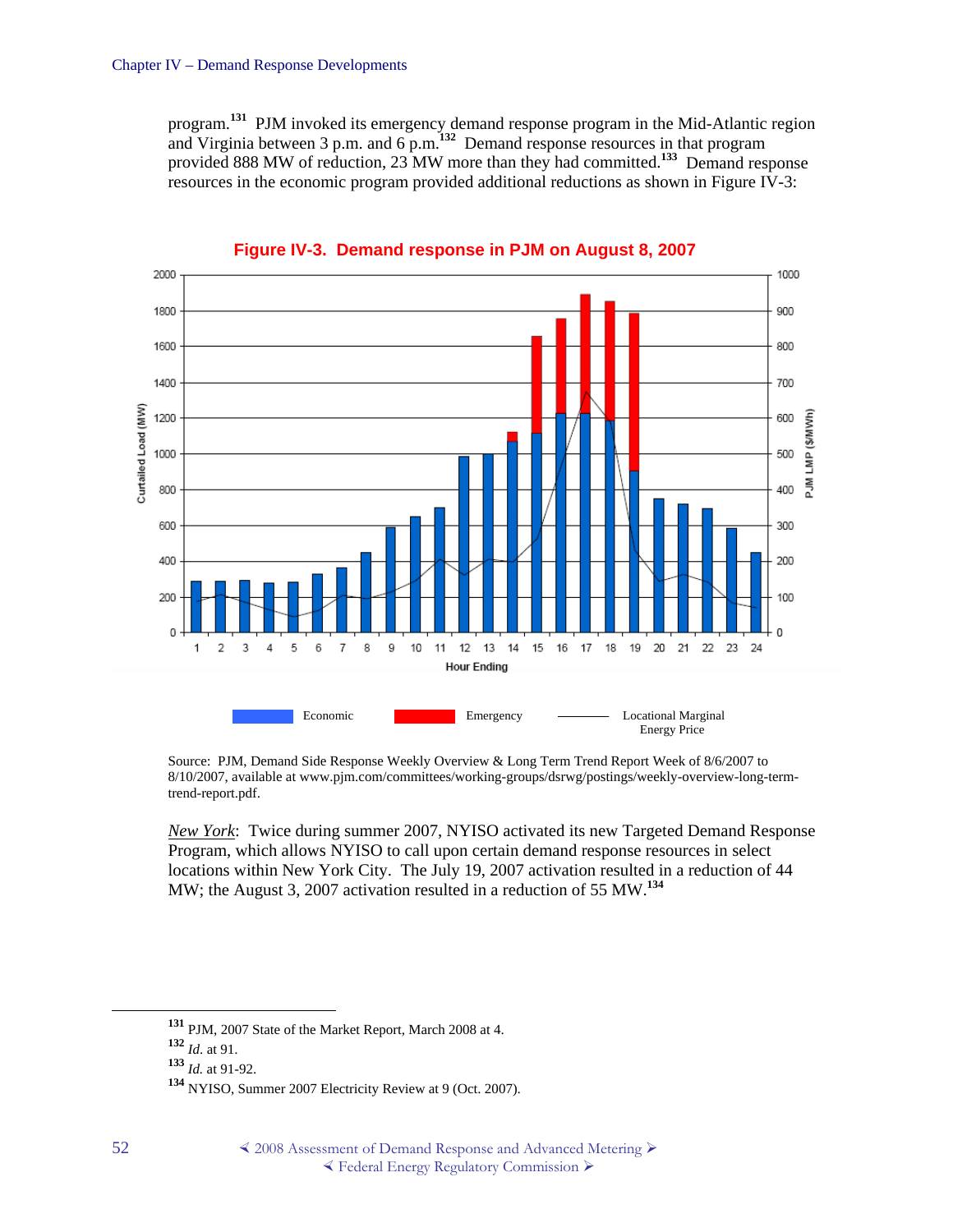program.[131] PJM invoked its emergency demand response program in the Mid-Atlantic region and Virginia between 3 p.m. and 6 p.m.[132] Demand response resources in that program provided 888 MW of reduction, 23 MW more than they had committed.[133] Demand response resources in the economic program provided additional reductions as shown in Figure IV-3:

**Figure IV-3. Demand response in PJM on August 8, 2007**

Source: PJM, Demand Side Response Weekly Overview & Long Term Trend Report Week of 8/6/2007 to 8/10/2007, available at www.pjm.com/committees/working-groups/dsrwg/postings/weekly-overview-long-term-trend-report.pdf.

*New York*: Twice during summer 2007, NYISO activated its new Targeted Demand Response Program, which allows NYISO to call upon certain demand response resources in select locations within New York City. The July 19, 2007 activation resulted in a reduction of 44 MW; the August 3, 2007 activation resulted in a reduction of 55 MW.[134]

---

[131] PJM, 2007 State of the Market Report, March 2008 at 4.

[132] *Id.* at 91.

[133] *Id.* at 91-92.

[134] NYISO, Summer 2007 Electricity Review at 9 (Oct. 2007).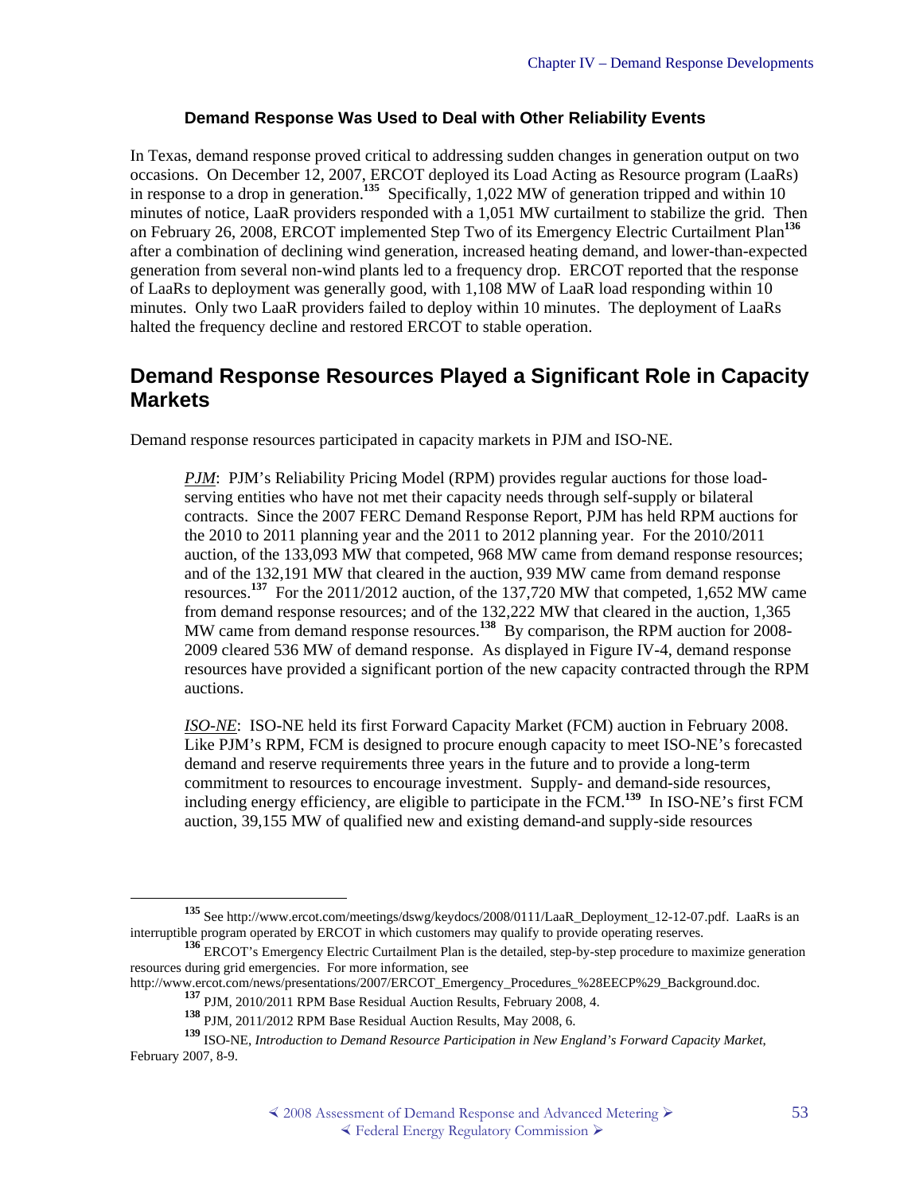### Demand Response Was Used to Deal with Other Reliability Events

In Texas, demand response proved critical to addressing sudden changes in generation output on two occasions. On December 12, 2007, ERCOT deployed its Load Acting as Resource program (LaaRs) in response to a drop in generation.[135] Specifically, 1,022 MW of generation tripped and within 10 minutes of notice, LaaR providers responded with a 1,051 MW curtailment to stabilize the grid. Then on February 26, 2008, ERCOT implemented Step Two of its Emergency Electric Curtailment Plan[136] after a combination of declining wind generation, increased heating demand, and lower-than-expected generation from several non-wind plants led to a frequency drop. ERCOT reported that the response of LaaRs to deployment was generally good, with 1,108 MW of LaaR load responding within 10 minutes. Only two LaaR providers failed to deploy within 10 minutes. The deployment of LaaRs halted the frequency decline and restored ERCOT to stable operation.

## Demand Response Resources Played a Significant Role in Capacity Markets

Demand response resources participated in capacity markets in PJM and ISO-NE.

> *PJM*: PJM's Reliability Pricing Model (RPM) provides regular auctions for those load-serving entities who have not met their capacity needs through self-supply or bilateral contracts. Since the 2007 FERC Demand Response Report, PJM has held RPM auctions for the 2010 to 2011 planning year and the 2011 to 2012 planning year. For the 2010/2011 auction, of the 133,093 MW that competed, 968 MW came from demand response resources; and of the 132,191 MW that cleared in the auction, 939 MW came from demand response resources.[137] For the 2011/2012 auction, of the 137,720 MW that competed, 1,652 MW came from demand response resources; and of the 132,222 MW that cleared in the auction, 1,365 MW came from demand response resources.[138] By comparison, the RPM auction for 2008-2009 cleared 536 MW of demand response. As displayed in Figure IV-4, demand response resources have provided a significant portion of the new capacity contracted through the RPM auctions.
>
> *ISO-NE*: ISO-NE held its first Forward Capacity Market (FCM) auction in February 2008. Like PJM's RPM, FCM is designed to procure enough capacity to meet ISO-NE's forecasted demand and reserve requirements three years in the future and to provide a long-term commitment to resources to encourage investment. Supply- and demand-side resources, including energy efficiency, are eligible to participate in the FCM.[139] In ISO-NE's first FCM auction, 39,155 MW of qualified new and existing demand-and supply-side resources

---

[135] See http://www.ercot.com/meetings/dswg/keydocs/2008/0111/LaaR_Deployment_12-12-07.pdf. LaaRs is an interruptible program operated by ERCOT in which customers may qualify to provide operating reserves.

[136] ERCOT's Emergency Electric Curtailment Plan is the detailed, step-by-step procedure to maximize generation resources during grid emergencies. For more information, see http://www.ercot.com/news/presentations/2007/ERCOT_Emergency_Procedures_%28EECP%29_Background.doc.

[137] PJM, 2010/2011 RPM Base Residual Auction Results, February 2008, 4.

[138] PJM, 2011/2012 RPM Base Residual Auction Results, May 2008, 6.

[139] ISO-NE, *Introduction to Demand Resource Participation in New England's Forward Capacity Market*, February 2007, 8-9.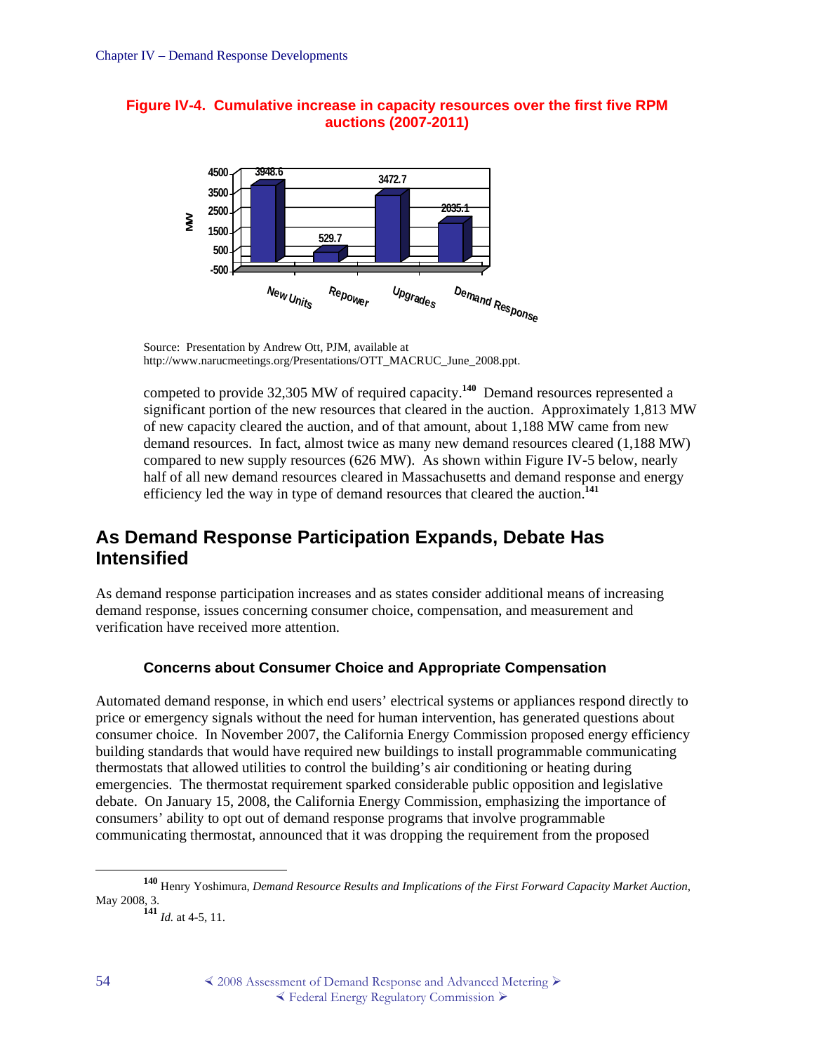**Figure IV-4. Cumulative increase in capacity resources over the first five RPM auctions (2007-2011)**

| | New Units | Repower | Upgrades | Demand Response |
|---|---|---|---|---|
| MW | 3948.6 | 529.7 | 3472.7 | 2035.1 |

Source: Presentation by Andrew Ott, PJM, available at http://www.narucmeetings.org/Presentations/OTT_MACRUC_June_2008.ppt.

competed to provide 32,305 MW of required capacity.[140] Demand resources represented a significant portion of the new resources that cleared in the auction. Approximately 1,813 MW of new capacity cleared the auction, and of that amount, about 1,188 MW came from new demand resources. In fact, almost twice as many new demand resources cleared (1,188 MW) compared to new supply resources (626 MW). As shown within Figure IV-5 below, nearly half of all new demand resources cleared in Massachusetts and demand response and energy efficiency led the way in type of demand resources that cleared the auction.[141]

## As Demand Response Participation Expands, Debate Has Intensified

As demand response participation increases and as states consider additional means of increasing demand response, issues concerning consumer choice, compensation, and measurement and verification have received more attention.

### Concerns about Consumer Choice and Appropriate Compensation

Automated demand response, in which end users' electrical systems or appliances respond directly to price or emergency signals without the need for human intervention, has generated questions about consumer choice. In November 2007, the California Energy Commission proposed energy efficiency building standards that would have required new buildings to install programmable communicating thermostats that allowed utilities to control the building's air conditioning or heating during emergencies. The thermostat requirement sparked considerable public opposition and legislative debate. On January 15, 2008, the California Energy Commission, emphasizing the importance of consumers' ability to opt out of demand response programs that involve programmable communicating thermostat, announced that it was dropping the requirement from the proposed

---

[140] Henry Yoshimura, *Demand Resource Results and Implications of the First Forward Capacity Market Auction*, May 2008, 3.

[141] *Id.* at 4-5, 11.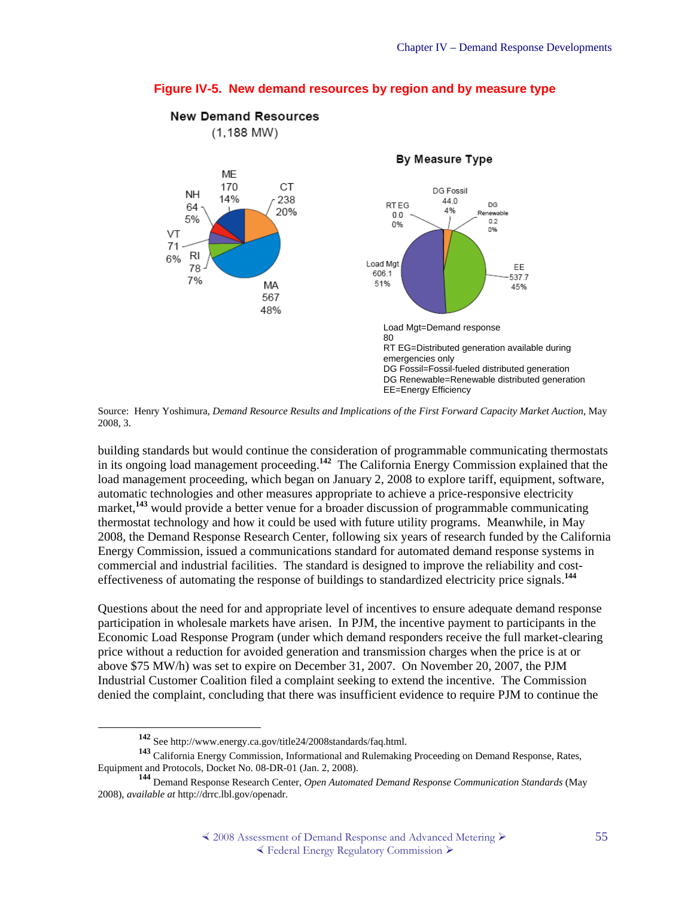**Figure IV-5. New demand resources by region and by measure type**

New Demand Resources
(1,188 MW)

ME 170 14%
CT 238 20%
NH 64 5%
VT 71 6%
RI 78 7%
MA 567 48%

By Measure Type

RT EG 0.0 0%
DG Fossil 44.0 4%
DG Renewable 0.2 0%
Load Mgt 606.1 51%
EE 537.7 45%

Load Mgt=Demand response
80
RT EG=Distributed generation available during emergencies only
DG Fossil=Fossil-fueled distributed generation
DG Renewable=Renewable distributed generation
EE=Energy Efficiency

Source: Henry Yoshimura, *Demand Resource Results and Implications of the First Forward Capacity Market Auction*, May 2008, 3.

building standards but would continue the consideration of programmable communicating thermostats in its ongoing load management proceeding.[142] The California Energy Commission explained that the load management proceeding, which began on January 2, 2008 to explore tariff, equipment, software, automatic technologies and other measures appropriate to achieve a price-responsive electricity market,[143] would provide a better venue for a broader discussion of programmable communicating thermostat technology and how it could be used with future utility programs. Meanwhile, in May 2008, the Demand Response Research Center, following six years of research funded by the California Energy Commission, issued a communications standard for automated demand response systems in commercial and industrial facilities. The standard is designed to improve the reliability and cost-effectiveness of automating the response of buildings to standardized electricity price signals.[144]

Questions about the need for and appropriate level of incentives to ensure adequate demand response participation in wholesale markets have arisen. In PJM, the incentive payment to participants in the Economic Load Response Program (under which demand responders receive the full market-clearing price without a reduction for avoided generation and transmission charges when the price is at or above $75 MW/h) was set to expire on December 31, 2007. On November 20, 2007, the PJM Industrial Customer Coalition filed a complaint seeking to extend the incentive. The Commission denied the complaint, concluding that there was insufficient evidence to require PJM to continue the

---

[142] See http://www.energy.ca.gov/title24/2008standards/faq.html.

[143] California Energy Commission, Informational and Rulemaking Proceeding on Demand Response, Rates, Equipment and Protocols, Docket No. 08-DR-01 (Jan. 2, 2008).

[144] Demand Response Research Center, *Open Automated Demand Response Communication Standards* (May 2008), *available at* http://drrc.lbl.gov/openadr.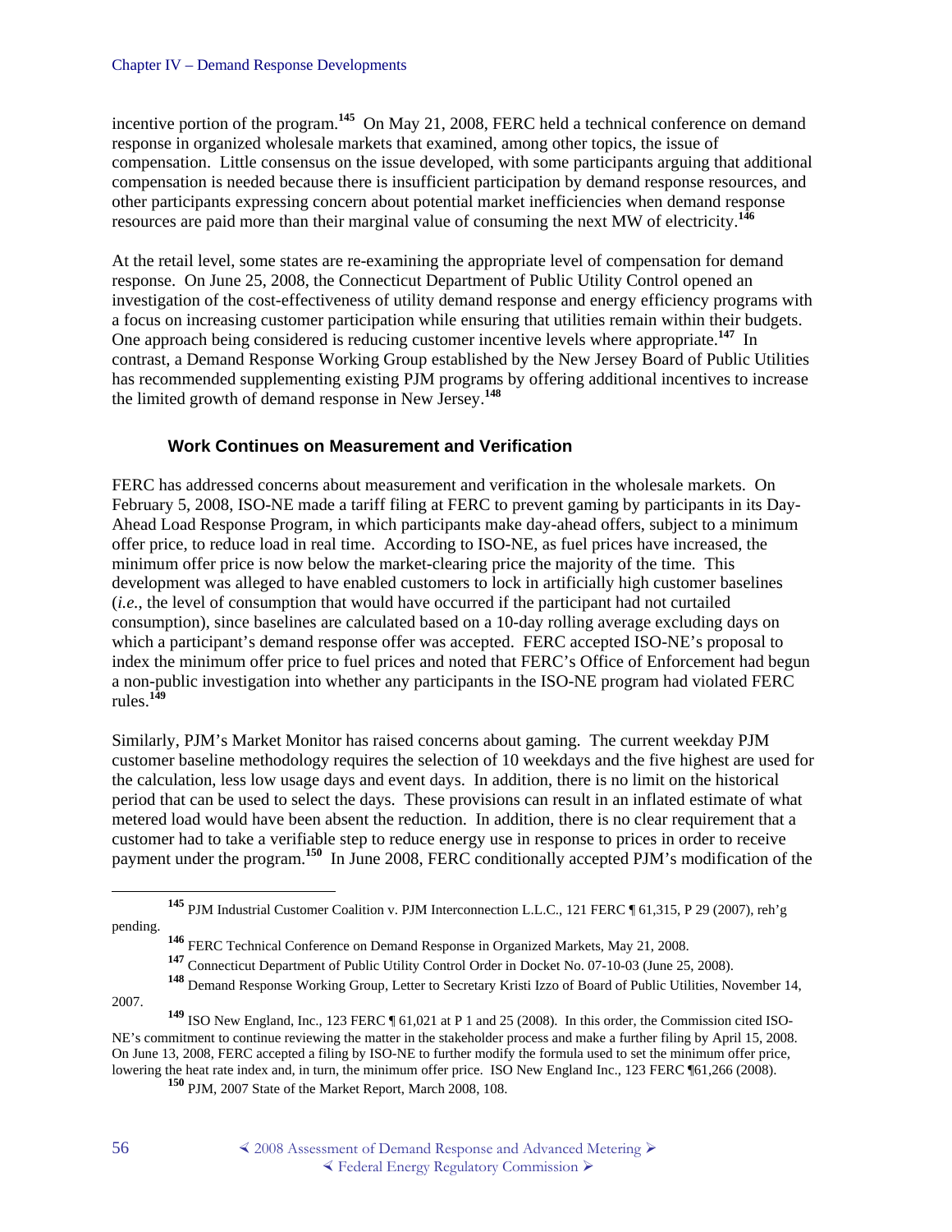incentive portion of the program.[145] On May 21, 2008, FERC held a technical conference on demand response in organized wholesale markets that examined, among other topics, the issue of compensation. Little consensus on the issue developed, with some participants arguing that additional compensation is needed because there is insufficient participation by demand response resources, and other participants expressing concern about potential market inefficiencies when demand response resources are paid more than their marginal value of consuming the next MW of electricity.[146]

At the retail level, some states are re-examining the appropriate level of compensation for demand response. On June 25, 2008, the Connecticut Department of Public Utility Control opened an investigation of the cost-effectiveness of utility demand response and energy efficiency programs with a focus on increasing customer participation while ensuring that utilities remain within their budgets. One approach being considered is reducing customer incentive levels where appropriate.[147] In contrast, a Demand Response Working Group established by the New Jersey Board of Public Utilities has recommended supplementing existing PJM programs by offering additional incentives to increase the limited growth of demand response in New Jersey.[148]

### Work Continues on Measurement and Verification

FERC has addressed concerns about measurement and verification in the wholesale markets. On February 5, 2008, ISO-NE made a tariff filing at FERC to prevent gaming by participants in its Day-Ahead Load Response Program, in which participants make day-ahead offers, subject to a minimum offer price, to reduce load in real time. According to ISO-NE, as fuel prices have increased, the minimum offer price is now below the market-clearing price the majority of the time. This development was alleged to have enabled customers to lock in artificially high customer baselines (*i.e.*, the level of consumption that would have occurred if the participant had not curtailed consumption), since baselines are calculated based on a 10-day rolling average excluding days on which a participant's demand response offer was accepted. FERC accepted ISO-NE's proposal to index the minimum offer price to fuel prices and noted that FERC's Office of Enforcement had begun a non-public investigation into whether any participants in the ISO-NE program had violated FERC rules.[149]

Similarly, PJM's Market Monitor has raised concerns about gaming. The current weekday PJM customer baseline methodology requires the selection of 10 weekdays and the five highest are used for the calculation, less low usage days and event days. In addition, there is no limit on the historical period that can be used to select the days. These provisions can result in an inflated estimate of what metered load would have been absent the reduction. In addition, there is no clear requirement that a customer had to take a verifiable step to reduce energy use in response to prices in order to receive payment under the program.[150] In June 2008, FERC conditionally accepted PJM's modification of the

---

[145] PJM Industrial Customer Coalition v. PJM Interconnection L.L.C., 121 FERC ¶ 61,315, P 29 (2007), reh'g pending.

[146] FERC Technical Conference on Demand Response in Organized Markets, May 21, 2008.

[147] Connecticut Department of Public Utility Control Order in Docket No. 07-10-03 (June 25, 2008).

[148] Demand Response Working Group, Letter to Secretary Kristi Izzo of Board of Public Utilities, November 14, 2007.

[149] ISO New England, Inc., 123 FERC ¶ 61,021 at P 1 and 25 (2008). In this order, the Commission cited ISO-NE's commitment to continue reviewing the matter in the stakeholder process and make a further filing by April 15, 2008. On June 13, 2008, FERC accepted a filing by ISO-NE to further modify the formula used to set the minimum offer price, lowering the heat rate index and, in turn, the minimum offer price. ISO New England Inc., 123 FERC ¶61,266 (2008).

[150] PJM, 2007 State of the Market Report, March 2008, 108.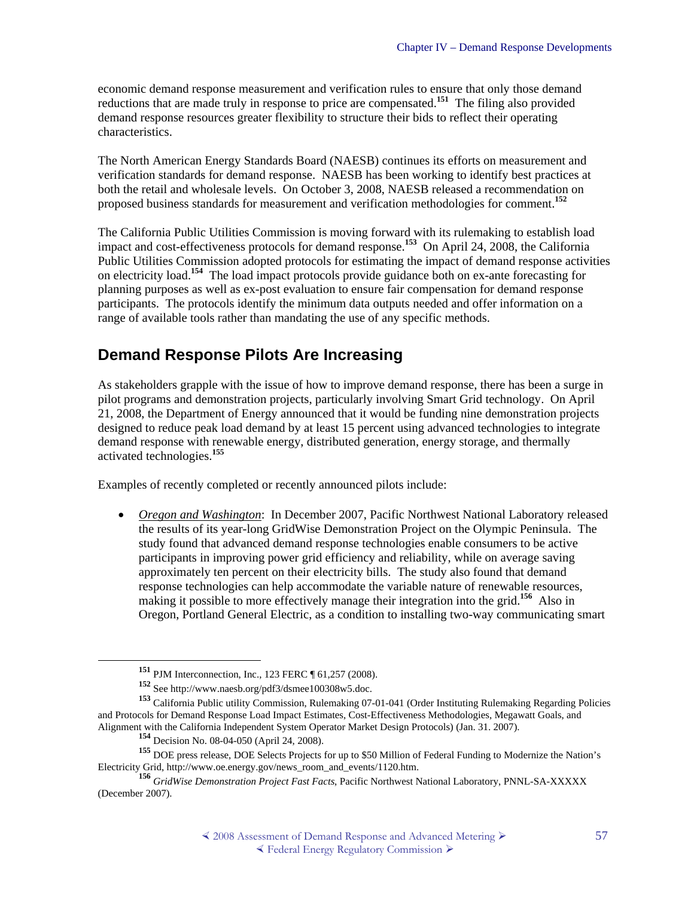economic demand response measurement and verification rules to ensure that only those demand reductions that are made truly in response to price are compensated.[151] The filing also provided demand response resources greater flexibility to structure their bids to reflect their operating characteristics.

The North American Energy Standards Board (NAESB) continues its efforts on measurement and verification standards for demand response. NAESB has been working to identify best practices at both the retail and wholesale levels. On October 3, 2008, NAESB released a recommendation on proposed business standards for measurement and verification methodologies for comment.[152]

The California Public Utilities Commission is moving forward with its rulemaking to establish load impact and cost-effectiveness protocols for demand response.[153] On April 24, 2008, the California Public Utilities Commission adopted protocols for estimating the impact of demand response activities on electricity load.[154] The load impact protocols provide guidance both on ex-ante forecasting for planning purposes as well as ex-post evaluation to ensure fair compensation for demand response participants. The protocols identify the minimum data outputs needed and offer information on a range of available tools rather than mandating the use of any specific methods.

## Demand Response Pilots Are Increasing

As stakeholders grapple with the issue of how to improve demand response, there has been a surge in pilot programs and demonstration projects, particularly involving Smart Grid technology. On April 21, 2008, the Department of Energy announced that it would be funding nine demonstration projects designed to reduce peak load demand by at least 15 percent using advanced technologies to integrate demand response with renewable energy, distributed generation, energy storage, and thermally activated technologies.[155]

Examples of recently completed or recently announced pilots include:

- *Oregon and Washington*: In December 2007, Pacific Northwest National Laboratory released the results of its year-long GridWise Demonstration Project on the Olympic Peninsula. The study found that advanced demand response technologies enable consumers to be active participants in improving power grid efficiency and reliability, while on average saving approximately ten percent on their electricity bills. The study also found that demand response technologies can help accommodate the variable nature of renewable resources, making it possible to more effectively manage their integration into the grid.[156] Also in Oregon, Portland General Electric, as a condition to installing two-way communicating smart

---

[151] PJM Interconnection, Inc., 123 FERC ¶ 61,257 (2008).

[152] See http://www.naesb.org/pdf3/dsmee100308w5.doc.

[153] California Public utility Commission, Rulemaking 07-01-041 (Order Instituting Rulemaking Regarding Policies and Protocols for Demand Response Load Impact Estimates, Cost-Effectiveness Methodologies, Megawatt Goals, and Alignment with the California Independent System Operator Market Design Protocols) (Jan. 31. 2007).

[154] Decision No. 08-04-050 (April 24, 2008).

[155] DOE press release, DOE Selects Projects for up to $50 Million of Federal Funding to Modernize the Nation's Electricity Grid, http://www.oe.energy.gov/news_room_and_events/1120.htm.

[156] *GridWise Demonstration Project Fast Facts*, Pacific Northwest National Laboratory, PNNL-SA-XXXXX (December 2007).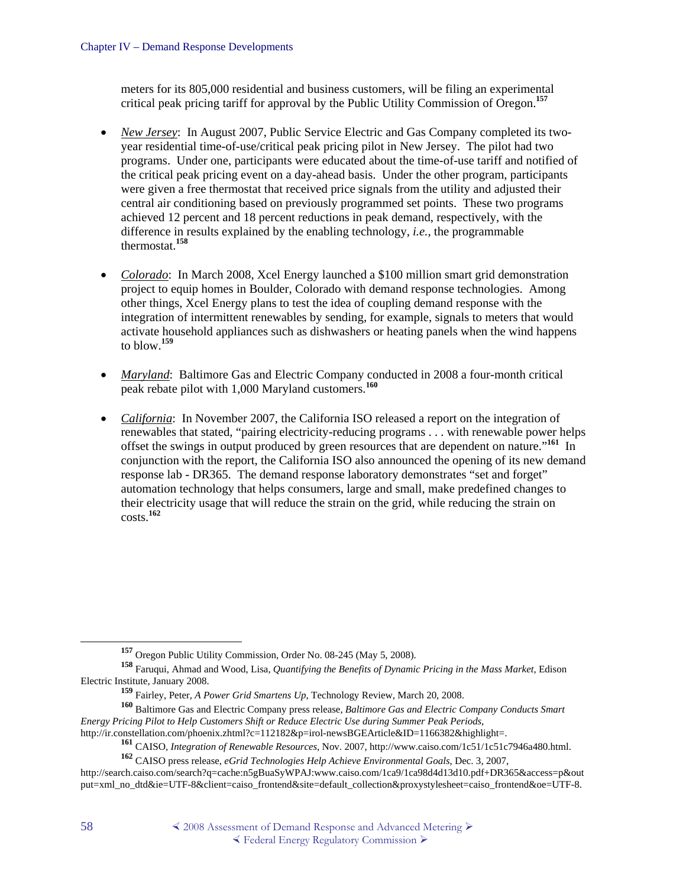meters for its 805,000 residential and business customers, will be filing an experimental critical peak pricing tariff for approval by the Public Utility Commission of Oregon.[157]

- *New Jersey*: In August 2007, Public Service Electric and Gas Company completed its two-year residential time-of-use/critical peak pricing pilot in New Jersey. The pilot had two programs. Under one, participants were educated about the time-of-use tariff and notified of the critical peak pricing event on a day-ahead basis. Under the other program, participants were given a free thermostat that received price signals from the utility and adjusted their central air conditioning based on previously programmed set points. These two programs achieved 12 percent and 18 percent reductions in peak demand, respectively, with the difference in results explained by the enabling technology, *i.e.*, the programmable thermostat.[158]

- *Colorado*: In March 2008, Xcel Energy launched a $100 million smart grid demonstration project to equip homes in Boulder, Colorado with demand response technologies. Among other things, Xcel Energy plans to test the idea of coupling demand response with the integration of intermittent renewables by sending, for example, signals to meters that would activate household appliances such as dishwashers or heating panels when the wind happens to blow.[159]

- *Maryland*: Baltimore Gas and Electric Company conducted in 2008 a four-month critical peak rebate pilot with 1,000 Maryland customers.[160]

- *California*: In November 2007, the California ISO released a report on the integration of renewables that stated, "pairing electricity-reducing programs . . . with renewable power helps offset the swings in output produced by green resources that are dependent on nature."[161] In conjunction with the report, the California ISO also announced the opening of its new demand response lab - DR365. The demand response laboratory demonstrates "set and forget" automation technology that helps consumers, large and small, make predefined changes to their electricity usage that will reduce the strain on the grid, while reducing the strain on costs.[162]

---

[157] Oregon Public Utility Commission, Order No. 08-245 (May 5, 2008).

[158] Faruqui, Ahmad and Wood, Lisa, *Quantifying the Benefits of Dynamic Pricing in the Mass Market*, Edison Electric Institute, January 2008.

[159] Fairley, Peter, *A Power Grid Smartens Up*, Technology Review, March 20, 2008.

[160] Baltimore Gas and Electric Company press release, *Baltimore Gas and Electric Company Conducts Smart Energy Pricing Pilot to Help Customers Shift or Reduce Electric Use during Summer Peak Periods*, http://ir.constellation.com/phoenix.zhtml?c=112182&p=irol-newsBGEArticle&ID=1166382&highlight=.

[161] CAISO, *Integration of Renewable Resources*, Nov. 2007, http://www.caiso.com/1c51/1c51c7946a480.html.

[162] CAISO press release, *eGrid Technologies Help Achieve Environmental Goals*, Dec. 3, 2007, http://search.caiso.com/search?q=cache:n5gBuaSyWPAJ:www.caiso.com/1ca9/1ca98d4d13d10.pdf+DR365&access=p&output=xml_no_dtd&ie=UTF-8&client=caiso_frontend&site=default_collection&proxystylesheet=caiso_frontend&oe=UTF-8.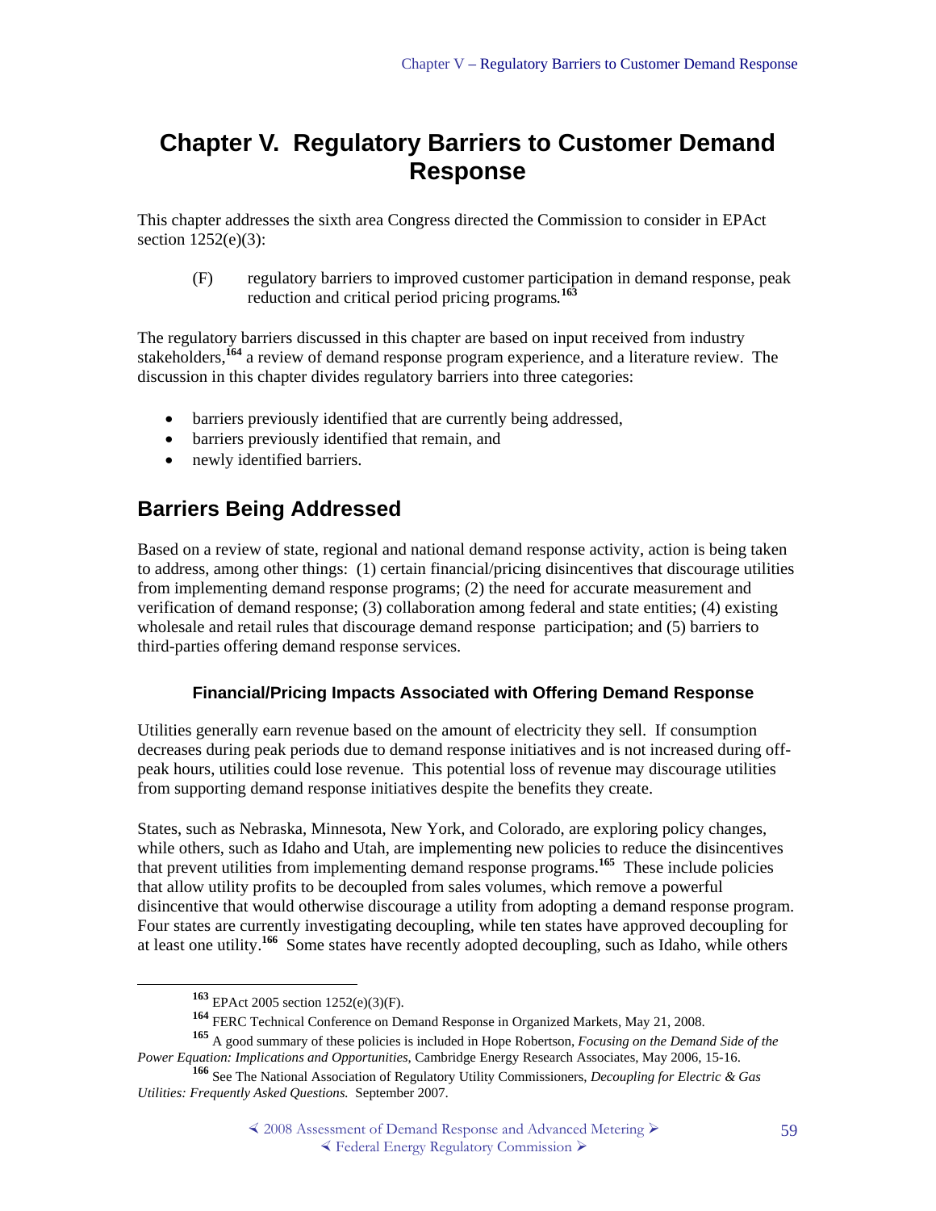# Chapter V. Regulatory Barriers to Customer Demand Response

This chapter addresses the sixth area Congress directed the Commission to consider in EPAct section 1252(e)(3):

> (F) regulatory barriers to improved customer participation in demand response, peak reduction and critical period pricing programs.[163]

The regulatory barriers discussed in this chapter are based on input received from industry stakeholders,[164] a review of demand response program experience, and a literature review. The discussion in this chapter divides regulatory barriers into three categories:

- barriers previously identified that are currently being addressed,
- barriers previously identified that remain, and
- newly identified barriers.

## Barriers Being Addressed

Based on a review of state, regional and national demand response activity, action is being taken to address, among other things: (1) certain financial/pricing disincentives that discourage utilities from implementing demand response programs; (2) the need for accurate measurement and verification of demand response; (3) collaboration among federal and state entities; (4) existing wholesale and retail rules that discourage demand response participation; and (5) barriers to third-parties offering demand response services.

### Financial/Pricing Impacts Associated with Offering Demand Response

Utilities generally earn revenue based on the amount of electricity they sell. If consumption decreases during peak periods due to demand response initiatives and is not increased during off-peak hours, utilities could lose revenue. This potential loss of revenue may discourage utilities from supporting demand response initiatives despite the benefits they create.

States, such as Nebraska, Minnesota, New York, and Colorado, are exploring policy changes, while others, such as Idaho and Utah, are implementing new policies to reduce the disincentives that prevent utilities from implementing demand response programs.[165] These include policies that allow utility profits to be decoupled from sales volumes, which remove a powerful disincentive that would otherwise discourage a utility from adopting a demand response program. Four states are currently investigating decoupling, while ten states have approved decoupling for at least one utility.[166] Some states have recently adopted decoupling, such as Idaho, while others

---

[163] EPAct 2005 section 1252(e)(3)(F).

[164] FERC Technical Conference on Demand Response in Organized Markets, May 21, 2008.

[165] A good summary of these policies is included in Hope Robertson, *Focusing on the Demand Side of the Power Equation: Implications and Opportunities*, Cambridge Energy Research Associates, May 2006, 15-16.

[166] See The National Association of Regulatory Utility Commissioners, *Decoupling for Electric & Gas Utilities: Frequently Asked Questions.* September 2007.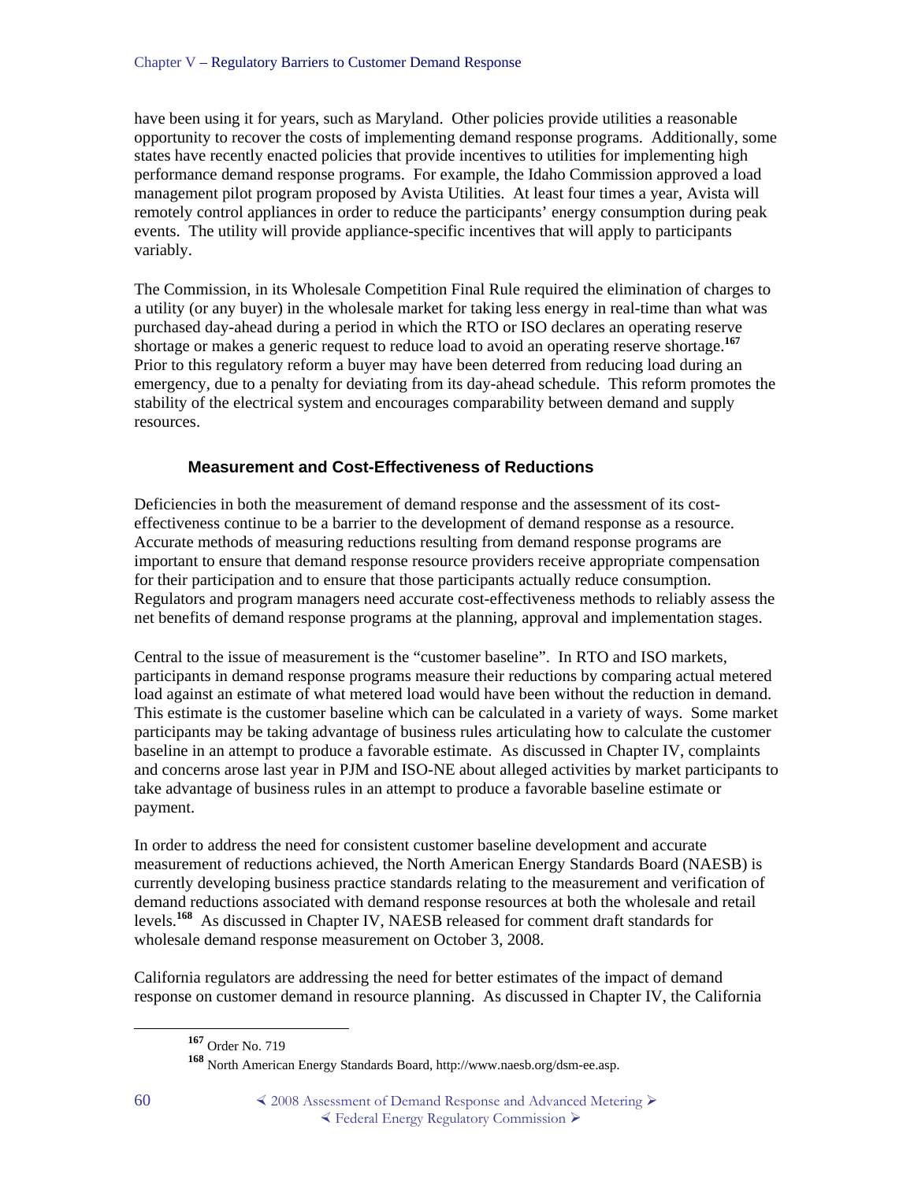have been using it for years, such as Maryland. Other policies provide utilities a reasonable opportunity to recover the costs of implementing demand response programs. Additionally, some states have recently enacted policies that provide incentives to utilities for implementing high performance demand response programs. For example, the Idaho Commission approved a load management pilot program proposed by Avista Utilities. At least four times a year, Avista will remotely control appliances in order to reduce the participants' energy consumption during peak events. The utility will provide appliance-specific incentives that will apply to participants variably.

The Commission, in its Wholesale Competition Final Rule required the elimination of charges to a utility (or any buyer) in the wholesale market for taking less energy in real-time than what was purchased day-ahead during a period in which the RTO or ISO declares an operating reserve shortage or makes a generic request to reduce load to avoid an operating reserve shortage.[167] Prior to this regulatory reform a buyer may have been deterred from reducing load during an emergency, due to a penalty for deviating from its day-ahead schedule. This reform promotes the stability of the electrical system and encourages comparability between demand and supply resources.

### Measurement and Cost-Effectiveness of Reductions

Deficiencies in both the measurement of demand response and the assessment of its cost-effectiveness continue to be a barrier to the development of demand response as a resource. Accurate methods of measuring reductions resulting from demand response programs are important to ensure that demand response resource providers receive appropriate compensation for their participation and to ensure that those participants actually reduce consumption. Regulators and program managers need accurate cost-effectiveness methods to reliably assess the net benefits of demand response programs at the planning, approval and implementation stages.

Central to the issue of measurement is the "customer baseline". In RTO and ISO markets, participants in demand response programs measure their reductions by comparing actual metered load against an estimate of what metered load would have been without the reduction in demand. This estimate is the customer baseline which can be calculated in a variety of ways. Some market participants may be taking advantage of business rules articulating how to calculate the customer baseline in an attempt to produce a favorable estimate. As discussed in Chapter IV, complaints and concerns arose last year in PJM and ISO-NE about alleged activities by market participants to take advantage of business rules in an attempt to produce a favorable baseline estimate or payment.

In order to address the need for consistent customer baseline development and accurate measurement of reductions achieved, the North American Energy Standards Board (NAESB) is currently developing business practice standards relating to the measurement and verification of demand reductions associated with demand response resources at both the wholesale and retail levels.[168] As discussed in Chapter IV, NAESB released for comment draft standards for wholesale demand response measurement on October 3, 2008.

California regulators are addressing the need for better estimates of the impact of demand response on customer demand in resource planning. As discussed in Chapter IV, the California

[167] Order No. 719

[168] North American Energy Standards Board, http://www.naesb.org/dsm-ee.asp.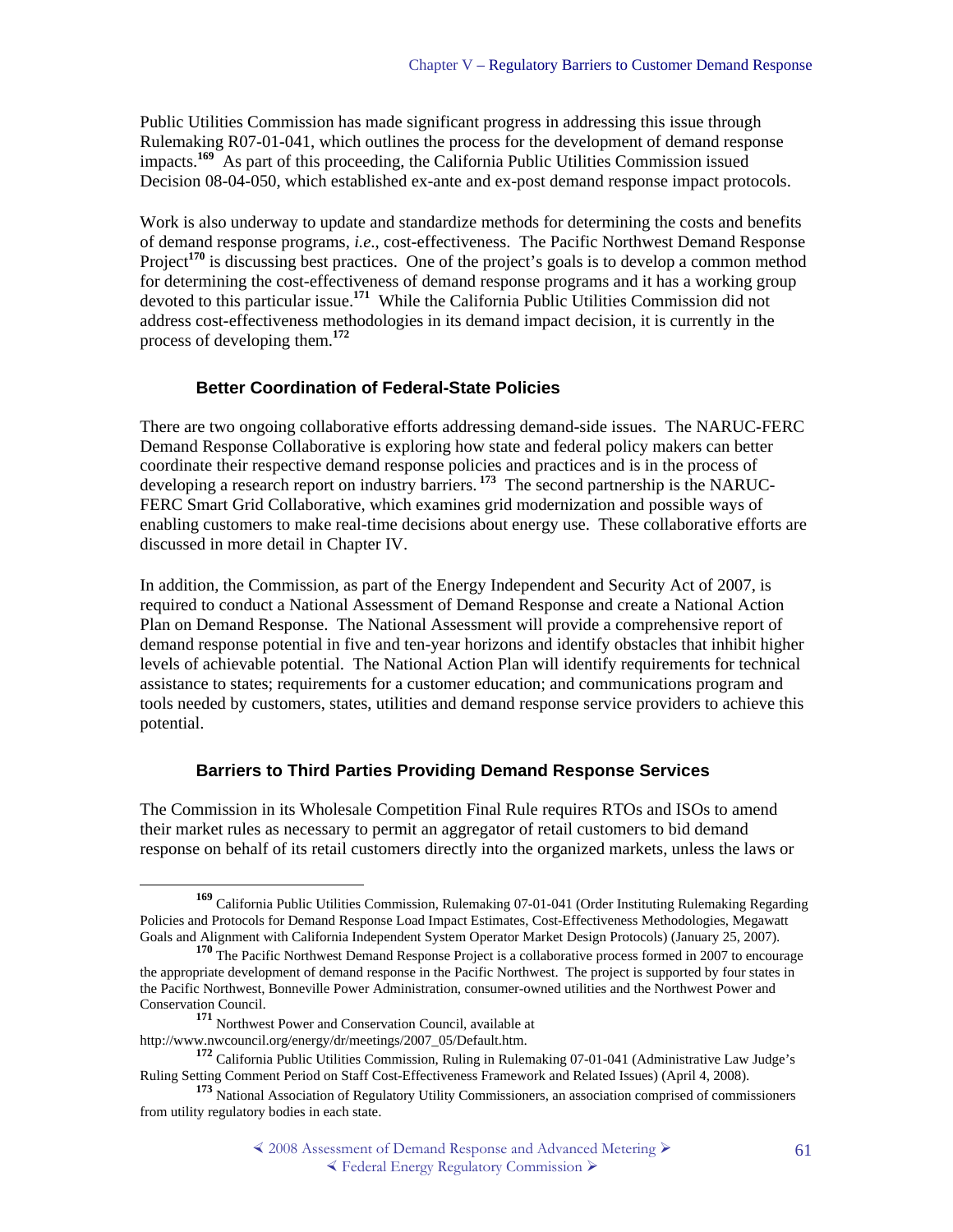Public Utilities Commission has made significant progress in addressing this issue through Rulemaking R07-01-041, which outlines the process for the development of demand response impacts.[169] As part of this proceeding, the California Public Utilities Commission issued Decision 08-04-050, which established ex-ante and ex-post demand response impact protocols.

Work is also underway to update and standardize methods for determining the costs and benefits of demand response programs, *i.e.*, cost-effectiveness. The Pacific Northwest Demand Response Project[170] is discussing best practices. One of the project's goals is to develop a common method for determining the cost-effectiveness of demand response programs and it has a working group devoted to this particular issue.[171] While the California Public Utilities Commission did not address cost-effectiveness methodologies in its demand impact decision, it is currently in the process of developing them.[172]

### Better Coordination of Federal-State Policies

There are two ongoing collaborative efforts addressing demand-side issues. The NARUC-FERC Demand Response Collaborative is exploring how state and federal policy makers can better coordinate their respective demand response policies and practices and is in the process of developing a research report on industry barriers.[173] The second partnership is the NARUC-FERC Smart Grid Collaborative, which examines grid modernization and possible ways of enabling customers to make real-time decisions about energy use. These collaborative efforts are discussed in more detail in Chapter IV.

In addition, the Commission, as part of the Energy Independent and Security Act of 2007, is required to conduct a National Assessment of Demand Response and create a National Action Plan on Demand Response. The National Assessment will provide a comprehensive report of demand response potential in five and ten-year horizons and identify obstacles that inhibit higher levels of achievable potential. The National Action Plan will identify requirements for technical assistance to states; requirements for a customer education; and communications program and tools needed by customers, states, utilities and demand response service providers to achieve this potential.

### Barriers to Third Parties Providing Demand Response Services

The Commission in its Wholesale Competition Final Rule requires RTOs and ISOs to amend their market rules as necessary to permit an aggregator of retail customers to bid demand response on behalf of its retail customers directly into the organized markets, unless the laws or

---

[169] California Public Utilities Commission, Rulemaking 07-01-041 (Order Instituting Rulemaking Regarding Policies and Protocols for Demand Response Load Impact Estimates, Cost-Effectiveness Methodologies, Megawatt Goals and Alignment with California Independent System Operator Market Design Protocols) (January 25, 2007).

[170] The Pacific Northwest Demand Response Project is a collaborative process formed in 2007 to encourage the appropriate development of demand response in the Pacific Northwest. The project is supported by four states in the Pacific Northwest, Bonneville Power Administration, consumer-owned utilities and the Northwest Power and Conservation Council.

[171] Northwest Power and Conservation Council, available at http://www.nwcouncil.org/energy/dr/meetings/2007_05/Default.htm.

[172] California Public Utilities Commission, Ruling in Rulemaking 07-01-041 (Administrative Law Judge's Ruling Setting Comment Period on Staff Cost-Effectiveness Framework and Related Issues) (April 4, 2008).

[173] National Association of Regulatory Utility Commissioners, an association comprised of commissioners from utility regulatory bodies in each state.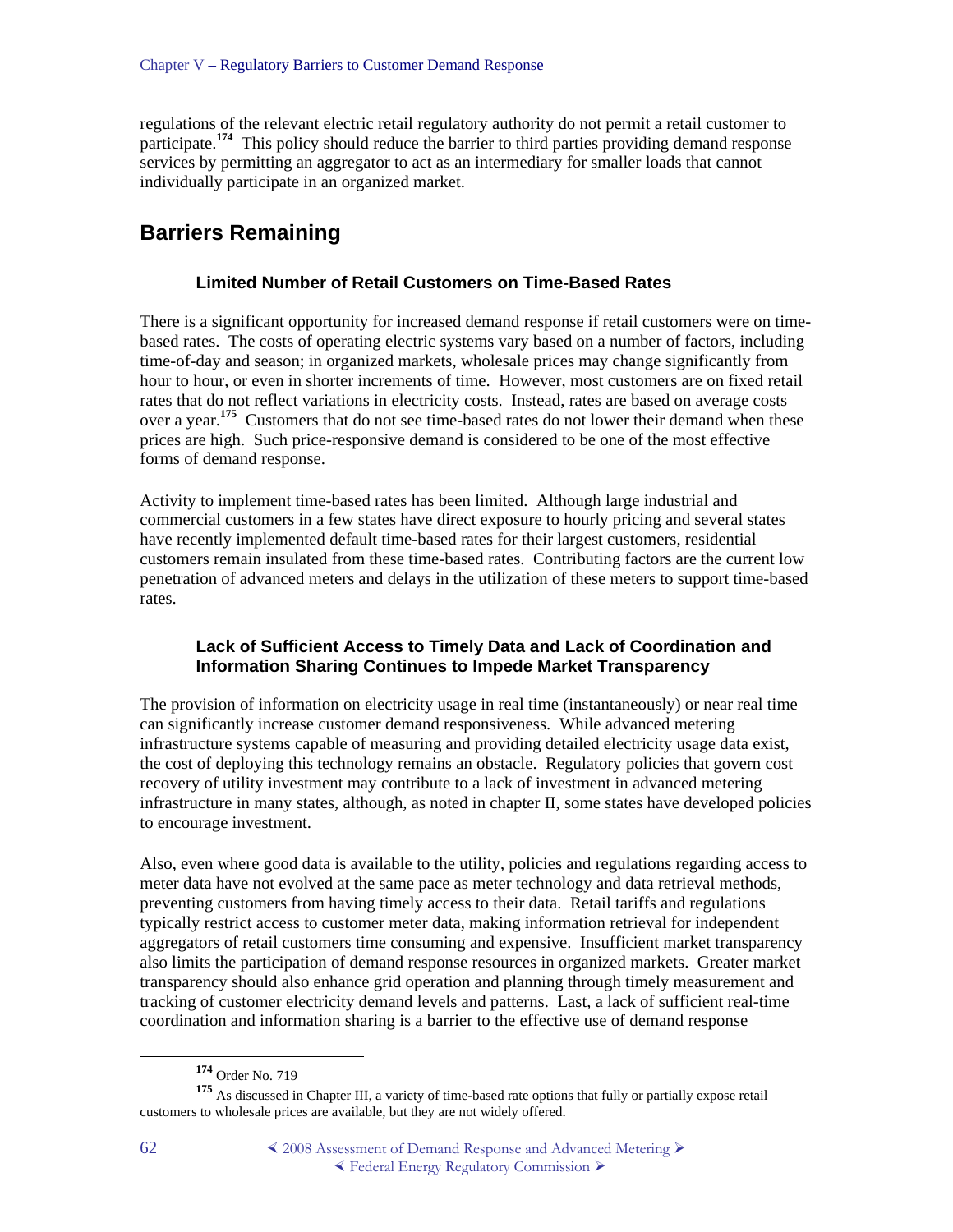regulations of the relevant electric retail regulatory authority do not permit a retail customer to participate.[174] This policy should reduce the barrier to third parties providing demand response services by permitting an aggregator to act as an intermediary for smaller loads that cannot individually participate in an organized market.

## Barriers Remaining

### Limited Number of Retail Customers on Time-Based Rates

There is a significant opportunity for increased demand response if retail customers were on time-based rates. The costs of operating electric systems vary based on a number of factors, including time-of-day and season; in organized markets, wholesale prices may change significantly from hour to hour, or even in shorter increments of time. However, most customers are on fixed retail rates that do not reflect variations in electricity costs. Instead, rates are based on average costs over a year.[175] Customers that do not see time-based rates do not lower their demand when these prices are high. Such price-responsive demand is considered to be one of the most effective forms of demand response.

Activity to implement time-based rates has been limited. Although large industrial and commercial customers in a few states have direct exposure to hourly pricing and several states have recently implemented default time-based rates for their largest customers, residential customers remain insulated from these time-based rates. Contributing factors are the current low penetration of advanced meters and delays in the utilization of these meters to support time-based rates.

### Lack of Sufficient Access to Timely Data and Lack of Coordination and Information Sharing Continues to Impede Market Transparency

The provision of information on electricity usage in real time (instantaneously) or near real time can significantly increase customer demand responsiveness. While advanced metering infrastructure systems capable of measuring and providing detailed electricity usage data exist, the cost of deploying this technology remains an obstacle. Regulatory policies that govern cost recovery of utility investment may contribute to a lack of investment in advanced metering infrastructure in many states, although, as noted in chapter II, some states have developed policies to encourage investment.

Also, even where good data is available to the utility, policies and regulations regarding access to meter data have not evolved at the same pace as meter technology and data retrieval methods, preventing customers from having timely access to their data. Retail tariffs and regulations typically restrict access to customer meter data, making information retrieval for independent aggregators of retail customers time consuming and expensive. Insufficient market transparency also limits the participation of demand response resources in organized markets. Greater market transparency should also enhance grid operation and planning through timely measurement and tracking of customer electricity demand levels and patterns. Last, a lack of sufficient real-time coordination and information sharing is a barrier to the effective use of demand response

---

[174] Order No. 719

[175] As discussed in Chapter III, a variety of time-based rate options that fully or partially expose retail customers to wholesale prices are available, but they are not widely offered.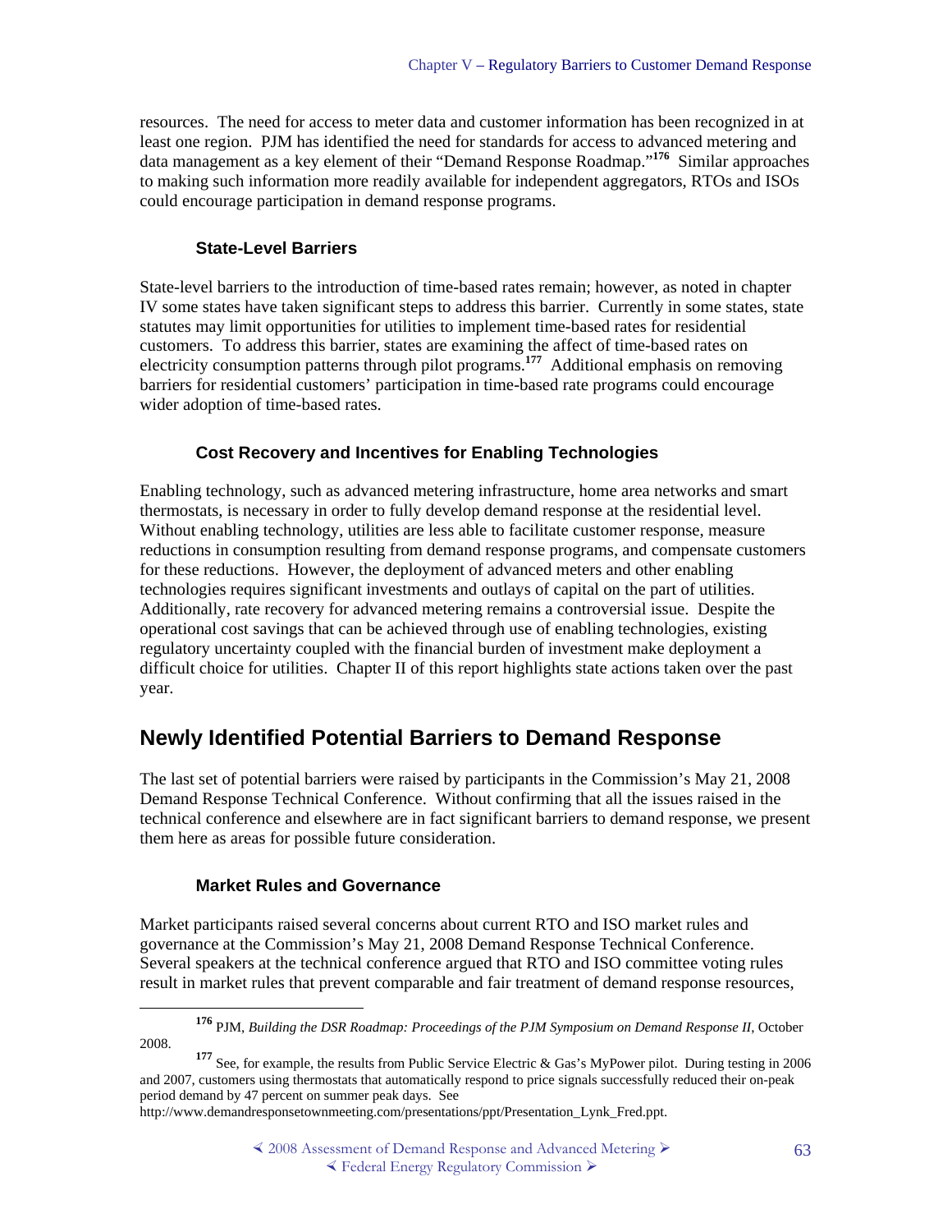resources. The need for access to meter data and customer information has been recognized in at least one region. PJM has identified the need for standards for access to advanced metering and data management as a key element of their "Demand Response Roadmap."[176] Similar approaches to making such information more readily available for independent aggregators, RTOs and ISOs could encourage participation in demand response programs.

### State-Level Barriers

State-level barriers to the introduction of time-based rates remain; however, as noted in chapter IV some states have taken significant steps to address this barrier. Currently in some states, state statutes may limit opportunities for utilities to implement time-based rates for residential customers. To address this barrier, states are examining the affect of time-based rates on electricity consumption patterns through pilot programs.[177] Additional emphasis on removing barriers for residential customers' participation in time-based rate programs could encourage wider adoption of time-based rates.

### Cost Recovery and Incentives for Enabling Technologies

Enabling technology, such as advanced metering infrastructure, home area networks and smart thermostats, is necessary in order to fully develop demand response at the residential level. Without enabling technology, utilities are less able to facilitate customer response, measure reductions in consumption resulting from demand response programs, and compensate customers for these reductions. However, the deployment of advanced meters and other enabling technologies requires significant investments and outlays of capital on the part of utilities. Additionally, rate recovery for advanced metering remains a controversial issue. Despite the operational cost savings that can be achieved through use of enabling technologies, existing regulatory uncertainty coupled with the financial burden of investment make deployment a difficult choice for utilities. Chapter II of this report highlights state actions taken over the past year.

## Newly Identified Potential Barriers to Demand Response

The last set of potential barriers were raised by participants in the Commission's May 21, 2008 Demand Response Technical Conference. Without confirming that all the issues raised in the technical conference and elsewhere are in fact significant barriers to demand response, we present them here as areas for possible future consideration.

### Market Rules and Governance

Market participants raised several concerns about current RTO and ISO market rules and governance at the Commission's May 21, 2008 Demand Response Technical Conference. Several speakers at the technical conference argued that RTO and ISO committee voting rules result in market rules that prevent comparable and fair treatment of demand response resources,

---

[176] PJM, *Building the DSR Roadmap: Proceedings of the PJM Symposium on Demand Response II*, October 2008.

[177] See, for example, the results from Public Service Electric & Gas's MyPower pilot. During testing in 2006 and 2007, customers using thermostats that automatically respond to price signals successfully reduced their on-peak period demand by 47 percent on summer peak days. See http://www.demandresponsetownmeeting.com/presentations/ppt/Presentation_Lynk_Fred.ppt.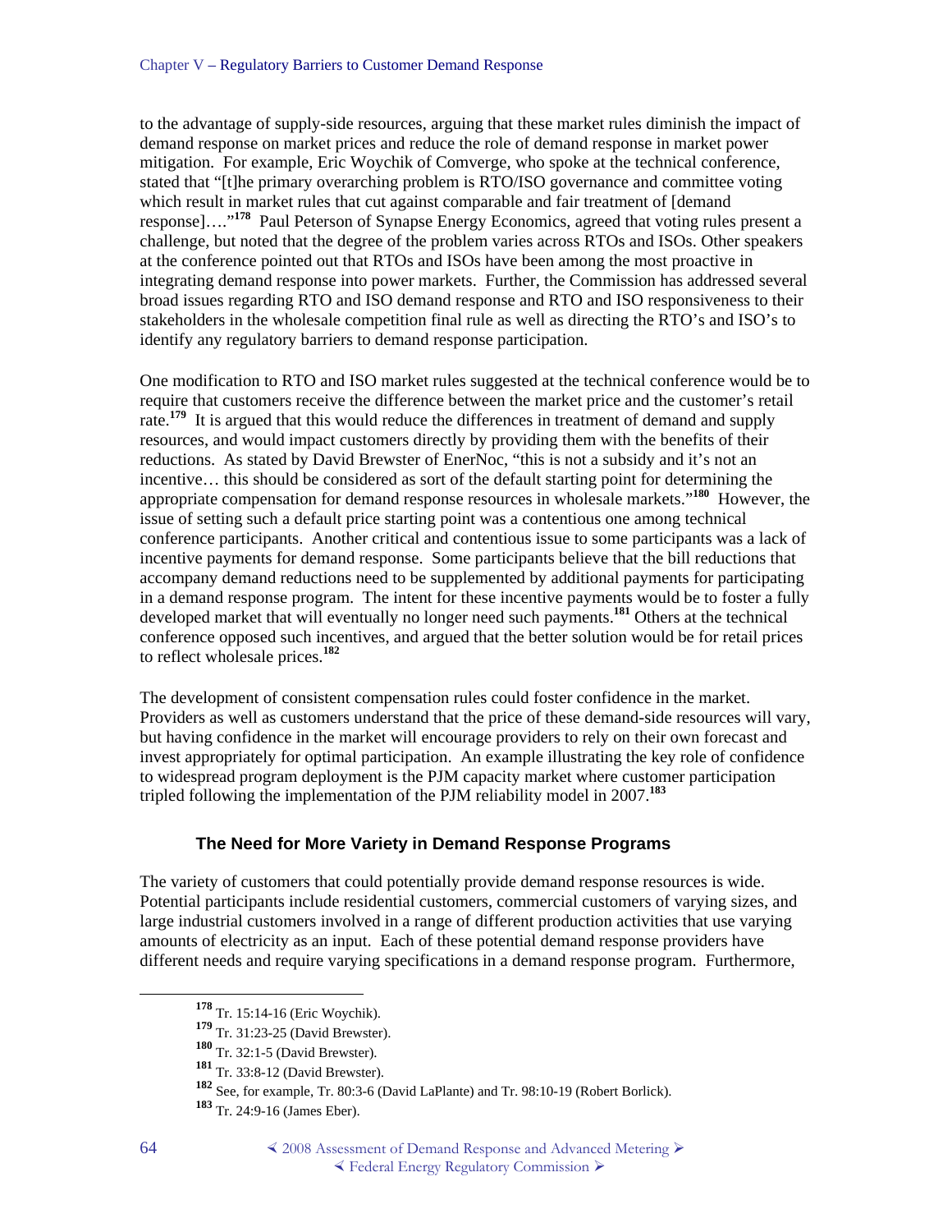to the advantage of supply-side resources, arguing that these market rules diminish the impact of demand response on market prices and reduce the role of demand response in market power mitigation. For example, Eric Woychik of Comverge, who spoke at the technical conference, stated that "[t]he primary overarching problem is RTO/ISO governance and committee voting which result in market rules that cut against comparable and fair treatment of [demand response]…."[178] Paul Peterson of Synapse Energy Economics, agreed that voting rules present a challenge, but noted that the degree of the problem varies across RTOs and ISOs. Other speakers at the conference pointed out that RTOs and ISOs have been among the most proactive in integrating demand response into power markets. Further, the Commission has addressed several broad issues regarding RTO and ISO demand response and RTO and ISO responsiveness to their stakeholders in the wholesale competition final rule as well as directing the RTO's and ISO's to identify any regulatory barriers to demand response participation.

One modification to RTO and ISO market rules suggested at the technical conference would be to require that customers receive the difference between the market price and the customer's retail rate.[179] It is argued that this would reduce the differences in treatment of demand and supply resources, and would impact customers directly by providing them with the benefits of their reductions. As stated by David Brewster of EnerNoc, "this is not a subsidy and it's not an incentive… this should be considered as sort of the default starting point for determining the appropriate compensation for demand response resources in wholesale markets."[180] However, the issue of setting such a default price starting point was a contentious one among technical conference participants. Another critical and contentious issue to some participants was a lack of incentive payments for demand response. Some participants believe that the bill reductions that accompany demand reductions need to be supplemented by additional payments for participating in a demand response program. The intent for these incentive payments would be to foster a fully developed market that will eventually no longer need such payments.[181] Others at the technical conference opposed such incentives, and argued that the better solution would be for retail prices to reflect wholesale prices.[182]

The development of consistent compensation rules could foster confidence in the market. Providers as well as customers understand that the price of these demand-side resources will vary, but having confidence in the market will encourage providers to rely on their own forecast and invest appropriately for optimal participation. An example illustrating the key role of confidence to widespread program deployment is the PJM capacity market where customer participation tripled following the implementation of the PJM reliability model in 2007.[183]

### The Need for More Variety in Demand Response Programs

The variety of customers that could potentially provide demand response resources is wide. Potential participants include residential customers, commercial customers of varying sizes, and large industrial customers involved in a range of different production activities that use varying amounts of electricity as an input. Each of these potential demand response providers have different needs and require varying specifications in a demand response program. Furthermore,

---

[178] Tr. 15:14-16 (Eric Woychik).

[179] Tr. 31:23-25 (David Brewster).

[180] Tr. 32:1-5 (David Brewster).

[181] Tr. 33:8-12 (David Brewster).

[182] See, for example, Tr. 80:3-6 (David LaPlante) and Tr. 98:10-19 (Robert Borlick).

[183] Tr. 24:9-16 (James Eber).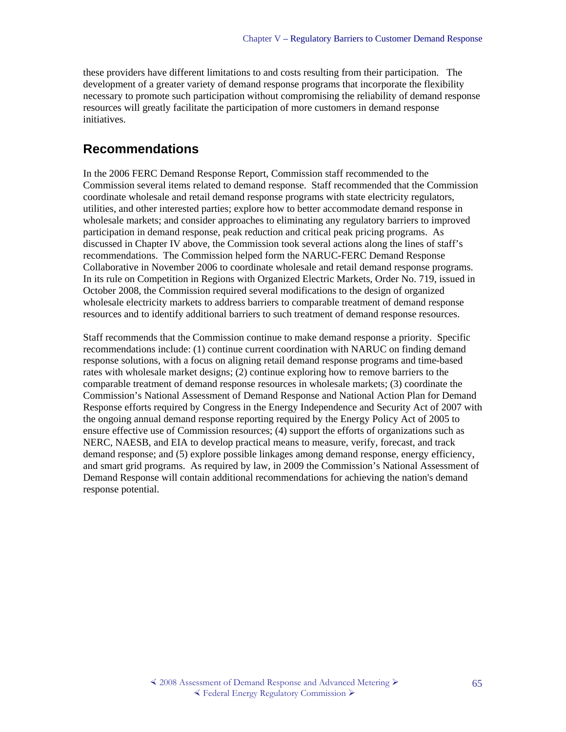these providers have different limitations to and costs resulting from their participation. The development of a greater variety of demand response programs that incorporate the flexibility necessary to promote such participation without compromising the reliability of demand response resources will greatly facilitate the participation of more customers in demand response initiatives.

## Recommendations

In the 2006 FERC Demand Response Report, Commission staff recommended to the Commission several items related to demand response. Staff recommended that the Commission coordinate wholesale and retail demand response programs with state electricity regulators, utilities, and other interested parties; explore how to better accommodate demand response in wholesale markets; and consider approaches to eliminating any regulatory barriers to improved participation in demand response, peak reduction and critical peak pricing programs. As discussed in Chapter IV above, the Commission took several actions along the lines of staff's recommendations. The Commission helped form the NARUC-FERC Demand Response Collaborative in November 2006 to coordinate wholesale and retail demand response programs. In its rule on Competition in Regions with Organized Electric Markets, Order No. 719, issued in October 2008, the Commission required several modifications to the design of organized wholesale electricity markets to address barriers to comparable treatment of demand response resources and to identify additional barriers to such treatment of demand response resources.

Staff recommends that the Commission continue to make demand response a priority. Specific recommendations include: (1) continue current coordination with NARUC on finding demand response solutions, with a focus on aligning retail demand response programs and time-based rates with wholesale market designs; (2) continue exploring how to remove barriers to the comparable treatment of demand response resources in wholesale markets; (3) coordinate the Commission's National Assessment of Demand Response and National Action Plan for Demand Response efforts required by Congress in the Energy Independence and Security Act of 2007 with the ongoing annual demand response reporting required by the Energy Policy Act of 2005 to ensure effective use of Commission resources; (4) support the efforts of organizations such as NERC, NAESB, and EIA to develop practical means to measure, verify, forecast, and track demand response; and (5) explore possible linkages among demand response, energy efficiency, and smart grid programs. As required by law, in 2009 the Commission's National Assessment of Demand Response will contain additional recommendations for achieving the nation's demand response potential.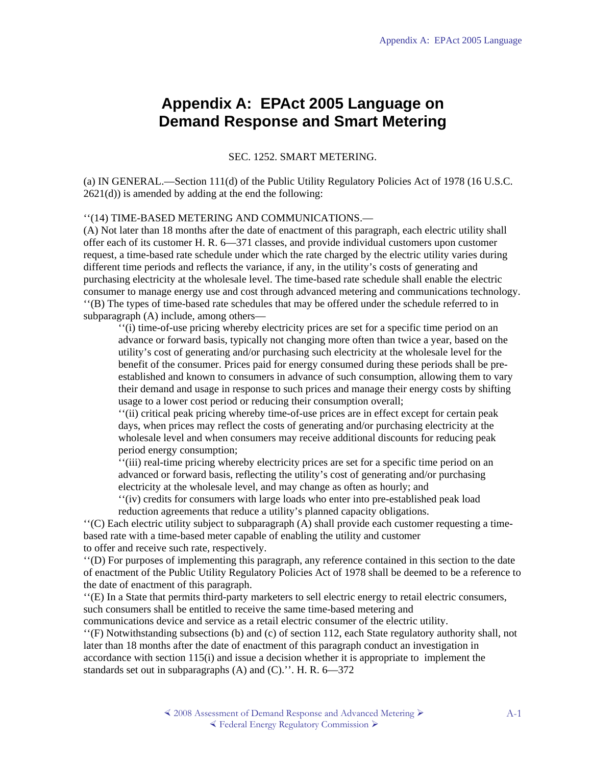# Appendix A: EPAct 2005 Language on Demand Response and Smart Metering

SEC. 1252. SMART METERING.

(a) IN GENERAL.—Section 111(d) of the Public Utility Regulatory Policies Act of 1978 (16 U.S.C. 2621(d)) is amended by adding at the end the following:

''(14) TIME-BASED METERING AND COMMUNICATIONS.—
(A) Not later than 18 months after the date of enactment of this paragraph, each electric utility shall offer each of its customer H. R. 6—371 classes, and provide individual customers upon customer request, a time-based rate schedule under which the rate charged by the electric utility varies during different time periods and reflects the variance, if any, in the utility's costs of generating and purchasing electricity at the wholesale level. The time-based rate schedule shall enable the electric consumer to manage energy use and cost through advanced metering and communications technology.
''(B) The types of time-based rate schedules that may be offered under the schedule referred to in subparagraph (A) include, among others—

> ''(i) time-of-use pricing whereby electricity prices are set for a specific time period on an advance or forward basis, typically not changing more often than twice a year, based on the utility's cost of generating and/or purchasing such electricity at the wholesale level for the benefit of the consumer. Prices paid for energy consumed during these periods shall be pre-established and known to consumers in advance of such consumption, allowing them to vary their demand and usage in response to such prices and manage their energy costs by shifting usage to a lower cost period or reducing their consumption overall;
> ''(ii) critical peak pricing whereby time-of-use prices are in effect except for certain peak days, when prices may reflect the costs of generating and/or purchasing electricity at the wholesale level and when consumers may receive additional discounts for reducing peak period energy consumption;
> ''(iii) real-time pricing whereby electricity prices are set for a specific time period on an advanced or forward basis, reflecting the utility's cost of generating and/or purchasing electricity at the wholesale level, and may change as often as hourly; and
> ''(iv) credits for consumers with large loads who enter into pre-established peak load reduction agreements that reduce a utility's planned capacity obligations.

''(C) Each electric utility subject to subparagraph (A) shall provide each customer requesting a time-based rate with a time-based meter capable of enabling the utility and customer to offer and receive such rate, respectively.
''(D) For purposes of implementing this paragraph, any reference contained in this section to the date of enactment of the Public Utility Regulatory Policies Act of 1978 shall be deemed to be a reference to the date of enactment of this paragraph.
''(E) In a State that permits third-party marketers to sell electric energy to retail electric consumers, such consumers shall be entitled to receive the same time-based metering and communications device and service as a retail electric consumer of the electric utility.
''(F) Notwithstanding subsections (b) and (c) of section 112, each State regulatory authority shall, not later than 18 months after the date of enactment of this paragraph conduct an investigation in accordance with section 115(i) and issue a decision whether it is appropriate to implement the standards set out in subparagraphs (A) and (C).''. H. R. 6—372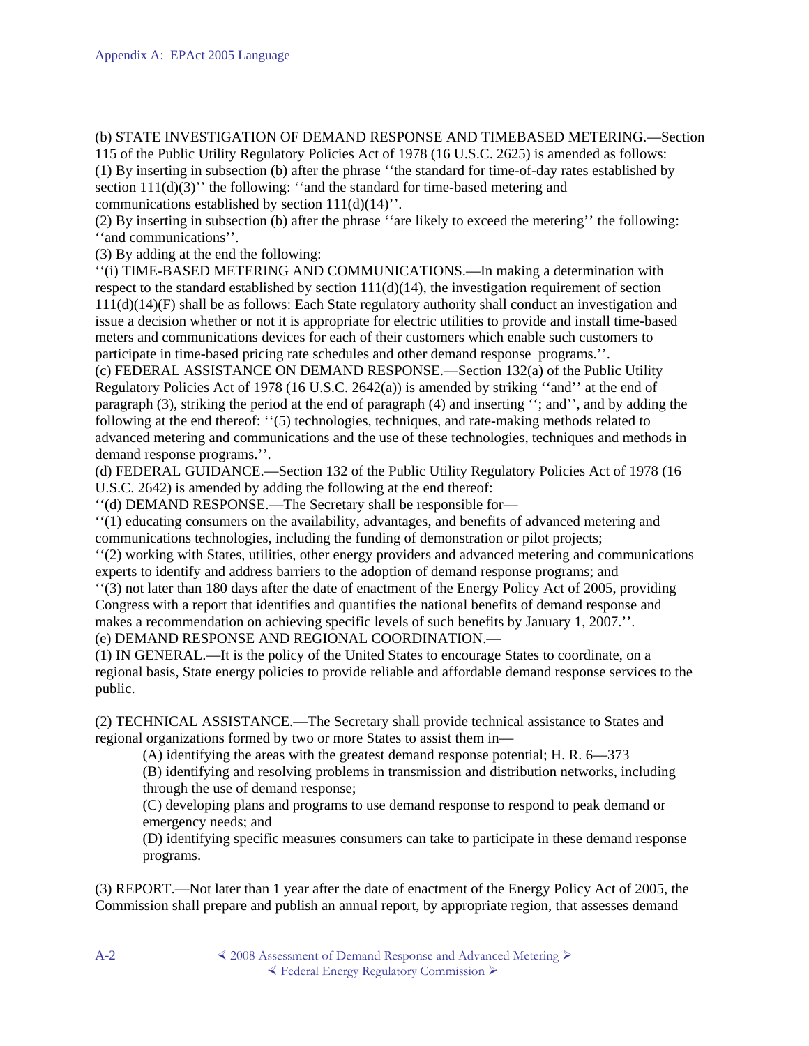(b) STATE INVESTIGATION OF DEMAND RESPONSE AND TIMEBASED METERING.—Section 115 of the Public Utility Regulatory Policies Act of 1978 (16 U.S.C. 2625) is amended as follows:
(1) By inserting in subsection (b) after the phrase ''the standard for time-of-day rates established by section 111(d)(3)'' the following: ''and the standard for time-based metering and communications established by section 111(d)(14)''.
(2) By inserting in subsection (b) after the phrase ''are likely to exceed the metering'' the following: ''and communications''.
(3) By adding at the end the following:
''(i) TIME-BASED METERING AND COMMUNICATIONS.—In making a determination with respect to the standard established by section 111(d)(14), the investigation requirement of section 111(d)(14)(F) shall be as follows: Each State regulatory authority shall conduct an investigation and issue a decision whether or not it is appropriate for electric utilities to provide and install time-based meters and communications devices for each of their customers which enable such customers to participate in time-based pricing rate schedules and other demand response programs.''.
(c) FEDERAL ASSISTANCE ON DEMAND RESPONSE.—Section 132(a) of the Public Utility Regulatory Policies Act of 1978 (16 U.S.C. 2642(a)) is amended by striking ''and'' at the end of paragraph (3), striking the period at the end of paragraph (4) and inserting ''; and'', and by adding the following at the end thereof: ''(5) technologies, techniques, and rate-making methods related to advanced metering and communications and the use of these technologies, techniques and methods in demand response programs.''.
(d) FEDERAL GUIDANCE.—Section 132 of the Public Utility Regulatory Policies Act of 1978 (16 U.S.C. 2642) is amended by adding the following at the end thereof:
''(d) DEMAND RESPONSE.—The Secretary shall be responsible for—
''(1) educating consumers on the availability, advantages, and benefits of advanced metering and communications technologies, including the funding of demonstration or pilot projects;
''(2) working with States, utilities, other energy providers and advanced metering and communications experts to identify and address barriers to the adoption of demand response programs; and
''(3) not later than 180 days after the date of enactment of the Energy Policy Act of 2005, providing Congress with a report that identifies and quantifies the national benefits of demand response and makes a recommendation on achieving specific levels of such benefits by January 1, 2007.''.
(e) DEMAND RESPONSE AND REGIONAL COORDINATION.—
(1) IN GENERAL.—It is the policy of the United States to encourage States to coordinate, on a regional basis, State energy policies to provide reliable and affordable demand response services to the public.

(2) TECHNICAL ASSISTANCE.—The Secretary shall provide technical assistance to States and regional organizations formed by two or more States to assist them in—

(A) identifying the areas with the greatest demand response potential; H. R. 6—373
(B) identifying and resolving problems in transmission and distribution networks, including through the use of demand response;
(C) developing plans and programs to use demand response to respond to peak demand or emergency needs; and
(D) identifying specific measures consumers can take to participate in these demand response programs.

(3) REPORT.—Not later than 1 year after the date of enactment of the Energy Policy Act of 2005, the Commission shall prepare and publish an annual report, by appropriate region, that assesses demand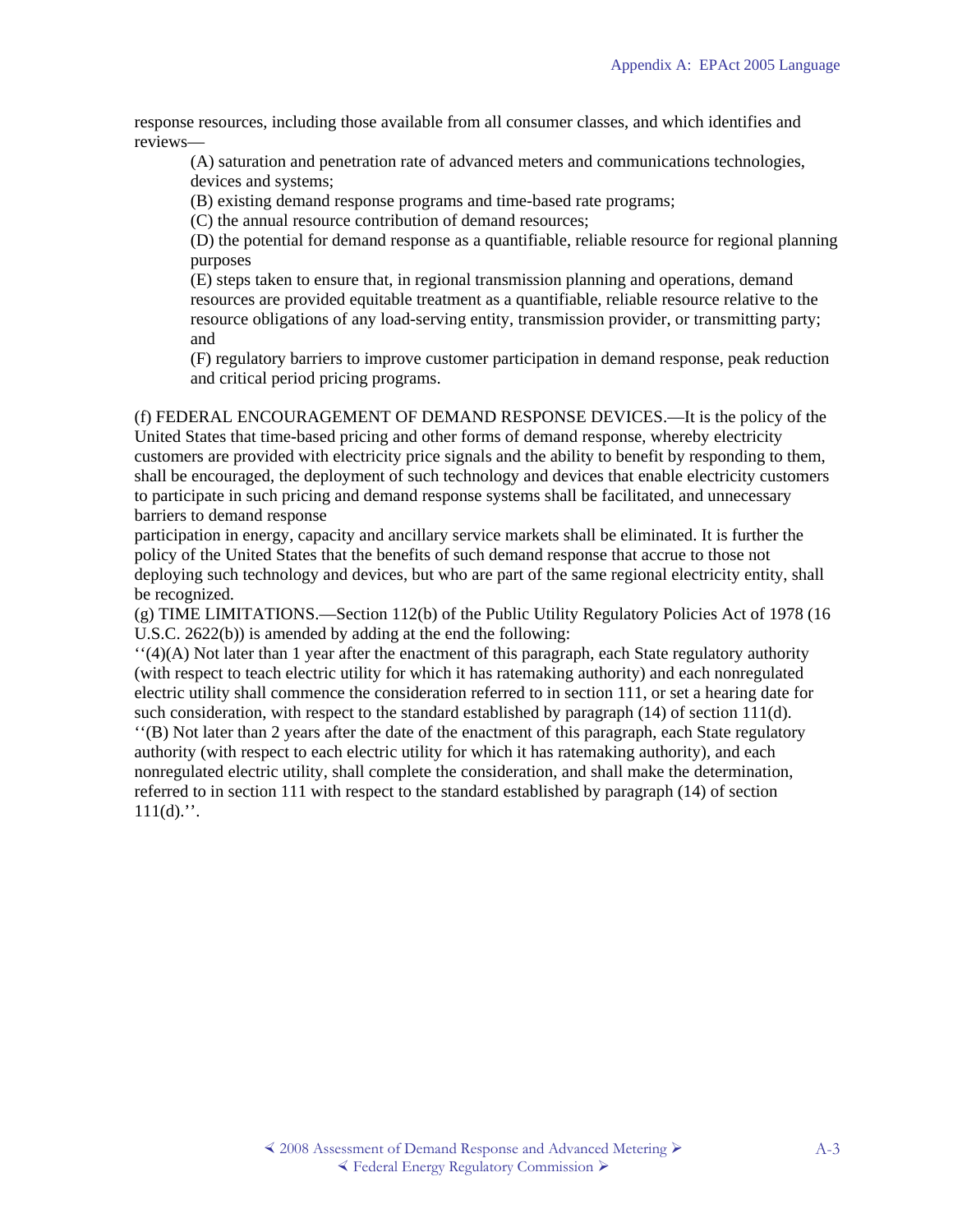response resources, including those available from all consumer classes, and which identifies and reviews—

(A) saturation and penetration rate of advanced meters and communications technologies, devices and systems;

(B) existing demand response programs and time-based rate programs;

(C) the annual resource contribution of demand resources;

(D) the potential for demand response as a quantifiable, reliable resource for regional planning purposes

(E) steps taken to ensure that, in regional transmission planning and operations, demand resources are provided equitable treatment as a quantifiable, reliable resource relative to the resource obligations of any load-serving entity, transmission provider, or transmitting party; and

(F) regulatory barriers to improve customer participation in demand response, peak reduction and critical period pricing programs.

(f) FEDERAL ENCOURAGEMENT OF DEMAND RESPONSE DEVICES.—It is the policy of the United States that time-based pricing and other forms of demand response, whereby electricity customers are provided with electricity price signals and the ability to benefit by responding to them, shall be encouraged, the deployment of such technology and devices that enable electricity customers to participate in such pricing and demand response systems shall be facilitated, and unnecessary barriers to demand response participation in energy, capacity and ancillary service markets shall be eliminated. It is further the policy of the United States that the benefits of such demand response that accrue to those not deploying such technology and devices, but who are part of the same regional electricity entity, shall be recognized.

(g) TIME LIMITATIONS.—Section 112(b) of the Public Utility Regulatory Policies Act of 1978 (16 U.S.C. 2622(b)) is amended by adding at the end the following:

''(4)(A) Not later than 1 year after the enactment of this paragraph, each State regulatory authority (with respect to teach electric utility for which it has ratemaking authority) and each nonregulated electric utility shall commence the consideration referred to in section 111, or set a hearing date for such consideration, with respect to the standard established by paragraph (14) of section 111(d).

''(B) Not later than 2 years after the date of the enactment of this paragraph, each State regulatory authority (with respect to each electric utility for which it has ratemaking authority), and each nonregulated electric utility, shall complete the consideration, and shall make the determination, referred to in section 111 with respect to the standard established by paragraph (14) of section 111(d).''.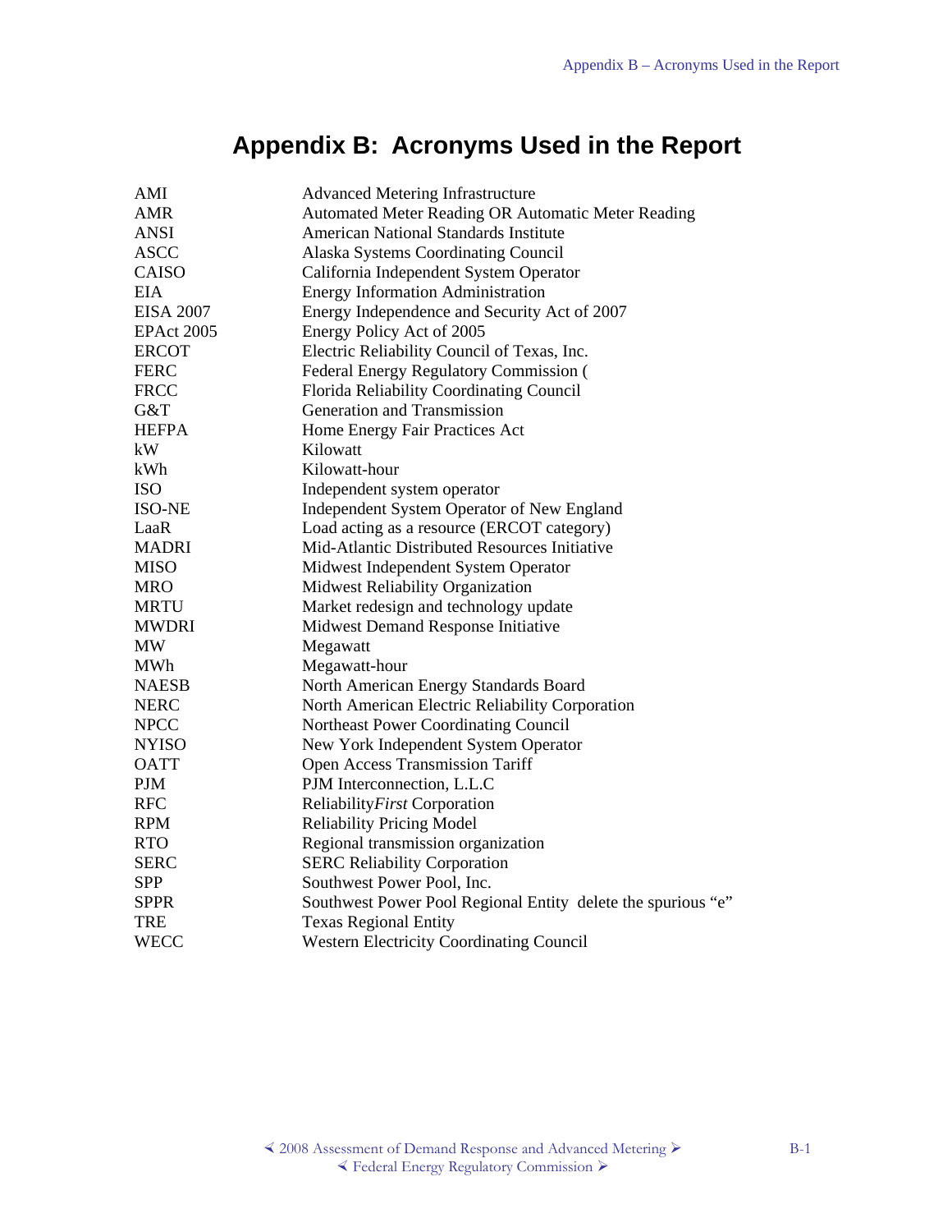# Appendix B: Acronyms Used in the Report

| | |
|---|---|
| AMI | Advanced Metering Infrastructure |
| AMR | Automated Meter Reading OR Automatic Meter Reading |
| ANSI | American National Standards Institute |
| ASCC | Alaska Systems Coordinating Council |
| CAISO | California Independent System Operator |
| EIA | Energy Information Administration |
| EISA 2007 | Energy Independence and Security Act of 2007 |
| EPAct 2005 | Energy Policy Act of 2005 |
| ERCOT | Electric Reliability Council of Texas, Inc. |
| FERC | Federal Energy Regulatory Commission ( |
| FRCC | Florida Reliability Coordinating Council |
| G&T | Generation and Transmission |
| HEFPA | Home Energy Fair Practices Act |
| kW | Kilowatt |
| kWh | Kilowatt-hour |
| ISO | Independent system operator |
| ISO-NE | Independent System Operator of New England |
| LaaR | Load acting as a resource (ERCOT category) |
| MADRI | Mid-Atlantic Distributed Resources Initiative |
| MISO | Midwest Independent System Operator |
| MRO | Midwest Reliability Organization |
| MRTU | Market redesign and technology update |
| MWDRI | Midwest Demand Response Initiative |
| MW | Megawatt |
| MWh | Megawatt-hour |
| NAESB | North American Energy Standards Board |
| NERC | North American Electric Reliability Corporation |
| NPCC | Northeast Power Coordinating Council |
| NYISO | New York Independent System Operator |
| OATT | Open Access Transmission Tariff |
| PJM | PJM Interconnection, L.L.C |
| RFC | Reliability*First* Corporation |
| RPM | Reliability Pricing Model |
| RTO | Regional transmission organization |
| SERC | SERC Reliability Corporation |
| SPP | Southwest Power Pool, Inc. |
| SPPR | Southwest Power Pool Regional Entity delete the spurious “e” |
| TRE | Texas Regional Entity |
| WECC | Western Electricity Coordinating Council |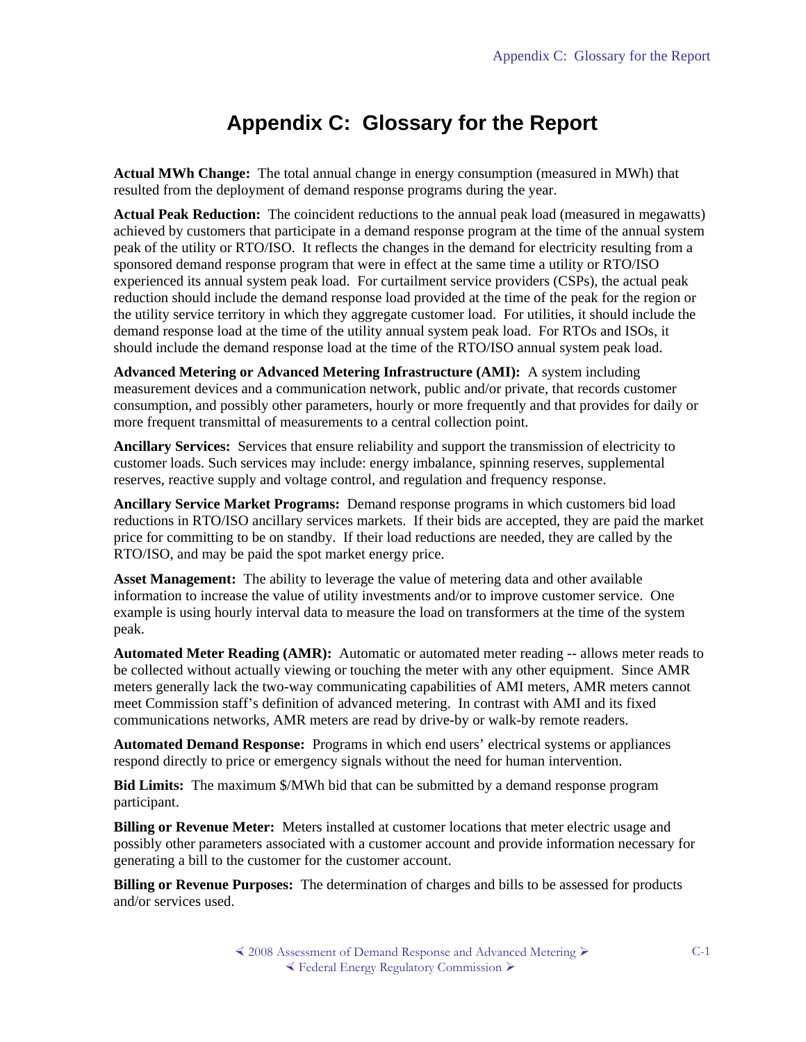# Appendix C: Glossary for the Report

**Actual MWh Change:** The total annual change in energy consumption (measured in MWh) that resulted from the deployment of demand response programs during the year.

**Actual Peak Reduction:** The coincident reductions to the annual peak load (measured in megawatts) achieved by customers that participate in a demand response program at the time of the annual system peak of the utility or RTO/ISO. It reflects the changes in the demand for electricity resulting from a sponsored demand response program that were in effect at the same time a utility or RTO/ISO experienced its annual system peak load. For curtailment service providers (CSPs), the actual peak reduction should include the demand response load provided at the time of the peak for the region or the utility service territory in which they aggregate customer load. For utilities, it should include the demand response load at the time of the utility annual system peak load. For RTOs and ISOs, it should include the demand response load at the time of the RTO/ISO annual system peak load.

**Advanced Metering or Advanced Metering Infrastructure (AMI):** A system including measurement devices and a communication network, public and/or private, that records customer consumption, and possibly other parameters, hourly or more frequently and that provides for daily or more frequent transmittal of measurements to a central collection point.

**Ancillary Services:** Services that ensure reliability and support the transmission of electricity to customer loads. Such services may include: energy imbalance, spinning reserves, supplemental reserves, reactive supply and voltage control, and regulation and frequency response.

**Ancillary Service Market Programs:** Demand response programs in which customers bid load reductions in RTO/ISO ancillary services markets. If their bids are accepted, they are paid the market price for committing to be on standby. If their load reductions are needed, they are called by the RTO/ISO, and may be paid the spot market energy price.

**Asset Management:** The ability to leverage the value of metering data and other available information to increase the value of utility investments and/or to improve customer service. One example is using hourly interval data to measure the load on transformers at the time of the system peak.

**Automated Meter Reading (AMR):** Automatic or automated meter reading -- allows meter reads to be collected without actually viewing or touching the meter with any other equipment. Since AMR meters generally lack the two-way communicating capabilities of AMI meters, AMR meters cannot meet Commission staff's definition of advanced metering. In contrast with AMI and its fixed communications networks, AMR meters are read by drive-by or walk-by remote readers.

**Automated Demand Response:** Programs in which end users' electrical systems or appliances respond directly to price or emergency signals without the need for human intervention.

**Bid Limits:** The maximum $/MWh bid that can be submitted by a demand response program participant.

**Billing or Revenue Meter:** Meters installed at customer locations that meter electric usage and possibly other parameters associated with a customer account and provide information necessary for generating a bill to the customer for the customer account.

**Billing or Revenue Purposes:** The determination of charges and bills to be assessed for products and/or services used.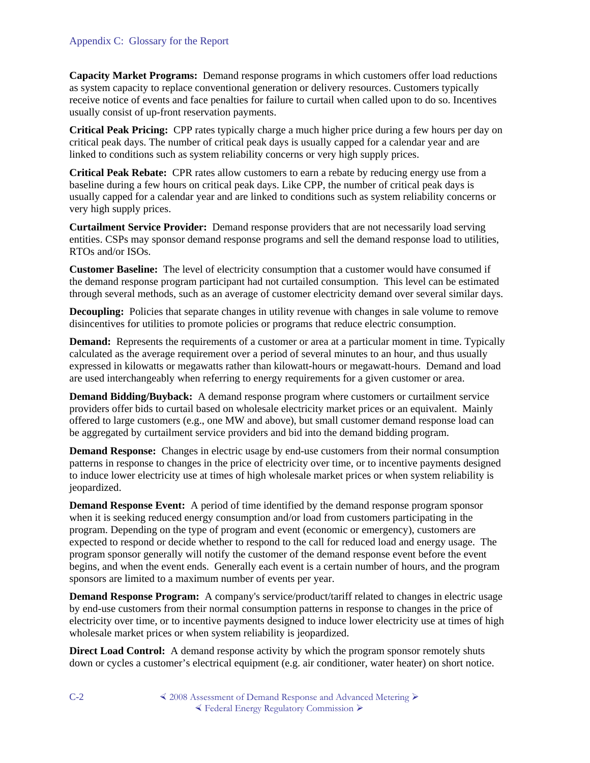**Capacity Market Programs:** Demand response programs in which customers offer load reductions as system capacity to replace conventional generation or delivery resources. Customers typically receive notice of events and face penalties for failure to curtail when called upon to do so. Incentives usually consist of up-front reservation payments.

**Critical Peak Pricing:** CPP rates typically charge a much higher price during a few hours per day on critical peak days. The number of critical peak days is usually capped for a calendar year and are linked to conditions such as system reliability concerns or very high supply prices.

**Critical Peak Rebate:** CPR rates allow customers to earn a rebate by reducing energy use from a baseline during a few hours on critical peak days. Like CPP, the number of critical peak days is usually capped for a calendar year and are linked to conditions such as system reliability concerns or very high supply prices.

**Curtailment Service Provider:** Demand response providers that are not necessarily load serving entities. CSPs may sponsor demand response programs and sell the demand response load to utilities, RTOs and/or ISOs.

**Customer Baseline:** The level of electricity consumption that a customer would have consumed if the demand response program participant had not curtailed consumption. This level can be estimated through several methods, such as an average of customer electricity demand over several similar days.

**Decoupling:** Policies that separate changes in utility revenue with changes in sale volume to remove disincentives for utilities to promote policies or programs that reduce electric consumption.

**Demand:** Represents the requirements of a customer or area at a particular moment in time. Typically calculated as the average requirement over a period of several minutes to an hour, and thus usually expressed in kilowatts or megawatts rather than kilowatt-hours or megawatt-hours. Demand and load are used interchangeably when referring to energy requirements for a given customer or area.

**Demand Bidding/Buyback:** A demand response program where customers or curtailment service providers offer bids to curtail based on wholesale electricity market prices or an equivalent. Mainly offered to large customers (e.g., one MW and above), but small customer demand response load can be aggregated by curtailment service providers and bid into the demand bidding program.

**Demand Response:** Changes in electric usage by end-use customers from their normal consumption patterns in response to changes in the price of electricity over time, or to incentive payments designed to induce lower electricity use at times of high wholesale market prices or when system reliability is jeopardized.

**Demand Response Event:** A period of time identified by the demand response program sponsor when it is seeking reduced energy consumption and/or load from customers participating in the program. Depending on the type of program and event (economic or emergency), customers are expected to respond or decide whether to respond to the call for reduced load and energy usage. The program sponsor generally will notify the customer of the demand response event before the event begins, and when the event ends. Generally each event is a certain number of hours, and the program sponsors are limited to a maximum number of events per year.

**Demand Response Program:** A company's service/product/tariff related to changes in electric usage by end-use customers from their normal consumption patterns in response to changes in the price of electricity over time, or to incentive payments designed to induce lower electricity use at times of high wholesale market prices or when system reliability is jeopardized.

**Direct Load Control:** A demand response activity by which the program sponsor remotely shuts down or cycles a customer's electrical equipment (e.g. air conditioner, water heater) on short notice.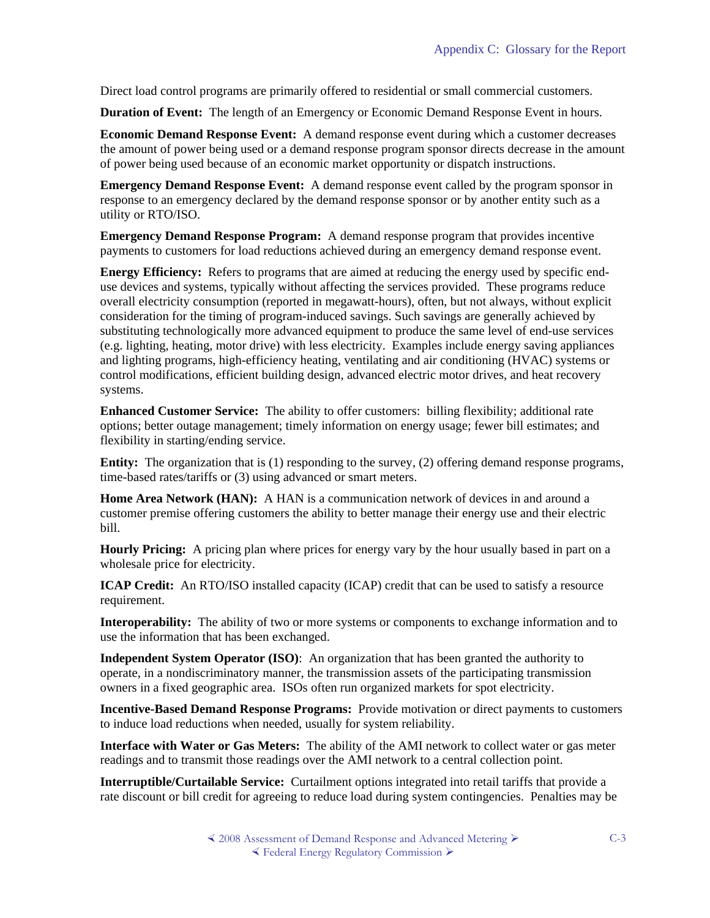Direct load control programs are primarily offered to residential or small commercial customers.

**Duration of Event:** The length of an Emergency or Economic Demand Response Event in hours.

**Economic Demand Response Event:** A demand response event during which a customer decreases the amount of power being used or a demand response program sponsor directs decrease in the amount of power being used because of an economic market opportunity or dispatch instructions.

**Emergency Demand Response Event:** A demand response event called by the program sponsor in response to an emergency declared by the demand response sponsor or by another entity such as a utility or RTO/ISO.

**Emergency Demand Response Program:** A demand response program that provides incentive payments to customers for load reductions achieved during an emergency demand response event.

**Energy Efficiency:** Refers to programs that are aimed at reducing the energy used by specific end-use devices and systems, typically without affecting the services provided. These programs reduce overall electricity consumption (reported in megawatt-hours), often, but not always, without explicit consideration for the timing of program-induced savings. Such savings are generally achieved by substituting technologically more advanced equipment to produce the same level of end-use services (e.g. lighting, heating, motor drive) with less electricity. Examples include energy saving appliances and lighting programs, high-efficiency heating, ventilating and air conditioning (HVAC) systems or control modifications, efficient building design, advanced electric motor drives, and heat recovery systems.

**Enhanced Customer Service:** The ability to offer customers: billing flexibility; additional rate options; better outage management; timely information on energy usage; fewer bill estimates; and flexibility in starting/ending service.

**Entity:** The organization that is (1) responding to the survey, (2) offering demand response programs, time-based rates/tariffs or (3) using advanced or smart meters.

**Home Area Network (HAN):** A HAN is a communication network of devices in and around a customer premise offering customers the ability to better manage their energy use and their electric bill.

**Hourly Pricing:** A pricing plan where prices for energy vary by the hour usually based in part on a wholesale price for electricity.

**ICAP Credit:** An RTO/ISO installed capacity (ICAP) credit that can be used to satisfy a resource requirement.

**Interoperability:** The ability of two or more systems or components to exchange information and to use the information that has been exchanged.

**Independent System Operator (ISO)**: An organization that has been granted the authority to operate, in a nondiscriminatory manner, the transmission assets of the participating transmission owners in a fixed geographic area. ISOs often run organized markets for spot electricity.

**Incentive-Based Demand Response Programs:** Provide motivation or direct payments to customers to induce load reductions when needed, usually for system reliability.

**Interface with Water or Gas Meters:** The ability of the AMI network to collect water or gas meter readings and to transmit those readings over the AMI network to a central collection point.

**Interruptible/Curtailable Service:** Curtailment options integrated into retail tariffs that provide a rate discount or bill credit for agreeing to reduce load during system contingencies. Penalties may be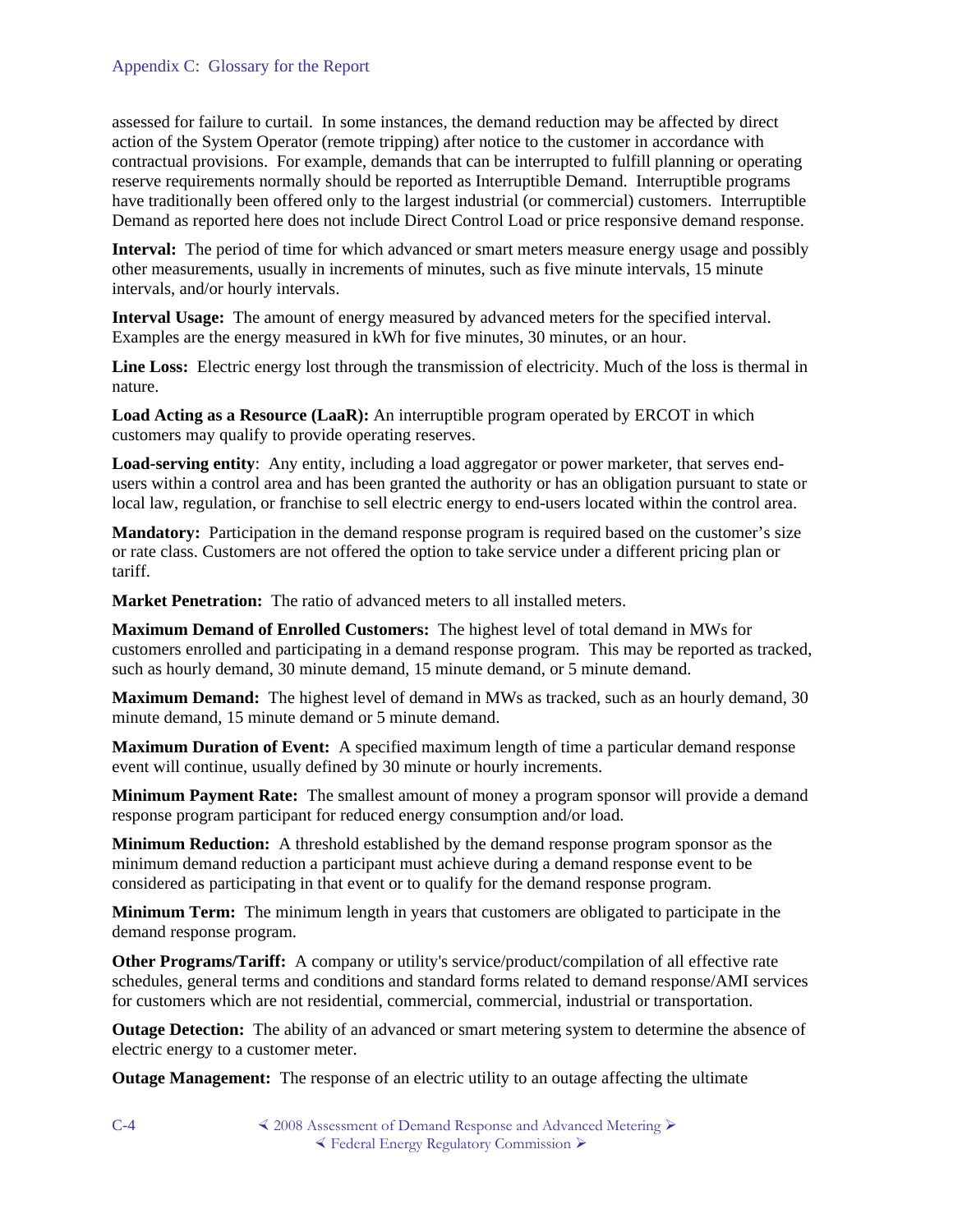assessed for failure to curtail. In some instances, the demand reduction may be affected by direct action of the System Operator (remote tripping) after notice to the customer in accordance with contractual provisions. For example, demands that can be interrupted to fulfill planning or operating reserve requirements normally should be reported as Interruptible Demand. Interruptible programs have traditionally been offered only to the largest industrial (or commercial) customers. Interruptible Demand as reported here does not include Direct Control Load or price responsive demand response.

**Interval:** The period of time for which advanced or smart meters measure energy usage and possibly other measurements, usually in increments of minutes, such as five minute intervals, 15 minute intervals, and/or hourly intervals.

**Interval Usage:** The amount of energy measured by advanced meters for the specified interval. Examples are the energy measured in kWh for five minutes, 30 minutes, or an hour.

**Line Loss:** Electric energy lost through the transmission of electricity. Much of the loss is thermal in nature.

**Load Acting as a Resource (LaaR):** An interruptible program operated by ERCOT in which customers may qualify to provide operating reserves.

**Load-serving entity**: Any entity, including a load aggregator or power marketer, that serves end-users within a control area and has been granted the authority or has an obligation pursuant to state or local law, regulation, or franchise to sell electric energy to end-users located within the control area.

**Mandatory:** Participation in the demand response program is required based on the customer's size or rate class. Customers are not offered the option to take service under a different pricing plan or tariff.

**Market Penetration:** The ratio of advanced meters to all installed meters.

**Maximum Demand of Enrolled Customers:** The highest level of total demand in MWs for customers enrolled and participating in a demand response program. This may be reported as tracked, such as hourly demand, 30 minute demand, 15 minute demand, or 5 minute demand.

**Maximum Demand:** The highest level of demand in MWs as tracked, such as an hourly demand, 30 minute demand, 15 minute demand or 5 minute demand.

**Maximum Duration of Event:** A specified maximum length of time a particular demand response event will continue, usually defined by 30 minute or hourly increments.

**Minimum Payment Rate:** The smallest amount of money a program sponsor will provide a demand response program participant for reduced energy consumption and/or load.

**Minimum Reduction:** A threshold established by the demand response program sponsor as the minimum demand reduction a participant must achieve during a demand response event to be considered as participating in that event or to qualify for the demand response program.

**Minimum Term:** The minimum length in years that customers are obligated to participate in the demand response program.

**Other Programs/Tariff:** A company or utility's service/product/compilation of all effective rate schedules, general terms and conditions and standard forms related to demand response/AMI services for customers which are not residential, commercial, commercial, industrial or transportation.

**Outage Detection:** The ability of an advanced or smart metering system to determine the absence of electric energy to a customer meter.

**Outage Management:** The response of an electric utility to an outage affecting the ultimate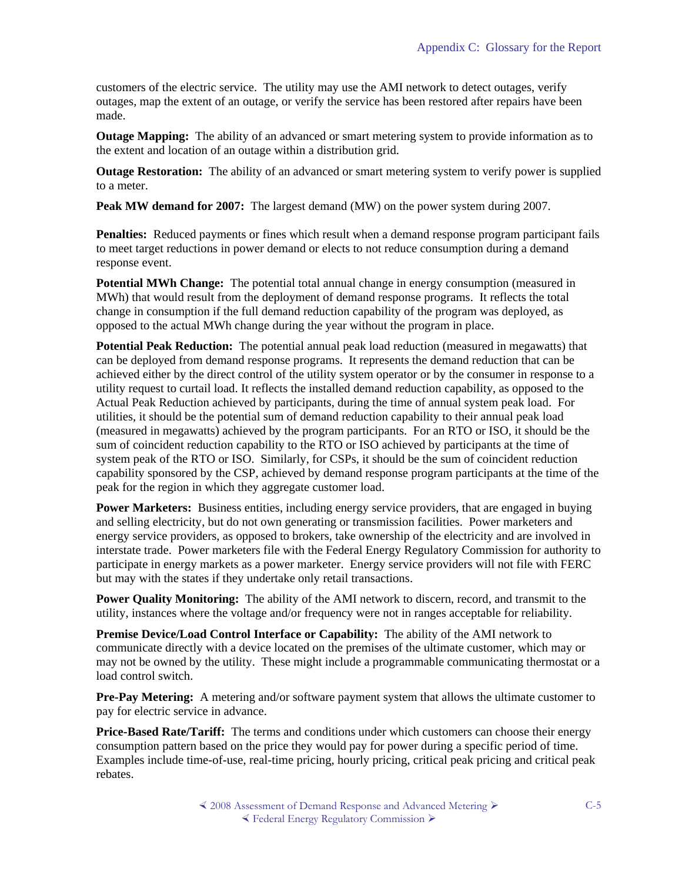customers of the electric service. The utility may use the AMI network to detect outages, verify outages, map the extent of an outage, or verify the service has been restored after repairs have been made.

**Outage Mapping:** The ability of an advanced or smart metering system to provide information as to the extent and location of an outage within a distribution grid.

**Outage Restoration:** The ability of an advanced or smart metering system to verify power is supplied to a meter.

**Peak MW demand for 2007:** The largest demand (MW) on the power system during 2007.

**Penalties:** Reduced payments or fines which result when a demand response program participant fails to meet target reductions in power demand or elects to not reduce consumption during a demand response event.

**Potential MWh Change:** The potential total annual change in energy consumption (measured in MWh) that would result from the deployment of demand response programs. It reflects the total change in consumption if the full demand reduction capability of the program was deployed, as opposed to the actual MWh change during the year without the program in place.

**Potential Peak Reduction:** The potential annual peak load reduction (measured in megawatts) that can be deployed from demand response programs. It represents the demand reduction that can be achieved either by the direct control of the utility system operator or by the consumer in response to a utility request to curtail load. It reflects the installed demand reduction capability, as opposed to the Actual Peak Reduction achieved by participants, during the time of annual system peak load. For utilities, it should be the potential sum of demand reduction capability to their annual peak load (measured in megawatts) achieved by the program participants. For an RTO or ISO, it should be the sum of coincident reduction capability to the RTO or ISO achieved by participants at the time of system peak of the RTO or ISO. Similarly, for CSPs, it should be the sum of coincident reduction capability sponsored by the CSP, achieved by demand response program participants at the time of the peak for the region in which they aggregate customer load.

**Power Marketers:** Business entities, including energy service providers, that are engaged in buying and selling electricity, but do not own generating or transmission facilities. Power marketers and energy service providers, as opposed to brokers, take ownership of the electricity and are involved in interstate trade. Power marketers file with the Federal Energy Regulatory Commission for authority to participate in energy markets as a power marketer. Energy service providers will not file with FERC but may with the states if they undertake only retail transactions.

**Power Quality Monitoring:** The ability of the AMI network to discern, record, and transmit to the utility, instances where the voltage and/or frequency were not in ranges acceptable for reliability.

**Premise Device/Load Control Interface or Capability:** The ability of the AMI network to communicate directly with a device located on the premises of the ultimate customer, which may or may not be owned by the utility. These might include a programmable communicating thermostat or a load control switch.

**Pre-Pay Metering:** A metering and/or software payment system that allows the ultimate customer to pay for electric service in advance.

**Price-Based Rate/Tariff:** The terms and conditions under which customers can choose their energy consumption pattern based on the price they would pay for power during a specific period of time. Examples include time-of-use, real-time pricing, hourly pricing, critical peak pricing and critical peak rebates.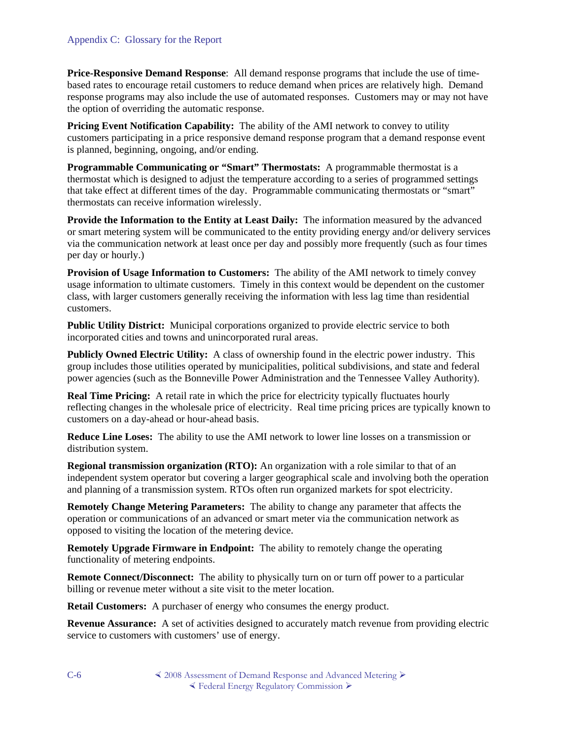**Price-Responsive Demand Response**: All demand response programs that include the use of time-based rates to encourage retail customers to reduce demand when prices are relatively high. Demand response programs may also include the use of automated responses. Customers may or may not have the option of overriding the automatic response.

**Pricing Event Notification Capability:** The ability of the AMI network to convey to utility customers participating in a price responsive demand response program that a demand response event is planned, beginning, ongoing, and/or ending.

**Programmable Communicating or "Smart" Thermostats:** A programmable thermostat is a thermostat which is designed to adjust the temperature according to a series of programmed settings that take effect at different times of the day. Programmable communicating thermostats or "smart" thermostats can receive information wirelessly.

**Provide the Information to the Entity at Least Daily:** The information measured by the advanced or smart metering system will be communicated to the entity providing energy and/or delivery services via the communication network at least once per day and possibly more frequently (such as four times per day or hourly.)

**Provision of Usage Information to Customers:** The ability of the AMI network to timely convey usage information to ultimate customers. Timely in this context would be dependent on the customer class, with larger customers generally receiving the information with less lag time than residential customers.

**Public Utility District:** Municipal corporations organized to provide electric service to both incorporated cities and towns and unincorporated rural areas.

**Publicly Owned Electric Utility:** A class of ownership found in the electric power industry. This group includes those utilities operated by municipalities, political subdivisions, and state and federal power agencies (such as the Bonneville Power Administration and the Tennessee Valley Authority).

**Real Time Pricing:** A retail rate in which the price for electricity typically fluctuates hourly reflecting changes in the wholesale price of electricity. Real time pricing prices are typically known to customers on a day-ahead or hour-ahead basis.

**Reduce Line Loses:** The ability to use the AMI network to lower line losses on a transmission or distribution system.

**Regional transmission organization (RTO):** An organization with a role similar to that of an independent system operator but covering a larger geographical scale and involving both the operation and planning of a transmission system. RTOs often run organized markets for spot electricity.

**Remotely Change Metering Parameters:** The ability to change any parameter that affects the operation or communications of an advanced or smart meter via the communication network as opposed to visiting the location of the metering device.

**Remotely Upgrade Firmware in Endpoint:** The ability to remotely change the operating functionality of metering endpoints.

**Remote Connect/Disconnect:** The ability to physically turn on or turn off power to a particular billing or revenue meter without a site visit to the meter location.

**Retail Customers:** A purchaser of energy who consumes the energy product.

**Revenue Assurance:** A set of activities designed to accurately match revenue from providing electric service to customers with customers' use of energy.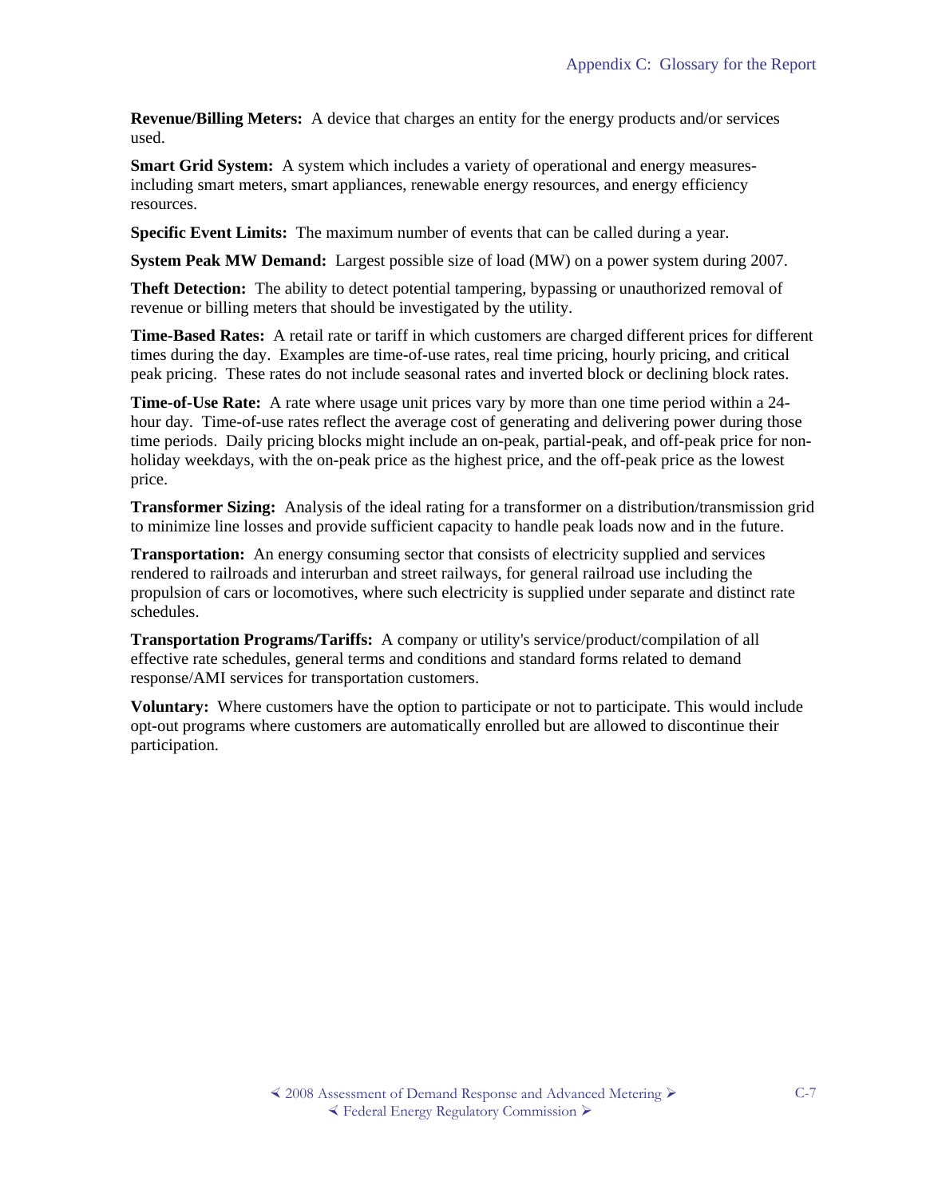**Revenue/Billing Meters:** A device that charges an entity for the energy products and/or services used.

**Smart Grid System:** A system which includes a variety of operational and energy measures- including smart meters, smart appliances, renewable energy resources, and energy efficiency resources.

**Specific Event Limits:** The maximum number of events that can be called during a year.

**System Peak MW Demand:** Largest possible size of load (MW) on a power system during 2007.

**Theft Detection:** The ability to detect potential tampering, bypassing or unauthorized removal of revenue or billing meters that should be investigated by the utility.

**Time-Based Rates:** A retail rate or tariff in which customers are charged different prices for different times during the day. Examples are time-of-use rates, real time pricing, hourly pricing, and critical peak pricing. These rates do not include seasonal rates and inverted block or declining block rates.

**Time-of-Use Rate:** A rate where usage unit prices vary by more than one time period within a 24-hour day. Time-of-use rates reflect the average cost of generating and delivering power during those time periods. Daily pricing blocks might include an on-peak, partial-peak, and off-peak price for non-holiday weekdays, with the on-peak price as the highest price, and the off-peak price as the lowest price.

**Transformer Sizing:** Analysis of the ideal rating for a transformer on a distribution/transmission grid to minimize line losses and provide sufficient capacity to handle peak loads now and in the future.

**Transportation:** An energy consuming sector that consists of electricity supplied and services rendered to railroads and interurban and street railways, for general railroad use including the propulsion of cars or locomotives, where such electricity is supplied under separate and distinct rate schedules.

**Transportation Programs/Tariffs:** A company or utility's service/product/compilation of all effective rate schedules, general terms and conditions and standard forms related to demand response/AMI services for transportation customers.

**Voluntary:** Where customers have the option to participate or not to participate. This would include opt-out programs where customers are automatically enrolled but are allowed to discontinue their participation.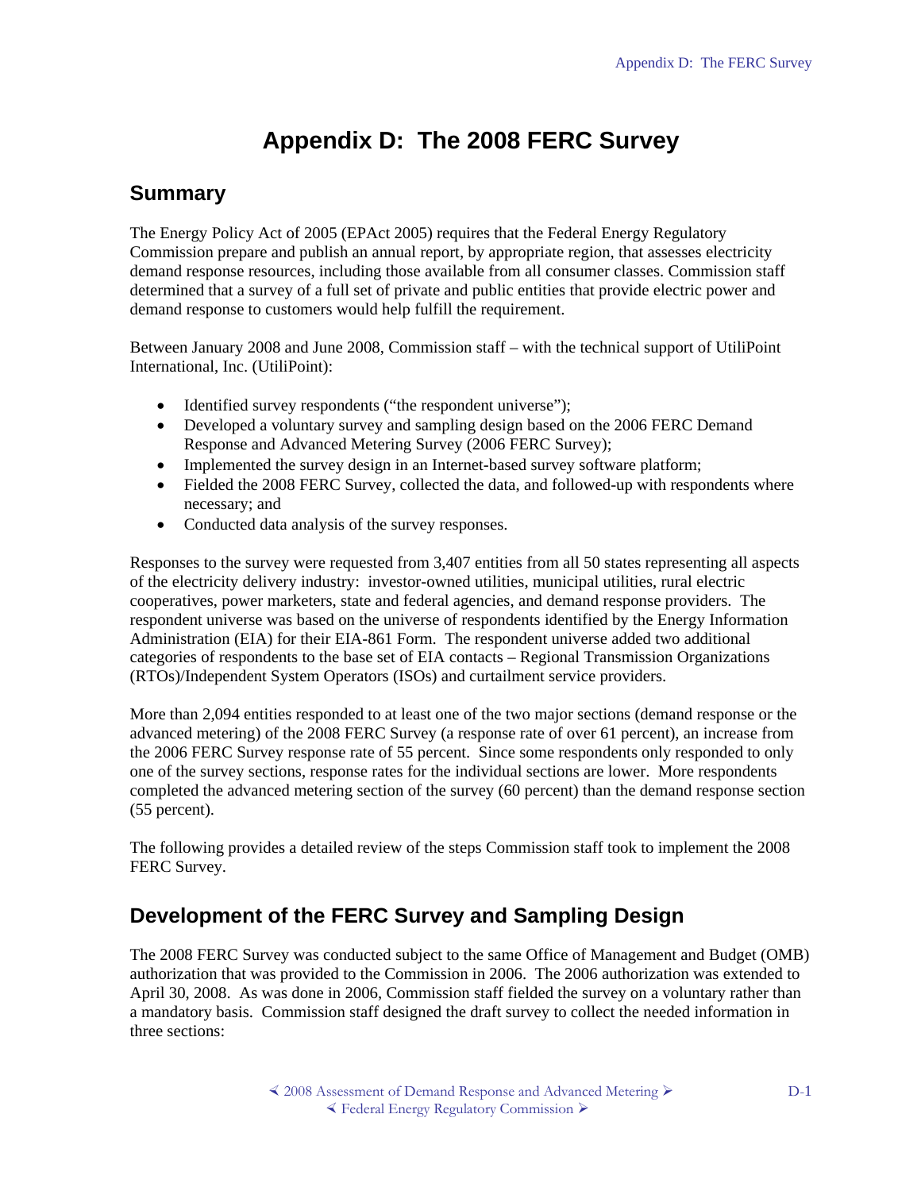# Appendix D: The 2008 FERC Survey

## Summary

The Energy Policy Act of 2005 (EPAct 2005) requires that the Federal Energy Regulatory Commission prepare and publish an annual report, by appropriate region, that assesses electricity demand response resources, including those available from all consumer classes. Commission staff determined that a survey of a full set of private and public entities that provide electric power and demand response to customers would help fulfill the requirement.

Between January 2008 and June 2008, Commission staff – with the technical support of UtiliPoint International, Inc. (UtiliPoint):

- Identified survey respondents ("the respondent universe");
- Developed a voluntary survey and sampling design based on the 2006 FERC Demand Response and Advanced Metering Survey (2006 FERC Survey);
- Implemented the survey design in an Internet-based survey software platform;
- Fielded the 2008 FERC Survey, collected the data, and followed-up with respondents where necessary; and
- Conducted data analysis of the survey responses.

Responses to the survey were requested from 3,407 entities from all 50 states representing all aspects of the electricity delivery industry: investor-owned utilities, municipal utilities, rural electric cooperatives, power marketers, state and federal agencies, and demand response providers. The respondent universe was based on the universe of respondents identified by the Energy Information Administration (EIA) for their EIA-861 Form. The respondent universe added two additional categories of respondents to the base set of EIA contacts – Regional Transmission Organizations (RTOs)/Independent System Operators (ISOs) and curtailment service providers.

More than 2,094 entities responded to at least one of the two major sections (demand response or the advanced metering) of the 2008 FERC Survey (a response rate of over 61 percent), an increase from the 2006 FERC Survey response rate of 55 percent. Since some respondents only responded to only one of the survey sections, response rates for the individual sections are lower. More respondents completed the advanced metering section of the survey (60 percent) than the demand response section (55 percent).

The following provides a detailed review of the steps Commission staff took to implement the 2008 FERC Survey.

## Development of the FERC Survey and Sampling Design

The 2008 FERC Survey was conducted subject to the same Office of Management and Budget (OMB) authorization that was provided to the Commission in 2006. The 2006 authorization was extended to April 30, 2008. As was done in 2006, Commission staff fielded the survey on a voluntary rather than a mandatory basis. Commission staff designed the draft survey to collect the needed information in three sections: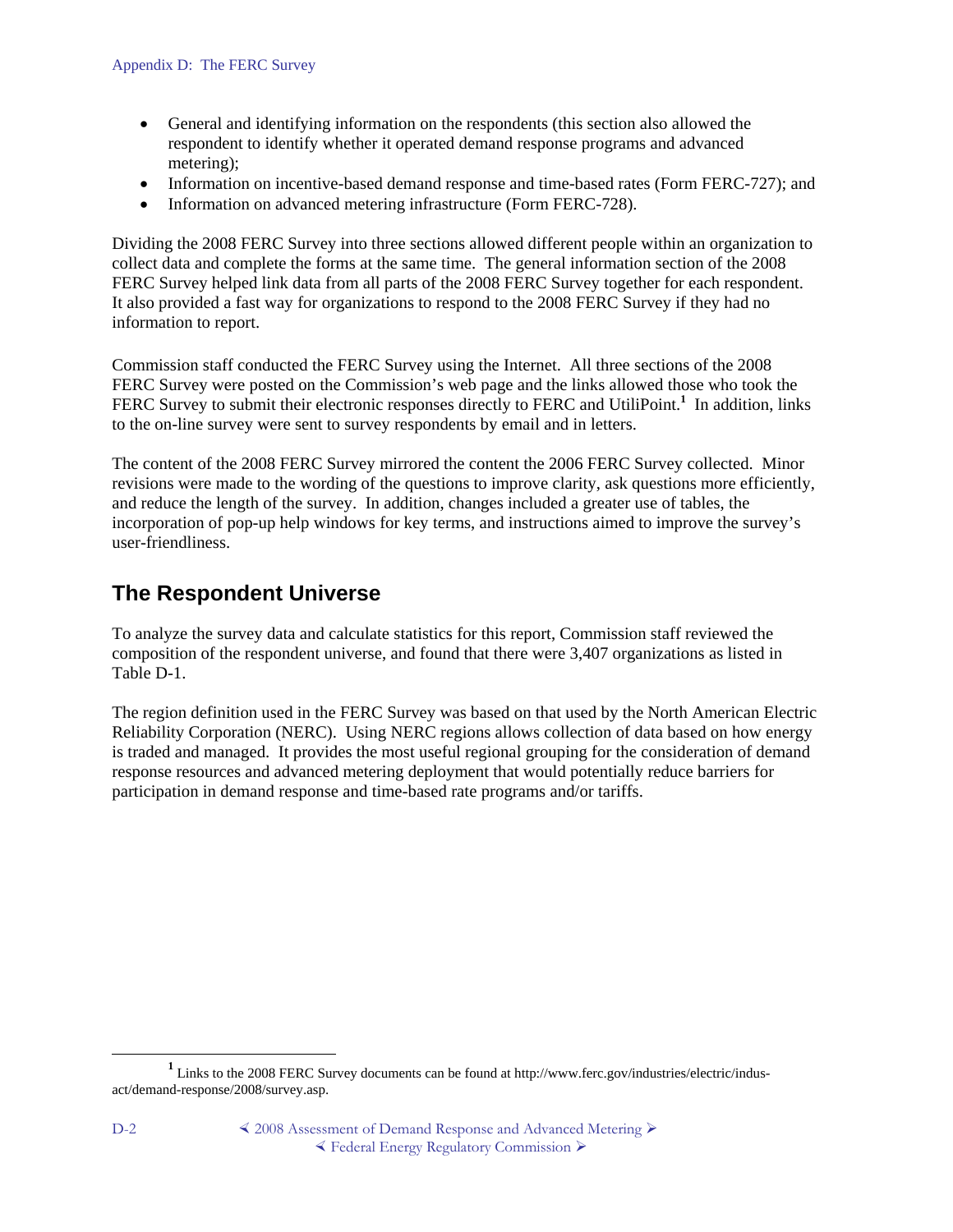- General and identifying information on the respondents (this section also allowed the respondent to identify whether it operated demand response programs and advanced metering);
- Information on incentive-based demand response and time-based rates (Form FERC-727); and
- Information on advanced metering infrastructure (Form FERC-728).

Dividing the 2008 FERC Survey into three sections allowed different people within an organization to collect data and complete the forms at the same time. The general information section of the 2008 FERC Survey helped link data from all parts of the 2008 FERC Survey together for each respondent. It also provided a fast way for organizations to respond to the 2008 FERC Survey if they had no information to report.

Commission staff conducted the FERC Survey using the Internet. All three sections of the 2008 FERC Survey were posted on the Commission's web page and the links allowed those who took the FERC Survey to submit their electronic responses directly to FERC and UtiliPoint.[1] In addition, links to the on-line survey were sent to survey respondents by email and in letters.

The content of the 2008 FERC Survey mirrored the content the 2006 FERC Survey collected. Minor revisions were made to the wording of the questions to improve clarity, ask questions more efficiently, and reduce the length of the survey. In addition, changes included a greater use of tables, the incorporation of pop-up help windows for key terms, and instructions aimed to improve the survey's user-friendliness.

## The Respondent Universe

To analyze the survey data and calculate statistics for this report, Commission staff reviewed the composition of the respondent universe, and found that there were 3,407 organizations as listed in Table D-1.

The region definition used in the FERC Survey was based on that used by the North American Electric Reliability Corporation (NERC). Using NERC regions allows collection of data based on how energy is traded and managed. It provides the most useful regional grouping for the consideration of demand response resources and advanced metering deployment that would potentially reduce barriers for participation in demand response and time-based rate programs and/or tariffs.

[1] Links to the 2008 FERC Survey documents can be found at http://www.ferc.gov/industries/electric/indus-act/demand-response/2008/survey.asp.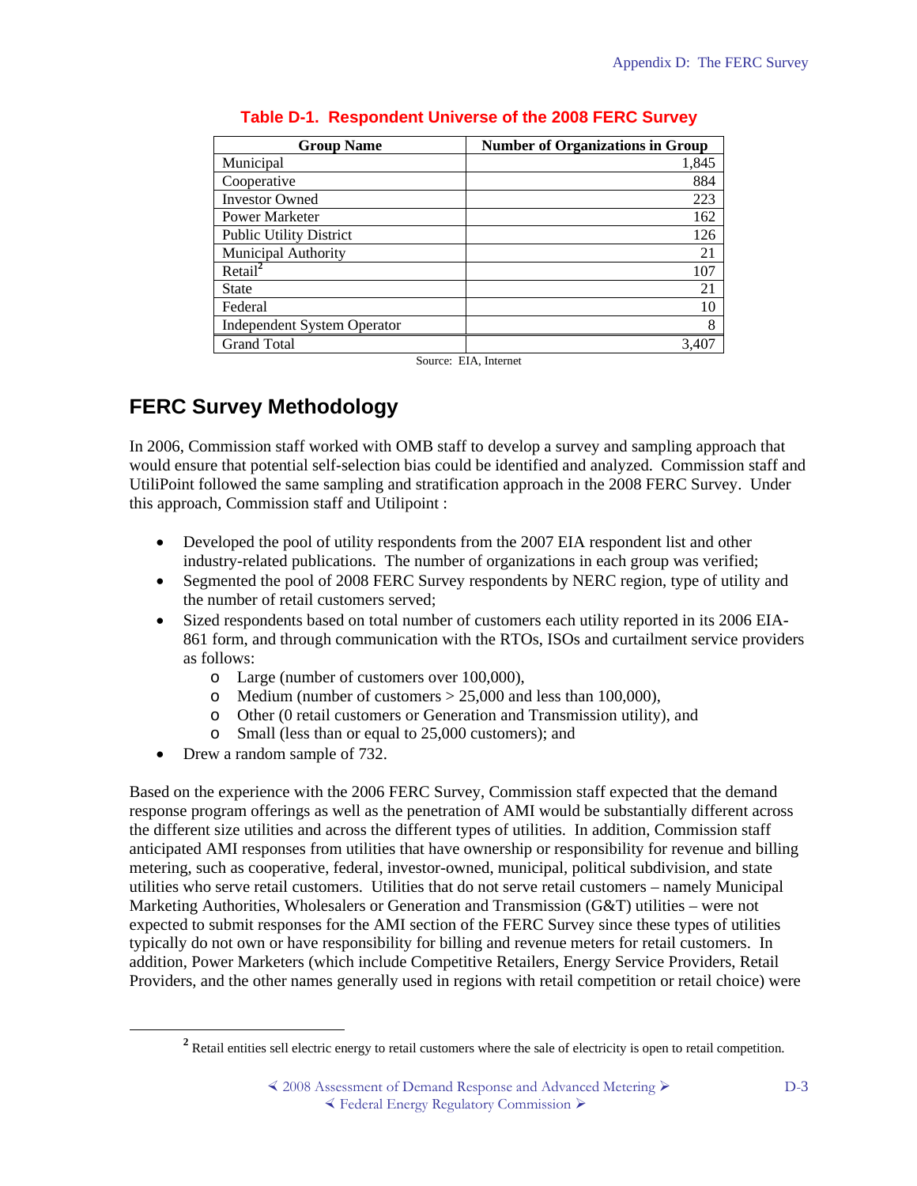**Table D-1. Respondent Universe of the 2008 FERC Survey**

| Group Name | Number of Organizations in Group |
|---|---|
| Municipal | 1,845 |
| Cooperative | 884 |
| Investor Owned | 223 |
| Power Marketer | 162 |
| Public Utility District | 126 |
| Municipal Authority | 21 |
| Retail[2] | 107 |
| State | 21 |
| Federal | 10 |
| Independent System Operator | 8 |
| Grand Total | 3,407 |

Source: EIA, Internet

## FERC Survey Methodology

In 2006, Commission staff worked with OMB staff to develop a survey and sampling approach that would ensure that potential self-selection bias could be identified and analyzed. Commission staff and UtiliPoint followed the same sampling and stratification approach in the 2008 FERC Survey. Under this approach, Commission staff and Utilipoint :

- Developed the pool of utility respondents from the 2007 EIA respondent list and other industry-related publications. The number of organizations in each group was verified;
- Segmented the pool of 2008 FERC Survey respondents by NERC region, type of utility and the number of retail customers served;
- Sized respondents based on total number of customers each utility reported in its 2006 EIA-861 form, and through communication with the RTOs, ISOs and curtailment service providers as follows:
  - Large (number of customers over 100,000),
  - Medium (number of customers > 25,000 and less than 100,000),
  - Other (0 retail customers or Generation and Transmission utility), and
  - Small (less than or equal to 25,000 customers); and
- Drew a random sample of 732.

Based on the experience with the 2006 FERC Survey, Commission staff expected that the demand response program offerings as well as the penetration of AMI would be substantially different across the different size utilities and across the different types of utilities. In addition, Commission staff anticipated AMI responses from utilities that have ownership or responsibility for revenue and billing metering, such as cooperative, federal, investor-owned, municipal, political subdivision, and state utilities who serve retail customers. Utilities that do not serve retail customers – namely Municipal Marketing Authorities, Wholesalers or Generation and Transmission (G&T) utilities – were not expected to submit responses for the AMI section of the FERC Survey since these types of utilities typically do not own or have responsibility for billing and revenue meters for retail customers. In addition, Power Marketers (which include Competitive Retailers, Energy Service Providers, Retail Providers, and the other names generally used in regions with retail competition or retail choice) were

[2] Retail entities sell electric energy to retail customers where the sale of electricity is open to retail competition.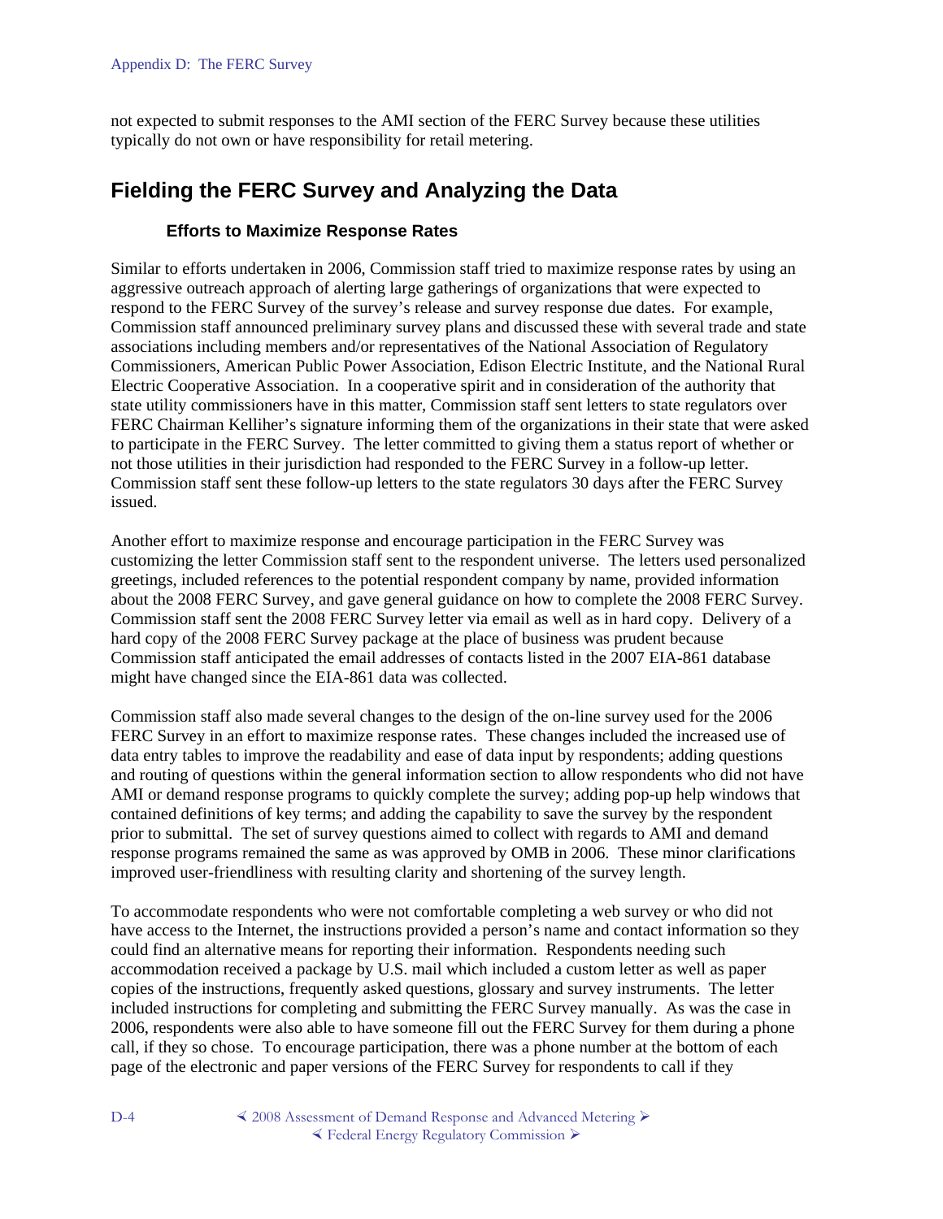not expected to submit responses to the AMI section of the FERC Survey because these utilities typically do not own or have responsibility for retail metering.

## Fielding the FERC Survey and Analyzing the Data

### Efforts to Maximize Response Rates

Similar to efforts undertaken in 2006, Commission staff tried to maximize response rates by using an aggressive outreach approach of alerting large gatherings of organizations that were expected to respond to the FERC Survey of the survey's release and survey response due dates. For example, Commission staff announced preliminary survey plans and discussed these with several trade and state associations including members and/or representatives of the National Association of Regulatory Commissioners, American Public Power Association, Edison Electric Institute, and the National Rural Electric Cooperative Association. In a cooperative spirit and in consideration of the authority that state utility commissioners have in this matter, Commission staff sent letters to state regulators over FERC Chairman Kelliher's signature informing them of the organizations in their state that were asked to participate in the FERC Survey. The letter committed to giving them a status report of whether or not those utilities in their jurisdiction had responded to the FERC Survey in a follow-up letter. Commission staff sent these follow-up letters to the state regulators 30 days after the FERC Survey issued.

Another effort to maximize response and encourage participation in the FERC Survey was customizing the letter Commission staff sent to the respondent universe. The letters used personalized greetings, included references to the potential respondent company by name, provided information about the 2008 FERC Survey, and gave general guidance on how to complete the 2008 FERC Survey. Commission staff sent the 2008 FERC Survey letter via email as well as in hard copy. Delivery of a hard copy of the 2008 FERC Survey package at the place of business was prudent because Commission staff anticipated the email addresses of contacts listed in the 2007 EIA-861 database might have changed since the EIA-861 data was collected.

Commission staff also made several changes to the design of the on-line survey used for the 2006 FERC Survey in an effort to maximize response rates. These changes included the increased use of data entry tables to improve the readability and ease of data input by respondents; adding questions and routing of questions within the general information section to allow respondents who did not have AMI or demand response programs to quickly complete the survey; adding pop-up help windows that contained definitions of key terms; and adding the capability to save the survey by the respondent prior to submittal. The set of survey questions aimed to collect with regards to AMI and demand response programs remained the same as was approved by OMB in 2006. These minor clarifications improved user-friendliness with resulting clarity and shortening of the survey length.

To accommodate respondents who were not comfortable completing a web survey or who did not have access to the Internet, the instructions provided a person's name and contact information so they could find an alternative means for reporting their information. Respondents needing such accommodation received a package by U.S. mail which included a custom letter as well as paper copies of the instructions, frequently asked questions, glossary and survey instruments. The letter included instructions for completing and submitting the FERC Survey manually. As was the case in 2006, respondents were also able to have someone fill out the FERC Survey for them during a phone call, if they so chose. To encourage participation, there was a phone number at the bottom of each page of the electronic and paper versions of the FERC Survey for respondents to call if they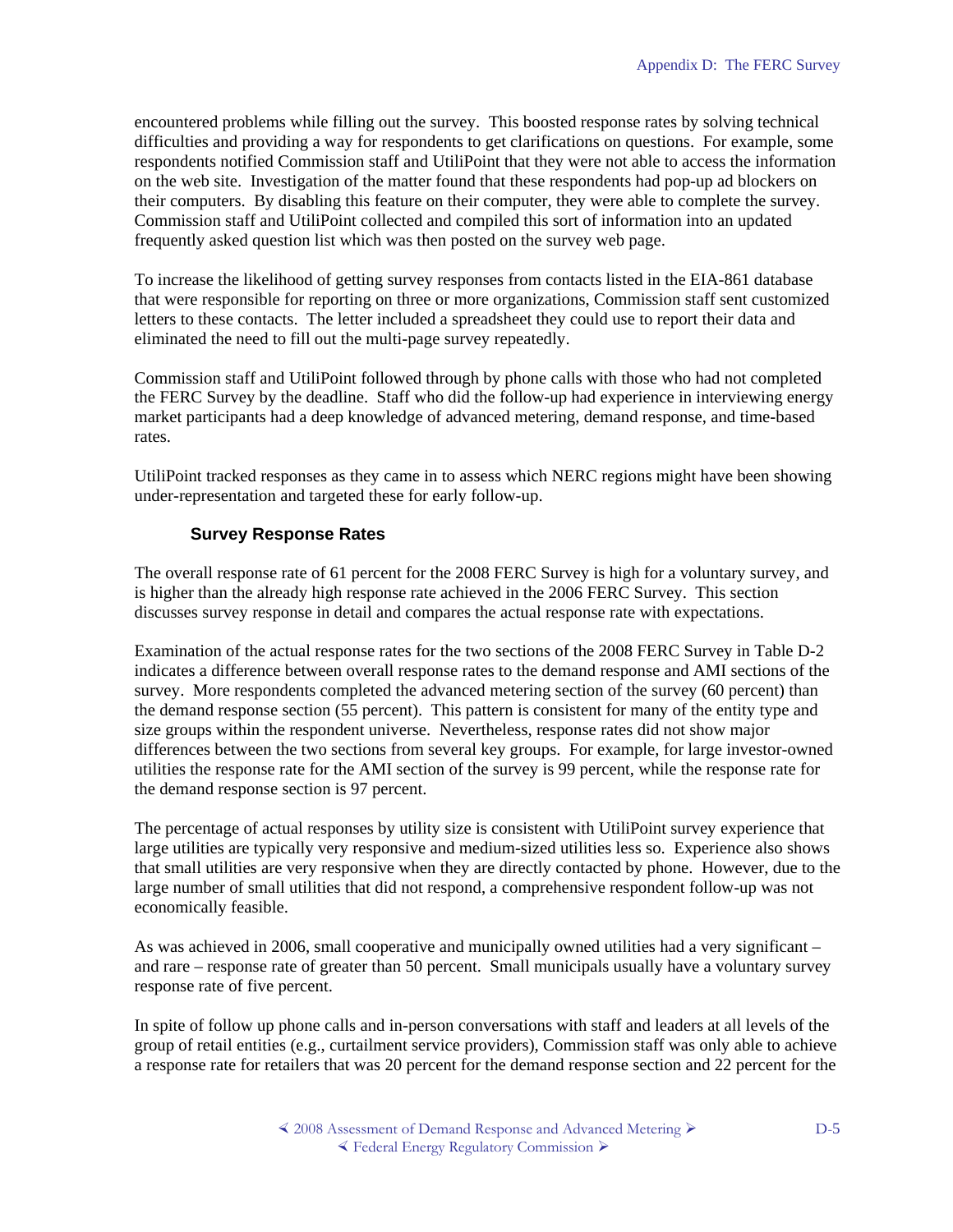encountered problems while filling out the survey. This boosted response rates by solving technical difficulties and providing a way for respondents to get clarifications on questions. For example, some respondents notified Commission staff and UtiliPoint that they were not able to access the information on the web site. Investigation of the matter found that these respondents had pop-up ad blockers on their computers. By disabling this feature on their computer, they were able to complete the survey. Commission staff and UtiliPoint collected and compiled this sort of information into an updated frequently asked question list which was then posted on the survey web page.

To increase the likelihood of getting survey responses from contacts listed in the EIA-861 database that were responsible for reporting on three or more organizations, Commission staff sent customized letters to these contacts. The letter included a spreadsheet they could use to report their data and eliminated the need to fill out the multi-page survey repeatedly.

Commission staff and UtiliPoint followed through by phone calls with those who had not completed the FERC Survey by the deadline. Staff who did the follow-up had experience in interviewing energy market participants had a deep knowledge of advanced metering, demand response, and time-based rates.

UtiliPoint tracked responses as they came in to assess which NERC regions might have been showing under-representation and targeted these for early follow-up.

### Survey Response Rates

The overall response rate of 61 percent for the 2008 FERC Survey is high for a voluntary survey, and is higher than the already high response rate achieved in the 2006 FERC Survey. This section discusses survey response in detail and compares the actual response rate with expectations.

Examination of the actual response rates for the two sections of the 2008 FERC Survey in Table D-2 indicates a difference between overall response rates to the demand response and AMI sections of the survey. More respondents completed the advanced metering section of the survey (60 percent) than the demand response section (55 percent). This pattern is consistent for many of the entity type and size groups within the respondent universe. Nevertheless, response rates did not show major differences between the two sections from several key groups. For example, for large investor-owned utilities the response rate for the AMI section of the survey is 99 percent, while the response rate for the demand response section is 97 percent.

The percentage of actual responses by utility size is consistent with UtiliPoint survey experience that large utilities are typically very responsive and medium-sized utilities less so. Experience also shows that small utilities are very responsive when they are directly contacted by phone. However, due to the large number of small utilities that did not respond, a comprehensive respondent follow-up was not economically feasible.

As was achieved in 2006, small cooperative and municipally owned utilities had a very significant – and rare – response rate of greater than 50 percent. Small municipals usually have a voluntary survey response rate of five percent.

In spite of follow up phone calls and in-person conversations with staff and leaders at all levels of the group of retail entities (e.g., curtailment service providers), Commission staff was only able to achieve a response rate for retailers that was 20 percent for the demand response section and 22 percent for the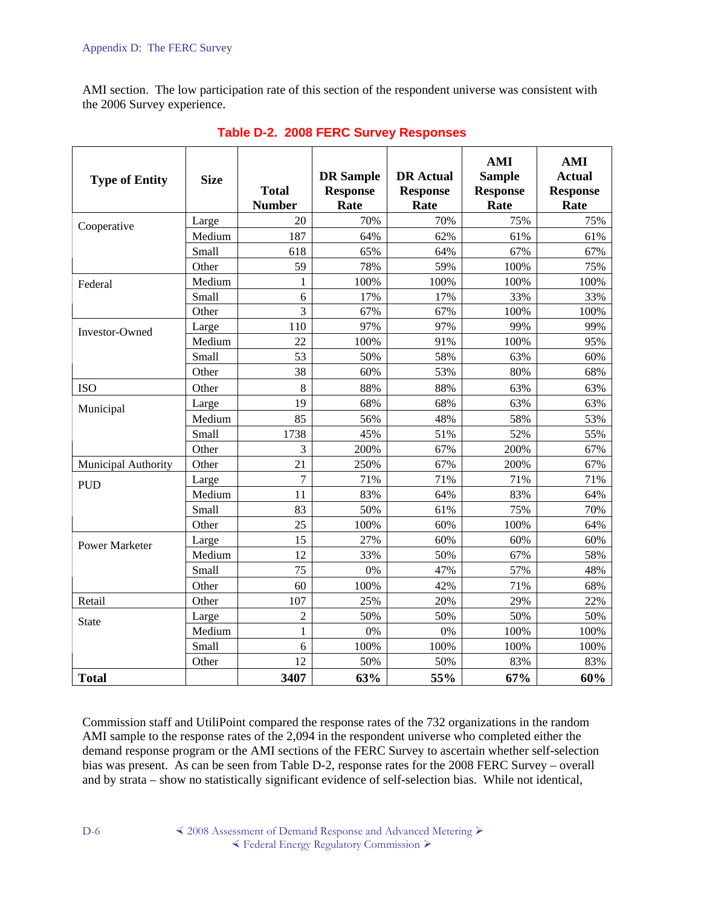AMI section. The low participation rate of this section of the respondent universe was consistent with the 2006 Survey experience.

**Table D-2. 2008 FERC Survey Responses**

| Type of Entity | Size | Total Number | DR Sample Response Rate | DR Actual Response Rate | AMI Sample Response Rate | AMI Actual Response Rate |
|---|---|---|---|---|---|---|
| Cooperative | Large | 20 | 70% | 70% | 75% | 75% |
| | Medium | 187 | 64% | 62% | 61% | 61% |
| | Small | 618 | 65% | 64% | 67% | 67% |
| | Other | 59 | 78% | 59% | 100% | 75% |
| Federal | Medium | 1 | 100% | 100% | 100% | 100% |
| | Small | 6 | 17% | 17% | 33% | 33% |
| | Other | 3 | 67% | 67% | 100% | 100% |
| Investor-Owned | Large | 110 | 97% | 97% | 99% | 99% |
| | Medium | 22 | 100% | 91% | 100% | 95% |
| | Small | 53 | 50% | 58% | 63% | 60% |
| | Other | 38 | 60% | 53% | 80% | 68% |
| ISO | Other | 8 | 88% | 88% | 63% | 63% |
| Municipal | Large | 19 | 68% | 68% | 63% | 63% |
| | Medium | 85 | 56% | 48% | 58% | 53% |
| | Small | 1738 | 45% | 51% | 52% | 55% |
| | Other | 3 | 200% | 67% | 200% | 67% |
| Municipal Authority | Other | 21 | 250% | 67% | 200% | 67% |
| PUD | Large | 7 | 71% | 71% | 71% | 71% |
| | Medium | 11 | 83% | 64% | 83% | 64% |
| | Small | 83 | 50% | 61% | 75% | 70% |
| | Other | 25 | 100% | 60% | 100% | 64% |
| Power Marketer | Large | 15 | 27% | 60% | 60% | 60% |
| | Medium | 12 | 33% | 50% | 67% | 58% |
| | Small | 75 | 0% | 47% | 57% | 48% |
| | Other | 60 | 100% | 42% | 71% | 68% |
| Retail | Other | 107 | 25% | 20% | 29% | 22% |
| State | Large | 2 | 50% | 50% | 50% | 50% |
| | Medium | 1 | 0% | 0% | 100% | 100% |
| | Small | 6 | 100% | 100% | 100% | 100% |
| | Other | 12 | 50% | 50% | 83% | 83% |
| **Total** | | **3407** | **63%** | **55%** | **67%** | **60%** |

Commission staff and UtiliPoint compared the response rates of the 732 organizations in the random AMI sample to the response rates of the 2,094 in the respondent universe who completed either the demand response program or the AMI sections of the FERC Survey to ascertain whether self-selection bias was present. As can be seen from Table D-2, response rates for the 2008 FERC Survey – overall and by strata – show no statistically significant evidence of self-selection bias. While not identical,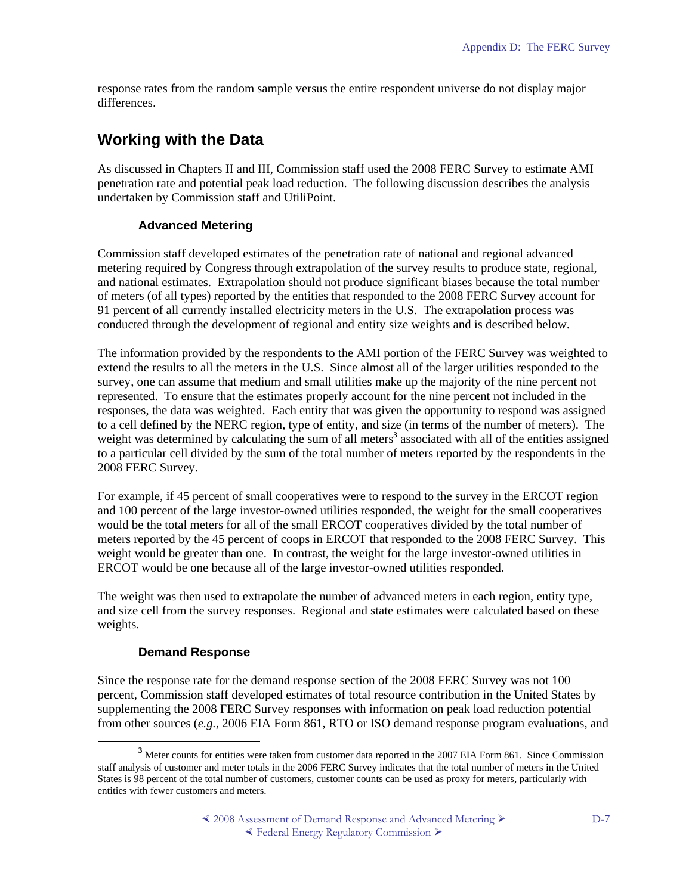response rates from the random sample versus the entire respondent universe do not display major differences.

## Working with the Data

As discussed in Chapters II and III, Commission staff used the 2008 FERC Survey to estimate AMI penetration rate and potential peak load reduction. The following discussion describes the analysis undertaken by Commission staff and UtiliPoint.

### Advanced Metering

Commission staff developed estimates of the penetration rate of national and regional advanced metering required by Congress through extrapolation of the survey results to produce state, regional, and national estimates. Extrapolation should not produce significant biases because the total number of meters (of all types) reported by the entities that responded to the 2008 FERC Survey account for 91 percent of all currently installed electricity meters in the U.S. The extrapolation process was conducted through the development of regional and entity size weights and is described below.

The information provided by the respondents to the AMI portion of the FERC Survey was weighted to extend the results to all the meters in the U.S. Since almost all of the larger utilities responded to the survey, one can assume that medium and small utilities make up the majority of the nine percent not represented. To ensure that the estimates properly account for the nine percent not included in the responses, the data was weighted. Each entity that was given the opportunity to respond was assigned to a cell defined by the NERC region, type of entity, and size (in terms of the number of meters). The weight was determined by calculating the sum of all meters[3] associated with all of the entities assigned to a particular cell divided by the sum of the total number of meters reported by the respondents in the 2008 FERC Survey.

For example, if 45 percent of small cooperatives were to respond to the survey in the ERCOT region and 100 percent of the large investor-owned utilities responded, the weight for the small cooperatives would be the total meters for all of the small ERCOT cooperatives divided by the total number of meters reported by the 45 percent of coops in ERCOT that responded to the 2008 FERC Survey. This weight would be greater than one. In contrast, the weight for the large investor-owned utilities in ERCOT would be one because all of the large investor-owned utilities responded.

The weight was then used to extrapolate the number of advanced meters in each region, entity type, and size cell from the survey responses. Regional and state estimates were calculated based on these weights.

### Demand Response

Since the response rate for the demand response section of the 2008 FERC Survey was not 100 percent, Commission staff developed estimates of total resource contribution in the United States by supplementing the 2008 FERC Survey responses with information on peak load reduction potential from other sources (*e.g.*, 2006 EIA Form 861, RTO or ISO demand response program evaluations, and

---

[3] Meter counts for entities were taken from customer data reported in the 2007 EIA Form 861. Since Commission staff analysis of customer and meter totals in the 2006 FERC Survey indicates that the total number of meters in the United States is 98 percent of the total number of customers, customer counts can be used as proxy for meters, particularly with entities with fewer customers and meters.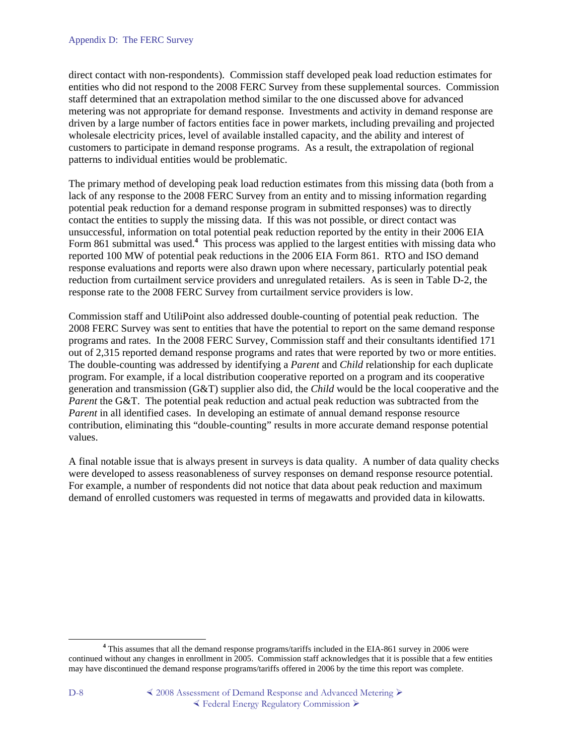direct contact with non-respondents). Commission staff developed peak load reduction estimates for entities who did not respond to the 2008 FERC Survey from these supplemental sources. Commission staff determined that an extrapolation method similar to the one discussed above for advanced metering was not appropriate for demand response. Investments and activity in demand response are driven by a large number of factors entities face in power markets, including prevailing and projected wholesale electricity prices, level of available installed capacity, and the ability and interest of customers to participate in demand response programs. As a result, the extrapolation of regional patterns to individual entities would be problematic.

The primary method of developing peak load reduction estimates from this missing data (both from a lack of any response to the 2008 FERC Survey from an entity and to missing information regarding potential peak reduction for a demand response program in submitted responses) was to directly contact the entities to supply the missing data. If this was not possible, or direct contact was unsuccessful, information on total potential peak reduction reported by the entity in their 2006 EIA Form 861 submittal was used.[4] This process was applied to the largest entities with missing data who reported 100 MW of potential peak reductions in the 2006 EIA Form 861. RTO and ISO demand response evaluations and reports were also drawn upon where necessary, particularly potential peak reduction from curtailment service providers and unregulated retailers. As is seen in Table D-2, the response rate to the 2008 FERC Survey from curtailment service providers is low.

Commission staff and UtiliPoint also addressed double-counting of potential peak reduction. The 2008 FERC Survey was sent to entities that have the potential to report on the same demand response programs and rates. In the 2008 FERC Survey, Commission staff and their consultants identified 171 out of 2,315 reported demand response programs and rates that were reported by two or more entities. The double-counting was addressed by identifying a *Parent* and *Child* relationship for each duplicate program. For example, if a local distribution cooperative reported on a program and its cooperative generation and transmission (G&T) supplier also did, the *Child* would be the local cooperative and the *Parent* the G&T. The potential peak reduction and actual peak reduction was subtracted from the *Parent* in all identified cases. In developing an estimate of annual demand response resource contribution, eliminating this "double-counting" results in more accurate demand response potential values.

A final notable issue that is always present in surveys is data quality. A number of data quality checks were developed to assess reasonableness of survey responses on demand response resource potential. For example, a number of respondents did not notice that data about peak reduction and maximum demand of enrolled customers was requested in terms of megawatts and provided data in kilowatts.

---

[4] This assumes that all the demand response programs/tariffs included in the EIA-861 survey in 2006 were continued without any changes in enrollment in 2005. Commission staff acknowledges that it is possible that a few entities may have discontinued the demand response programs/tariffs offered in 2006 by the time this report was complete.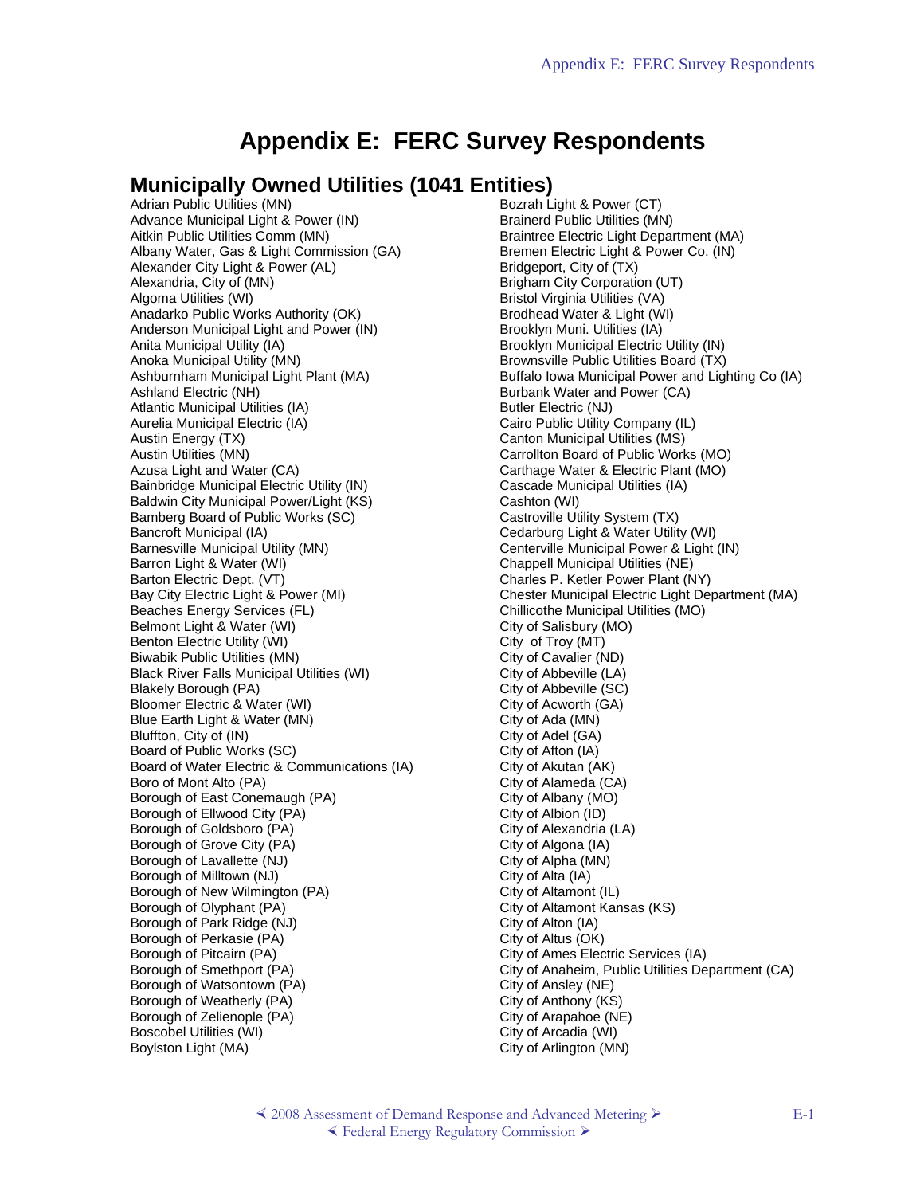# Appendix E: FERC Survey Respondents

## Municipally Owned Utilities (1041 Entities)

Adrian Public Utilities (MN)
Advance Municipal Light & Power (IN)
Aitkin Public Utilities Comm (MN)
Albany Water, Gas & Light Commission (GA)
Alexander City Light & Power (AL)
Alexandria, City of (MN)
Algoma Utilities (WI)
Anadarko Public Works Authority (OK)
Anderson Municipal Light and Power (IN)
Anita Municipal Utility (IA)
Anoka Municipal Utility (MN)
Ashburnham Municipal Light Plant (MA)
Ashland Electric (NH)
Atlantic Municipal Utilities (IA)
Aurelia Municipal Electric (IA)
Austin Energy (TX)
Austin Utilities (MN)
Azusa Light and Water (CA)
Bainbridge Municipal Electric Utility (IN)
Baldwin City Municipal Power/Light (KS)
Bamberg Board of Public Works (SC)
Bancroft Municipal (IA)
Barnesville Municipal Utility (MN)
Barron Light & Water (WI)
Barton Electric Dept. (VT)
Bay City Electric Light & Power (MI)
Beaches Energy Services (FL)
Belmont Light & Water (WI)
Benton Electric Utility (WI)
Biwabik Public Utilities (MN)
Black River Falls Municipal Utilities (WI)
Blakely Borough (PA)
Bloomer Electric & Water (WI)
Blue Earth Light & Water (MN)
Bluffton, City of (IN)
Board of Public Works (SC)
Board of Water Electric & Communications (IA)
Boro of Mont Alto (PA)
Borough of East Conemaugh (PA)
Borough of Ellwood City (PA)
Borough of Goldsboro (PA)
Borough of Grove City (PA)
Borough of Lavallette (NJ)
Borough of Milltown (NJ)
Borough of New Wilmington (PA)
Borough of Olyphant (PA)
Borough of Park Ridge (NJ)
Borough of Perkasie (PA)
Borough of Pitcairn (PA)
Borough of Smethport (PA)
Borough of Watsontown (PA)
Borough of Weatherly (PA)
Borough of Zelienople (PA)
Boscobel Utilities (WI)
Boylston Light (MA)
Bozrah Light & Power (CT)
Brainerd Public Utilities (MN)
Braintree Electric Light Department (MA)
Bremen Electric Light & Power Co. (IN)
Bridgeport, City of (TX)
Brigham City Corporation (UT)
Bristol Virginia Utilities (VA)
Brodhead Water & Light (WI)
Brooklyn Muni. Utilities (IA)
Brooklyn Municipal Electric Utility (IN)
Brownsville Public Utilities Board (TX)
Buffalo Iowa Municipal Power and Lighting Co (IA)
Burbank Water and Power (CA)
Butler Electric (NJ)
Cairo Public Utility Company (IL)
Canton Municipal Utilities (MS)
Carrollton Board of Public Works (MO)
Carthage Water & Electric Plant (MO)
Cascade Municipal Utilities (IA)
Cashton (WI)
Castroville Utility System (TX)
Cedarburg Light & Water Utility (WI)
Centerville Municipal Power & Light (IN)
Chappell Municipal Utilities (NE)
Charles P. Ketler Power Plant (NY)
Chester Municipal Electric Light Department (MA)
Chillicothe Municipal Utilities (MO)
City of Salisbury (MO)
City of Troy (MT)
City of Cavalier (ND)
City of Abbeville (LA)
City of Abbeville (SC)
City of Acworth (GA)
City of Ada (MN)
City of Adel (GA)
City of Afton (IA)
City of Akutan (AK)
City of Alameda (CA)
City of Albany (MO)
City of Albion (ID)
City of Alexandria (LA)
City of Algona (IA)
City of Alpha (MN)
City of Alta (IA)
City of Altamont (IL)
City of Altamont Kansas (KS)
City of Alton (IA)
City of Altus (OK)
City of Ames Electric Services (IA)
City of Anaheim, Public Utilities Department (CA)
City of Ansley (NE)
City of Anthony (KS)
City of Arapahoe (NE)
City of Arcadia (WI)
City of Arlington (MN)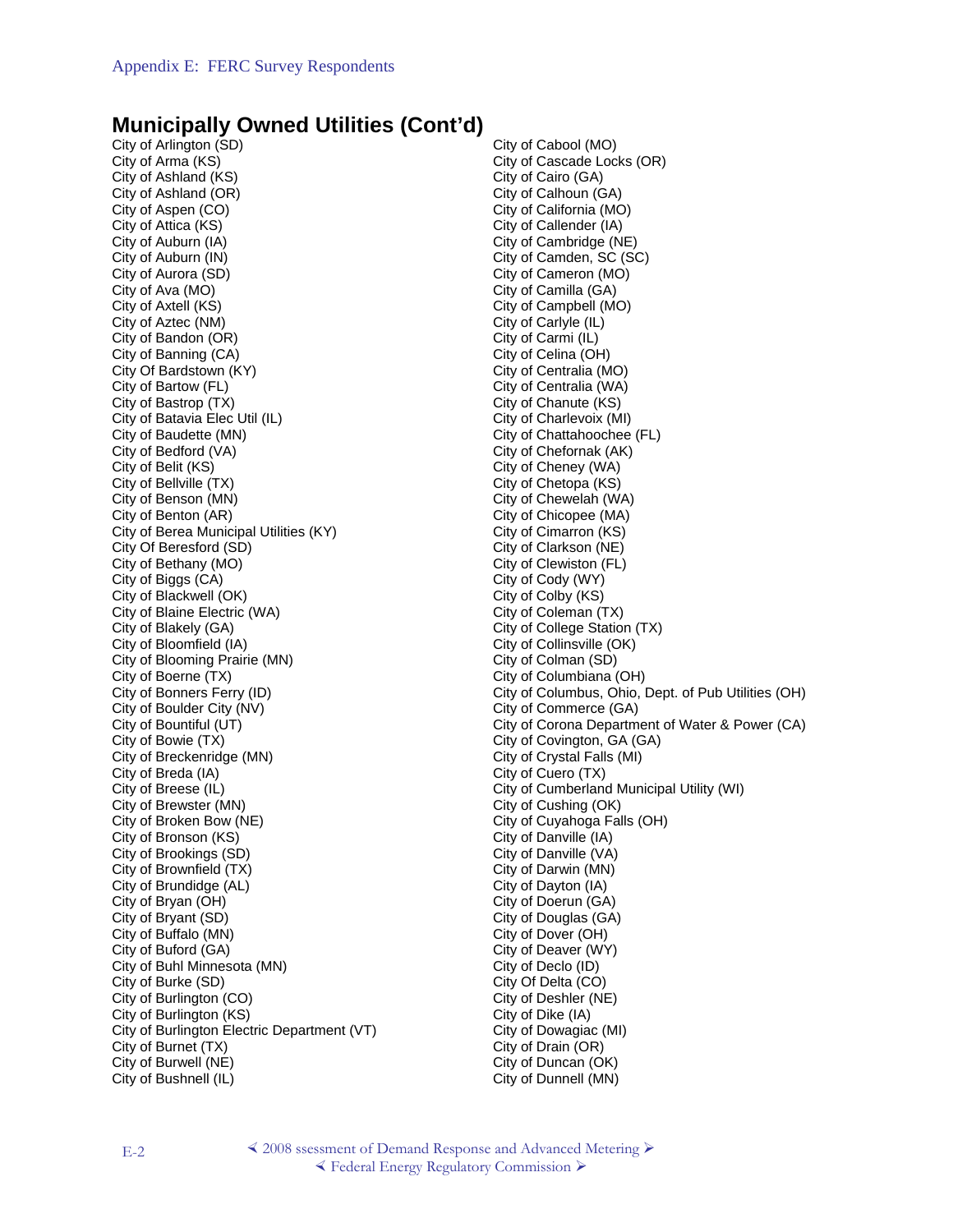## Municipally Owned Utilities (Cont'd)

City of Arlington (SD)
City of Arma (KS)
City of Ashland (KS)
City of Ashland (OR)
City of Aspen (CO)
City of Attica (KS)
City of Auburn (IA)
City of Auburn (IN)
City of Aurora (SD)
City of Ava (MO)
City of Axtell (KS)
City of Aztec (NM)
City of Bandon (OR)
City of Banning (CA)
City Of Bardstown (KY)
City of Bartow (FL)
City of Bastrop (TX)
City of Batavia Elec Util (IL)
City of Baudette (MN)
City of Bedford (VA)
City of Belit (KS)
City of Bellville (TX)
City of Benson (MN)
City of Benton (AR)
City of Berea Municipal Utilities (KY)
City Of Beresford (SD)
City of Bethany (MO)
City of Biggs (CA)
City of Blackwell (OK)
City of Blaine Electric (WA)
City of Blakely (GA)
City of Bloomfield (IA)
City of Blooming Prairie (MN)
City of Boerne (TX)
City of Bonners Ferry (ID)
City of Boulder City (NV)
City of Bountiful (UT)
City of Bowie (TX)
City of Breckenridge (MN)
City of Breda (IA)
City of Breese (IL)
City of Brewster (MN)
City of Broken Bow (NE)
City of Bronson (KS)
City of Brookings (SD)
City of Brownfield (TX)
City of Brundidge (AL)
City of Bryan (OH)
City of Bryant (SD)
City of Buffalo (MN)
City of Buford (GA)
City of Buhl Minnesota (MN)
City of Burke (SD)
City of Burlington (CO)
City of Burlington (KS)
City of Burlington Electric Department (VT)
City of Burnet (TX)
City of Burwell (NE)
City of Bushnell (IL)
City of Cabool (MO)
City of Cascade Locks (OR)
City of Cairo (GA)
City of Calhoun (GA)
City of California (MO)
City of Callender (IA)
City of Cambridge (NE)
City of Camden, SC (SC)
City of Cameron (MO)
City of Camilla (GA)
City of Campbell (MO)
City of Carlyle (IL)
City of Carmi (IL)
City of Celina (OH)
City of Centralia (MO)
City of Centralia (WA)
City of Chanute (KS)
City of Charlevoix (MI)
City of Chattahoochee (FL)
City of Chefornak (AK)
City of Cheney (WA)
City of Chetopa (KS)
City of Chewelah (WA)
City of Chicopee (MA)
City of Cimarron (KS)
City of Clarkson (NE)
City of Clewiston (FL)
City of Cody (WY)
City of Colby (KS)
City of Coleman (TX)
City of College Station (TX)
City of Collinsville (OK)
City of Colman (SD)
City of Columbiana (OH)
City of Columbus, Ohio, Dept. of Pub Utilities (OH)
City of Commerce (GA)
City of Corona Department of Water & Power (CA)
City of Covington, GA (GA)
City of Crystal Falls (MI)
City of Cuero (TX)
City of Cumberland Municipal Utility (WI)
City of Cushing (OK)
City of Cuyahoga Falls (OH)
City of Danville (IA)
City of Danville (VA)
City of Darwin (MN)
City of Dayton (IA)
City of Doerun (GA)
City of Douglas (GA)
City of Dover (OH)
City of Deaver (WY)
City of Declo (ID)
City Of Delta (CO)
City of Deshler (NE)
City of Dike (IA)
City of Dowagiac (MI)
City of Drain (OR)
City of Duncan (OK)
City of Dunnell (MN)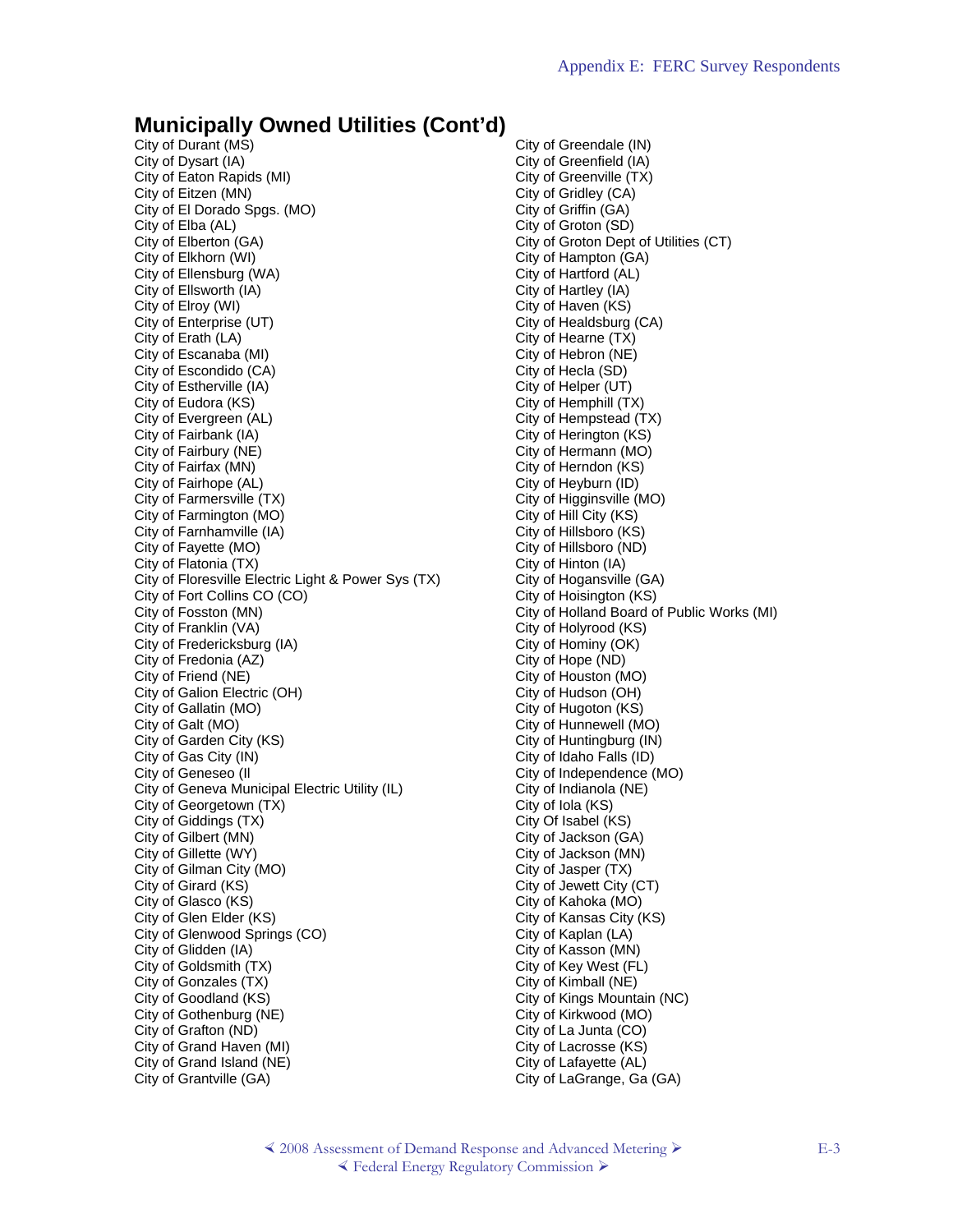## Municipally Owned Utilities (Cont'd)

City of Durant (MS)
City of Dysart (IA)
City of Eaton Rapids (MI)
City of Eitzen (MN)
City of El Dorado Spgs. (MO)
City of Elba (AL)
City of Elberton (GA)
City of Elkhorn (WI)
City of Ellensburg (WA)
City of Ellsworth (IA)
City of Elroy (WI)
City of Enterprise (UT)
City of Erath (LA)
City of Escanaba (MI)
City of Escondido (CA)
City of Estherville (IA)
City of Eudora (KS)
City of Evergreen (AL)
City of Fairbank (IA)
City of Fairbury (NE)
City of Fairfax (MN)
City of Fairhope (AL)
City of Farmersville (TX)
City of Farmington (MO)
City of Farnhamville (IA)
City of Fayette (MO)
City of Flatonia (TX)
City of Floresville Electric Light & Power Sys (TX)
City of Fort Collins CO (CO)
City of Fosston (MN)
City of Franklin (VA)
City of Fredericksburg (IA)
City of Fredonia (AZ)
City of Friend (NE)
City of Galion Electric (OH)
City of Gallatin (MO)
City of Galt (MO)
City of Garden City (KS)
City of Gas City (IN)
City of Geneseo (Il
City of Geneva Municipal Electric Utility (IL)
City of Georgetown (TX)
City of Giddings (TX)
City of Gilbert (MN)
City of Gillette (WY)
City of Gilman City (MO)
City of Girard (KS)
City of Glasco (KS)
City of Glen Elder (KS)
City of Glenwood Springs (CO)
City of Glidden (IA)
City of Goldsmith (TX)
City of Gonzales (TX)
City of Goodland (KS)
City of Gothenburg (NE)
City of Grafton (ND)
City of Grand Haven (MI)
City of Grand Island (NE)
City of Grantville (GA)
City of Greendale (IN)
City of Greenfield (IA)
City of Greenville (TX)
City of Gridley (CA)
City of Griffin (GA)
City of Groton (SD)
City of Groton Dept of Utilities (CT)
City of Hampton (GA)
City of Hartford (AL)
City of Hartley (IA)
City of Haven (KS)
City of Healdsburg (CA)
City of Hearne (TX)
City of Hebron (NE)
City of Hecla (SD)
City of Helper (UT)
City of Hemphill (TX)
City of Hempstead (TX)
City of Herington (KS)
City of Hermann (MO)
City of Herndon (KS)
City of Heyburn (ID)
City of Higginsville (MO)
City of Hill City (KS)
City of Hillsboro (KS)
City of Hillsboro (ND)
City of Hinton (IA)
City of Hogansville (GA)
City of Hoisington (KS)
City of Holland Board of Public Works (MI)
City of Holyrood (KS)
City of Hominy (OK)
City of Hope (ND)
City of Houston (MO)
City of Hudson (OH)
City of Hugoton (KS)
City of Hunnewell (MO)
City of Huntingburg (IN)
City of Idaho Falls (ID)
City of Independence (MO)
City of Indianola (NE)
City of Iola (KS)
City Of Isabel (KS)
City of Jackson (GA)
City of Jackson (MN)
City of Jasper (TX)
City of Jewett City (CT)
City of Kahoka (MO)
City of Kansas City (KS)
City of Kaplan (LA)
City of Kasson (MN)
City of Key West (FL)
City of Kimball (NE)
City of Kings Mountain (NC)
City of Kirkwood (MO)
City of La Junta (CO)
City of Lacrosse (KS)
City of Lafayette (AL)
City of LaGrange, Ga (GA)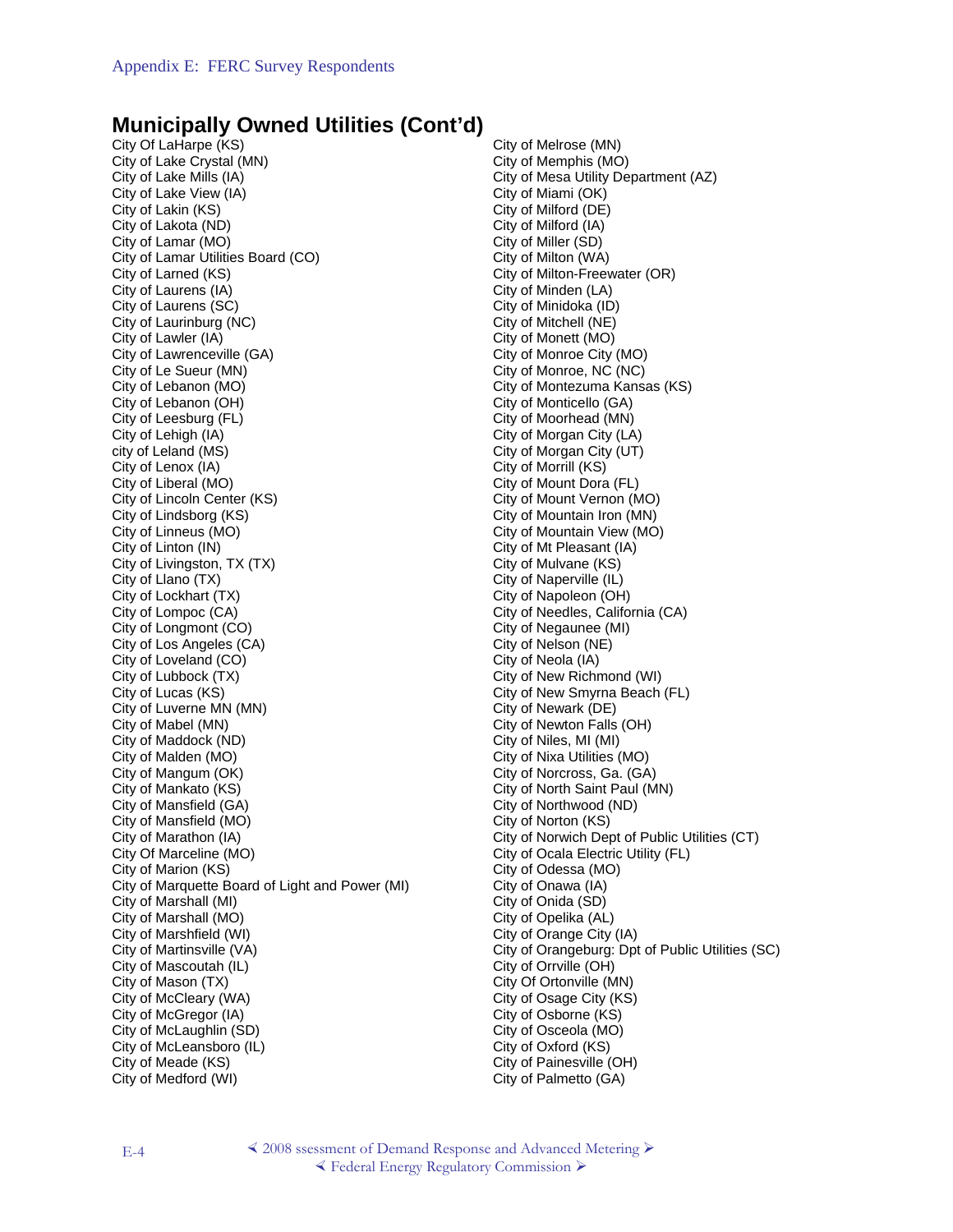## Municipally Owned Utilities (Cont'd)

City Of LaHarpe (KS)
City of Lake Crystal (MN)
City of Lake Mills (IA)
City of Lake View (IA)
City of Lakin (KS)
City of Lakota (ND)
City of Lamar (MO)
City of Lamar Utilities Board (CO)
City of Larned (KS)
City of Laurens (IA)
City of Laurens (SC)
City of Laurinburg (NC)
City of Lawler (IA)
City of Lawrenceville (GA)
City of Le Sueur (MN)
City of Lebanon (MO)
City of Lebanon (OH)
City of Leesburg (FL)
City of Lehigh (IA)
city of Leland (MS)
City of Lenox (IA)
City of Liberal (MO)
City of Lincoln Center (KS)
City of Lindsborg (KS)
City of Linneus (MO)
City of Linton (IN)
City of Livingston, TX (TX)
City of Llano (TX)
City of Lockhart (TX)
City of Lompoc (CA)
City of Longmont (CO)
City of Los Angeles (CA)
City of Loveland (CO)
City of Lubbock (TX)
City of Lucas (KS)
City of Luverne MN (MN)
City of Mabel (MN)
City of Maddock (ND)
City of Malden (MO)
City of Mangum (OK)
City of Mankato (KS)
City of Mansfield (GA)
City of Mansfield (MO)
City of Marathon (IA)
City Of Marceline (MO)
City of Marion (KS)
City of Marquette Board of Light and Power (MI)
City of Marshall (MI)
City of Marshall (MO)
City of Marshfield (WI)
City of Martinsville (VA)
City of Mascoutah (IL)
City of Mason (TX)
City of McCleary (WA)
City of McGregor (IA)
City of McLaughlin (SD)
City of McLeansboro (IL)
City of Meade (KS)
City of Medford (WI)
City of Melrose (MN)
City of Memphis (MO)
City of Mesa Utility Department (AZ)
City of Miami (OK)
City of Milford (DE)
City of Milford (IA)
City of Miller (SD)
City of Milton (WA)
City of Milton-Freewater (OR)
City of Minden (LA)
City of Minidoka (ID)
City of Mitchell (NE)
City of Monett (MO)
City of Monroe City (MO)
City of Monroe, NC (NC)
City of Montezuma Kansas (KS)
City of Monticello (GA)
City of Moorhead (MN)
City of Morgan City (LA)
City of Morgan City (UT)
City of Morrill (KS)
City of Mount Dora (FL)
City of Mount Vernon (MO)
City of Mountain Iron (MN)
City of Mountain View (MO)
City of Mt Pleasant (IA)
City of Mulvane (KS)
City of Naperville (IL)
City of Napoleon (OH)
City of Needles, California (CA)
City of Negaunee (MI)
City of Nelson (NE)
City of Neola (IA)
City of New Richmond (WI)
City of New Smyrna Beach (FL)
City of Newark (DE)
City of Newton Falls (OH)
City of Niles, MI (MI)
City of Nixa Utilities (MO)
City of Norcross, Ga. (GA)
City of North Saint Paul (MN)
City of Northwood (ND)
City of Norton (KS)
City of Norwich Dept of Public Utilities (CT)
City of Ocala Electric Utility (FL)
City of Odessa (MO)
City of Onawa (IA)
City of Onida (SD)
City of Opelika (AL)
City of Orange City (IA)
City of Orangeburg: Dpt of Public Utilities (SC)
City of Orrville (OH)
City Of Ortonville (MN)
City of Osage City (KS)
City of Osborne (KS)
City of Osceola (MO)
City of Oxford (KS)
City of Painesville (OH)
City of Palmetto (GA)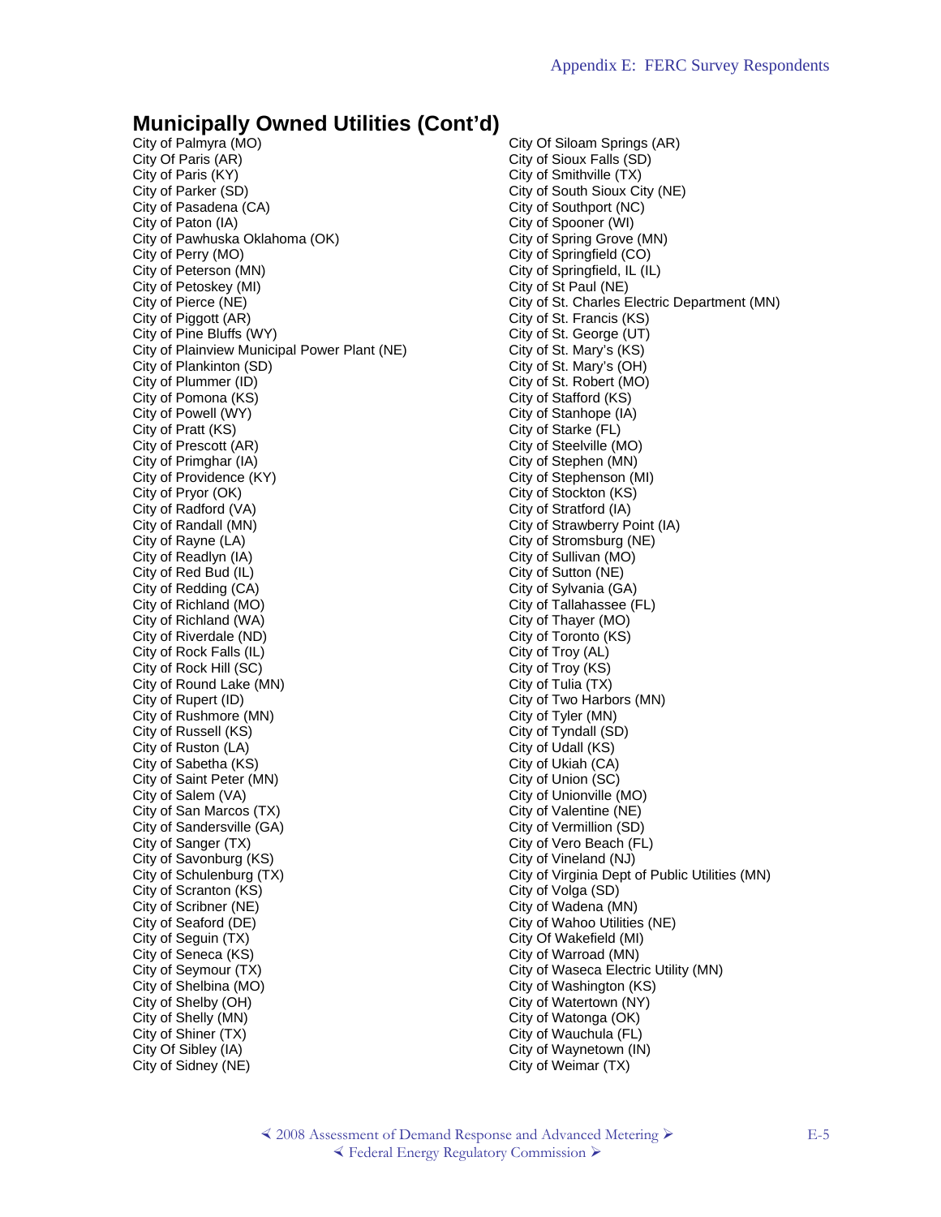## Municipally Owned Utilities (Cont'd)

City of Palmyra (MO)
City Of Paris (AR)
City of Paris (KY)
City of Parker (SD)
City of Pasadena (CA)
City of Paton (IA)
City of Pawhuska Oklahoma (OK)
City of Perry (MO)
City of Peterson (MN)
City of Petoskey (MI)
City of Pierce (NE)
City of Piggott (AR)
City of Pine Bluffs (WY)
City of Plainview Municipal Power Plant (NE)
City of Plankinton (SD)
City of Plummer (ID)
City of Pomona (KS)
City of Powell (WY)
City of Pratt (KS)
City of Prescott (AR)
City of Primghar (IA)
City of Providence (KY)
City of Pryor (OK)
City of Radford (VA)
City of Randall (MN)
City of Rayne (LA)
City of Readlyn (IA)
City of Red Bud (IL)
City of Redding (CA)
City of Richland (MO)
City of Richland (WA)
City of Riverdale (ND)
City of Rock Falls (IL)
City of Rock Hill (SC)
City of Round Lake (MN)
City of Rupert (ID)
City of Rushmore (MN)
City of Russell (KS)
City of Ruston (LA)
City of Sabetha (KS)
City of Saint Peter (MN)
City of Salem (VA)
City of San Marcos (TX)
City of Sandersville (GA)
City of Sanger (TX)
City of Savonburg (KS)
City of Schulenburg (TX)
City of Scranton (KS)
City of Scribner (NE)
City of Seaford (DE)
City of Seguin (TX)
City of Seneca (KS)
City of Seymour (TX)
City of Shelbina (MO)
City of Shelby (OH)
City of Shelly (MN)
City of Shiner (TX)
City Of Sibley (IA)
City of Sidney (NE)
City Of Siloam Springs (AR)
City of Sioux Falls (SD)
City of Smithville (TX)
City of South Sioux City (NE)
City of Southport (NC)
City of Spooner (WI)
City of Spring Grove (MN)
City of Springfield (CO)
City of Springfield, IL (IL)
City of St Paul (NE)
City of St. Charles Electric Department (MN)
City of St. Francis (KS)
City of St. George (UT)
City of St. Mary's (KS)
City of St. Mary's (OH)
City of St. Robert (MO)
City of Stafford (KS)
City of Stanhope (IA)
City of Starke (FL)
City of Steelville (MO)
City of Stephen (MN)
City of Stephenson (MI)
City of Stockton (KS)
City of Stratford (IA)
City of Strawberry Point (IA)
City of Stromsburg (NE)
City of Sullivan (MO)
City of Sutton (NE)
City of Sylvania (GA)
City of Tallahassee (FL)
City of Thayer (MO)
City of Toronto (KS)
City of Troy (AL)
City of Troy (KS)
City of Tulia (TX)
City of Two Harbors (MN)
City of Tyler (MN)
City of Tyndall (SD)
City of Udall (KS)
City of Ukiah (CA)
City of Union (SC)
City of Unionville (MO)
City of Valentine (NE)
City of Vermillion (SD)
City of Vero Beach (FL)
City of Vineland (NJ)
City of Virginia Dept of Public Utilities (MN)
City of Volga (SD)
City of Wadena (MN)
City of Wahoo Utilities (NE)
City Of Wakefield (MI)
City of Warroad (MN)
City of Waseca Electric Utility (MN)
City of Washington (KS)
City of Watertown (NY)
City of Watonga (OK)
City of Wauchula (FL)
City of Waynetown (IN)
City of Weimar (TX)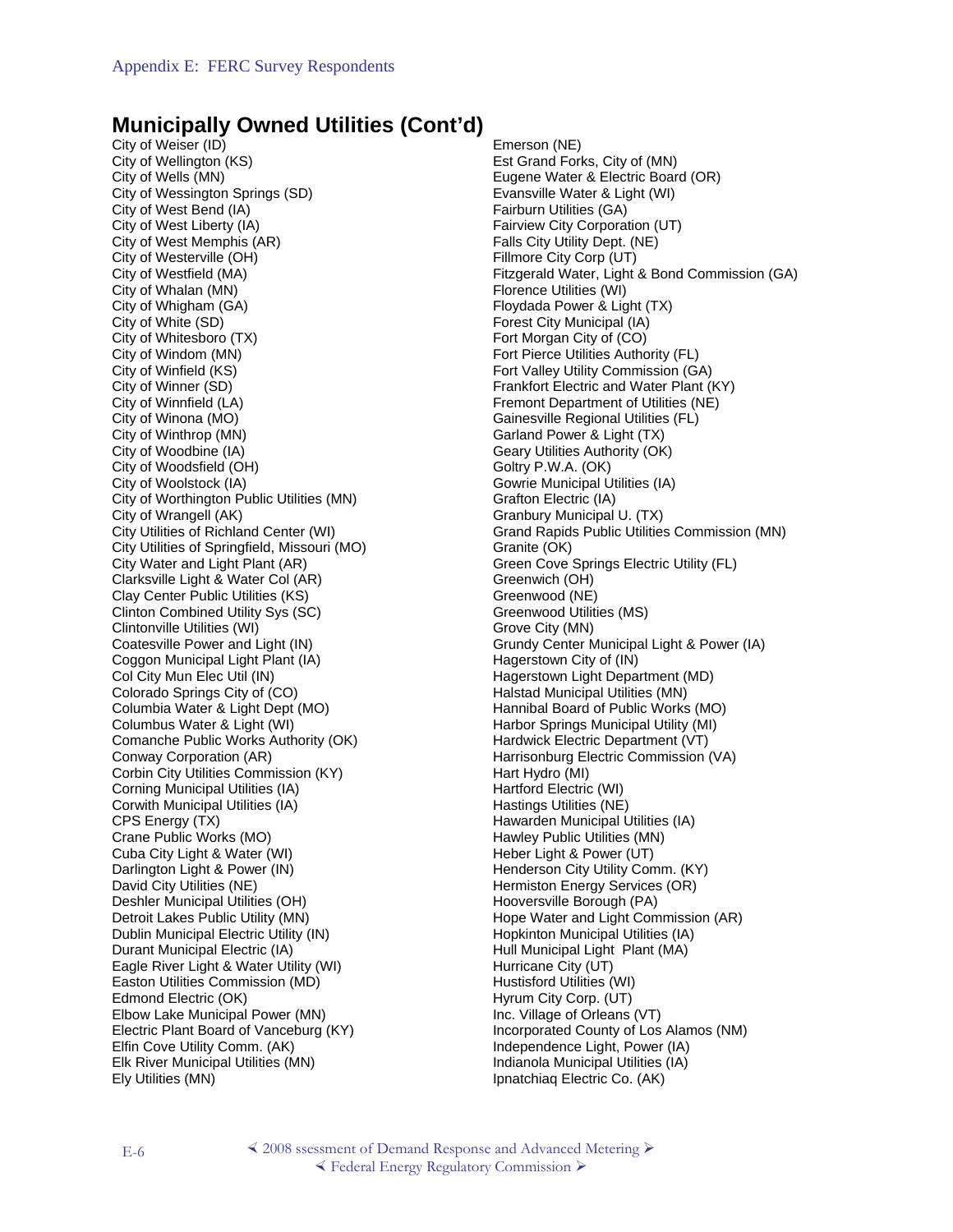## Municipally Owned Utilities (Cont'd)

City of Weiser (ID)
City of Wellington (KS)
City of Wells (MN)
City of Wessington Springs (SD)
City of West Bend (IA)
City of West Liberty (IA)
City of West Memphis (AR)
City of Westerville (OH)
City of Westfield (MA)
City of Whalan (MN)
City of Whigham (GA)
City of White (SD)
City of Whitesboro (TX)
City of Windom (MN)
City of Winfield (KS)
City of Winner (SD)
City of Winnfield (LA)
City of Winona (MO)
City of Winthrop (MN)
City of Woodbine (IA)
City of Woodsfield (OH)
City of Woolstock (IA)
City of Worthington Public Utilities (MN)
City of Wrangell (AK)
City Utilities of Richland Center (WI)
City Utilities of Springfield, Missouri (MO)
City Water and Light Plant (AR)
Clarksville Light & Water Col (AR)
Clay Center Public Utilities (KS)
Clinton Combined Utility Sys (SC)
Clintonville Utilities (WI)
Coatesville Power and Light (IN)
Coggon Municipal Light Plant (IA)
Col City Mun Elec Util (IN)
Colorado Springs City of (CO)
Columbia Water & Light Dept (MO)
Columbus Water & Light (WI)
Comanche Public Works Authority (OK)
Conway Corporation (AR)
Corbin City Utilities Commission (KY)
Corning Municipal Utilities (IA)
Corwith Municipal Utilities (IA)
CPS Energy (TX)
Crane Public Works (MO)
Cuba City Light & Water (WI)
Darlington Light & Power (IN)
David City Utilities (NE)
Deshler Municipal Utilities (OH)
Detroit Lakes Public Utility (MN)
Dublin Municipal Electric Utility (IN)
Durant Municipal Electric (IA)
Eagle River Light & Water Utility (WI)
Easton Utilities Commission (MD)
Edmond Electric (OK)
Elbow Lake Municipal Power (MN)
Electric Plant Board of Vanceburg (KY)
Elfin Cove Utility Comm. (AK)
Elk River Municipal Utilities (MN)
Ely Utilities (MN)
Emerson (NE)
Est Grand Forks, City of (MN)
Eugene Water & Electric Board (OR)
Evansville Water & Light (WI)
Fairburn Utilities (GA)
Fairview City Corporation (UT)
Falls City Utility Dept. (NE)
Fillmore City Corp (UT)
Fitzgerald Water, Light & Bond Commission (GA)
Florence Utilities (WI)
Floydada Power & Light (TX)
Forest City Municipal (IA)
Fort Morgan City of (CO)
Fort Pierce Utilities Authority (FL)
Fort Valley Utility Commission (GA)
Frankfort Electric and Water Plant (KY)
Fremont Department of Utilities (NE)
Gainesville Regional Utilities (FL)
Garland Power & Light (TX)
Geary Utilities Authority (OK)
Goltry P.W.A. (OK)
Gowrie Municipal Utilities (IA)
Grafton Electric (IA)
Granbury Municipal U. (TX)
Grand Rapids Public Utilities Commission (MN)
Granite (OK)
Green Cove Springs Electric Utility (FL)
Greenwich (OH)
Greenwood (NE)
Greenwood Utilities (MS)
Grove City (MN)
Grundy Center Municipal Light & Power (IA)
Hagerstown City of (IN)
Hagerstown Light Department (MD)
Halstad Municipal Utilities (MN)
Hannibal Board of Public Works (MO)
Harbor Springs Municipal Utility (MI)
Hardwick Electric Department (VT)
Harrisonburg Electric Commission (VA)
Hart Hydro (MI)
Hartford Electric (WI)
Hastings Utilities (NE)
Hawarden Municipal Utilities (IA)
Hawley Public Utilities (MN)
Heber Light & Power (UT)
Henderson City Utility Comm. (KY)
Hermiston Energy Services (OR)
Hooversville Borough (PA)
Hope Water and Light Commission (AR)
Hopkinton Municipal Utilities (IA)
Hull Municipal Light Plant (MA)
Hurricane City (UT)
Hustisford Utilities (WI)
Hyrum City Corp. (UT)
Inc. Village of Orleans (VT)
Incorporated County of Los Alamos (NM)
Independence Light, Power (IA)
Indianola Municipal Utilities (IA)
Ipnatchiaq Electric Co. (AK)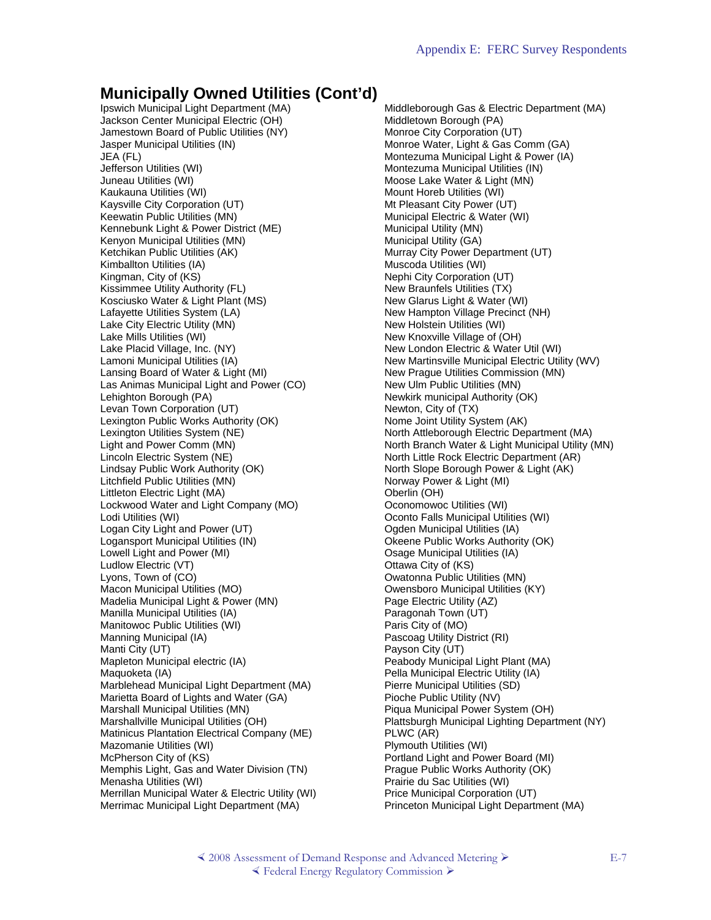## Municipally Owned Utilities (Cont'd)

Ipswich Municipal Light Department (MA)
Jackson Center Municipal Electric (OH)
Jamestown Board of Public Utilities (NY)
Jasper Municipal Utilities (IN)
JEA (FL)
Jefferson Utilities (WI)
Juneau Utilities (WI)
Kaukauna Utilities (WI)
Kaysville City Corporation (UT)
Keewatin Public Utilities (MN)
Kennebunk Light & Power District (ME)
Kenyon Municipal Utilities (MN)
Ketchikan Public Utilities (AK)
Kimballton Utilities (IA)
Kingman, City of (KS)
Kissimmee Utility Authority (FL)
Kosciusko Water & Light Plant (MS)
Lafayette Utilities System (LA)
Lake City Electric Utility (MN)
Lake Mills Utilities (WI)
Lake Placid Village, Inc. (NY)
Lamoni Municipal Utilities (IA)
Lansing Board of Water & Light (MI)
Las Animas Municipal Light and Power (CO)
Lehighton Borough (PA)
Levan Town Corporation (UT)
Lexington Public Works Authority (OK)
Lexington Utilities System (NE)
Light and Power Comm (MN)
Lincoln Electric System (NE)
Lindsay Public Work Authority (OK)
Litchfield Public Utilities (MN)
Littleton Electric Light (MA)
Lockwood Water and Light Company (MO)
Lodi Utilities (WI)
Logan City Light and Power (UT)
Logansport Municipal Utilities (IN)
Lowell Light and Power (MI)
Ludlow Electric (VT)
Lyons, Town of (CO)
Macon Municipal Utilities (MO)
Madelia Municipal Light & Power (MN)
Manilla Municipal Utilities (IA)
Manitowoc Public Utilities (WI)
Manning Municipal (IA)
Manti City (UT)
Mapleton Municipal electric (IA)
Maquoketa (IA)
Marblehead Municipal Light Department (MA)
Marietta Board of Lights and Water (GA)
Marshall Municipal Utilities (MN)
Marshallville Municipal Utilities (OH)
Matinicus Plantation Electrical Company (ME)
Mazomanie Utilities (WI)
McPherson City of (KS)
Memphis Light, Gas and Water Division (TN)
Menasha Utilities (WI)
Merrillan Municipal Water & Electric Utility (WI)
Merrimac Municipal Light Department (MA)
Middleborough Gas & Electric Department (MA)
Middletown Borough (PA)
Monroe City Corporation (UT)
Monroe Water, Light & Gas Comm (GA)
Montezuma Municipal Light & Power (IA)
Montezuma Municipal Utilities (IN)
Moose Lake Water & Light (MN)
Mount Horeb Utilities (WI)
Mt Pleasant City Power (UT)
Municipal Electric & Water (WI)
Municipal Utility (MN)
Municipal Utility (GA)
Murray City Power Department (UT)
Muscoda Utilities (WI)
Nephi City Corporation (UT)
New Braunfels Utilities (TX)
New Glarus Light & Water (WI)
New Hampton Village Precinct (NH)
New Holstein Utilities (WI)
New Knoxville Village of (OH)
New London Electric & Water Util (WI)
New Martinsville Municipal Electric Utility (WV)
New Prague Utilities Commission (MN)
New Ulm Public Utilities (MN)
Newkirk municipal Authority (OK)
Newton, City of (TX)
Nome Joint Utility System (AK)
North Attleborough Electric Department (MA)
North Branch Water & Light Municipal Utility (MN)
North Little Rock Electric Department (AR)
North Slope Borough Power & Light (AK)
Norway Power & Light (MI)
Oberlin (OH)
Oconomowoc Utilities (WI)
Oconto Falls Municipal Utilities (WI)
Ogden Municipal Utilities (IA)
Okeene Public Works Authority (OK)
Osage Municipal Utilities (IA)
Ottawa City of (KS)
Owatonna Public Utilities (MN)
Owensboro Municipal Utilities (KY)
Page Electric Utility (AZ)
Paragonah Town (UT)
Paris City of (MO)
Pascoag Utility District (RI)
Payson City (UT)
Peabody Municipal Light Plant (MA)
Pella Municipal Electric Utility (IA)
Pierre Municipal Utilities (SD)
Pioche Public Utility (NV)
Piqua Municipal Power System (OH)
Plattsburgh Municipal Lighting Department (NY)
PLWC (AR)
Plymouth Utilities (WI)
Portland Light and Power Board (MI)
Prague Public Works Authority (OK)
Prairie du Sac Utilities (WI)
Price Municipal Corporation (UT)
Princeton Municipal Light Department (MA)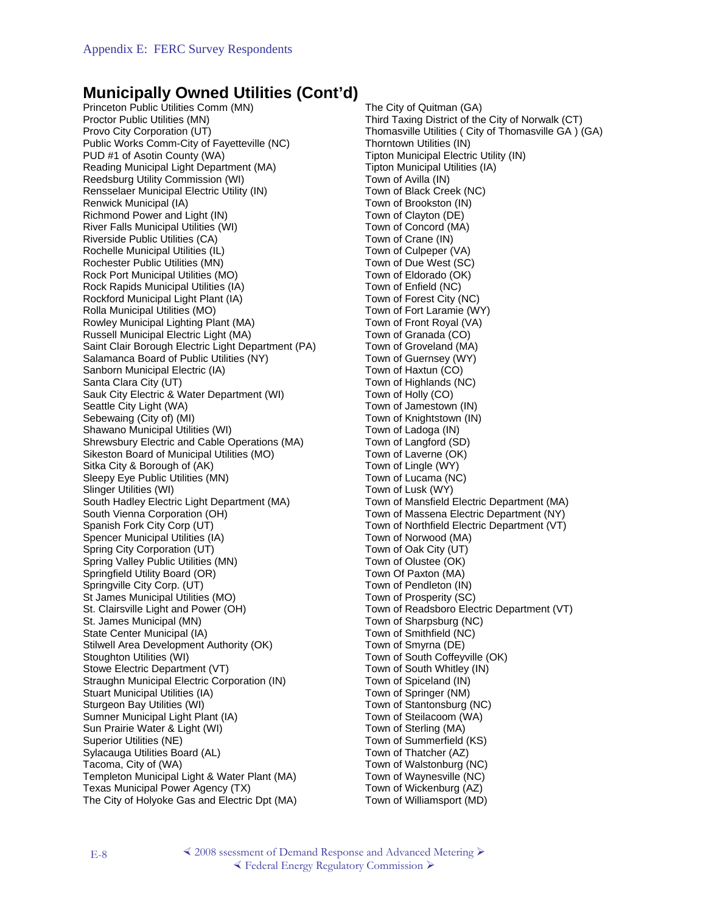## Municipally Owned Utilities (Cont'd)

Princeton Public Utilities Comm (MN)
Proctor Public Utilities (MN)
Provo City Corporation (UT)
Public Works Comm-City of Fayetteville (NC)
PUD #1 of Asotin County (WA)
Reading Municipal Light Department (MA)
Reedsburg Utility Commission (WI)
Rensselaer Municipal Electric Utility (IN)
Renwick Municipal (IA)
Richmond Power and Light (IN)
River Falls Municipal Utilities (WI)
Riverside Public Utilities (CA)
Rochelle Municipal Utilities (IL)
Rochester Public Utilities (MN)
Rock Port Municipal Utilities (MO)
Rock Rapids Municipal Utilities (IA)
Rockford Municipal Light Plant (IA)
Rolla Municipal Utilities (MO)
Rowley Municipal Lighting Plant (MA)
Russell Municipal Electric Light (MA)
Saint Clair Borough Electric Light Department (PA)
Salamanca Board of Public Utilities (NY)
Sanborn Municipal Electric (IA)
Santa Clara City (UT)
Sauk City Electric & Water Department (WI)
Seattle City Light (WA)
Sebewaing (City of) (MI)
Shawano Municipal Utilities (WI)
Shrewsbury Electric and Cable Operations (MA)
Sikeston Board of Municipal Utilities (MO)
Sitka City & Borough of (AK)
Sleepy Eye Public Utilities (MN)
Slinger Utilities (WI)
South Hadley Electric Light Department (MA)
South Vienna Corporation (OH)
Spanish Fork City Corp (UT)
Spencer Municipal Utilities (IA)
Spring City Corporation (UT)
Spring Valley Public Utilities (MN)
Springfield Utility Board (OR)
Springville City Corp. (UT)
St James Municipal Utilities (MO)
St. Clairsville Light and Power (OH)
St. James Municipal (MN)
State Center Municipal (IA)
Stilwell Area Development Authority (OK)
Stoughton Utilities (WI)
Stowe Electric Department (VT)
Straughn Municipal Electric Corporation (IN)
Stuart Municipal Utilities (IA)
Sturgeon Bay Utilities (WI)
Sumner Municipal Light Plant (IA)
Sun Prairie Water & Light (WI)
Superior Utilities (NE)
Sylacauga Utilities Board (AL)
Tacoma, City of (WA)
Templeton Municipal Light & Water Plant (MA)
Texas Municipal Power Agency (TX)
The City of Holyoke Gas and Electric Dpt (MA)
The City of Quitman (GA)
Third Taxing District of the City of Norwalk (CT)
Thomasville Utilities ( City of Thomasville GA ) (GA)
Thorntown Utilities (IN)
Tipton Municipal Electric Utility (IN)
Tipton Municipal Utilities (IA)
Town of Avilla (IN)
Town of Black Creek (NC)
Town of Brookston (IN)
Town of Clayton (DE)
Town of Concord (MA)
Town of Crane (IN)
Town of Culpeper (VA)
Town of Due West (SC)
Town of Eldorado (OK)
Town of Enfield (NC)
Town of Forest City (NC)
Town of Fort Laramie (WY)
Town of Front Royal (VA)
Town of Granada (CO)
Town of Groveland (MA)
Town of Guernsey (WY)
Town of Haxtun (CO)
Town of Highlands (NC)
Town of Holly (CO)
Town of Jamestown (IN)
Town of Knightstown (IN)
Town of Ladoga (IN)
Town of Langford (SD)
Town of Laverne (OK)
Town of Lingle (WY)
Town of Lucama (NC)
Town of Lusk (WY)
Town of Mansfield Electric Department (MA)
Town of Massena Electric Department (NY)
Town of Northfield Electric Department (VT)
Town of Norwood (MA)
Town of Oak City (UT)
Town of Olustee (OK)
Town Of Paxton (MA)
Town of Pendleton (IN)
Town of Prosperity (SC)
Town of Readsboro Electric Department (VT)
Town of Sharpsburg (NC)
Town of Smithfield (NC)
Town of Smyrna (DE)
Town of South Coffeyville (OK)
Town of South Whitley (IN)
Town of Spiceland (IN)
Town of Springer (NM)
Town of Stantonsburg (NC)
Town of Steilacoom (WA)
Town of Sterling (MA)
Town of Summerfield (KS)
Town of Thatcher (AZ)
Town of Walstonburg (NC)
Town of Waynesville (NC)
Town of Wickenburg (AZ)
Town of Williamsport (MD)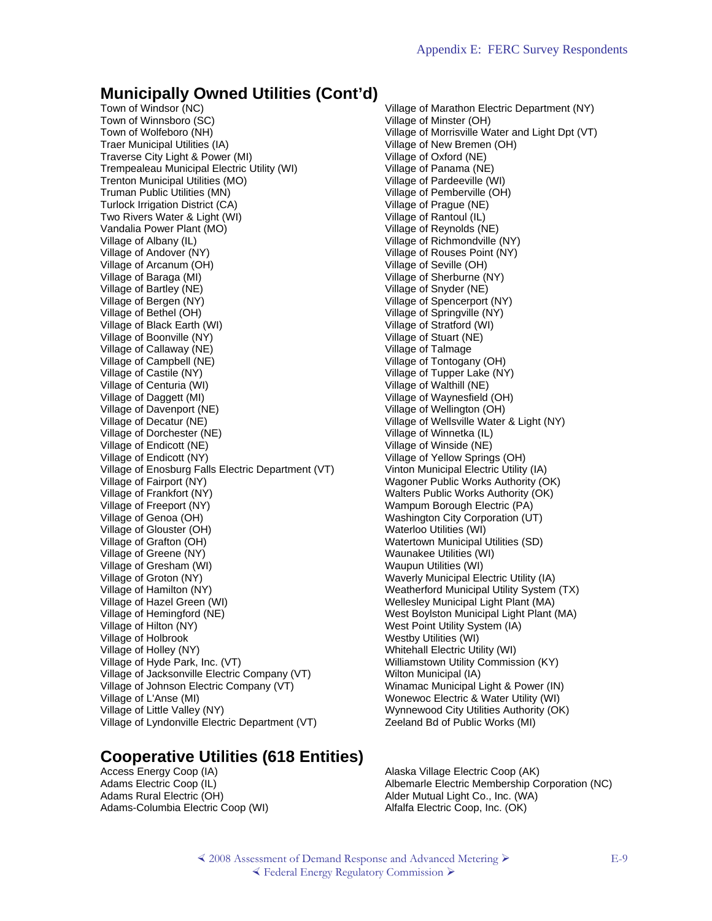## Municipally Owned Utilities (Cont'd)

Town of Windsor (NC)
Town of Winnsboro (SC)
Town of Wolfeboro (NH)
Traer Municipal Utilities (IA)
Traverse City Light & Power (MI)
Trempealeau Municipal Electric Utility (WI)
Trenton Municipal Utilities (MO)
Truman Public Utilities (MN)
Turlock Irrigation District (CA)
Two Rivers Water & Light (WI)
Vandalia Power Plant (MO)
Village of Albany (IL)
Village of Andover (NY)
Village of Arcanum (OH)
Village of Baraga (MI)
Village of Bartley (NE)
Village of Bergen (NY)
Village of Bethel (OH)
Village of Black Earth (WI)
Village of Boonville (NY)
Village of Callaway (NE)
Village of Campbell (NE)
Village of Castile (NY)
Village of Centuria (WI)
Village of Daggett (MI)
Village of Davenport (NE)
Village of Decatur (NE)
Village of Dorchester (NE)
Village of Endicott (NE)
Village of Endicott (NY)
Village of Enosburg Falls Electric Department (VT)
Village of Fairport (NY)
Village of Frankfort (NY)
Village of Freeport (NY)
Village of Genoa (OH)
Village of Glouster (OH)
Village of Grafton (OH)
Village of Greene (NY)
Village of Gresham (WI)
Village of Groton (NY)
Village of Hamilton (NY)
Village of Hazel Green (WI)
Village of Hemingford (NE)
Village of Hilton (NY)
Village of Holbrook
Village of Holley (NY)
Village of Hyde Park, Inc. (VT)
Village of Jacksonville Electric Company (VT)
Village of Johnson Electric Company (VT)
Village of L'Anse (MI)
Village of Little Valley (NY)
Village of Lyndonville Electric Department (VT)
Village of Marathon Electric Department (NY)
Village of Minster (OH)
Village of Morrisville Water and Light Dpt (VT)
Village of New Bremen (OH)
Village of Oxford (NE)
Village of Panama (NE)
Village of Pardeeville (WI)
Village of Pemberville (OH)
Village of Prague (NE)
Village of Rantoul (IL)
Village of Reynolds (NE)
Village of Richmondville (NY)
Village of Rouses Point (NY)
Village of Seville (OH)
Village of Sherburne (NY)
Village of Snyder (NE)
Village of Spencerport (NY)
Village of Springville (NY)
Village of Stratford (WI)
Village of Stuart (NE)
Village of Talmage
Village of Tontogany (OH)
Village of Tupper Lake (NY)
Village of Walthill (NE)
Village of Waynesfield (OH)
Village of Wellington (OH)
Village of Wellsville Water & Light (NY)
Village of Winnetka (IL)
Village of Winside (NE)
Village of Yellow Springs (OH)
Vinton Municipal Electric Utility (IA)
Wagoner Public Works Authority (OK)
Walters Public Works Authority (OK)
Wampum Borough Electric (PA)
Washington City Corporation (UT)
Waterloo Utilities (WI)
Watertown Municipal Utilities (SD)
Waunakee Utilities (WI)
Waupun Utilities (WI)
Waverly Municipal Electric Utility (IA)
Weatherford Municipal Utility System (TX)
Wellesley Municipal Light Plant (MA)
West Boylston Municipal Light Plant (MA)
West Point Utility System (IA)
Westby Utilities (WI)
Whitehall Electric Utility (WI)
Williamstown Utility Commission (KY)
Wilton Municipal (IA)
Winamac Municipal Light & Power (IN)
Wonewoc Electric & Water Utility (WI)
Wynnewood City Utilities Authority (OK)
Zeeland Bd of Public Works (MI)

## Cooperative Utilities (618 Entities)

Access Energy Coop (IA)
Adams Electric Coop (IL)
Adams Rural Electric (OH)
Adams-Columbia Electric Coop (WI)
Alaska Village Electric Coop (AK)
Albemarle Electric Membership Corporation (NC)
Alder Mutual Light Co., Inc. (WA)
Alfalfa Electric Coop, Inc. (OK)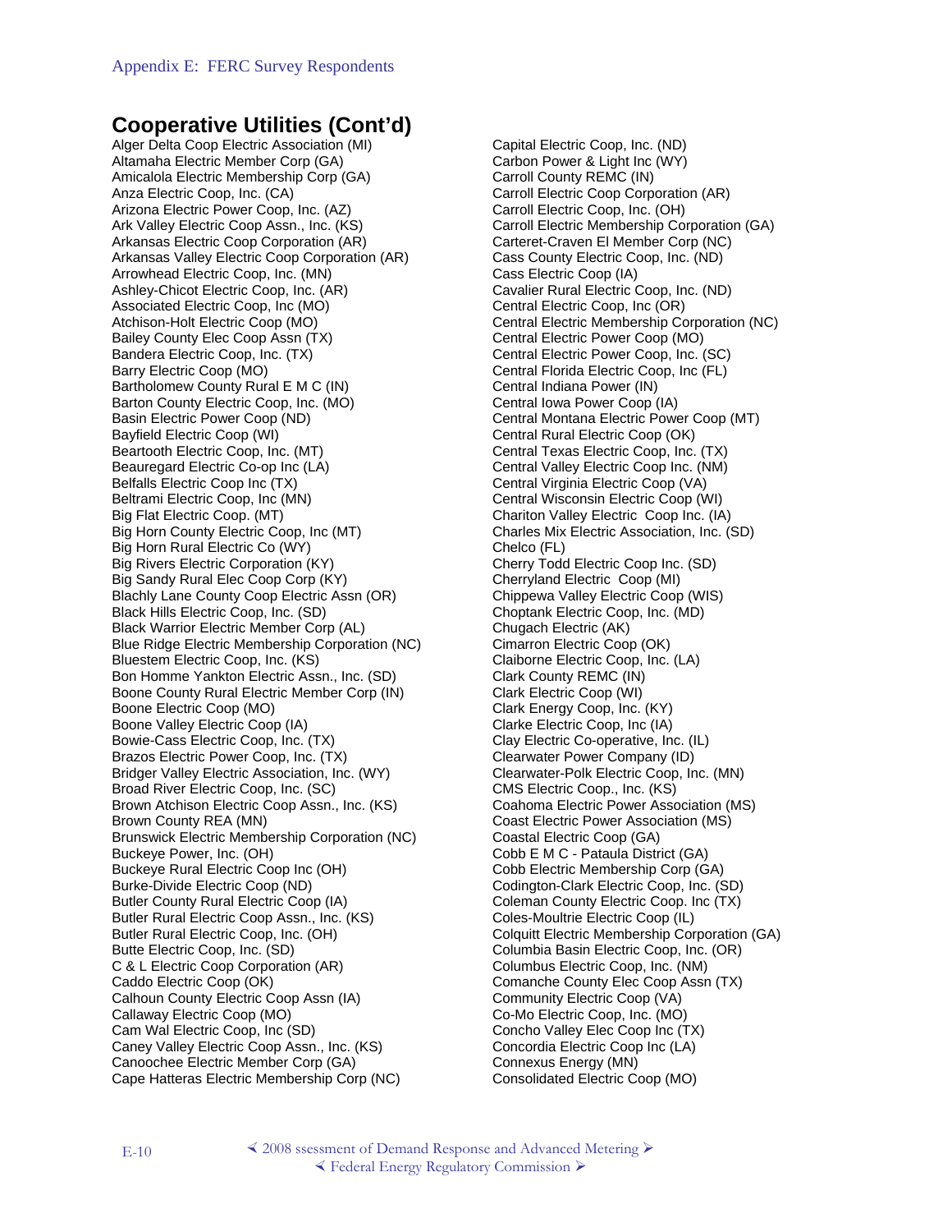## Cooperative Utilities (Cont'd)

Alger Delta Coop Electric Association (MI)
Altamaha Electric Member Corp (GA)
Amicalola Electric Membership Corp (GA)
Anza Electric Coop, Inc. (CA)
Arizona Electric Power Coop, Inc. (AZ)
Ark Valley Electric Coop Assn., Inc. (KS)
Arkansas Electric Coop Corporation (AR)
Arkansas Valley Electric Coop Corporation (AR)
Arrowhead Electric Coop, Inc. (MN)
Ashley-Chicot Electric Coop, Inc. (AR)
Associated Electric Coop, Inc (MO)
Atchison-Holt Electric Coop (MO)
Bailey County Elec Coop Assn (TX)
Bandera Electric Coop, Inc. (TX)
Barry Electric Coop (MO)
Bartholomew County Rural E M C (IN)
Barton County Electric Coop, Inc. (MO)
Basin Electric Power Coop (ND)
Bayfield Electric Coop (WI)
Beartooth Electric Coop, Inc. (MT)
Beauregard Electric Co-op Inc (LA)
Belfalls Electric Coop Inc (TX)
Beltrami Electric Coop, Inc (MN)
Big Flat Electric Coop. (MT)
Big Horn County Electric Coop, Inc (MT)
Big Horn Rural Electric Co (WY)
Big Rivers Electric Corporation (KY)
Big Sandy Rural Elec Coop Corp (KY)
Blachly Lane County Coop Electric Assn (OR)
Black Hills Electric Coop, Inc. (SD)
Black Warrior Electric Member Corp (AL)
Blue Ridge Electric Membership Corporation (NC)
Bluestem Electric Coop, Inc. (KS)
Bon Homme Yankton Electric Assn., Inc. (SD)
Boone County Rural Electric Member Corp (IN)
Boone Electric Coop (MO)
Boone Valley Electric Coop (IA)
Bowie-Cass Electric Coop, Inc. (TX)
Brazos Electric Power Coop, Inc. (TX)
Bridger Valley Electric Association, Inc. (WY)
Broad River Electric Coop, Inc. (SC)
Brown Atchison Electric Coop Assn., Inc. (KS)
Brown County REA (MN)
Brunswick Electric Membership Corporation (NC)
Buckeye Power, Inc. (OH)
Buckeye Rural Electric Coop Inc (OH)
Burke-Divide Electric Coop (ND)
Butler County Rural Electric Coop (IA)
Butler Rural Electric Coop Assn., Inc. (KS)
Butler Rural Electric Coop, Inc. (OH)
Butte Electric Coop, Inc. (SD)
C & L Electric Coop Corporation (AR)
Caddo Electric Coop (OK)
Calhoun County Electric Coop Assn (IA)
Callaway Electric Coop (MO)
Cam Wal Electric Coop, Inc (SD)
Caney Valley Electric Coop Assn., Inc. (KS)
Canoochee Electric Member Corp (GA)
Cape Hatteras Electric Membership Corp (NC)
Capital Electric Coop, Inc. (ND)
Carbon Power & Light Inc (WY)
Carroll County REMC (IN)
Carroll Electric Coop Corporation (AR)
Carroll Electric Coop, Inc. (OH)
Carroll Electric Membership Corporation (GA)
Carteret-Craven El Member Corp (NC)
Cass County Electric Coop, Inc. (ND)
Cass Electric Coop (IA)
Cavalier Rural Electric Coop, Inc. (ND)
Central Electric Coop, Inc (OR)
Central Electric Membership Corporation (NC)
Central Electric Power Coop (MO)
Central Electric Power Coop, Inc. (SC)
Central Florida Electric Coop, Inc (FL)
Central Indiana Power (IN)
Central Iowa Power Coop (IA)
Central Montana Electric Power Coop (MT)
Central Rural Electric Coop (OK)
Central Texas Electric Coop, Inc. (TX)
Central Valley Electric Coop Inc. (NM)
Central Virginia Electric Coop (VA)
Central Wisconsin Electric Coop (WI)
Chariton Valley Electric Coop Inc. (IA)
Charles Mix Electric Association, Inc. (SD)
Chelco (FL)
Cherry Todd Electric Coop Inc. (SD)
Cherryland Electric Coop (MI)
Chippewa Valley Electric Coop (WIS)
Choptank Electric Coop, Inc. (MD)
Chugach Electric (AK)
Cimarron Electric Coop (OK)
Claiborne Electric Coop, Inc. (LA)
Clark County REMC (IN)
Clark Electric Coop (WI)
Clark Energy Coop, Inc. (KY)
Clarke Electric Coop, Inc (IA)
Clay Electric Co-operative, Inc. (IL)
Clearwater Power Company (ID)
Clearwater-Polk Electric Coop, Inc. (MN)
CMS Electric Coop., Inc. (KS)
Coahoma Electric Power Association (MS)
Coast Electric Power Association (MS)
Coastal Electric Coop (GA)
Cobb E M C - Pataula District (GA)
Cobb Electric Membership Corp (GA)
Codington-Clark Electric Coop, Inc. (SD)
Coleman County Electric Coop. Inc (TX)
Coles-Moultrie Electric Coop (IL)
Colquitt Electric Membership Corporation (GA)
Columbia Basin Electric Coop, Inc. (OR)
Columbus Electric Coop, Inc. (NM)
Comanche County Elec Coop Assn (TX)
Community Electric Coop (VA)
Co-Mo Electric Coop, Inc. (MO)
Concho Valley Elec Coop Inc (TX)
Concordia Electric Coop Inc (LA)
Connexus Energy (MN)
Consolidated Electric Coop (MO)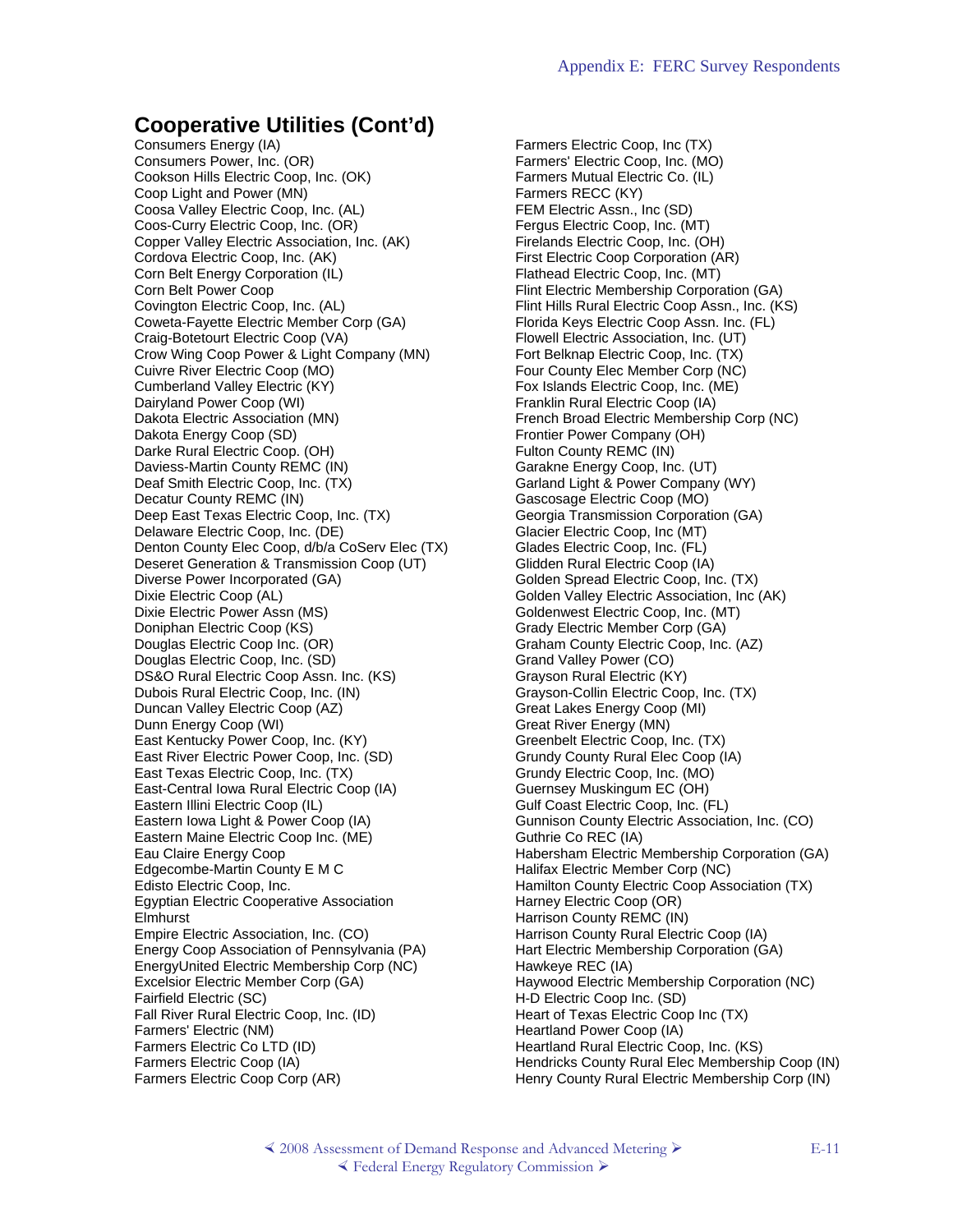## Cooperative Utilities (Cont'd)

Consumers Energy (IA)
Consumers Power, Inc. (OR)
Cookson Hills Electric Coop, Inc. (OK)
Coop Light and Power (MN)
Coosa Valley Electric Coop, Inc. (AL)
Coos-Curry Electric Coop, Inc. (OR)
Copper Valley Electric Association, Inc. (AK)
Cordova Electric Coop, Inc. (AK)
Corn Belt Energy Corporation (IL)
Corn Belt Power Coop
Covington Electric Coop, Inc. (AL)
Coweta-Fayette Electric Member Corp (GA)
Craig-Botetourt Electric Coop (VA)
Crow Wing Coop Power & Light Company (MN)
Cuivre River Electric Coop (MO)
Cumberland Valley Electric (KY)
Dairyland Power Coop (WI)
Dakota Electric Association (MN)
Dakota Energy Coop (SD)
Darke Rural Electric Coop. (OH)
Daviess-Martin County REMC (IN)
Deaf Smith Electric Coop, Inc. (TX)
Decatur County REMC (IN)
Deep East Texas Electric Coop, Inc. (TX)
Delaware Electric Coop, Inc. (DE)
Denton County Elec Coop, d/b/a CoServ Elec (TX)
Deseret Generation & Transmission Coop (UT)
Diverse Power Incorporated (GA)
Dixie Electric Coop (AL)
Dixie Electric Power Assn (MS)
Doniphan Electric Coop (KS)
Douglas Electric Coop Inc. (OR)
Douglas Electric Coop, Inc. (SD)
DS&O Rural Electric Coop Assn. Inc. (KS)
Dubois Rural Electric Coop, Inc. (IN)
Duncan Valley Electric Coop (AZ)
Dunn Energy Coop (WI)
East Kentucky Power Coop, Inc. (KY)
East River Electric Power Coop, Inc. (SD)
East Texas Electric Coop, Inc. (TX)
East-Central Iowa Rural Electric Coop (IA)
Eastern Illini Electric Coop (IL)
Eastern Iowa Light & Power Coop (IA)
Eastern Maine Electric Coop Inc. (ME)
Eau Claire Energy Coop
Edgecombe-Martin County E M C
Edisto Electric Coop, Inc.
Egyptian Electric Cooperative Association
Elmhurst
Empire Electric Association, Inc. (CO)
Energy Coop Association of Pennsylvania (PA)
EnergyUnited Electric Membership Corp (NC)
Excelsior Electric Member Corp (GA)
Fairfield Electric (SC)
Fall River Rural Electric Coop, Inc. (ID)
Farmers' Electric (NM)
Farmers Electric Co LTD (ID)
Farmers Electric Coop (IA)
Farmers Electric Coop Corp (AR)
Farmers Electric Coop, Inc (TX)
Farmers' Electric Coop, Inc. (MO)
Farmers Mutual Electric Co. (IL)
Farmers RECC (KY)
FEM Electric Assn., Inc (SD)
Fergus Electric Coop, Inc. (MT)
Firelands Electric Coop, Inc. (OH)
First Electric Coop Corporation (AR)
Flathead Electric Coop, Inc. (MT)
Flint Electric Membership Corporation (GA)
Flint Hills Rural Electric Coop Assn., Inc. (KS)
Florida Keys Electric Coop Assn. Inc. (FL)
Flowell Electric Association, Inc. (UT)
Fort Belknap Electric Coop, Inc. (TX)
Four County Elec Member Corp (NC)
Fox Islands Electric Coop, Inc. (ME)
Franklin Rural Electric Coop (IA)
French Broad Electric Membership Corp (NC)
Frontier Power Company (OH)
Fulton County REMC (IN)
Garakne Energy Coop, Inc. (UT)
Garland Light & Power Company (WY)
Gascosage Electric Coop (MO)
Georgia Transmission Corporation (GA)
Glacier Electric Coop, Inc (MT)
Glades Electric Coop, Inc. (FL)
Glidden Rural Electric Coop (IA)
Golden Spread Electric Coop, Inc. (TX)
Golden Valley Electric Association, Inc (AK)
Goldenwest Electric Coop, Inc. (MT)
Grady Electric Member Corp (GA)
Graham County Electric Coop, Inc. (AZ)
Grand Valley Power (CO)
Grayson Rural Electric (KY)
Grayson-Collin Electric Coop, Inc. (TX)
Great Lakes Energy Coop (MI)
Great River Energy (MN)
Greenbelt Electric Coop, Inc. (TX)
Grundy County Rural Elec Coop (IA)
Grundy Electric Coop, Inc. (MO)
Guernsey Muskingum EC (OH)
Gulf Coast Electric Coop, Inc. (FL)
Gunnison County Electric Association, Inc. (CO)
Guthrie Co REC (IA)
Habersham Electric Membership Corporation (GA)
Halifax Electric Member Corp (NC)
Hamilton County Electric Coop Association (TX)
Harney Electric Coop (OR)
Harrison County REMC (IN)
Harrison County Rural Electric Coop (IA)
Hart Electric Membership Corporation (GA)
Hawkeye REC (IA)
Haywood Electric Membership Corporation (NC)
H-D Electric Coop Inc. (SD)
Heart of Texas Electric Coop Inc (TX)
Heartland Power Coop (IA)
Heartland Rural Electric Coop, Inc. (KS)
Hendricks County Rural Elec Membership Coop (IN)
Henry County Rural Electric Membership Corp (IN)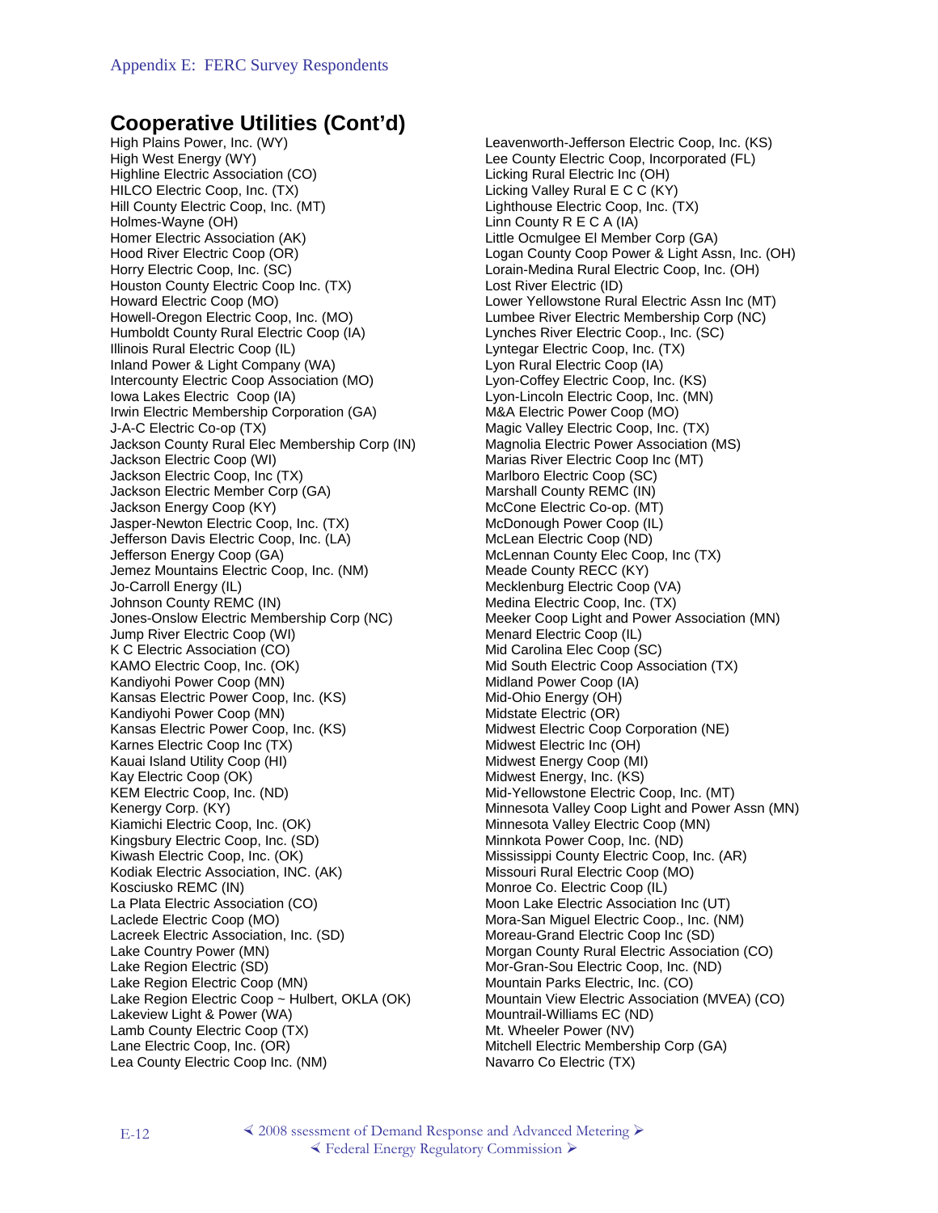## Cooperative Utilities (Cont'd)

High Plains Power, Inc. (WY)
High West Energy (WY)
Highline Electric Association (CO)
HILCO Electric Coop, Inc. (TX)
Hill County Electric Coop, Inc. (MT)
Holmes-Wayne (OH)
Homer Electric Association (AK)
Hood River Electric Coop (OR)
Horry Electric Coop, Inc. (SC)
Houston County Electric Coop Inc. (TX)
Howard Electric Coop (MO)
Howell-Oregon Electric Coop, Inc. (MO)
Humboldt County Rural Electric Coop (IA)
Illinois Rural Electric Coop (IL)
Inland Power & Light Company (WA)
Intercounty Electric Coop Association (MO)
Iowa Lakes Electric Coop (IA)
Irwin Electric Membership Corporation (GA)
J-A-C Electric Co-op (TX)
Jackson County Rural Elec Membership Corp (IN)
Jackson Electric Coop (WI)
Jackson Electric Coop, Inc (TX)
Jackson Electric Member Corp (GA)
Jackson Energy Coop (KY)
Jasper-Newton Electric Coop, Inc. (TX)
Jefferson Davis Electric Coop, Inc. (LA)
Jefferson Energy Coop (GA)
Jemez Mountains Electric Coop, Inc. (NM)
Jo-Carroll Energy (IL)
Johnson County REMC (IN)
Jones-Onslow Electric Membership Corp (NC)
Jump River Electric Coop (WI)
K C Electric Association (CO)
KAMO Electric Coop, Inc. (OK)
Kandiyohi Power Coop (MN)
Kansas Electric Power Coop, Inc. (KS)
Kandiyohi Power Coop (MN)
Kansas Electric Power Coop, Inc. (KS)
Karnes Electric Coop Inc (TX)
Kauai Island Utility Coop (HI)
Kay Electric Coop (OK)
KEM Electric Coop, Inc. (ND)
Kenergy Corp. (KY)
Kiamichi Electric Coop, Inc. (OK)
Kingsbury Electric Coop, Inc. (SD)
Kiwash Electric Coop, Inc. (OK)
Kodiak Electric Association, INC. (AK)
Kosciusko REMC (IN)
La Plata Electric Association (CO)
Laclede Electric Coop (MO)
Lacreek Electric Association, Inc. (SD)
Lake Country Power (MN)
Lake Region Electric (SD)
Lake Region Electric Coop (MN)
Lake Region Electric Coop ~ Hulbert, OKLA (OK)
Lakeview Light & Power (WA)
Lamb County Electric Coop (TX)
Lane Electric Coop, Inc. (OR)
Lea County Electric Coop Inc. (NM)
Leavenworth-Jefferson Electric Coop, Inc. (KS)
Lee County Electric Coop, Incorporated (FL)
Licking Rural Electric Inc (OH)
Licking Valley Rural E C C (KY)
Lighthouse Electric Coop, Inc. (TX)
Linn County R E C A (IA)
Little Ocmulgee El Member Corp (GA)
Logan County Coop Power & Light Assn, Inc. (OH)
Lorain-Medina Rural Electric Coop, Inc. (OH)
Lost River Electric (ID)
Lower Yellowstone Rural Electric Assn Inc (MT)
Lumbee River Electric Membership Corp (NC)
Lynches River Electric Coop., Inc. (SC)
Lyntegar Electric Coop, Inc. (TX)
Lyon Rural Electric Coop (IA)
Lyon-Coffey Electric Coop, Inc. (KS)
Lyon-Lincoln Electric Coop, Inc. (MN)
M&A Electric Power Coop (MO)
Magic Valley Electric Coop, Inc. (TX)
Magnolia Electric Power Association (MS)
Marias River Electric Coop Inc (MT)
Marlboro Electric Coop (SC)
Marshall County REMC (IN)
McCone Electric Co-op. (MT)
McDonough Power Coop (IL)
McLean Electric Coop (ND)
McLennan County Elec Coop, Inc (TX)
Meade County RECC (KY)
Mecklenburg Electric Coop (VA)
Medina Electric Coop, Inc. (TX)
Meeker Coop Light and Power Association (MN)
Menard Electric Coop (IL)
Mid Carolina Elec Coop (SC)
Mid South Electric Coop Association (TX)
Midland Power Coop (IA)
Mid-Ohio Energy (OH)
Midstate Electric (OR)
Midwest Electric Coop Corporation (NE)
Midwest Electric Inc (OH)
Midwest Energy Coop (MI)
Midwest Energy, Inc. (KS)
Mid-Yellowstone Electric Coop, Inc. (MT)
Minnesota Valley Coop Light and Power Assn (MN)
Minnesota Valley Electric Coop (MN)
Minnkota Power Coop, Inc. (ND)
Mississippi County Electric Coop, Inc. (AR)
Missouri Rural Electric Coop (MO)
Monroe Co. Electric Coop (IL)
Moon Lake Electric Association Inc (UT)
Mora-San Miguel Electric Coop., Inc. (NM)
Moreau-Grand Electric Coop Inc (SD)
Morgan County Rural Electric Association (CO)
Mor-Gran-Sou Electric Coop, Inc. (ND)
Mountain Parks Electric, Inc. (CO)
Mountain View Electric Association (MVEA) (CO)
Mountrail-Williams EC (ND)
Mt. Wheeler Power (NV)
Mitchell Electric Membership Corp (GA)
Navarro Co Electric (TX)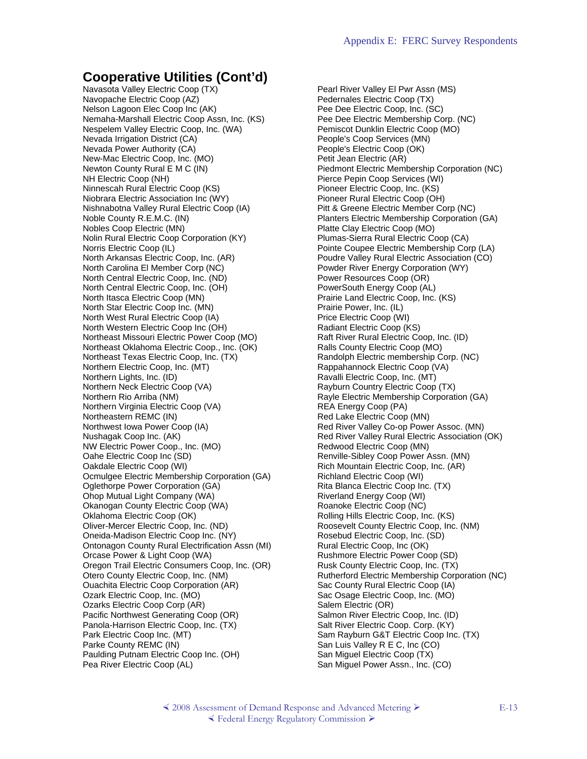## Cooperative Utilities (Cont'd)

Navasota Valley Electric Coop (TX)
Navopache Electric Coop (AZ)
Nelson Lagoon Elec Coop Inc (AK)
Nemaha-Marshall Electric Coop Assn, Inc. (KS)
Nespelem Valley Electric Coop, Inc. (WA)
Nevada Irrigation District (CA)
Nevada Power Authority (CA)
New-Mac Electric Coop, Inc. (MO)
Newton County Rural E M C (IN)
NH Electric Coop (NH)
Ninnescah Rural Electric Coop (KS)
Niobrara Electric Association Inc (WY)
Nishnabotna Valley Rural Electric Coop (IA)
Noble County R.E.M.C. (IN)
Nobles Coop Electric (MN)
Nolin Rural Electric Coop Corporation (KY)
Norris Electric Coop (IL)
North Arkansas Electric Coop, Inc. (AR)
North Carolina El Member Corp (NC)
North Central Electric Coop, Inc. (ND)
North Central Electric Coop, Inc. (OH)
North Itasca Electric Coop (MN)
North Star Electric Coop Inc. (MN)
North West Rural Electric Coop (IA)
North Western Electric Coop Inc (OH)
Northeast Missouri Electric Power Coop (MO)
Northeast Oklahoma Electric Coop., Inc. (OK)
Northeast Texas Electric Coop, Inc. (TX)
Northern Electric Coop, Inc. (MT)
Northern Lights, Inc. (ID)
Northern Neck Electric Coop (VA)
Northern Rio Arriba (NM)
Northern Virginia Electric Coop (VA)
Northeastern REMC (IN)
Northwest Iowa Power Coop (IA)
Nushagak Coop Inc. (AK)
NW Electric Power Coop., Inc. (MO)
Oahe Electric Coop Inc (SD)
Oakdale Electric Coop (WI)
Ocmulgee Electric Membership Corporation (GA)
Oglethorpe Power Corporation (GA)
Ohop Mutual Light Company (WA)
Okanogan County Electric Coop (WA)
Oklahoma Electric Coop (OK)
Oliver-Mercer Electric Coop, Inc. (ND)
Oneida-Madison Electric Coop Inc. (NY)
Ontonagon County Rural Electrification Assn (MI)
Orcase Power & Light Coop (WA)
Oregon Trail Electric Consumers Coop, Inc. (OR)
Otero County Electric Coop, Inc. (NM)
Ouachita Electric Coop Corporation (AR)
Ozark Electric Coop, Inc. (MO)
Ozarks Electric Coop Corp (AR)
Pacific Northwest Generating Coop (OR)
Panola-Harrison Electric Coop, Inc. (TX)
Park Electric Coop Inc. (MT)
Parke County REMC (IN)
Paulding Putnam Electric Coop Inc. (OH)
Pea River Electric Coop (AL)
Pearl River Valley El Pwr Assn (MS)
Pedernales Electric Coop (TX)
Pee Dee Electric Coop, Inc. (SC)
Pee Dee Electric Membership Corp. (NC)
Pemiscot Dunklin Electric Coop (MO)
People's Coop Services (MN)
People's Electric Coop (OK)
Petit Jean Electric (AR)
Piedmont Electric Membership Corporation (NC)
Pierce Pepin Coop Services (WI)
Pioneer Electric Coop, Inc. (KS)
Pioneer Rural Electric Coop (OH)
Pitt & Greene Electric Member Corp (NC)
Planters Electric Membership Corporation (GA)
Platte Clay Electric Coop (MO)
Plumas-Sierra Rural Electric Coop (CA)
Pointe Coupee Electric Membership Corp (LA)
Poudre Valley Rural Electric Association (CO)
Powder River Energy Corporation (WY)
Power Resources Coop (OR)
PowerSouth Energy Coop (AL)
Prairie Land Electric Coop, Inc. (KS)
Prairie Power, Inc. (IL)
Price Electric Coop (WI)
Radiant Electric Coop (KS)
Raft River Rural Electric Coop, Inc. (ID)
Ralls County Electric Coop (MO)
Randolph Electric membership Corp. (NC)
Rappahannock Electric Coop (VA)
Ravalli Electric Coop, Inc. (MT)
Rayburn Country Electric Coop (TX)
Rayle Electric Membership Corporation (GA)
REA Energy Coop (PA)
Red Lake Electric Coop (MN)
Red River Valley Co-op Power Assoc. (MN)
Red River Valley Rural Electric Association (OK)
Redwood Electric Coop (MN)
Renville-Sibley Coop Power Assn. (MN)
Rich Mountain Electric Coop, Inc. (AR)
Richland Electric Coop (WI)
Rita Blanca Electric Coop Inc. (TX)
Riverland Energy Coop (WI)
Roanoke Electric Coop (NC)
Rolling Hills Electric Coop, Inc. (KS)
Roosevelt County Electric Coop, Inc. (NM)
Rosebud Electric Coop, Inc. (SD)
Rural Electric Coop, Inc (OK)
Rushmore Electric Power Coop (SD)
Rusk County Electric Coop, Inc. (TX)
Rutherford Electric Membership Corporation (NC)
Sac County Rural Electric Coop (IA)
Sac Osage Electric Coop, Inc. (MO)
Salem Electric (OR)
Salmon River Electric Coop, Inc. (ID)
Salt River Electric Coop. Corp. (KY)
Sam Rayburn G&T Electric Coop Inc. (TX)
San Luis Valley R E C, Inc (CO)
San Miguel Electric Coop (TX)
San Miguel Power Assn., Inc. (CO)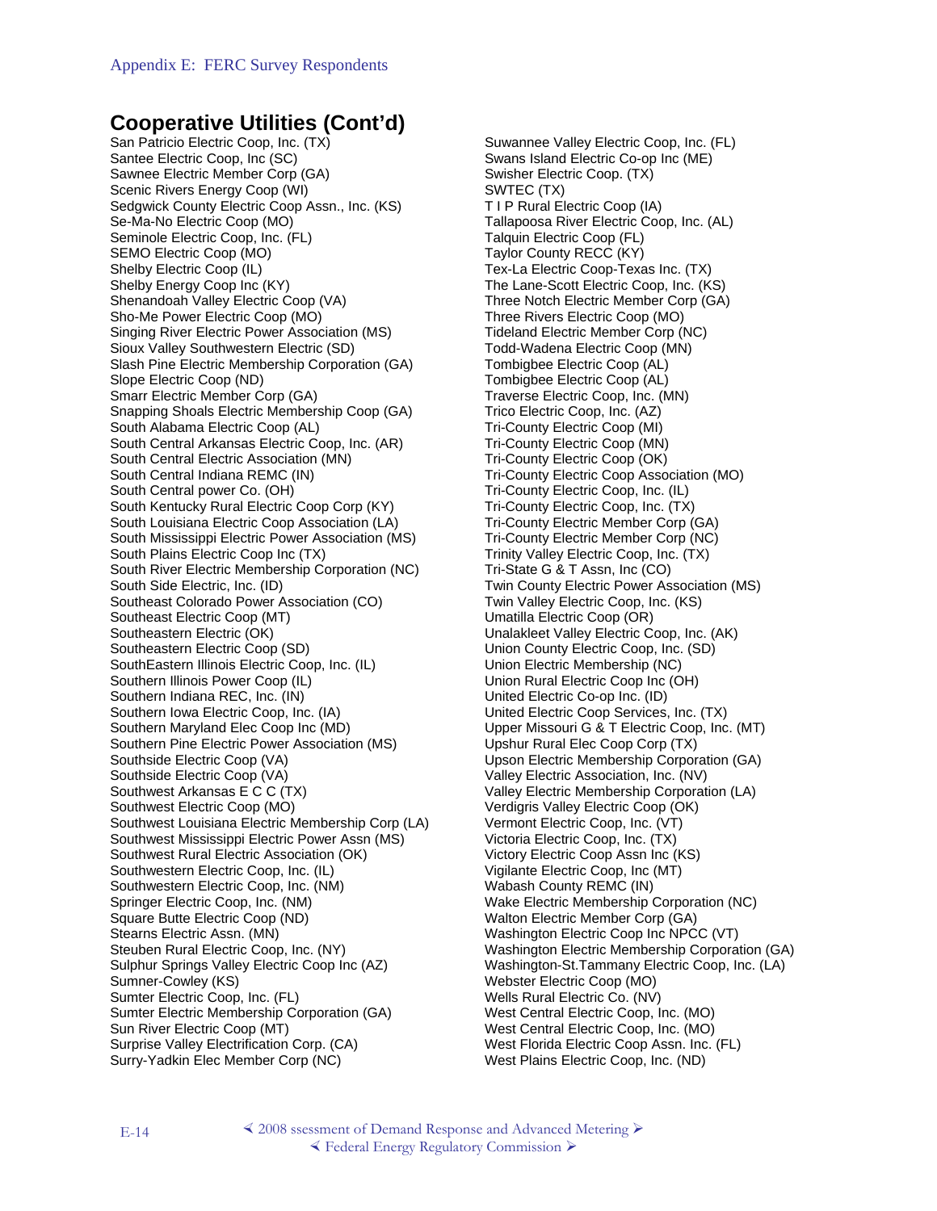# Cooperative Utilities (Cont'd)

San Patricio Electric Coop, Inc. (TX)
Santee Electric Coop, Inc (SC)
Sawnee Electric Member Corp (GA)
Scenic Rivers Energy Coop (WI)
Sedgwick County Electric Coop Assn., Inc. (KS)
Se-Ma-No Electric Coop (MO)
Seminole Electric Coop, Inc. (FL)
SEMO Electric Coop (MO)
Shelby Electric Coop (IL)
Shelby Energy Coop Inc (KY)
Shenandoah Valley Electric Coop (VA)
Sho-Me Power Electric Coop (MO)
Singing River Electric Power Association (MS)
Sioux Valley Southwestern Electric (SD)
Slash Pine Electric Membership Corporation (GA)
Slope Electric Coop (ND)
Smarr Electric Member Corp (GA)
Snapping Shoals Electric Membership Coop (GA)
South Alabama Electric Coop (AL)
South Central Arkansas Electric Coop, Inc. (AR)
South Central Electric Association (MN)
South Central Indiana REMC (IN)
South Central power Co. (OH)
South Kentucky Rural Electric Coop Corp (KY)
South Louisiana Electric Coop Association (LA)
South Mississippi Electric Power Association (MS)
South Plains Electric Coop Inc (TX)
South River Electric Membership Corporation (NC)
South Side Electric, Inc. (ID)
Southeast Colorado Power Association (CO)
Southeast Electric Coop (MT)
Southeastern Electric (OK)
Southeastern Electric Coop (SD)
SouthEastern Illinois Electric Coop, Inc. (IL)
Southern Illinois Power Coop (IL)
Southern Indiana REC, Inc. (IN)
Southern Iowa Electric Coop, Inc. (IA)
Southern Maryland Elec Coop Inc (MD)
Southern Pine Electric Power Association (MS)
Southside Electric Coop (VA)
Southside Electric Coop (VA)
Southwest Arkansas E C C (TX)
Southwest Electric Coop (MO)
Southwest Louisiana Electric Membership Corp (LA)
Southwest Mississippi Electric Power Assn (MS)
Southwest Rural Electric Association (OK)
Southwestern Electric Coop, Inc. (IL)
Southwestern Electric Coop, Inc. (NM)
Springer Electric Coop, Inc. (NM)
Square Butte Electric Coop (ND)
Stearns Electric Assn. (MN)
Steuben Rural Electric Coop, Inc. (NY)
Sulphur Springs Valley Electric Coop Inc (AZ)
Sumner-Cowley (KS)
Sumter Electric Coop, Inc. (FL)
Sumter Electric Membership Corporation (GA)
Sun River Electric Coop (MT)
Surprise Valley Electrification Corp. (CA)
Surry-Yadkin Elec Member Corp (NC)
Suwannee Valley Electric Coop, Inc. (FL)
Swans Island Electric Co-op Inc (ME)
Swisher Electric Coop. (TX)
SWTEC (TX)
T I P Rural Electric Coop (IA)
Tallapoosa River Electric Coop, Inc. (AL)
Talquin Electric Coop (FL)
Taylor County RECC (KY)
Tex-La Electric Coop-Texas Inc. (TX)
The Lane-Scott Electric Coop, Inc. (KS)
Three Notch Electric Member Corp (GA)
Three Rivers Electric Coop (MO)
Tideland Electric Member Corp (NC)
Todd-Wadena Electric Coop (MN)
Tombigbee Electric Coop (AL)
Tombigbee Electric Coop (AL)
Traverse Electric Coop, Inc. (MN)
Trico Electric Coop, Inc. (AZ)
Tri-County Electric Coop (MI)
Tri-County Electric Coop (MN)
Tri-County Electric Coop (OK)
Tri-County Electric Coop Association (MO)
Tri-County Electric Coop, Inc. (IL)
Tri-County Electric Coop, Inc. (TX)
Tri-County Electric Member Corp (GA)
Tri-County Electric Member Corp (NC)
Trinity Valley Electric Coop, Inc. (TX)
Tri-State G & T Assn, Inc (CO)
Twin County Electric Power Association (MS)
Twin Valley Electric Coop, Inc. (KS)
Umatilla Electric Coop (OR)
Unalakleet Valley Electric Coop, Inc. (AK)
Union County Electric Coop, Inc. (SD)
Union Electric Membership (NC)
Union Rural Electric Coop Inc (OH)
United Electric Co-op Inc. (ID)
United Electric Coop Services, Inc. (TX)
Upper Missouri G & T Electric Coop, Inc. (MT)
Upshur Rural Elec Coop Corp (TX)
Upson Electric Membership Corporation (GA)
Valley Electric Association, Inc. (NV)
Valley Electric Membership Corporation (LA)
Verdigris Valley Electric Coop (OK)
Vermont Electric Coop, Inc. (VT)
Victoria Electric Coop, Inc. (TX)
Victory Electric Coop Assn Inc (KS)
Vigilante Electric Coop, Inc (MT)
Wabash County REMC (IN)
Wake Electric Membership Corporation (NC)
Walton Electric Member Corp (GA)
Washington Electric Coop Inc NPCC (VT)
Washington Electric Membership Corporation (GA)
Washington-St.Tammany Electric Coop, Inc. (LA)
Webster Electric Coop (MO)
Wells Rural Electric Co. (NV)
West Central Electric Coop, Inc. (MO)
West Central Electric Coop, Inc. (MO)
West Florida Electric Coop Assn. Inc. (FL)
West Plains Electric Coop, Inc. (ND)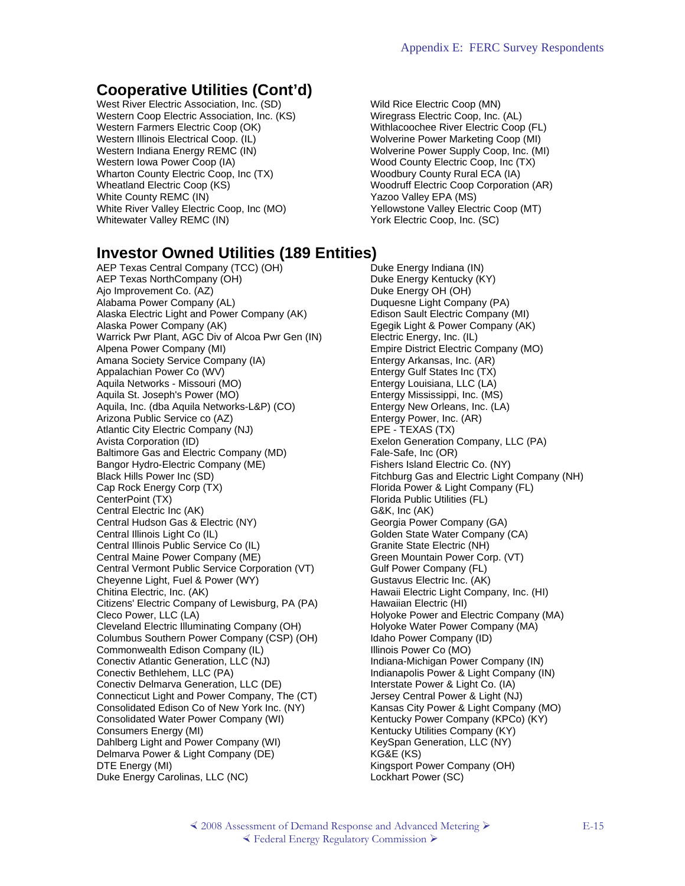## Cooperative Utilities (Cont'd)

West River Electric Association, Inc. (SD)
Western Coop Electric Association, Inc. (KS)
Western Farmers Electric Coop (OK)
Western Illinois Electrical Coop. (IL)
Western Indiana Energy REMC (IN)
Western Iowa Power Coop (IA)
Wharton County Electric Coop, Inc (TX)
Wheatland Electric Coop (KS)
White County REMC (IN)
White River Valley Electric Coop, Inc (MO)
Whitewater Valley REMC (IN)
Wild Rice Electric Coop (MN)
Wiregrass Electric Coop, Inc. (AL)
Withlacoochee River Electric Coop (FL)
Wolverine Power Marketing Coop (MI)
Wolverine Power Supply Coop, Inc. (MI)
Wood County Electric Coop, Inc (TX)
Woodbury County Rural ECA (IA)
Woodruff Electric Coop Corporation (AR)
Yazoo Valley EPA (MS)
Yellowstone Valley Electric Coop (MT)
York Electric Coop, Inc. (SC)

## Investor Owned Utilities (189 Entities)

AEP Texas Central Company (TCC) (OH)
AEP Texas NorthCompany (OH)
Ajo Improvement Co. (AZ)
Alabama Power Company (AL)
Alaska Electric Light and Power Company (AK)
Alaska Power Company (AK)
Warrick Pwr Plant, AGC Div of Alcoa Pwr Gen (IN)
Alpena Power Company (MI)
Amana Society Service Company (IA)
Appalachian Power Co (WV)
Aquila Networks - Missouri (MO)
Aquila St. Joseph's Power (MO)
Aquila, Inc. (dba Aquila Networks-L&P) (CO)
Arizona Public Service co (AZ)
Atlantic City Electric Company (NJ)
Avista Corporation (ID)
Baltimore Gas and Electric Company (MD)
Bangor Hydro-Electric Company (ME)
Black Hills Power Inc (SD)
Cap Rock Energy Corp (TX)
CenterPoint (TX)
Central Electric Inc (AK)
Central Hudson Gas & Electric (NY)
Central Illinois Light Co (IL)
Central Illinois Public Service Co (IL)
Central Maine Power Company (ME)
Central Vermont Public Service Corporation (VT)
Cheyenne Light, Fuel & Power (WY)
Chitina Electric, Inc. (AK)
Citizens' Electric Company of Lewisburg, PA (PA)
Cleco Power, LLC (LA)
Cleveland Electric Illuminating Company (OH)
Columbus Southern Power Company (CSP) (OH)
Commonwealth Edison Company (IL)
Conectiv Atlantic Generation, LLC (NJ)
Conectiv Bethlehem, LLC (PA)
Conectiv Delmarva Generation, LLC (DE)
Connecticut Light and Power Company, The (CT)
Consolidated Edison Co of New York Inc. (NY)
Consolidated Water Power Company (WI)
Consumers Energy (MI)
Dahlberg Light and Power Company (WI)
Delmarva Power & Light Company (DE)
DTE Energy (MI)
Duke Energy Carolinas, LLC (NC)
Duke Energy Indiana (IN)
Duke Energy Kentucky (KY)
Duke Energy OH (OH)
Duquesne Light Company (PA)
Edison Sault Electric Company (MI)
Egegik Light & Power Company (AK)
Electric Energy, Inc. (IL)
Empire District Electric Company (MO)
Entergy Arkansas, Inc. (AR)
Entergy Gulf States Inc (TX)
Entergy Louisiana, LLC (LA)
Entergy Mississippi, Inc. (MS)
Entergy New Orleans, Inc. (LA)
Entergy Power, Inc. (AR)
EPE - TEXAS (TX)
Exelon Generation Company, LLC (PA)
Fale-Safe, Inc (OR)
Fishers Island Electric Co. (NY)
Fitchburg Gas and Electric Light Company (NH)
Florida Power & Light Company (FL)
Florida Public Utilities (FL)
G&K, Inc (AK)
Georgia Power Company (GA)
Golden State Water Company (CA)
Granite State Electric (NH)
Green Mountain Power Corp. (VT)
Gulf Power Company (FL)
Gustavus Electric Inc. (AK)
Hawaii Electric Light Company, Inc. (HI)
Hawaiian Electric (HI)
Holyoke Power and Electric Company (MA)
Holyoke Water Power Company (MA)
Idaho Power Company (ID)
Illinois Power Co (MO)
Indiana-Michigan Power Company (IN)
Indianapolis Power & Light Company (IN)
Interstate Power & Light Co. (IA)
Jersey Central Power & Light (NJ)
Kansas City Power & Light Company (MO)
Kentucky Power Company (KPCo) (KY)
Kentucky Utilities Company (KY)
KeySpan Generation, LLC (NY)
KG&E (KS)
Kingsport Power Company (OH)
Lockhart Power (SC)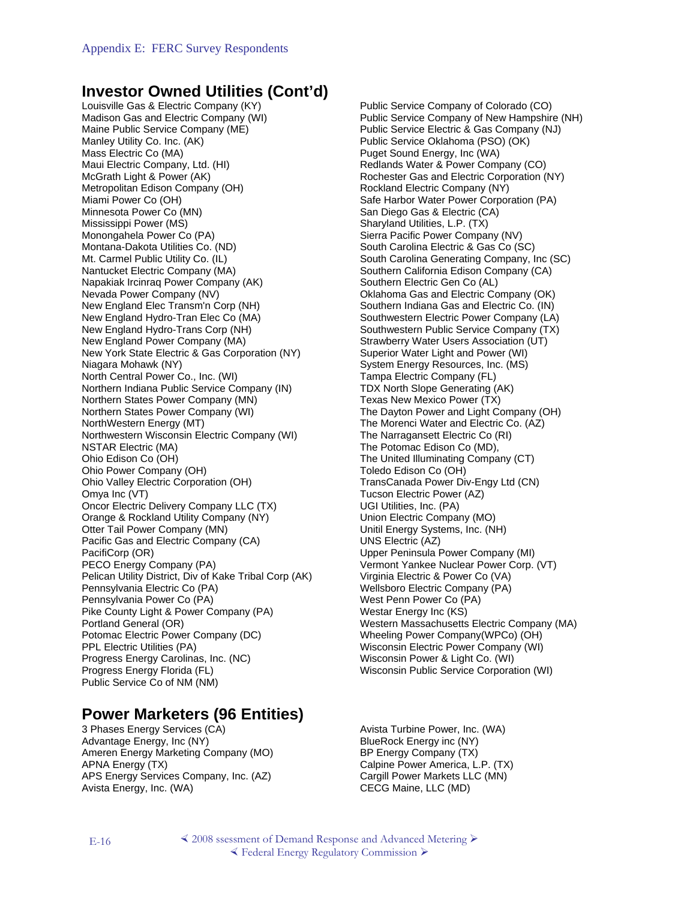## Investor Owned Utilities (Cont'd)

Louisville Gas & Electric Company (KY)
Madison Gas and Electric Company (WI)
Maine Public Service Company (ME)
Manley Utility Co. Inc. (AK)
Mass Electric Co (MA)
Maui Electric Company, Ltd. (HI)
McGrath Light & Power (AK)
Metropolitan Edison Company (OH)
Miami Power Co (OH)
Minnesota Power Co (MN)
Mississippi Power (MS)
Monongahela Power Co (PA)
Montana-Dakota Utilities Co. (ND)
Mt. Carmel Public Utility Co. (IL)
Nantucket Electric Company (MA)
Napakiak Ircinraq Power Company (AK)
Nevada Power Company (NV)
New England Elec Transm'n Corp (NH)
New England Hydro-Tran Elec Co (MA)
New England Hydro-Trans Corp (NH)
New England Power Company (MA)
New York State Electric & Gas Corporation (NY)
Niagara Mohawk (NY)
North Central Power Co., Inc. (WI)
Northern Indiana Public Service Company (IN)
Northern States Power Company (MN)
Northern States Power Company (WI)
NorthWestern Energy (MT)
Northwestern Wisconsin Electric Company (WI)
NSTAR Electric (MA)
Ohio Edison Co (OH)
Ohio Power Company (OH)
Ohio Valley Electric Corporation (OH)
Omya Inc (VT)
Oncor Electric Delivery Company LLC (TX)
Orange & Rockland Utility Company (NY)
Otter Tail Power Company (MN)
Pacific Gas and Electric Company (CA)
PacifiCorp (OR)
PECO Energy Company (PA)
Pelican Utility District, Div of Kake Tribal Corp (AK)
Pennsylvania Electric Co (PA)
Pennsylvania Power Co (PA)
Pike County Light & Power Company (PA)
Portland General (OR)
Potomac Electric Power Company (DC)
PPL Electric Utilities (PA)
Progress Energy Carolinas, Inc. (NC)
Progress Energy Florida (FL)
Public Service Co of NM (NM)
Public Service Company of Colorado (CO)
Public Service Company of New Hampshire (NH)
Public Service Electric & Gas Company (NJ)
Public Service Oklahoma (PSO) (OK)
Puget Sound Energy, Inc (WA)
Redlands Water & Power Company (CO)
Rochester Gas and Electric Corporation (NY)
Rockland Electric Company (NY)
Safe Harbor Water Power Corporation (PA)
San Diego Gas & Electric (CA)
Sharyland Utilities, L.P. (TX)
Sierra Pacific Power Company (NV)
South Carolina Electric & Gas Co (SC)
South Carolina Generating Company, Inc (SC)
Southern California Edison Company (CA)
Southern Electric Gen Co (AL)
Oklahoma Gas and Electric Company (OK)
Southern Indiana Gas and Electric Co. (IN)
Southwestern Electric Power Company (LA)
Southwestern Public Service Company (TX)
Strawberry Water Users Association (UT)
Superior Water Light and Power (WI)
System Energy Resources, Inc. (MS)
Tampa Electric Company (FL)
TDX North Slope Generating (AK)
Texas New Mexico Power (TX)
The Dayton Power and Light Company (OH)
The Morenci Water and Electric Co. (AZ)
The Narragansett Electric Co (RI)
The Potomac Edison Co (MD),
The United Illuminating Company (CT)
Toledo Edison Co (OH)
TransCanada Power Div-Engy Ltd (CN)
Tucson Electric Power (AZ)
UGI Utilities, Inc. (PA)
Union Electric Company (MO)
Unitil Energy Systems, Inc. (NH)
UNS Electric (AZ)
Upper Peninsula Power Company (MI)
Vermont Yankee Nuclear Power Corp. (VT)
Virginia Electric & Power Co (VA)
Wellsboro Electric Company (PA)
West Penn Power Co (PA)
Westar Energy Inc (KS)
Western Massachusetts Electric Company (MA)
Wheeling Power Company(WPCo) (OH)
Wisconsin Electric Power Company (WI)
Wisconsin Power & Light Co. (WI)
Wisconsin Public Service Corporation (WI)

## Power Marketers (96 Entities)

3 Phases Energy Services (CA)
Advantage Energy, Inc (NY)
Ameren Energy Marketing Company (MO)
APNA Energy (TX)
APS Energy Services Company, Inc. (AZ)
Avista Energy, Inc. (WA)
Avista Turbine Power, Inc. (WA)
BlueRock Energy inc (NY)
BP Energy Company (TX)
Calpine Power America, L.P. (TX)
Cargill Power Markets LLC (MN)
CECG Maine, LLC (MD)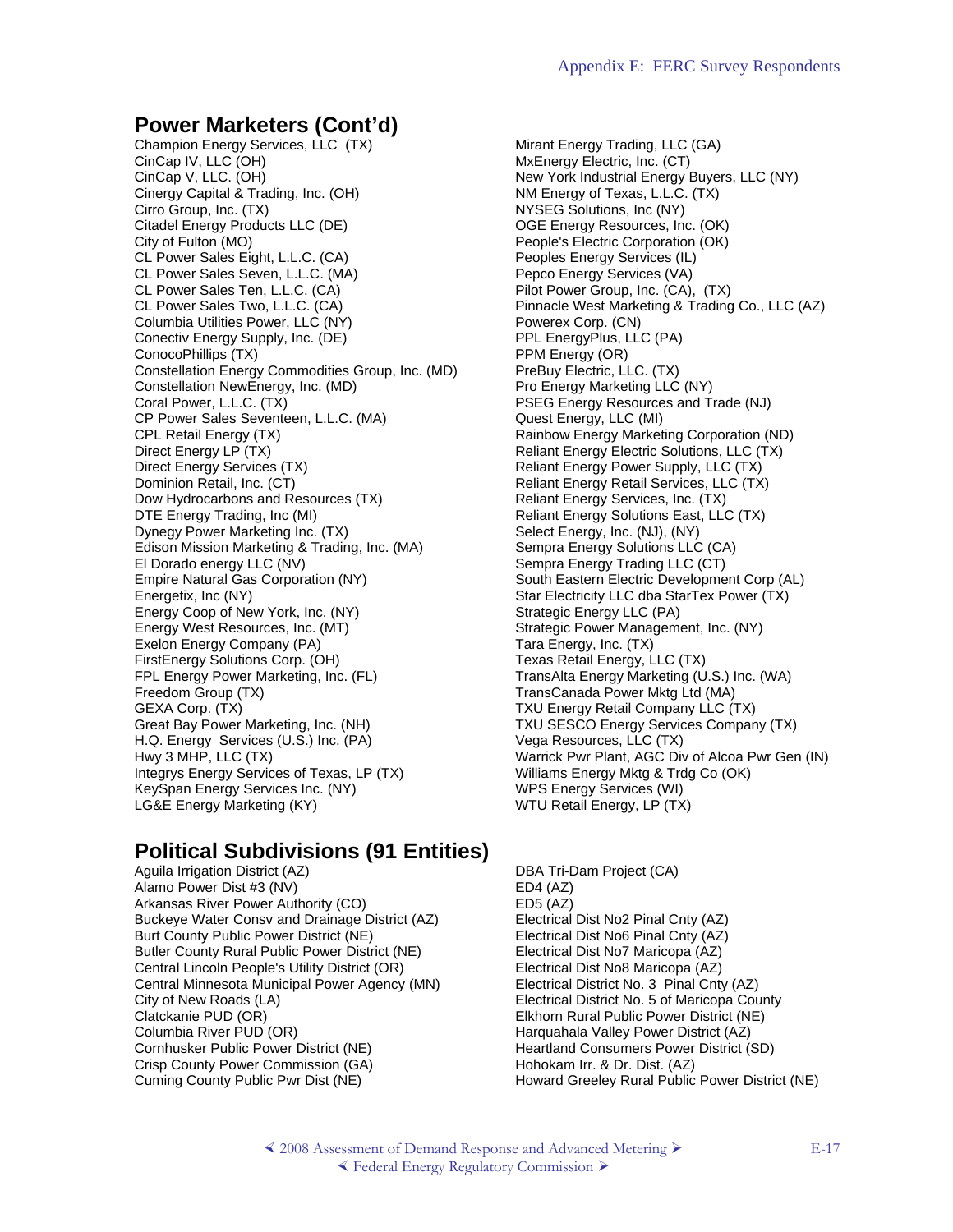## Power Marketers (Cont'd)

Champion Energy Services, LLC (TX)
CinCap IV, LLC (OH)
CinCap V, LLC. (OH)
Cinergy Capital & Trading, Inc. (OH)
Cirro Group, Inc. (TX)
Citadel Energy Products LLC (DE)
City of Fulton (MO)
CL Power Sales Eight, L.L.C. (CA)
CL Power Sales Seven, L.L.C. (MA)
CL Power Sales Ten, L.L.C. (CA)
CL Power Sales Two, L.L.C. (CA)
Columbia Utilities Power, LLC (NY)
Conectiv Energy Supply, Inc. (DE)
ConocoPhillips (TX)
Constellation Energy Commodities Group, Inc. (MD)
Constellation NewEnergy, Inc. (MD)
Coral Power, L.L.C. (TX)
CP Power Sales Seventeen, L.L.C. (MA)
CPL Retail Energy (TX)
Direct Energy LP (TX)
Direct Energy Services (TX)
Dominion Retail, Inc. (CT)
Dow Hydrocarbons and Resources (TX)
DTE Energy Trading, Inc (MI)
Dynegy Power Marketing Inc. (TX)
Edison Mission Marketing & Trading, Inc. (MA)
El Dorado energy LLC (NV)
Empire Natural Gas Corporation (NY)
Energetix, Inc (NY)
Energy Coop of New York, Inc. (NY)
Energy West Resources, Inc. (MT)
Exelon Energy Company (PA)
FirstEnergy Solutions Corp. (OH)
FPL Energy Power Marketing, Inc. (FL)
Freedom Group (TX)
GEXA Corp. (TX)
Great Bay Power Marketing, Inc. (NH)
H.Q. Energy Services (U.S.) Inc. (PA)
Hwy 3 MHP, LLC (TX)
Integrys Energy Services of Texas, LP (TX)
KeySpan Energy Services Inc. (NY)
LG&E Energy Marketing (KY)
Mirant Energy Trading, LLC (GA)
MxEnergy Electric, Inc. (CT)
New York Industrial Energy Buyers, LLC (NY)
NM Energy of Texas, L.L.C. (TX)
NYSEG Solutions, Inc (NY)
OGE Energy Resources, Inc. (OK)
People's Electric Corporation (OK)
Peoples Energy Services (IL)
Pepco Energy Services (VA)
Pilot Power Group, Inc. (CA), (TX)
Pinnacle West Marketing & Trading Co., LLC (AZ)
Powerex Corp. (CN)
PPL EnergyPlus, LLC (PA)
PPM Energy (OR)
PreBuy Electric, LLC. (TX)
Pro Energy Marketing LLC (NY)
PSEG Energy Resources and Trade (NJ)
Quest Energy, LLC (MI)
Rainbow Energy Marketing Corporation (ND)
Reliant Energy Electric Solutions, LLC (TX)
Reliant Energy Power Supply, LLC (TX)
Reliant Energy Retail Services, LLC (TX)
Reliant Energy Services, Inc. (TX)
Reliant Energy Solutions East, LLC (TX)
Select Energy, Inc. (NJ), (NY)
Sempra Energy Solutions LLC (CA)
Sempra Energy Trading LLC (CT)
South Eastern Electric Development Corp (AL)
Star Electricity LLC dba StarTex Power (TX)
Strategic Energy LLC (PA)
Strategic Power Management, Inc. (NY)
Tara Energy, Inc. (TX)
Texas Retail Energy, LLC (TX)
TransAlta Energy Marketing (U.S.) Inc. (WA)
TransCanada Power Mktg Ltd (MA)
TXU Energy Retail Company LLC (TX)
TXU SESCO Energy Services Company (TX)
Vega Resources, LLC (TX)
Warrick Pwr Plant, AGC Div of Alcoa Pwr Gen (IN)
Williams Energy Mktg & Trdg Co (OK)
WPS Energy Services (WI)
WTU Retail Energy, LP (TX)

## Political Subdivisions (91 Entities)

Aguila Irrigation District (AZ)
Alamo Power Dist #3 (NV)
Arkansas River Power Authority (CO)
Buckeye Water Consv and Drainage District (AZ)
Burt County Public Power District (NE)
Butler County Rural Public Power District (NE)
Central Lincoln People's Utility District (OR)
Central Minnesota Municipal Power Agency (MN)
City of New Roads (LA)
Clatckanie PUD (OR)
Columbia River PUD (OR)
Cornhusker Public Power District (NE)
Crisp County Power Commission (GA)
Cuming County Public Pwr Dist (NE)
DBA Tri-Dam Project (CA)
ED4 (AZ)
ED5 (AZ)
Electrical Dist No2 Pinal Cnty (AZ)
Electrical Dist No6 Pinal Cnty (AZ)
Electrical Dist No7 Maricopa (AZ)
Electrical Dist No8 Maricopa (AZ)
Electrical District No. 3 Pinal Cnty (AZ)
Electrical District No. 5 of Maricopa County
Elkhorn Rural Public Power District (NE)
Harquahala Valley Power District (AZ)
Heartland Consumers Power District (SD)
Hohokam Irr. & Dr. Dist. (AZ)
Howard Greeley Rural Public Power District (NE)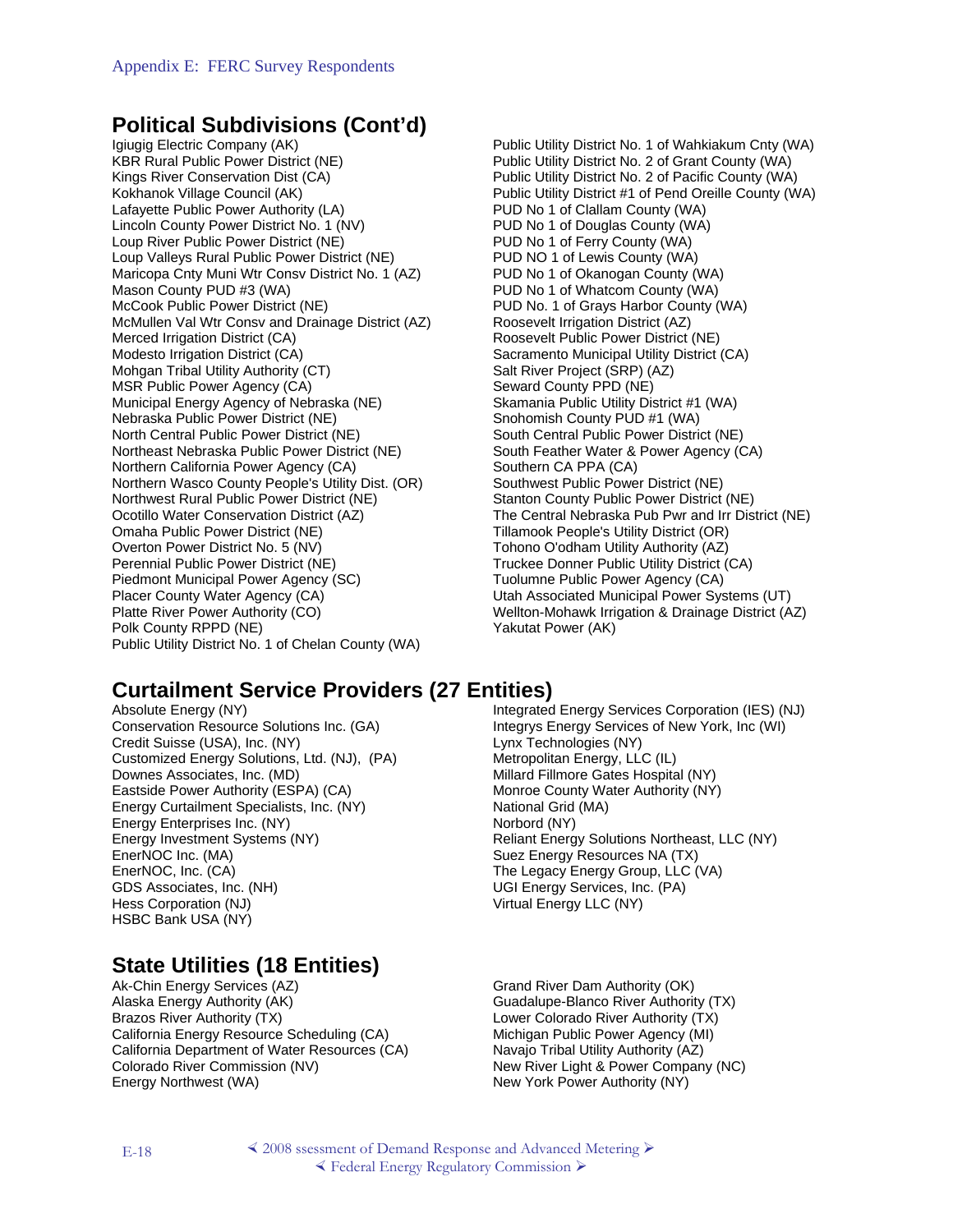## Political Subdivisions (Cont'd)

Igiugig Electric Company (AK)
KBR Rural Public Power District (NE)
Kings River Conservation Dist (CA)
Kokhanok Village Council (AK)
Lafayette Public Power Authority (LA)
Lincoln County Power District No. 1 (NV)
Loup River Public Power District (NE)
Loup Valleys Rural Public Power District (NE)
Maricopa Cnty Muni Wtr Consv District No. 1 (AZ)
Mason County PUD #3 (WA)
McCook Public Power District (NE)
McMullen Val Wtr Consv and Drainage District (AZ)
Merced Irrigation District (CA)
Modesto Irrigation District (CA)
Mohgan Tribal Utility Authority (CT)
MSR Public Power Agency (CA)
Municipal Energy Agency of Nebraska (NE)
Nebraska Public Power District (NE)
North Central Public Power District (NE)
Northeast Nebraska Public Power District (NE)
Northern California Power Agency (CA)
Northern Wasco County People's Utility Dist. (OR)
Northwest Rural Public Power District (NE)
Ocotillo Water Conservation District (AZ)
Omaha Public Power District (NE)
Overton Power District No. 5 (NV)
Perennial Public Power District (NE)
Piedmont Municipal Power Agency (SC)
Placer County Water Agency (CA)
Platte River Power Authority (CO)
Polk County RPPD (NE)
Public Utility District No. 1 of Chelan County (WA)
Public Utility District No. 1 of Wahkiakum Cnty (WA)
Public Utility District No. 2 of Grant County (WA)
Public Utility District No. 2 of Pacific County (WA)
Public Utility District #1 of Pend Oreille County (WA)
PUD No 1 of Clallam County (WA)
PUD No 1 of Douglas County (WA)
PUD No 1 of Ferry County (WA)
PUD NO 1 of Lewis County (WA)
PUD No 1 of Okanogan County (WA)
PUD No 1 of Whatcom County (WA)
PUD No. 1 of Grays Harbor County (WA)
Roosevelt Irrigation District (AZ)
Roosevelt Public Power District (NE)
Sacramento Municipal Utility District (CA)
Salt River Project (SRP) (AZ)
Seward County PPD (NE)
Skamania Public Utility District #1 (WA)
Snohomish County PUD #1 (WA)
South Central Public Power District (NE)
South Feather Water & Power Agency (CA)
Southern CA PPA (CA)
Southwest Public Power District (NE)
Stanton County Public Power District (NE)
The Central Nebraska Pub Pwr and Irr District (NE)
Tillamook People's Utility District (OR)
Tohono O'odham Utility Authority (AZ)
Truckee Donner Public Utility District (CA)
Tuolumne Public Power Agency (CA)
Utah Associated Municipal Power Systems (UT)
Wellton-Mohawk Irrigation & Drainage District (AZ)
Yakutat Power (AK)

## Curtailment Service Providers (27 Entities)

Absolute Energy (NY)
Conservation Resource Solutions Inc. (GA)
Credit Suisse (USA), Inc. (NY)
Customized Energy Solutions, Ltd. (NJ), (PA)
Downes Associates, Inc. (MD)
Eastside Power Authority (ESPA) (CA)
Energy Curtailment Specialists, Inc. (NY)
Energy Enterprises Inc. (NY)
Energy Investment Systems (NY)
EnerNOC Inc. (MA)
EnerNOC, Inc. (CA)
GDS Associates, Inc. (NH)
Hess Corporation (NJ)
HSBC Bank USA (NY)
Integrated Energy Services Corporation (IES) (NJ)
Integrys Energy Services of New York, Inc (WI)
Lynx Technologies (NY)
Metropolitan Energy, LLC (IL)
Millard Fillmore Gates Hospital (NY)
Monroe County Water Authority (NY)
National Grid (MA)
Norbord (NY)
Reliant Energy Solutions Northeast, LLC (NY)
Suez Energy Resources NA (TX)
The Legacy Energy Group, LLC (VA)
UGI Energy Services, Inc. (PA)
Virtual Energy LLC (NY)

## State Utilities (18 Entities)

Ak-Chin Energy Services (AZ)
Alaska Energy Authority (AK)
Brazos River Authority (TX)
California Energy Resource Scheduling (CA)
California Department of Water Resources (CA)
Colorado River Commission (NV)
Energy Northwest (WA)
Grand River Dam Authority (OK)
Guadalupe-Blanco River Authority (TX)
Lower Colorado River Authority (TX)
Michigan Public Power Agency (MI)
Navajo Tribal Utility Authority (AZ)
New River Light & Power Company (NC)
New York Power Authority (NY)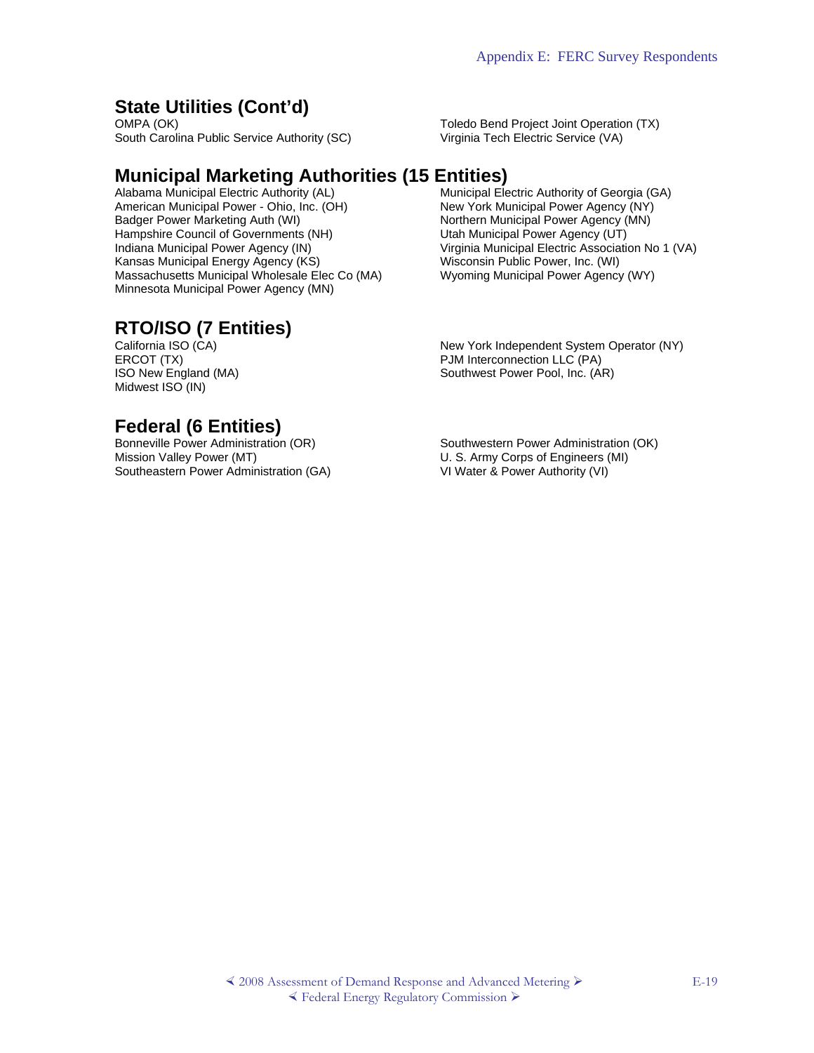## State Utilities (Cont'd)

OMPA (OK)
South Carolina Public Service Authority (SC)
Toledo Bend Project Joint Operation (TX)
Virginia Tech Electric Service (VA)

## Municipal Marketing Authorities (15 Entities)

Alabama Municipal Electric Authority (AL)
American Municipal Power - Ohio, Inc. (OH)
Badger Power Marketing Auth (WI)
Hampshire Council of Governments (NH)
Indiana Municipal Power Agency (IN)
Kansas Municipal Energy Agency (KS)
Massachusetts Municipal Wholesale Elec Co (MA)
Minnesota Municipal Power Agency (MN)
Municipal Electric Authority of Georgia (GA)
New York Municipal Power Agency (NY)
Northern Municipal Power Agency (MN)
Utah Municipal Power Agency (UT)
Virginia Municipal Electric Association No 1 (VA)
Wisconsin Public Power, Inc. (WI)
Wyoming Municipal Power Agency (WY)

## RTO/ISO (7 Entities)

California ISO (CA)
ERCOT (TX)
ISO New England (MA)
Midwest ISO (IN)
New York Independent System Operator (NY)
PJM Interconnection LLC (PA)
Southwest Power Pool, Inc. (AR)

## Federal (6 Entities)

Bonneville Power Administration (OR)
Mission Valley Power (MT)
Southeastern Power Administration (GA)
Southwestern Power Administration (OK)
U. S. Army Corps of Engineers (MI)
VI Water & Power Authority (VI)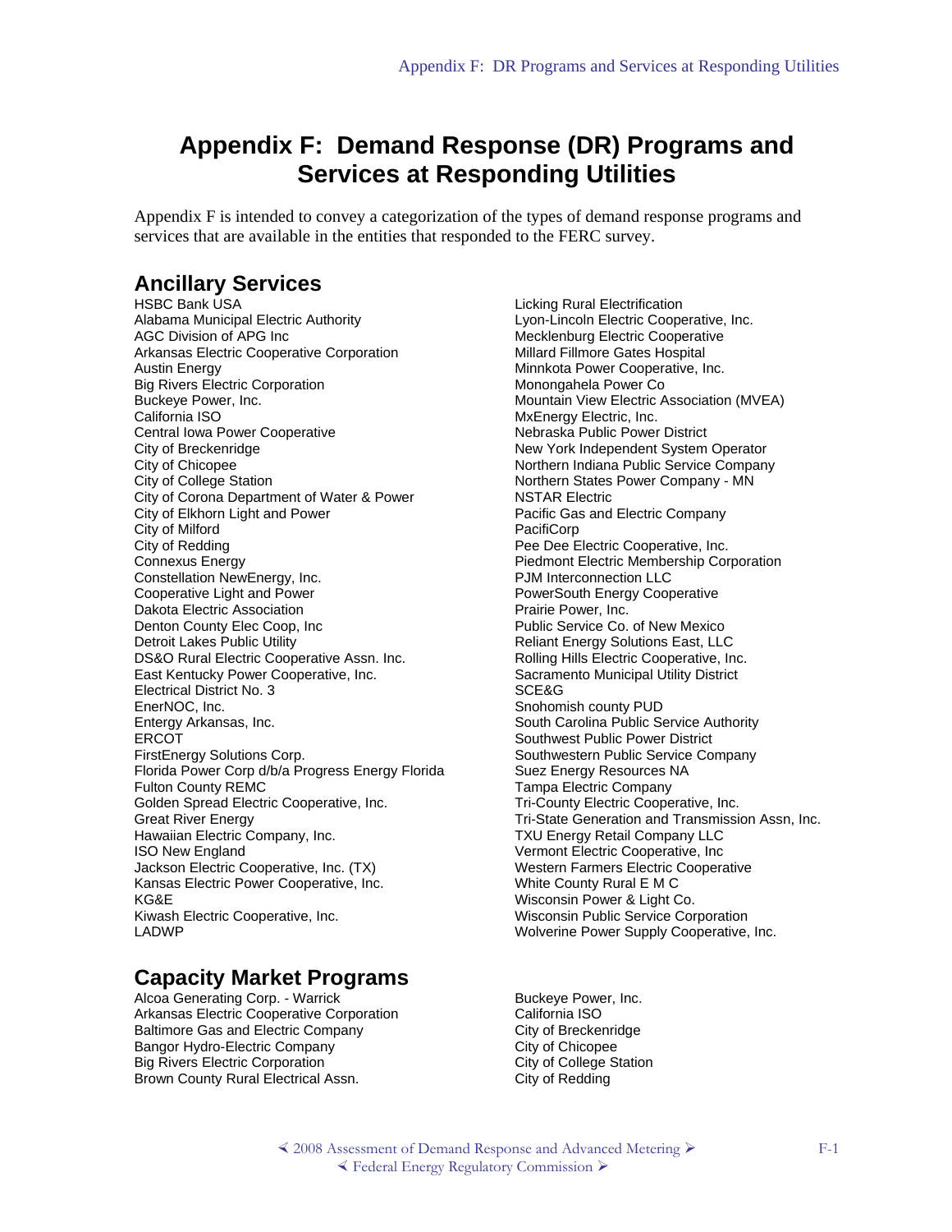# Appendix F: Demand Response (DR) Programs and Services at Responding Utilities

Appendix F is intended to convey a categorization of the types of demand response programs and services that are available in the entities that responded to the FERC survey.

## Ancillary Services

HSBC Bank USA
Alabama Municipal Electric Authority
AGC Division of APG Inc
Arkansas Electric Cooperative Corporation
Austin Energy
Big Rivers Electric Corporation
Buckeye Power, Inc.
California ISO
Central Iowa Power Cooperative
City of Breckenridge
City of Chicopee
City of College Station
City of Corona Department of Water & Power
City of Elkhorn Light and Power
City of Milford
City of Redding
Connexus Energy
Constellation NewEnergy, Inc.
Cooperative Light and Power
Dakota Electric Association
Denton County Elec Coop, Inc
Detroit Lakes Public Utility
DS&O Rural Electric Cooperative Assn. Inc.
East Kentucky Power Cooperative, Inc.
Electrical District No. 3
EnerNOC, Inc.
Entergy Arkansas, Inc.
ERCOT
FirstEnergy Solutions Corp.
Florida Power Corp d/b/a Progress Energy Florida
Fulton County REMC
Golden Spread Electric Cooperative, Inc.
Great River Energy
Hawaiian Electric Company, Inc.
ISO New England
Jackson Electric Cooperative, Inc. (TX)
Kansas Electric Power Cooperative, Inc.
KG&E
Kiwash Electric Cooperative, Inc.
LADWP
Licking Rural Electrification
Lyon-Lincoln Electric Cooperative, Inc.
Mecklenburg Electric Cooperative
Millard Fillmore Gates Hospital
Minnkota Power Cooperative, Inc.
Monongahela Power Co
Mountain View Electric Association (MVEA)
MxEnergy Electric, Inc.
Nebraska Public Power District
New York Independent System Operator
Northern Indiana Public Service Company
Northern States Power Company - MN
NSTAR Electric
Pacific Gas and Electric Company
PacifiCorp
Pee Dee Electric Cooperative, Inc.
Piedmont Electric Membership Corporation
PJM Interconnection LLC
PowerSouth Energy Cooperative
Prairie Power, Inc.
Public Service Co. of New Mexico
Reliant Energy Solutions East, LLC
Rolling Hills Electric Cooperative, Inc.
Sacramento Municipal Utility District
SCE&G
Snohomish county PUD
South Carolina Public Service Authority
Southwest Public Power District
Southwestern Public Service Company
Suez Energy Resources NA
Tampa Electric Company
Tri-County Electric Cooperative, Inc.
Tri-State Generation and Transmission Assn, Inc.
TXU Energy Retail Company LLC
Vermont Electric Cooperative, Inc
Western Farmers Electric Cooperative
White County Rural E M C
Wisconsin Power & Light Co.
Wisconsin Public Service Corporation
Wolverine Power Supply Cooperative, Inc.

## Capacity Market Programs

Alcoa Generating Corp. - Warrick
Arkansas Electric Cooperative Corporation
Baltimore Gas and Electric Company
Bangor Hydro-Electric Company
Big Rivers Electric Corporation
Brown County Rural Electrical Assn.
Buckeye Power, Inc.
California ISO
City of Breckenridge
City of Chicopee
City of College Station
City of Redding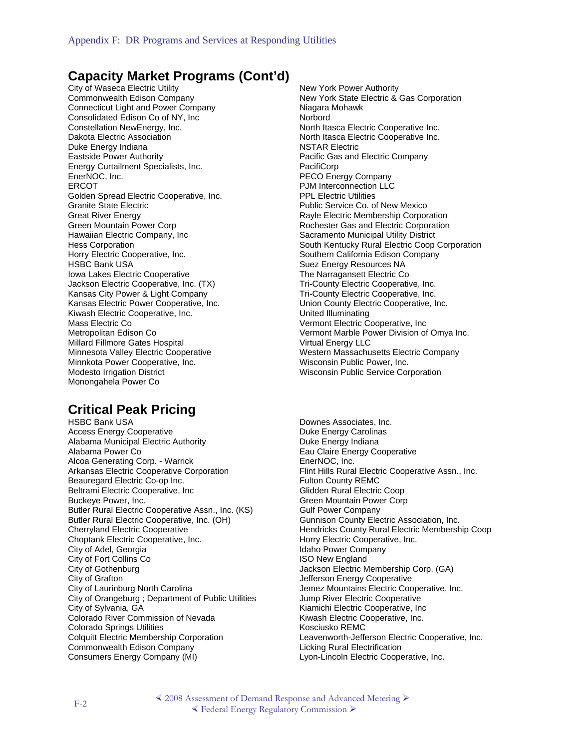## Capacity Market Programs (Cont'd)

City of Waseca Electric Utility
Commonwealth Edison Company
Connecticut Light and Power Company
Consolidated Edison Co of NY, Inc
Constellation NewEnergy, Inc.
Dakota Electric Association
Duke Energy Indiana
Eastside Power Authority
Energy Curtailment Specialists, Inc.
EnerNOC, Inc.
ERCOT
Golden Spread Electric Cooperative, Inc.
Granite State Electric
Great River Energy
Green Mountain Power Corp
Hawaiian Electric Company, Inc
Hess Corporation
Horry Electric Cooperative, Inc.
HSBC Bank USA
Iowa Lakes Electric Cooperative
Jackson Electric Cooperative, Inc. (TX)
Kansas City Power & Light Company
Kansas Electric Power Cooperative, Inc.
Kiwash Electric Cooperative, Inc.
Mass Electric Co
Metropolitan Edison Co
Millard Fillmore Gates Hospital
Minnesota Valley Electric Cooperative
Minnkota Power Cooperative, Inc.
Modesto Irrigation District
Monongahela Power Co
New York Power Authority
New York State Electric & Gas Corporation
Niagara Mohawk
Norbord
North Itasca Electric Cooperative Inc.
North Itasca Electric Cooperative Inc.
NSTAR Electric
Pacific Gas and Electric Company
PacifiCorp
PECO Energy Company
PJM Interconnection LLC
PPL Electric Utilities
Public Service Co. of New Mexico
Rayle Electric Membership Corporation
Rochester Gas and Electric Corporation
Sacramento Municipal Utility District
South Kentucky Rural Electric Coop Corporation
Southern California Edison Company
Suez Energy Resources NA
The Narragansett Electric Co
Tri-County Electric Cooperative, Inc.
Tri-County Electric Cooperative, Inc.
Union County Electric Cooperative, Inc.
United Illuminating
Vermont Electric Cooperative, Inc
Vermont Marble Power Division of Omya Inc.
Virtual Energy LLC
Western Massachusetts Electric Company
Wisconsin Public Power, Inc.
Wisconsin Public Service Corporation

## Critical Peak Pricing

HSBC Bank USA
Access Energy Cooperative
Alabama Municipal Electric Authority
Alabama Power Co
Alcoa Generating Corp. - Warrick
Arkansas Electric Cooperative Corporation
Beauregard Electric Co-op Inc.
Beltrami Electric Cooperative, Inc
Buckeye Power, Inc.
Butler Rural Electric Cooperative Assn., Inc. (KS)
Butler Rural Electric Cooperative, Inc. (OH)
Cherryland Electric Cooperative
Choptank Electric Cooperative, Inc.
City of Adel, Georgia
City of Fort Collins Co
City of Gothenburg
City of Grafton
City of Laurinburg North Carolina
City of Orangeburg ; Department of Public Utilities
City of Sylvania, GA
Colorado River Commission of Nevada
Colorado Springs Utilities
Colquitt Electric Membership Corporation
Commonwealth Edison Company
Consumers Energy Company (MI)
Downes Associates, Inc.
Duke Energy Carolinas
Duke Energy Indiana
Eau Claire Energy Cooperative
EnerNOC, Inc.
Flint Hills Rural Electric Cooperative Assn., Inc.
Fulton County REMC
Glidden Rural Electric Coop
Green Mountain Power Corp
Gulf Power Company
Gunnison County Electric Association, Inc.
Hendricks County Rural Electric Membership Coop
Horry Electric Cooperative, Inc.
Idaho Power Company
ISO New England
Jackson Electric Membership Corp. (GA)
Jefferson Energy Cooperative
Jemez Mountains Electric Cooperative, Inc.
Jump River Electric Cooperative
Kiamichi Electric Cooperative, Inc
Kiwash Electric Cooperative, Inc.
Kosciusko REMC
Leavenworth-Jefferson Electric Cooperative, Inc.
Licking Rural Electrification
Lyon-Lincoln Electric Cooperative, Inc.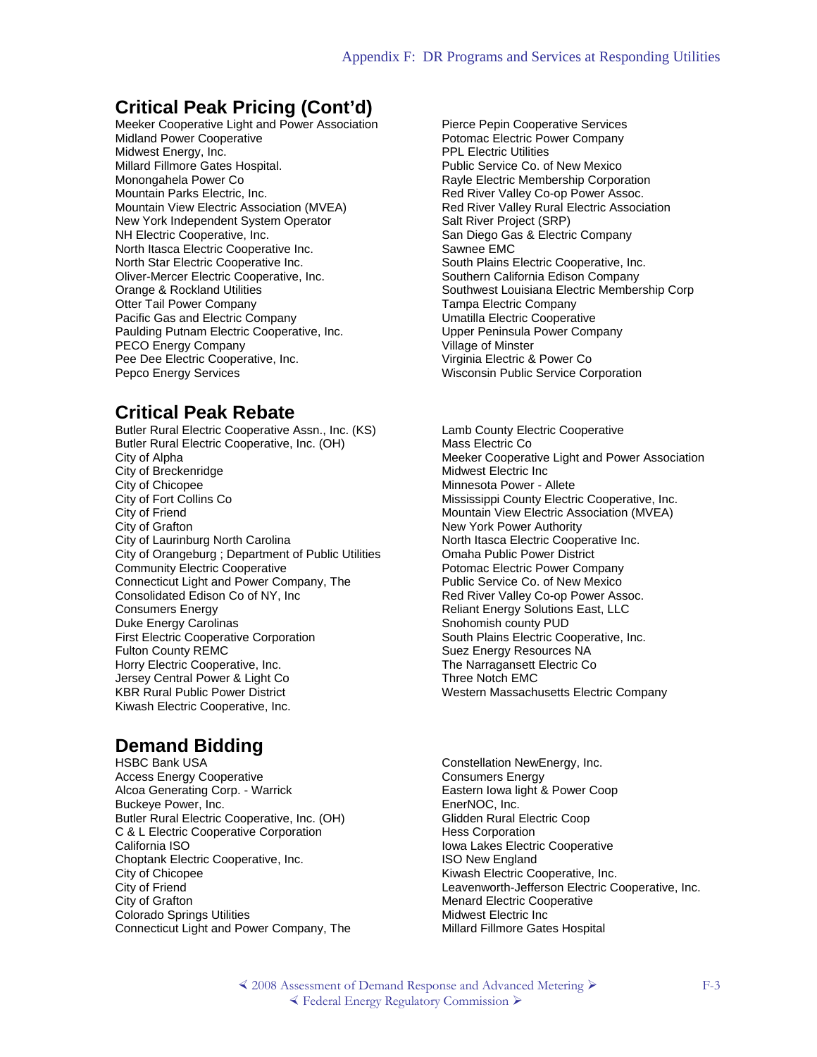## Critical Peak Pricing (Cont'd)

Meeker Cooperative Light and Power Association
Midland Power Cooperative
Midwest Energy, Inc.
Millard Fillmore Gates Hospital.
Monongahela Power Co
Mountain Parks Electric, Inc.
Mountain View Electric Association (MVEA)
New York Independent System Operator
NH Electric Cooperative, Inc.
North Itasca Electric Cooperative Inc.
North Star Electric Cooperative Inc.
Oliver-Mercer Electric Cooperative, Inc.
Orange & Rockland Utilities
Otter Tail Power Company
Pacific Gas and Electric Company
Paulding Putnam Electric Cooperative, Inc.
PECO Energy Company
Pee Dee Electric Cooperative, Inc.
Pepco Energy Services
Pierce Pepin Cooperative Services
Potomac Electric Power Company
PPL Electric Utilities
Public Service Co. of New Mexico
Rayle Electric Membership Corporation
Red River Valley Co-op Power Assoc.
Red River Valley Rural Electric Association
Salt River Project (SRP)
San Diego Gas & Electric Company
Sawnee EMC
South Plains Electric Cooperative, Inc.
Southern California Edison Company
Southwest Louisiana Electric Membership Corp
Tampa Electric Company
Umatilla Electric Cooperative
Upper Peninsula Power Company
Village of Minster
Virginia Electric & Power Co
Wisconsin Public Service Corporation

## Critical Peak Rebate

Butler Rural Electric Cooperative Assn., Inc. (KS)
Butler Rural Electric Cooperative, Inc. (OH)
City of Alpha
City of Breckenridge
City of Chicopee
City of Fort Collins Co
City of Friend
City of Grafton
City of Laurinburg North Carolina
City of Orangeburg ; Department of Public Utilities
Community Electric Cooperative
Connecticut Light and Power Company, The
Consolidated Edison Co of NY, Inc
Consumers Energy
Duke Energy Carolinas
First Electric Cooperative Corporation
Fulton County REMC
Horry Electric Cooperative, Inc.
Jersey Central Power & Light Co
KBR Rural Public Power District
Kiwash Electric Cooperative, Inc.
Lamb County Electric Cooperative
Mass Electric Co
Meeker Cooperative Light and Power Association
Midwest Electric Inc
Minnesota Power - Allete
Mississippi County Electric Cooperative, Inc.
Mountain View Electric Association (MVEA)
New York Power Authority
North Itasca Electric Cooperative Inc.
Omaha Public Power District
Potomac Electric Power Company
Public Service Co. of New Mexico
Red River Valley Co-op Power Assoc.
Reliant Energy Solutions East, LLC
Snohomish county PUD
South Plains Electric Cooperative, Inc.
Suez Energy Resources NA
The Narragansett Electric Co
Three Notch EMC
Western Massachusetts Electric Company

## Demand Bidding

HSBC Bank USA
Access Energy Cooperative
Alcoa Generating Corp. - Warrick
Buckeye Power, Inc.
Butler Rural Electric Cooperative, Inc. (OH)
C & L Electric Cooperative Corporation
California ISO
Choptank Electric Cooperative, Inc.
City of Chicopee
City of Friend
City of Grafton
Colorado Springs Utilities
Connecticut Light and Power Company, The
Constellation NewEnergy, Inc.
Consumers Energy
Eastern Iowa light & Power Coop
EnerNOC, Inc.
Glidden Rural Electric Coop
Hess Corporation
Iowa Lakes Electric Cooperative
ISO New England
Kiwash Electric Cooperative, Inc.
Leavenworth-Jefferson Electric Cooperative, Inc.
Menard Electric Cooperative
Midwest Electric Inc
Millard Fillmore Gates Hospital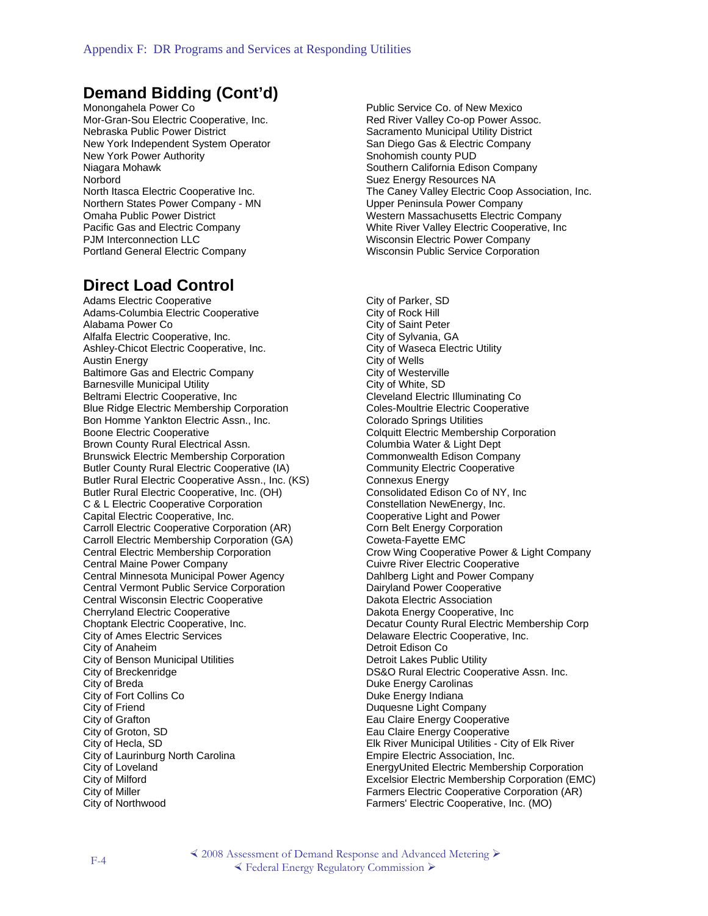## Demand Bidding (Cont'd)

Monongahela Power Co
Mor-Gran-Sou Electric Cooperative, Inc.
Nebraska Public Power District
New York Independent System Operator
New York Power Authority
Niagara Mohawk
Norbord
North Itasca Electric Cooperative Inc.
Northern States Power Company - MN
Omaha Public Power District
Pacific Gas and Electric Company
PJM Interconnection LLC
Portland General Electric Company
Public Service Co. of New Mexico
Red River Valley Co-op Power Assoc.
Sacramento Municipal Utility District
San Diego Gas & Electric Company
Snohomish county PUD
Southern California Edison Company
Suez Energy Resources NA
The Caney Valley Electric Coop Association, Inc.
Upper Peninsula Power Company
Western Massachusetts Electric Company
White River Valley Electric Cooperative, Inc
Wisconsin Electric Power Company
Wisconsin Public Service Corporation

## Direct Load Control

Adams Electric Cooperative
Adams-Columbia Electric Cooperative
Alabama Power Co
Alfalfa Electric Cooperative, Inc.
Ashley-Chicot Electric Cooperative, Inc.
Austin Energy
Baltimore Gas and Electric Company
Barnesville Municipal Utility
Beltrami Electric Cooperative, Inc
Blue Ridge Electric Membership Corporation
Bon Homme Yankton Electric Assn., Inc.
Boone Electric Cooperative
Brown County Rural Electrical Assn.
Brunswick Electric Membership Corporation
Butler County Rural Electric Cooperative (IA)
Butler Rural Electric Cooperative Assn., Inc. (KS)
Butler Rural Electric Cooperative, Inc. (OH)
C & L Electric Cooperative Corporation
Capital Electric Cooperative, Inc.
Carroll Electric Cooperative Corporation (AR)
Carroll Electric Membership Corporation (GA)
Central Electric Membership Corporation
Central Maine Power Company
Central Minnesota Municipal Power Agency
Central Vermont Public Service Corporation
Central Wisconsin Electric Cooperative
Cherryland Electric Cooperative
Choptank Electric Cooperative, Inc.
City of Ames Electric Services
City of Anaheim
City of Benson Municipal Utilities
City of Breckenridge
City of Breda
City of Fort Collins Co
City of Friend
City of Grafton
City of Groton, SD
City of Hecla, SD
City of Laurinburg North Carolina
City of Loveland
City of Milford
City of Miller
City of Northwood
City of Parker, SD
City of Rock Hill
City of Saint Peter
City of Sylvania, GA
City of Waseca Electric Utility
City of Wells
City of Westerville
City of White, SD
Cleveland Electric Illuminating Co
Coles-Moultrie Electric Cooperative
Colorado Springs Utilities
Colquitt Electric Membership Corporation
Columbia Water & Light Dept
Commonwealth Edison Company
Community Electric Cooperative
Connexus Energy
Consolidated Edison Co of NY, Inc
Constellation NewEnergy, Inc.
Cooperative Light and Power
Corn Belt Energy Corporation
Coweta-Fayette EMC
Crow Wing Cooperative Power & Light Company
Cuivre River Electric Cooperative
Dahlberg Light and Power Company
Dairyland Power Cooperative
Dakota Electric Association
Dakota Energy Cooperative, Inc
Decatur County Rural Electric Membership Corp
Delaware Electric Cooperative, Inc.
Detroit Edison Co
Detroit Lakes Public Utility
DS&O Rural Electric Cooperative Assn. Inc.
Duke Energy Carolinas
Duke Energy Indiana
Duquesne Light Company
Eau Claire Energy Cooperative
Eau Claire Energy Cooperative
Elk River Municipal Utilities - City of Elk River
Empire Electric Association, Inc.
EnergyUnited Electric Membership Corporation
Excelsior Electric Membership Corporation (EMC)
Farmers Electric Cooperative Corporation (AR)
Farmers' Electric Cooperative, Inc. (MO)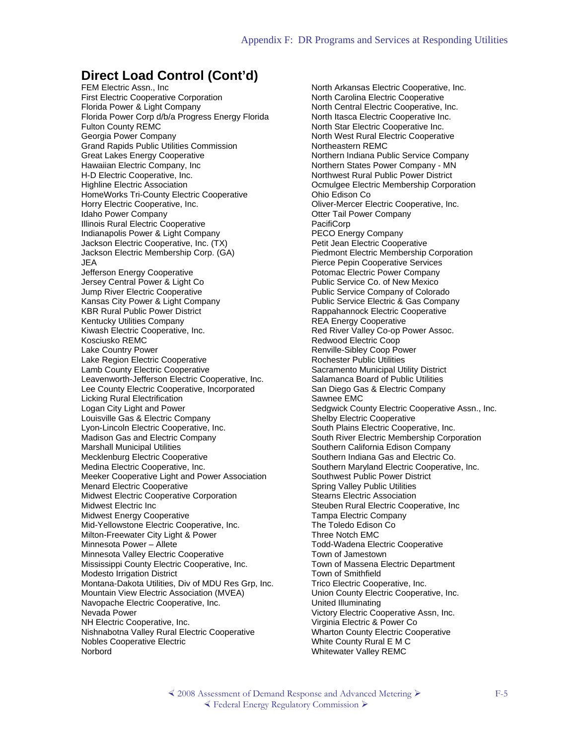## Direct Load Control (Cont'd)

FEM Electric Assn., Inc
First Electric Cooperative Corporation
Florida Power & Light Company
Florida Power Corp d/b/a Progress Energy Florida
Fulton County REMC
Georgia Power Company
Grand Rapids Public Utilities Commission
Great Lakes Energy Cooperative
Hawaiian Electric Company, Inc
H-D Electric Cooperative, Inc.
Highline Electric Association
HomeWorks Tri-County Electric Cooperative
Horry Electric Cooperative, Inc.
Idaho Power Company
Illinois Rural Electric Cooperative
Indianapolis Power & Light Company
Jackson Electric Cooperative, Inc. (TX)
Jackson Electric Membership Corp. (GA)
JEA
Jefferson Energy Cooperative
Jersey Central Power & Light Co
Jump River Electric Cooperative
Kansas City Power & Light Company
KBR Rural Public Power District
Kentucky Utilities Company
Kiwash Electric Cooperative, Inc.
Kosciusko REMC
Lake Country Power
Lake Region Electric Cooperative
Lamb County Electric Cooperative
Leavenworth-Jefferson Electric Cooperative, Inc.
Lee County Electric Cooperative, Incorporated
Licking Rural Electrification
Logan City Light and Power
Louisville Gas & Electric Company
Lyon-Lincoln Electric Cooperative, Inc.
Madison Gas and Electric Company
Marshall Municipal Utilities
Mecklenburg Electric Cooperative
Medina Electric Cooperative, Inc.
Meeker Cooperative Light and Power Association
Menard Electric Cooperative
Midwest Electric Cooperative Corporation
Midwest Electric Inc
Midwest Energy Cooperative
Mid-Yellowstone Electric Cooperative, Inc.
Milton-Freewater City Light & Power
Minnesota Power – Allete
Minnesota Valley Electric Cooperative
Mississippi County Electric Cooperative, Inc.
Modesto Irrigation District
Montana-Dakota Utilities, Div of MDU Res Grp, Inc.
Mountain View Electric Association (MVEA)
Navopache Electric Cooperative, Inc.
Nevada Power
NH Electric Cooperative, Inc.
Nishnabotna Valley Rural Electric Cooperative
Nobles Cooperative Electric
Norbord
North Arkansas Electric Cooperative, Inc.
North Carolina Electric Cooperative
North Central Electric Cooperative, Inc.
North Itasca Electric Cooperative Inc.
North Star Electric Cooperative Inc.
North West Rural Electric Cooperative
Northeastern REMC
Northern Indiana Public Service Company
Northern States Power Company - MN
Northwest Rural Public Power District
Ocmulgee Electric Membership Corporation
Ohio Edison Co
Oliver-Mercer Electric Cooperative, Inc.
Otter Tail Power Company
PacifiCorp
PECO Energy Company
Petit Jean Electric Cooperative
Piedmont Electric Membership Corporation
Pierce Pepin Cooperative Services
Potomac Electric Power Company
Public Service Co. of New Mexico
Public Service Company of Colorado
Public Service Electric & Gas Company
Rappahannock Electric Cooperative
REA Energy Cooperative
Red River Valley Co-op Power Assoc.
Redwood Electric Coop
Renville-Sibley Coop Power
Rochester Public Utilities
Sacramento Municipal Utility District
Salamanca Board of Public Utilities
San Diego Gas & Electric Company
Sawnee EMC
Sedgwick County Electric Cooperative Assn., Inc.
Shelby Electric Cooperative
South Plains Electric Cooperative, Inc.
South River Electric Membership Corporation
Southern California Edison Company
Southern Indiana Gas and Electric Co.
Southern Maryland Electric Cooperative, Inc.
Southwest Public Power District
Spring Valley Public Utilities
Stearns Electric Association
Steuben Rural Electric Cooperative, Inc
Tampa Electric Company
The Toledo Edison Co
Three Notch EMC
Todd-Wadena Electric Cooperative
Town of Jamestown
Town of Massena Electric Department
Town of Smithfield
Trico Electric Cooperative, Inc.
Union County Electric Cooperative, Inc.
United Illuminating
Victory Electric Cooperative Assn, Inc.
Virginia Electric & Power Co
Wharton County Electric Cooperative
White County Rural E M C
Whitewater Valley REMC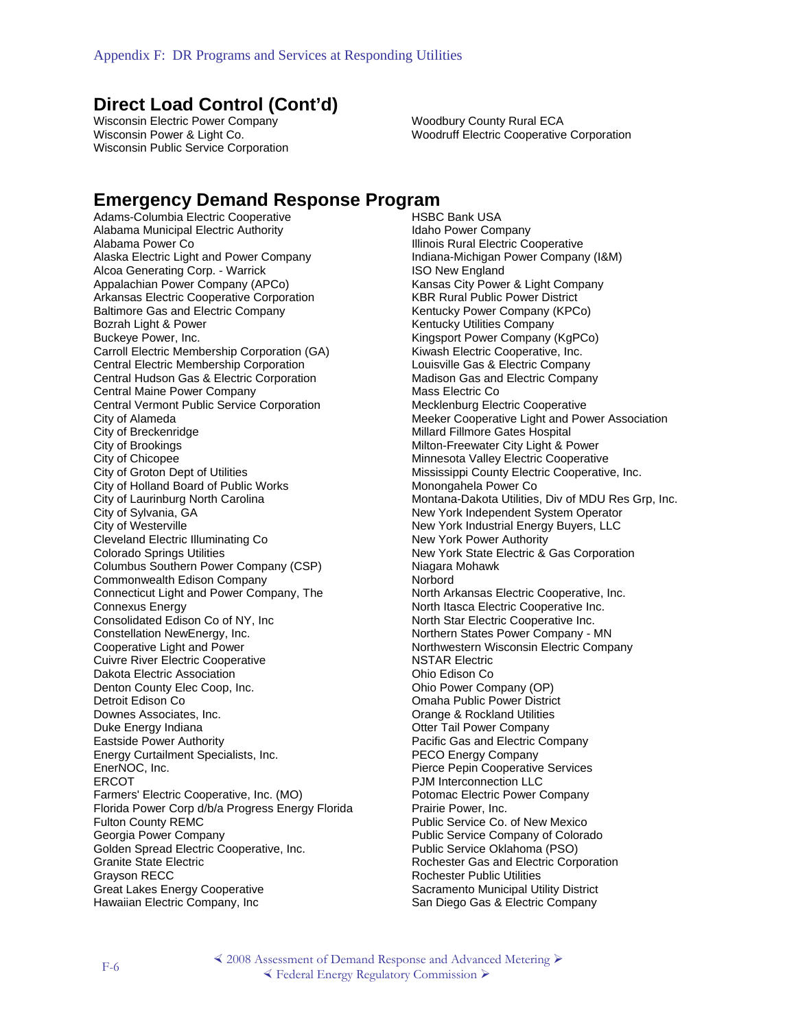## Direct Load Control (Cont'd)

Wisconsin Electric Power Company
Wisconsin Power & Light Co.
Wisconsin Public Service Corporation
Woodbury County Rural ECA
Woodruff Electric Cooperative Corporation

## Emergency Demand Response Program

Adams-Columbia Electric Cooperative
Alabama Municipal Electric Authority
Alabama Power Co
Alaska Electric Light and Power Company
Alcoa Generating Corp. - Warrick
Appalachian Power Company (APCo)
Arkansas Electric Cooperative Corporation
Baltimore Gas and Electric Company
Bozrah Light & Power
Buckeye Power, Inc.
Carroll Electric Membership Corporation (GA)
Central Electric Membership Corporation
Central Hudson Gas & Electric Corporation
Central Maine Power Company
Central Vermont Public Service Corporation
City of Alameda
City of Breckenridge
City of Brookings
City of Chicopee
City of Groton Dept of Utilities
City of Holland Board of Public Works
City of Laurinburg North Carolina
City of Sylvania, GA
City of Westerville
Cleveland Electric Illuminating Co
Colorado Springs Utilities
Columbus Southern Power Company (CSP)
Commonwealth Edison Company
Connecticut Light and Power Company, The
Connexus Energy
Consolidated Edison Co of NY, Inc
Constellation NewEnergy, Inc.
Cooperative Light and Power
Cuivre River Electric Cooperative
Dakota Electric Association
Denton County Elec Coop, Inc.
Detroit Edison Co
Downes Associates, Inc.
Duke Energy Indiana
Eastside Power Authority
Energy Curtailment Specialists, Inc.
EnerNOC, Inc.
ERCOT
Farmers' Electric Cooperative, Inc. (MO)
Florida Power Corp d/b/a Progress Energy Florida
Fulton County REMC
Georgia Power Company
Golden Spread Electric Cooperative, Inc.
Granite State Electric
Grayson RECC
Great Lakes Energy Cooperative
Hawaiian Electric Company, Inc
HSBC Bank USA
Idaho Power Company
Illinois Rural Electric Cooperative
Indiana-Michigan Power Company (I&M)
ISO New England
Kansas City Power & Light Company
KBR Rural Public Power District
Kentucky Power Company (KPCo)
Kentucky Utilities Company
Kingsport Power Company (KgPCo)
Kiwash Electric Cooperative, Inc.
Louisville Gas & Electric Company
Madison Gas and Electric Company
Mass Electric Co
Mecklenburg Electric Cooperative
Meeker Cooperative Light and Power Association
Millard Fillmore Gates Hospital
Milton-Freewater City Light & Power
Minnesota Valley Electric Cooperative
Mississippi County Electric Cooperative, Inc.
Monongahela Power Co
Montana-Dakota Utilities, Div of MDU Res Grp, Inc.
New York Independent System Operator
New York Industrial Energy Buyers, LLC
New York Power Authority
New York State Electric & Gas Corporation
Niagara Mohawk
Norbord
North Arkansas Electric Cooperative, Inc.
North Itasca Electric Cooperative Inc.
North Star Electric Cooperative Inc.
Northern States Power Company - MN
Northwestern Wisconsin Electric Company
NSTAR Electric
Ohio Edison Co
Ohio Power Company (OP)
Omaha Public Power District
Orange & Rockland Utilities
Otter Tail Power Company
Pacific Gas and Electric Company
PECO Energy Company
Pierce Pepin Cooperative Services
PJM Interconnection LLC
Potomac Electric Power Company
Prairie Power, Inc.
Public Service Co. of New Mexico
Public Service Company of Colorado
Public Service Oklahoma (PSO)
Rochester Gas and Electric Corporation
Rochester Public Utilities
Sacramento Municipal Utility District
San Diego Gas & Electric Company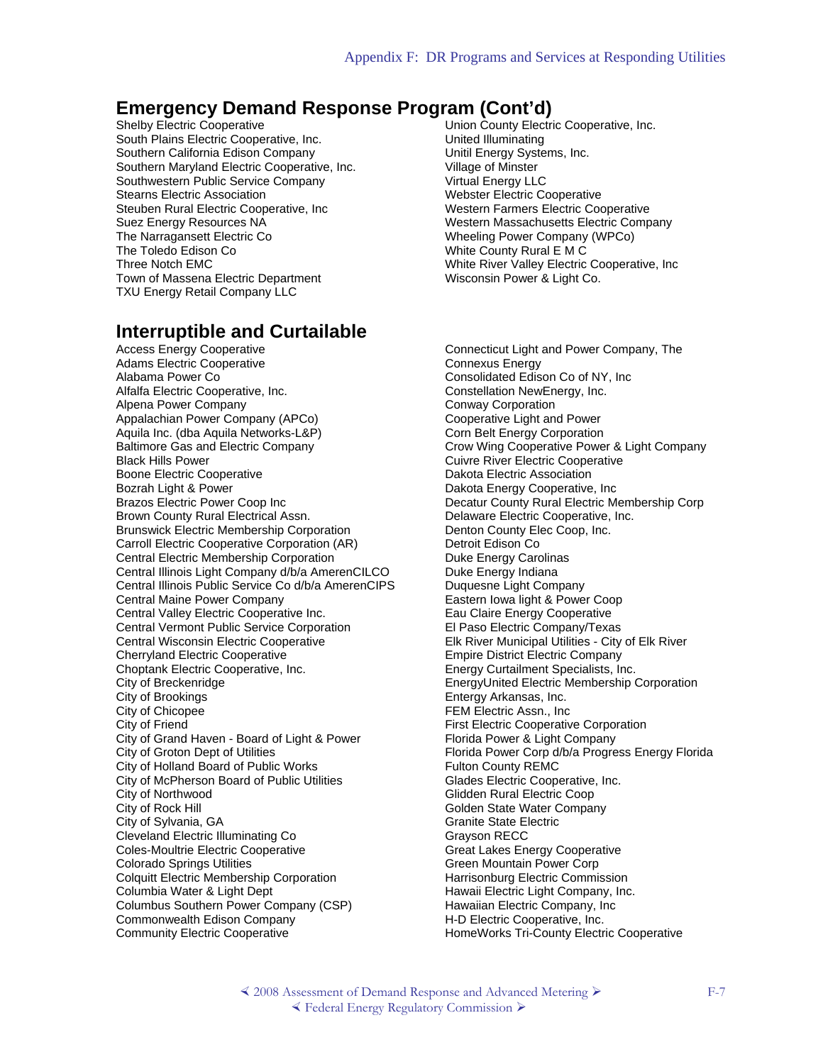## Emergency Demand Response Program (Cont'd)

Shelby Electric Cooperative
South Plains Electric Cooperative, Inc.
Southern California Edison Company
Southern Maryland Electric Cooperative, Inc.
Southwestern Public Service Company
Stearns Electric Association
Steuben Rural Electric Cooperative, Inc
Suez Energy Resources NA
The Narragansett Electric Co
The Toledo Edison Co
Three Notch EMC
Town of Massena Electric Department
TXU Energy Retail Company LLC
Union County Electric Cooperative, Inc.
United Illuminating
Unitil Energy Systems, Inc.
Village of Minster
Virtual Energy LLC
Webster Electric Cooperative
Western Farmers Electric Cooperative
Western Massachusetts Electric Company
Wheeling Power Company (WPCo)
White County Rural E M C
White River Valley Electric Cooperative, Inc
Wisconsin Power & Light Co.

## Interruptible and Curtailable

Access Energy Cooperative
Adams Electric Cooperative
Alabama Power Co
Alfalfa Electric Cooperative, Inc.
Alpena Power Company
Appalachian Power Company (APCo)
Aquila Inc. (dba Aquila Networks-L&P)
Baltimore Gas and Electric Company
Black Hills Power
Boone Electric Cooperative
Bozrah Light & Power
Brazos Electric Power Coop Inc
Brown County Rural Electrical Assn.
Brunswick Electric Membership Corporation
Carroll Electric Cooperative Corporation (AR)
Central Electric Membership Corporation
Central Illinois Light Company d/b/a AmerenCILCO
Central Illinois Public Service Co d/b/a AmerenCIPS
Central Maine Power Company
Central Valley Electric Cooperative Inc.
Central Vermont Public Service Corporation
Central Wisconsin Electric Cooperative
Cherryland Electric Cooperative
Choptank Electric Cooperative, Inc.
City of Breckenridge
City of Brookings
City of Chicopee
City of Friend
City of Grand Haven - Board of Light & Power
City of Groton Dept of Utilities
City of Holland Board of Public Works
City of McPherson Board of Public Utilities
City of Northwood
City of Rock Hill
City of Sylvania, GA
Cleveland Electric Illuminating Co
Coles-Moultrie Electric Cooperative
Colorado Springs Utilities
Colquitt Electric Membership Corporation
Columbia Water & Light Dept
Columbus Southern Power Company (CSP)
Commonwealth Edison Company
Community Electric Cooperative
Connecticut Light and Power Company, The
Connexus Energy
Consolidated Edison Co of NY, Inc
Constellation NewEnergy, Inc.
Conway Corporation
Cooperative Light and Power
Corn Belt Energy Corporation
Crow Wing Cooperative Power & Light Company
Cuivre River Electric Cooperative
Dakota Electric Association
Dakota Energy Cooperative, Inc
Decatur County Rural Electric Membership Corp
Delaware Electric Cooperative, Inc.
Denton County Elec Coop, Inc.
Detroit Edison Co
Duke Energy Carolinas
Duke Energy Indiana
Duquesne Light Company
Eastern Iowa light & Power Coop
Eau Claire Energy Cooperative
El Paso Electric Company/Texas
Elk River Municipal Utilities - City of Elk River
Empire District Electric Company
Energy Curtailment Specialists, Inc.
EnergyUnited Electric Membership Corporation
Entergy Arkansas, Inc.
FEM Electric Assn., Inc
First Electric Cooperative Corporation
Florida Power & Light Company
Florida Power Corp d/b/a Progress Energy Florida
Fulton County REMC
Glades Electric Cooperative, Inc.
Glidden Rural Electric Coop
Golden State Water Company
Granite State Electric
Grayson RECC
Great Lakes Energy Cooperative
Green Mountain Power Corp
Harrisonburg Electric Commission
Hawaii Electric Light Company, Inc.
Hawaiian Electric Company, Inc
H-D Electric Cooperative, Inc.
HomeWorks Tri-County Electric Cooperative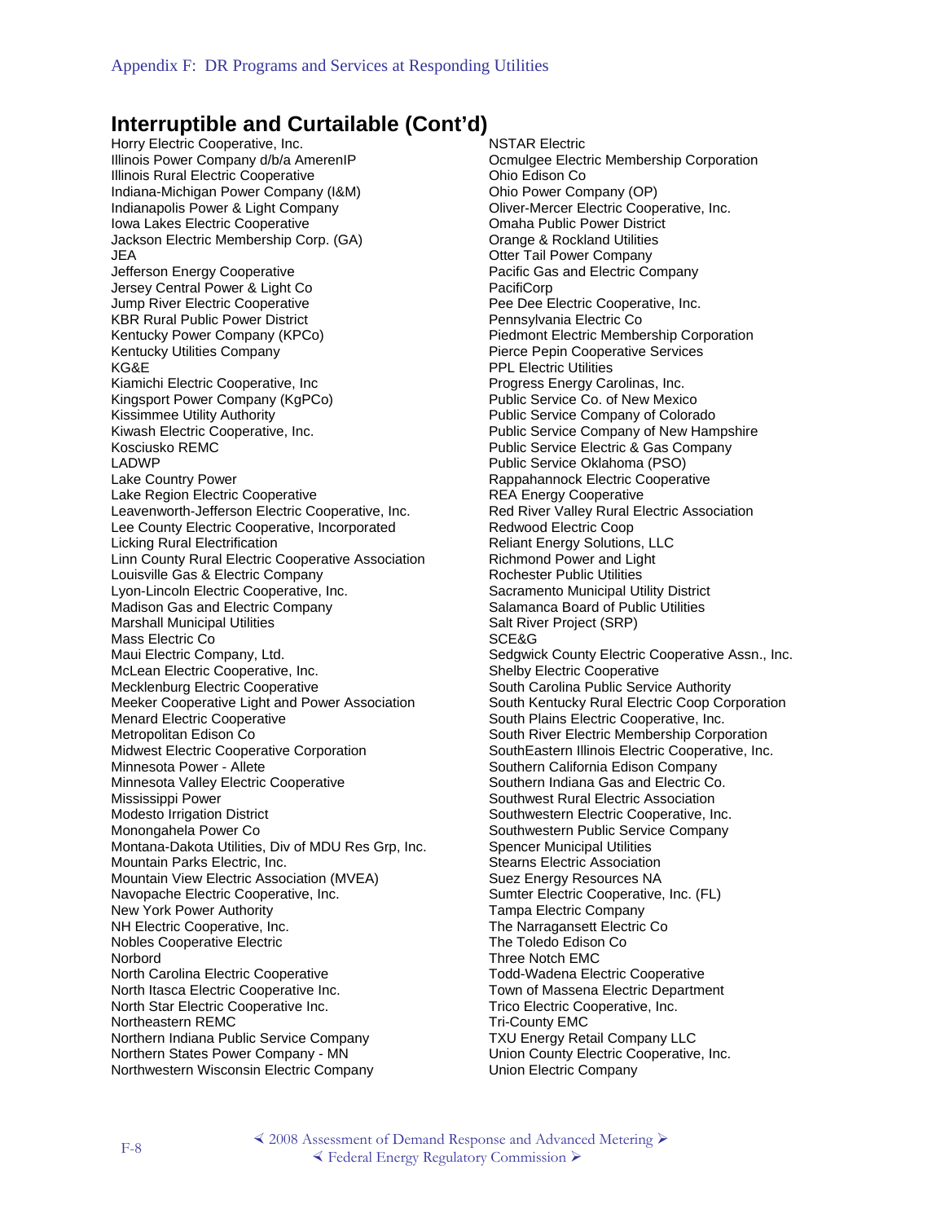## Interruptible and Curtailable (Cont'd)

Horry Electric Cooperative, Inc.
Illinois Power Company d/b/a AmerenIP
Illinois Rural Electric Cooperative
Indiana-Michigan Power Company (I&M)
Indianapolis Power & Light Company
Iowa Lakes Electric Cooperative
Jackson Electric Membership Corp. (GA)
JEA
Jefferson Energy Cooperative
Jersey Central Power & Light Co
Jump River Electric Cooperative
KBR Rural Public Power District
Kentucky Power Company (KPCo)
Kentucky Utilities Company
KG&E
Kiamichi Electric Cooperative, Inc
Kingsport Power Company (KgPCo)
Kissimmee Utility Authority
Kiwash Electric Cooperative, Inc.
Kosciusko REMC
LADWP
Lake Country Power
Lake Region Electric Cooperative
Leavenworth-Jefferson Electric Cooperative, Inc.
Lee County Electric Cooperative, Incorporated
Licking Rural Electrification
Linn County Rural Electric Cooperative Association
Louisville Gas & Electric Company
Lyon-Lincoln Electric Cooperative, Inc.
Madison Gas and Electric Company
Marshall Municipal Utilities
Mass Electric Co
Maui Electric Company, Ltd.
McLean Electric Cooperative, Inc.
Mecklenburg Electric Cooperative
Meeker Cooperative Light and Power Association
Menard Electric Cooperative
Metropolitan Edison Co
Midwest Electric Cooperative Corporation
Minnesota Power - Allete
Minnesota Valley Electric Cooperative
Mississippi Power
Modesto Irrigation District
Monongahela Power Co
Montana-Dakota Utilities, Div of MDU Res Grp, Inc.
Mountain Parks Electric, Inc.
Mountain View Electric Association (MVEA)
Navopache Electric Cooperative, Inc.
New York Power Authority
NH Electric Cooperative, Inc.
Nobles Cooperative Electric
Norbord
North Carolina Electric Cooperative
North Itasca Electric Cooperative Inc.
North Star Electric Cooperative Inc.
Northeastern REMC
Northern Indiana Public Service Company
Northern States Power Company - MN
Northwestern Wisconsin Electric Company
NSTAR Electric
Ocmulgee Electric Membership Corporation
Ohio Edison Co
Ohio Power Company (OP)
Oliver-Mercer Electric Cooperative, Inc.
Omaha Public Power District
Orange & Rockland Utilities
Otter Tail Power Company
Pacific Gas and Electric Company
PacifiCorp
Pee Dee Electric Cooperative, Inc.
Pennsylvania Electric Co
Piedmont Electric Membership Corporation
Pierce Pepin Cooperative Services
PPL Electric Utilities
Progress Energy Carolinas, Inc.
Public Service Co. of New Mexico
Public Service Company of Colorado
Public Service Company of New Hampshire
Public Service Electric & Gas Company
Public Service Oklahoma (PSO)
Rappahannock Electric Cooperative
REA Energy Cooperative
Red River Valley Rural Electric Association
Redwood Electric Coop
Reliant Energy Solutions, LLC
Richmond Power and Light
Rochester Public Utilities
Sacramento Municipal Utility District
Salamanca Board of Public Utilities
Salt River Project (SRP)
SCE&G
Sedgwick County Electric Cooperative Assn., Inc.
Shelby Electric Cooperative
South Carolina Public Service Authority
South Kentucky Rural Electric Coop Corporation
South Plains Electric Cooperative, Inc.
South River Electric Membership Corporation
SouthEastern Illinois Electric Cooperative, Inc.
Southern California Edison Company
Southern Indiana Gas and Electric Co.
Southwest Rural Electric Association
Southwestern Electric Cooperative, Inc.
Southwestern Public Service Company
Spencer Municipal Utilities
Stearns Electric Association
Suez Energy Resources NA
Sumter Electric Cooperative, Inc. (FL)
Tampa Electric Company
The Narragansett Electric Co
The Toledo Edison Co
Three Notch EMC
Todd-Wadena Electric Cooperative
Town of Massena Electric Department
Trico Electric Cooperative, Inc.
Tri-County EMC
TXU Energy Retail Company LLC
Union County Electric Cooperative, Inc.
Union Electric Company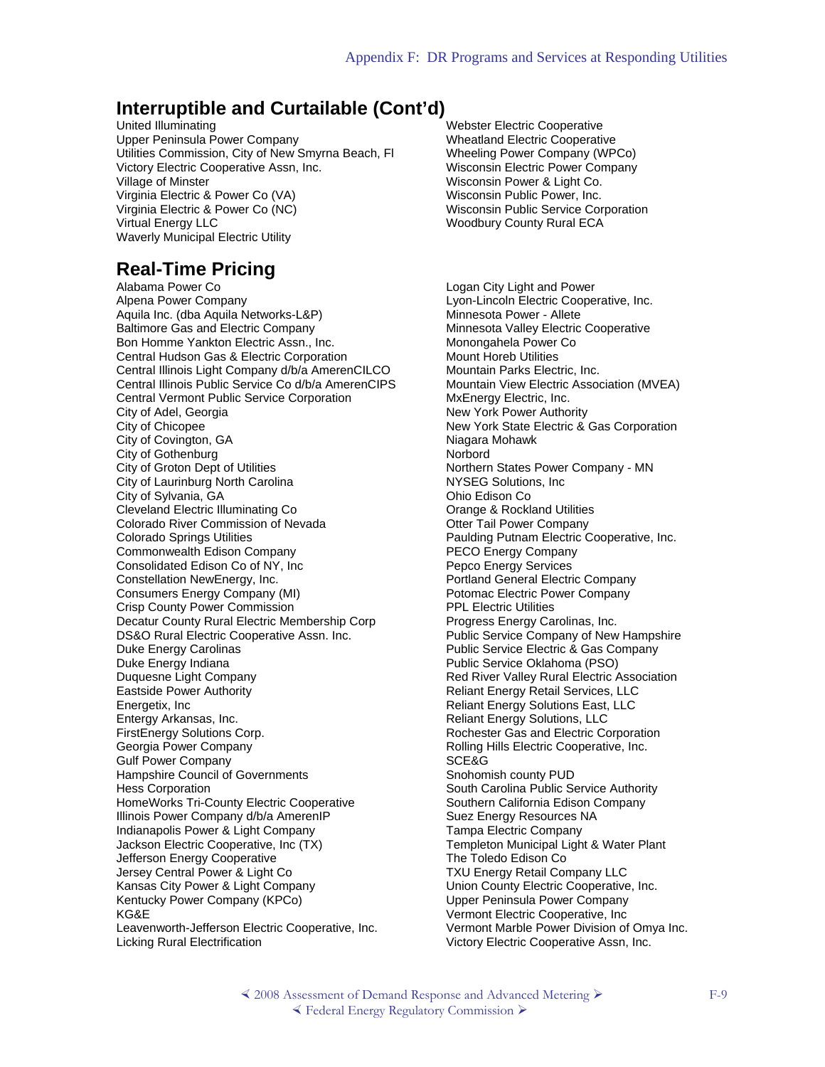## Interruptible and Curtailable (Cont'd)

United Illuminating
Upper Peninsula Power Company
Utilities Commission, City of New Smyrna Beach, Fl
Victory Electric Cooperative Assn, Inc.
Village of Minster
Virginia Electric & Power Co (VA)
Virginia Electric & Power Co (NC)
Virtual Energy LLC
Waverly Municipal Electric Utility
Webster Electric Cooperative
Wheatland Electric Cooperative
Wheeling Power Company (WPCo)
Wisconsin Electric Power Company
Wisconsin Power & Light Co.
Wisconsin Public Power, Inc.
Wisconsin Public Service Corporation
Woodbury County Rural ECA

## Real-Time Pricing

Alabama Power Co
Alpena Power Company
Aquila Inc. (dba Aquila Networks-L&P)
Baltimore Gas and Electric Company
Bon Homme Yankton Electric Assn., Inc.
Central Hudson Gas & Electric Corporation
Central Illinois Light Company d/b/a AmerenCILCO
Central Illinois Public Service Co d/b/a AmerenCIPS
Central Vermont Public Service Corporation
City of Adel, Georgia
City of Chicopee
City of Covington, GA
City of Gothenburg
City of Groton Dept of Utilities
City of Laurinburg North Carolina
City of Sylvania, GA
Cleveland Electric Illuminating Co
Colorado River Commission of Nevada
Colorado Springs Utilities
Commonwealth Edison Company
Consolidated Edison Co of NY, Inc
Constellation NewEnergy, Inc.
Consumers Energy Company (MI)
Crisp County Power Commission
Decatur County Rural Electric Membership Corp
DS&O Rural Electric Cooperative Assn. Inc.
Duke Energy Carolinas
Duke Energy Indiana
Duquesne Light Company
Eastside Power Authority
Energetix, Inc
Entergy Arkansas, Inc.
FirstEnergy Solutions Corp.
Georgia Power Company
Gulf Power Company
Hampshire Council of Governments
Hess Corporation
HomeWorks Tri-County Electric Cooperative
Illinois Power Company d/b/a AmerenIP
Indianapolis Power & Light Company
Jackson Electric Cooperative, Inc (TX)
Jefferson Energy Cooperative
Jersey Central Power & Light Co
Kansas City Power & Light Company
Kentucky Power Company (KPCo)
KG&E
Leavenworth-Jefferson Electric Cooperative, Inc.
Licking Rural Electrification
Logan City Light and Power
Lyon-Lincoln Electric Cooperative, Inc.
Minnesota Power - Allete
Minnesota Valley Electric Cooperative
Monongahela Power Co
Mount Horeb Utilities
Mountain Parks Electric, Inc.
Mountain View Electric Association (MVEA)
MxEnergy Electric, Inc.
New York Power Authority
New York State Electric & Gas Corporation
Niagara Mohawk
Norbord
Northern States Power Company - MN
NYSEG Solutions, Inc
Ohio Edison Co
Orange & Rockland Utilities
Otter Tail Power Company
Paulding Putnam Electric Cooperative, Inc.
PECO Energy Company
Pepco Energy Services
Portland General Electric Company
Potomac Electric Power Company
PPL Electric Utilities
Progress Energy Carolinas, Inc.
Public Service Company of New Hampshire
Public Service Electric & Gas Company
Public Service Oklahoma (PSO)
Red River Valley Rural Electric Association
Reliant Energy Retail Services, LLC
Reliant Energy Solutions East, LLC
Reliant Energy Solutions, LLC
Rochester Gas and Electric Corporation
Rolling Hills Electric Cooperative, Inc.
SCE&G
Snohomish county PUD
South Carolina Public Service Authority
Southern California Edison Company
Suez Energy Resources NA
Tampa Electric Company
Templeton Municipal Light & Water Plant
The Toledo Edison Co
TXU Energy Retail Company LLC
Union County Electric Cooperative, Inc.
Upper Peninsula Power Company
Vermont Electric Cooperative, Inc
Vermont Marble Power Division of Omya Inc.
Victory Electric Cooperative Assn, Inc.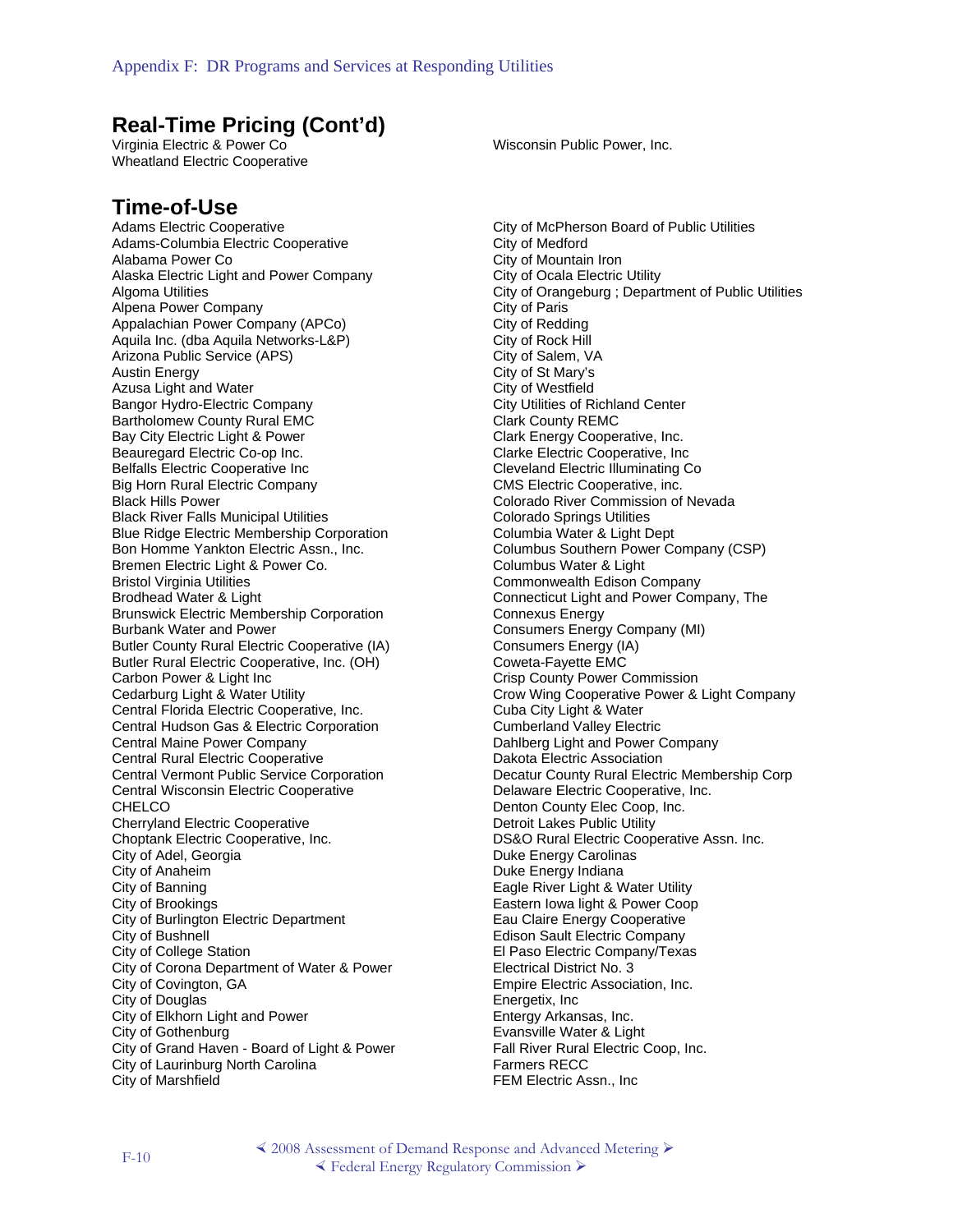## Real-Time Pricing (Cont'd)

Virginia Electric & Power Co
Wheatland Electric Cooperative
Wisconsin Public Power, Inc.

## Time-of-Use

Adams Electric Cooperative
Adams-Columbia Electric Cooperative
Alabama Power Co
Alaska Electric Light and Power Company
Algoma Utilities
Alpena Power Company
Appalachian Power Company (APCo)
Aquila Inc. (dba Aquila Networks-L&P)
Arizona Public Service (APS)
Austin Energy
Azusa Light and Water
Bangor Hydro-Electric Company
Bartholomew County Rural EMC
Bay City Electric Light & Power
Beauregard Electric Co-op Inc.
Belfalls Electric Cooperative Inc
Big Horn Rural Electric Company
Black Hills Power
Black River Falls Municipal Utilities
Blue Ridge Electric Membership Corporation
Bon Homme Yankton Electric Assn., Inc.
Bremen Electric Light & Power Co.
Bristol Virginia Utilities
Brodhead Water & Light
Brunswick Electric Membership Corporation
Burbank Water and Power
Butler County Rural Electric Cooperative (IA)
Butler Rural Electric Cooperative, Inc. (OH)
Carbon Power & Light Inc
Cedarburg Light & Water Utility
Central Florida Electric Cooperative, Inc.
Central Hudson Gas & Electric Corporation
Central Maine Power Company
Central Rural Electric Cooperative
Central Vermont Public Service Corporation
Central Wisconsin Electric Cooperative
CHELCO
Cherryland Electric Cooperative
Choptank Electric Cooperative, Inc.
City of Adel, Georgia
City of Anaheim
City of Banning
City of Brookings
City of Burlington Electric Department
City of Bushnell
City of College Station
City of Corona Department of Water & Power
City of Covington, GA
City of Douglas
City of Elkhorn Light and Power
City of Gothenburg
City of Grand Haven - Board of Light & Power
City of Laurinburg North Carolina
City of Marshfield
City of McPherson Board of Public Utilities
City of Medford
City of Mountain Iron
City of Ocala Electric Utility
City of Orangeburg ; Department of Public Utilities
City of Paris
City of Redding
City of Rock Hill
City of Salem, VA
City of St Mary's
City of Westfield
City Utilities of Richland Center
Clark County REMC
Clark Energy Cooperative, Inc.
Clarke Electric Cooperative, Inc
Cleveland Electric Illuminating Co
CMS Electric Cooperative, inc.
Colorado River Commission of Nevada
Colorado Springs Utilities
Columbia Water & Light Dept
Columbus Southern Power Company (CSP)
Columbus Water & Light
Commonwealth Edison Company
Connecticut Light and Power Company, The
Connexus Energy
Consumers Energy Company (MI)
Consumers Energy (IA)
Coweta-Fayette EMC
Crisp County Power Commission
Crow Wing Cooperative Power & Light Company
Cuba City Light & Water
Cumberland Valley Electric
Dahlberg Light and Power Company
Dakota Electric Association
Decatur County Rural Electric Membership Corp
Delaware Electric Cooperative, Inc.
Denton County Elec Coop, Inc.
Detroit Lakes Public Utility
DS&O Rural Electric Cooperative Assn. Inc.
Duke Energy Carolinas
Duke Energy Indiana
Eagle River Light & Water Utility
Eastern Iowa light & Power Coop
Eau Claire Energy Cooperative
Edison Sault Electric Company
El Paso Electric Company/Texas
Electrical District No. 3
Empire Electric Association, Inc.
Energetix, Inc
Entergy Arkansas, Inc.
Evansville Water & Light
Fall River Rural Electric Coop, Inc.
Farmers RECC
FEM Electric Assn., Inc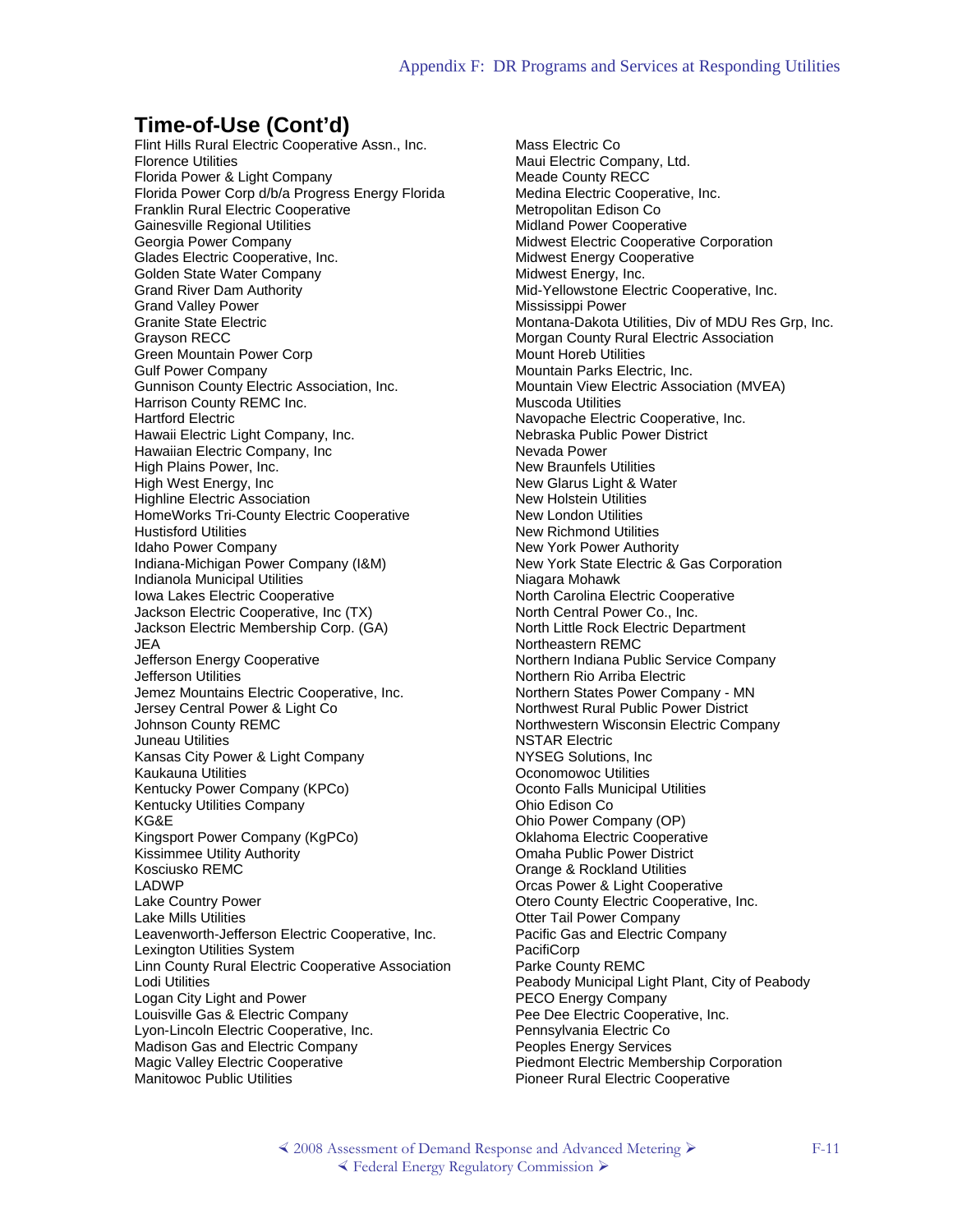## Time-of-Use (Cont'd)

Flint Hills Rural Electric Cooperative Assn., Inc.
Florence Utilities
Florida Power & Light Company
Florida Power Corp d/b/a Progress Energy Florida
Franklin Rural Electric Cooperative
Gainesville Regional Utilities
Georgia Power Company
Glades Electric Cooperative, Inc.
Golden State Water Company
Grand River Dam Authority
Grand Valley Power
Granite State Electric
Grayson RECC
Green Mountain Power Corp
Gulf Power Company
Gunnison County Electric Association, Inc.
Harrison County REMC Inc.
Hartford Electric
Hawaii Electric Light Company, Inc.
Hawaiian Electric Company, Inc
High Plains Power, Inc.
High West Energy, Inc
Highline Electric Association
HomeWorks Tri-County Electric Cooperative
Hustisford Utilities
Idaho Power Company
Indiana-Michigan Power Company (I&M)
Indianola Municipal Utilities
Iowa Lakes Electric Cooperative
Jackson Electric Cooperative, Inc (TX)
Jackson Electric Membership Corp. (GA)
JEA
Jefferson Energy Cooperative
Jefferson Utilities
Jemez Mountains Electric Cooperative, Inc.
Jersey Central Power & Light Co
Johnson County REMC
Juneau Utilities
Kansas City Power & Light Company
Kaukauna Utilities
Kentucky Power Company (KPCo)
Kentucky Utilities Company
KG&E
Kingsport Power Company (KgPCo)
Kissimmee Utility Authority
Kosciusko REMC
LADWP
Lake Country Power
Lake Mills Utilities
Leavenworth-Jefferson Electric Cooperative, Inc.
Lexington Utilities System
Linn County Rural Electric Cooperative Association
Lodi Utilities
Logan City Light and Power
Louisville Gas & Electric Company
Lyon-Lincoln Electric Cooperative, Inc.
Madison Gas and Electric Company
Magic Valley Electric Cooperative
Manitowoc Public Utilities
Mass Electric Co
Maui Electric Company, Ltd.
Meade County RECC
Medina Electric Cooperative, Inc.
Metropolitan Edison Co
Midland Power Cooperative
Midwest Electric Cooperative Corporation
Midwest Energy Cooperative
Midwest Energy, Inc.
Mid-Yellowstone Electric Cooperative, Inc.
Mississippi Power
Montana-Dakota Utilities, Div of MDU Res Grp, Inc.
Morgan County Rural Electric Association
Mount Horeb Utilities
Mountain Parks Electric, Inc.
Mountain View Electric Association (MVEA)
Muscoda Utilities
Navopache Electric Cooperative, Inc.
Nebraska Public Power District
Nevada Power
New Braunfels Utilities
New Glarus Light & Water
New Holstein Utilities
New London Utilities
New Richmond Utilities
New York Power Authority
New York State Electric & Gas Corporation
Niagara Mohawk
North Carolina Electric Cooperative
North Central Power Co., Inc.
North Little Rock Electric Department
Northeastern REMC
Northern Indiana Public Service Company
Northern Rio Arriba Electric
Northern States Power Company - MN
Northwest Rural Public Power District
Northwestern Wisconsin Electric Company
NSTAR Electric
NYSEG Solutions, Inc
Oconomowoc Utilities
Oconto Falls Municipal Utilities
Ohio Edison Co
Ohio Power Company (OP)
Oklahoma Electric Cooperative
Omaha Public Power District
Orange & Rockland Utilities
Orcas Power & Light Cooperative
Otero County Electric Cooperative, Inc.
Otter Tail Power Company
Pacific Gas and Electric Company
PacifiCorp
Parke County REMC
Peabody Municipal Light Plant, City of Peabody
PECO Energy Company
Pee Dee Electric Cooperative, Inc.
Pennsylvania Electric Co
Peoples Energy Services
Piedmont Electric Membership Corporation
Pioneer Rural Electric Cooperative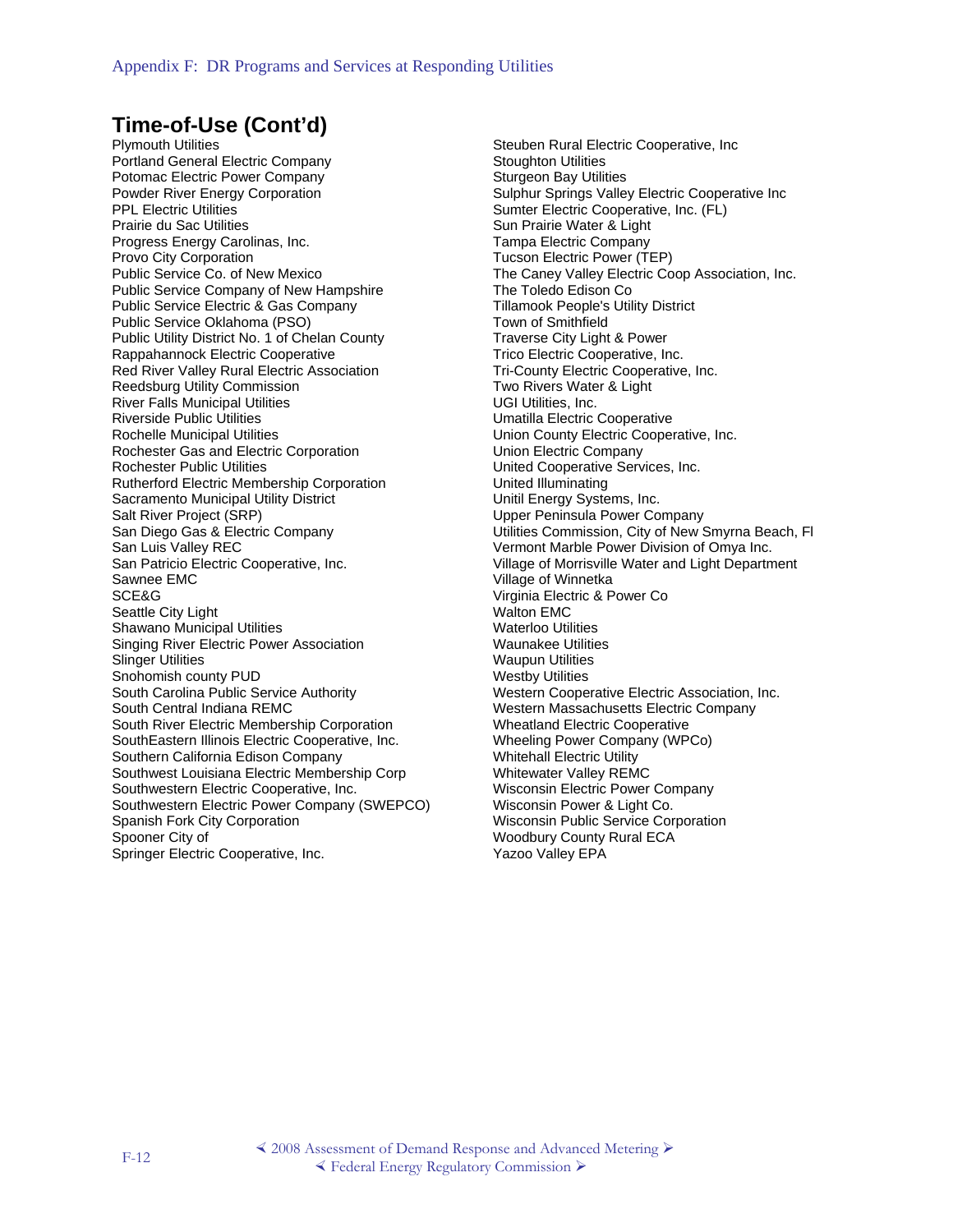## Time-of-Use (Cont'd)

Plymouth Utilities
Portland General Electric Company
Potomac Electric Power Company
Powder River Energy Corporation
PPL Electric Utilities
Prairie du Sac Utilities
Progress Energy Carolinas, Inc.
Provo City Corporation
Public Service Co. of New Mexico
Public Service Company of New Hampshire
Public Service Electric & Gas Company
Public Service Oklahoma (PSO)
Public Utility District No. 1 of Chelan County
Rappahannock Electric Cooperative
Red River Valley Rural Electric Association
Reedsburg Utility Commission
River Falls Municipal Utilities
Riverside Public Utilities
Rochelle Municipal Utilities
Rochester Gas and Electric Corporation
Rochester Public Utilities
Rutherford Electric Membership Corporation
Sacramento Municipal Utility District
Salt River Project (SRP)
San Diego Gas & Electric Company
San Luis Valley REC
San Patricio Electric Cooperative, Inc.
Sawnee EMC
SCE&G
Seattle City Light
Shawano Municipal Utilities
Singing River Electric Power Association
Slinger Utilities
Snohomish county PUD
South Carolina Public Service Authority
South Central Indiana REMC
South River Electric Membership Corporation
SouthEastern Illinois Electric Cooperative, Inc.
Southern California Edison Company
Southwest Louisiana Electric Membership Corp
Southwestern Electric Cooperative, Inc.
Southwestern Electric Power Company (SWEPCO)
Spanish Fork City Corporation
Spooner City of
Springer Electric Cooperative, Inc.
Steuben Rural Electric Cooperative, Inc
Stoughton Utilities
Sturgeon Bay Utilities
Sulphur Springs Valley Electric Cooperative Inc
Sumter Electric Cooperative, Inc. (FL)
Sun Prairie Water & Light
Tampa Electric Company
Tucson Electric Power (TEP)
The Caney Valley Electric Coop Association, Inc.
The Toledo Edison Co
Tillamook People's Utility District
Town of Smithfield
Traverse City Light & Power
Trico Electric Cooperative, Inc.
Tri-County Electric Cooperative, Inc.
Two Rivers Water & Light
UGI Utilities, Inc.
Umatilla Electric Cooperative
Union County Electric Cooperative, Inc.
Union Electric Company
United Cooperative Services, Inc.
United Illuminating
Unitil Energy Systems, Inc.
Upper Peninsula Power Company
Utilities Commission, City of New Smyrna Beach, Fl
Vermont Marble Power Division of Omya Inc.
Village of Morrisville Water and Light Department
Village of Winnetka
Virginia Electric & Power Co
Walton EMC
Waterloo Utilities
Waunakee Utilities
Waupun Utilities
Westby Utilities
Western Cooperative Electric Association, Inc.
Western Massachusetts Electric Company
Wheatland Electric Cooperative
Wheeling Power Company (WPCo)
Whitehall Electric Utility
Whitewater Valley REMC
Wisconsin Electric Power Company
Wisconsin Power & Light Co.
Wisconsin Public Service Corporation
Woodbury County Rural ECA
Yazoo Valley EPA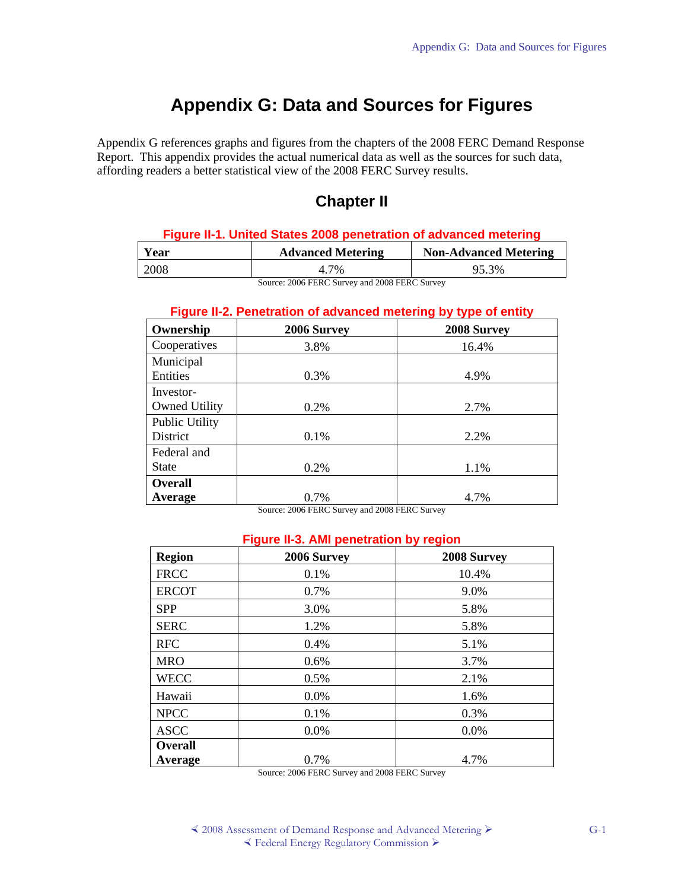# Appendix G: Data and Sources for Figures

Appendix G references graphs and figures from the chapters of the 2008 FERC Demand Response Report. This appendix provides the actual numerical data as well as the sources for such data, affording readers a better statistical view of the 2008 FERC Survey results.

## Chapter II

**Figure II-1. United States 2008 penetration of advanced metering**

| Year | Advanced Metering | Non-Advanced Metering |
|---|---|---|
| 2008 | 4.7% | 95.3% |

Source: 2006 FERC Survey and 2008 FERC Survey

**Figure II-2. Penetration of advanced metering by type of entity**

| Ownership | 2006 Survey | 2008 Survey |
|---|---|---|
| Cooperatives | 3.8% | 16.4% |
| Municipal Entities | 0.3% | 4.9% |
| Investor-Owned Utility | 0.2% | 2.7% |
| Public Utility District | 0.1% | 2.2% |
| Federal and State | 0.2% | 1.1% |
| **Overall Average** | 0.7% | 4.7% |

Source: 2006 FERC Survey and 2008 FERC Survey

**Figure II-3. AMI penetration by region**

| Region | 2006 Survey | 2008 Survey |
|---|---|---|
| FRCC | 0.1% | 10.4% |
| ERCOT | 0.7% | 9.0% |
| SPP | 3.0% | 5.8% |
| SERC | 1.2% | 5.8% |
| RFC | 0.4% | 5.1% |
| MRO | 0.6% | 3.7% |
| WECC | 0.5% | 2.1% |
| Hawaii | 0.0% | 1.6% |
| NPCC | 0.1% | 0.3% |
| ASCC | 0.0% | 0.0% |
| **Overall Average** | 0.7% | 4.7% |

Source: 2006 FERC Survey and 2008 FERC Survey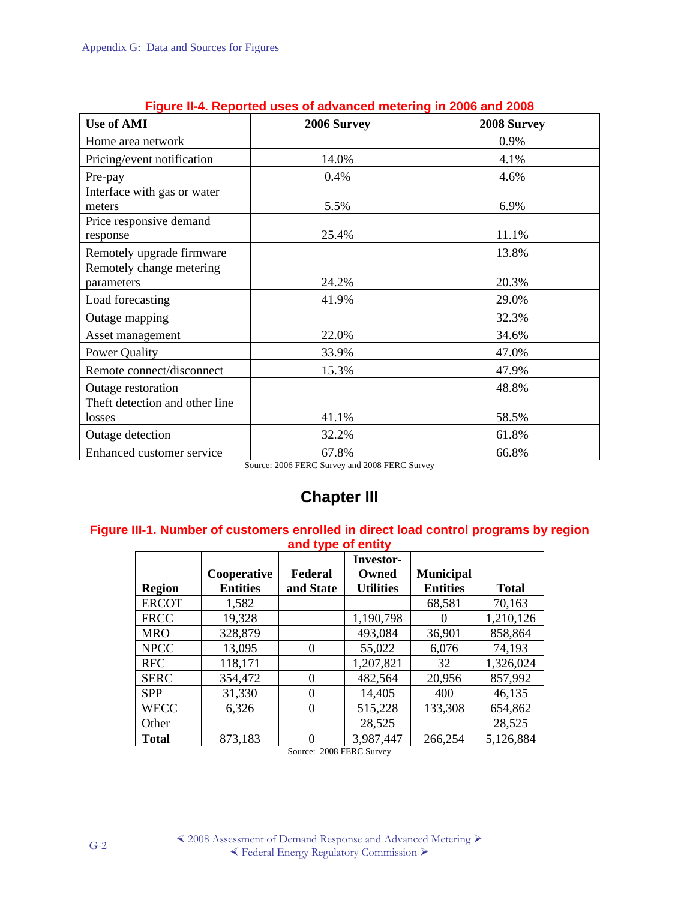**Figure II-4. Reported uses of advanced metering in 2006 and 2008**

| Use of AMI | 2006 Survey | 2008 Survey |
|---|---|---|
| Home area network | | 0.9% |
| Pricing/event notification | 14.0% | 4.1% |
| Pre-pay | 0.4% | 4.6% |
| Interface with gas or water meters | 5.5% | 6.9% |
| Price responsive demand response | 25.4% | 11.1% |
| Remotely upgrade firmware | | 13.8% |
| Remotely change metering parameters | 24.2% | 20.3% |
| Load forecasting | 41.9% | 29.0% |
| Outage mapping | | 32.3% |
| Asset management | 22.0% | 34.6% |
| Power Quality | 33.9% | 47.0% |
| Remote connect/disconnect | 15.3% | 47.9% |
| Outage restoration | | 48.8% |
| Theft detection and other line losses | 41.1% | 58.5% |
| Outage detection | 32.2% | 61.8% |
| Enhanced customer service | 67.8% | 66.8% |

Source: 2006 FERC Survey and 2008 FERC Survey

# Chapter III

**Figure III-1. Number of customers enrolled in direct load control programs by region and type of entity**

| Region | Cooperative Entities | Federal and State | Investor-Owned Utilities | Municipal Entities | Total |
|---|---|---|---|---|---|
| ERCOT | 1,582 | | | 68,581 | 70,163 |
| FRCC | 19,328 | | 1,190,798 | 0 | 1,210,126 |
| MRO | 328,879 | | 493,084 | 36,901 | 858,864 |
| NPCC | 13,095 | 0 | 55,022 | 6,076 | 74,193 |
| RFC | 118,171 | | 1,207,821 | 32 | 1,326,024 |
| SERC | 354,472 | 0 | 482,564 | 20,956 | 857,992 |
| SPP | 31,330 | 0 | 14,405 | 400 | 46,135 |
| WECC | 6,326 | 0 | 515,228 | 133,308 | 654,862 |
| Other | | | 28,525 | | 28,525 |
| **Total** | 873,183 | 0 | 3,987,447 | 266,254 | 5,126,884 |

Source: 2008 FERC Survey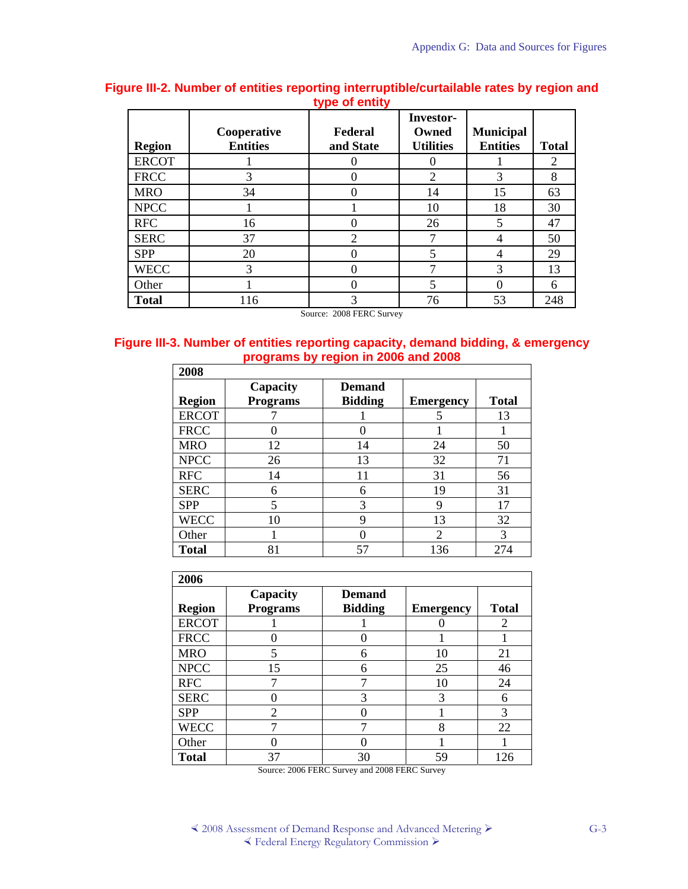**Figure III-2. Number of entities reporting interruptible/curtailable rates by region and type of entity**

| Region | Cooperative Entities | Federal and State | Investor-Owned Utilities | Municipal Entities | Total |
|---|---|---|---|---|---|
| ERCOT | 1 | 0 | 0 | 1 | 2 |
| FRCC | 3 | 0 | 2 | 3 | 8 |
| MRO | 34 | 0 | 14 | 15 | 63 |
| NPCC | 1 | 1 | 10 | 18 | 30 |
| RFC | 16 | 0 | 26 | 5 | 47 |
| SERC | 37 | 2 | 7 | 4 | 50 |
| SPP | 20 | 0 | 5 | 4 | 29 |
| WECC | 3 | 0 | 7 | 3 | 13 |
| Other | 1 | 0 | 5 | 0 | 6 |
| **Total** | 116 | 3 | 76 | 53 | 248 |

Source: 2008 FERC Survey

**Figure III-3. Number of entities reporting capacity, demand bidding, & emergency programs by region in 2006 and 2008**

| **2008** | | | | |
|---|---|---|---|---|
| **Region** | **Capacity Programs** | **Demand Bidding** | **Emergency** | **Total** |
| ERCOT | 7 | 1 | 5 | 13 |
| FRCC | 0 | 0 | 1 | 1 |
| MRO | 12 | 14 | 24 | 50 |
| NPCC | 26 | 13 | 32 | 71 |
| RFC | 14 | 11 | 31 | 56 |
| SERC | 6 | 6 | 19 | 31 |
| SPP | 5 | 3 | 9 | 17 |
| WECC | 10 | 9 | 13 | 32 |
| Other | 1 | 0 | 2 | 3 |
| **Total** | 81 | 57 | 136 | 274 |

| **2006** | | | | |
|---|---|---|---|---|
| **Region** | **Capacity Programs** | **Demand Bidding** | **Emergency** | **Total** |
| ERCOT | 1 | 1 | 0 | 2 |
| FRCC | 0 | 0 | 1 | 1 |
| MRO | 5 | 6 | 10 | 21 |
| NPCC | 15 | 6 | 25 | 46 |
| RFC | 7 | 7 | 10 | 24 |
| SERC | 0 | 3 | 3 | 6 |
| SPP | 2 | 0 | 1 | 3 |
| WECC | 7 | 7 | 8 | 22 |
| Other | 0 | 0 | 1 | 1 |
| **Total** | 37 | 30 | 59 | 126 |

Source: 2006 FERC Survey and 2008 FERC Survey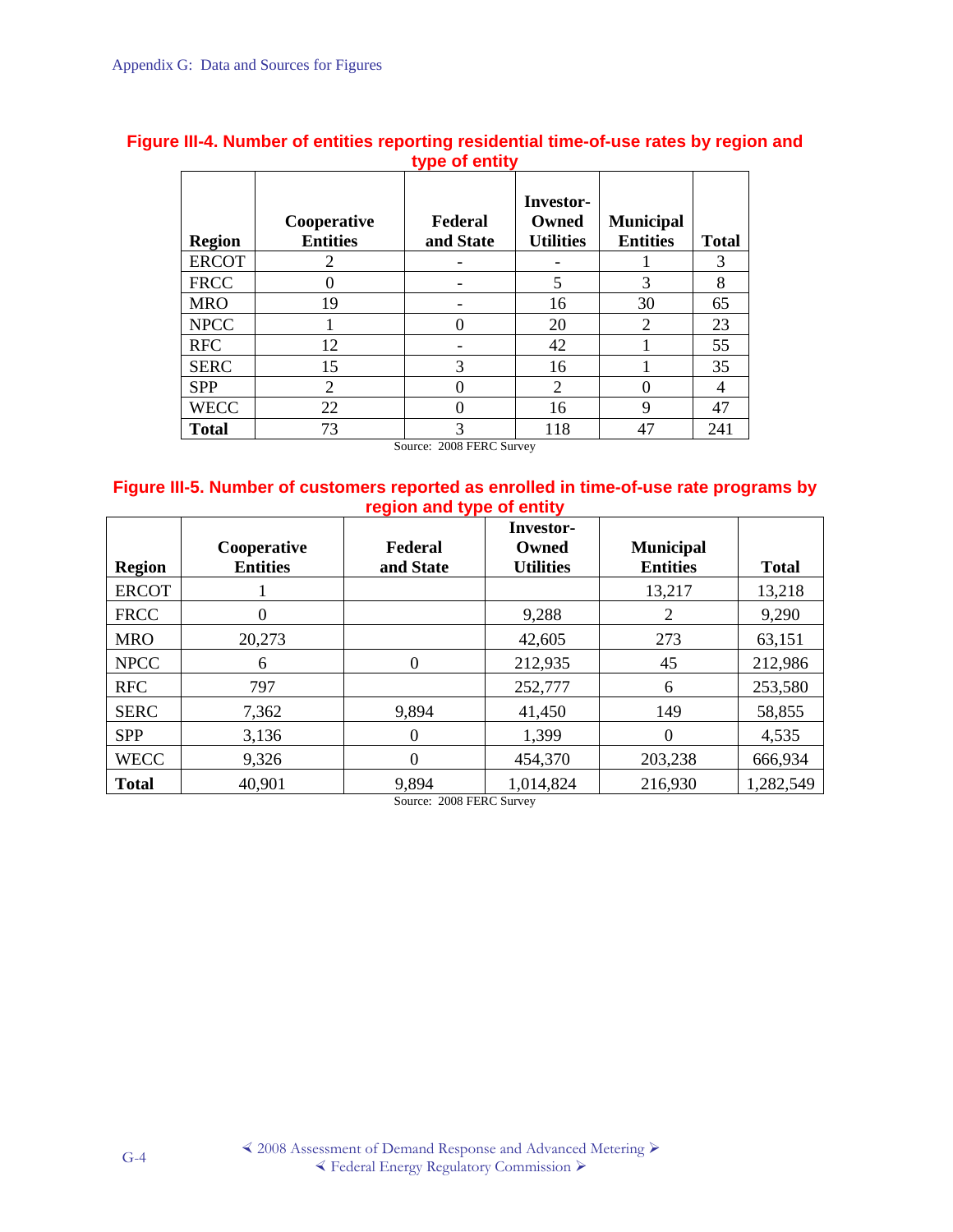**Figure III-4. Number of entities reporting residential time-of-use rates by region and type of entity**

| Region | Cooperative Entities | Federal and State | Investor-Owned Utilities | Municipal Entities | Total |
|---|---|---|---|---|---|
| ERCOT | 2 | - | - | 1 | 3 |
| FRCC | 0 | - | 5 | 3 | 8 |
| MRO | 19 | - | 16 | 30 | 65 |
| NPCC | 1 | 0 | 20 | 2 | 23 |
| RFC | 12 | - | 42 | 1 | 55 |
| SERC | 15 | 3 | 16 | 1 | 35 |
| SPP | 2 | 0 | 2 | 0 | 4 |
| WECC | 22 | 0 | 16 | 9 | 47 |
| **Total** | 73 | 3 | 118 | 47 | 241 |

Source: 2008 FERC Survey

**Figure III-5. Number of customers reported as enrolled in time-of-use rate programs by region and type of entity**

| Region | Cooperative Entities | Federal and State | Investor-Owned Utilities | Municipal Entities | Total |
|---|---|---|---|---|---|
| ERCOT | 1 | | | 13,217 | 13,218 |
| FRCC | 0 | | 9,288 | 2 | 9,290 |
| MRO | 20,273 | | 42,605 | 273 | 63,151 |
| NPCC | 6 | 0 | 212,935 | 45 | 212,986 |
| RFC | 797 | | 252,777 | 6 | 253,580 |
| SERC | 7,362 | 9,894 | 41,450 | 149 | 58,855 |
| SPP | 3,136 | 0 | 1,399 | 0 | 4,535 |
| WECC | 9,326 | 0 | 454,370 | 203,238 | 666,934 |
| **Total** | 40,901 | 9,894 | 1,014,824 | 216,930 | 1,282,549 |

Source: 2008 FERC Survey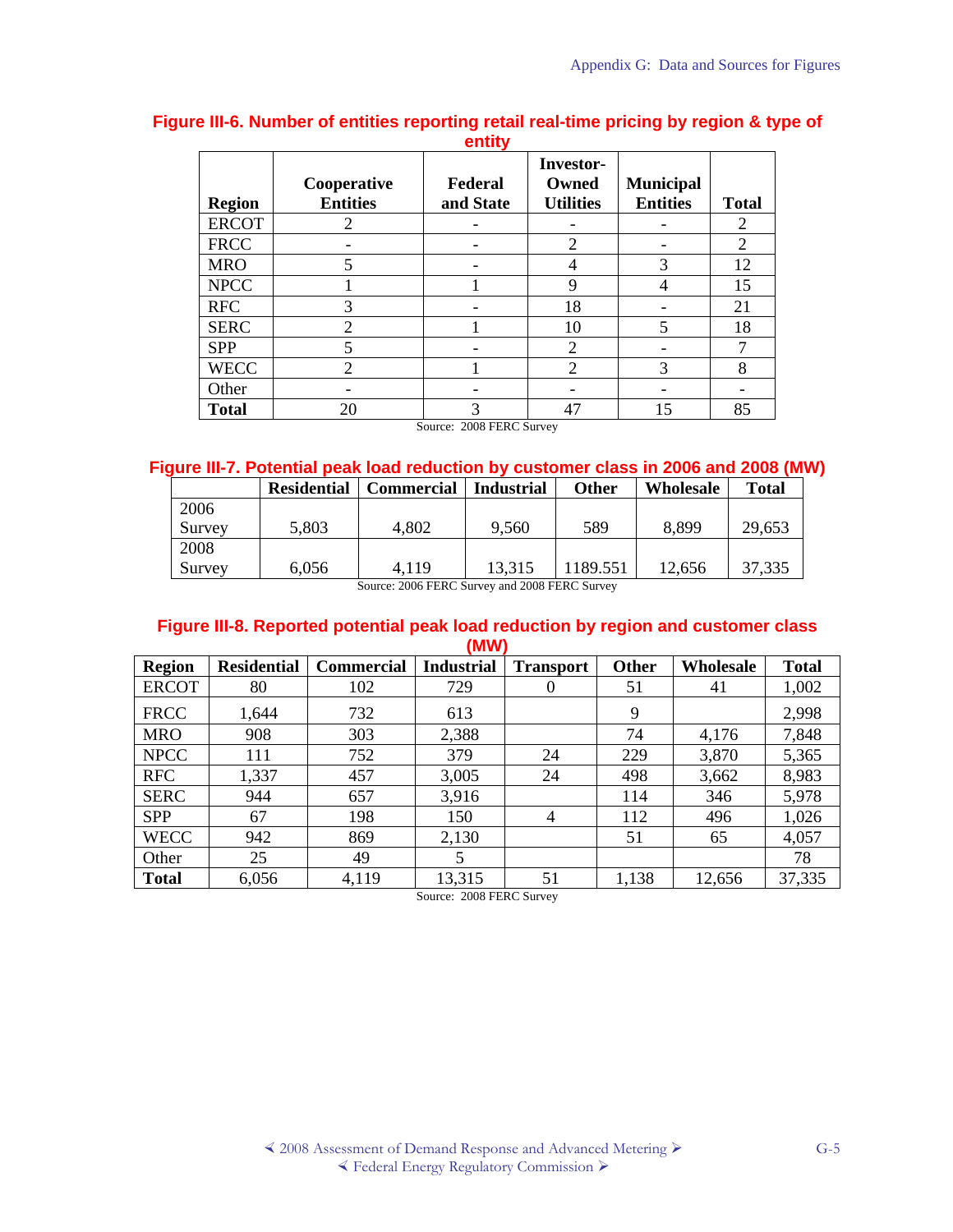**Figure III-6. Number of entities reporting retail real-time pricing by region & type of entity**

| Region | Cooperative Entities | Federal and State | Investor-Owned Utilities | Municipal Entities | Total |
|---|---|---|---|---|---|
| ERCOT | 2 | - | - | - | 2 |
| FRCC | - | - | 2 | - | 2 |
| MRO | 5 | - | 4 | 3 | 12 |
| NPCC | 1 | 1 | 9 | 4 | 15 |
| RFC | 3 | - | 18 | - | 21 |
| SERC | 2 | 1 | 10 | 5 | 18 |
| SPP | 5 | - | 2 | - | 7 |
| WECC | 2 | 1 | 2 | 3 | 8 |
| Other | - | - | - | - | - |
| **Total** | 20 | 3 | 47 | 15 | 85 |

Source: 2008 FERC Survey

**Figure III-7. Potential peak load reduction by customer class in 2006 and 2008 (MW)**

| | Residential | Commercial | Industrial | Other | Wholesale | Total |
|---|---|---|---|---|---|---|
| 2006 Survey | 5,803 | 4,802 | 9,560 | 589 | 8,899 | 29,653 |
| 2008 Survey | 6,056 | 4,119 | 13,315 | 1189.551 | 12,656 | 37,335 |

Source: 2006 FERC Survey and 2008 FERC Survey

**Figure III-8. Reported potential peak load reduction by region and customer class (MW)**

| Region | Residential | Commercial | Industrial | Transport | Other | Wholesale | Total |
|---|---|---|---|---|---|---|---|
| ERCOT | 80 | 102 | 729 | 0 | 51 | 41 | 1,002 |
| FRCC | 1,644 | 732 | 613 | | 9 | | 2,998 |
| MRO | 908 | 303 | 2,388 | | 74 | 4,176 | 7,848 |
| NPCC | 111 | 752 | 379 | 24 | 229 | 3,870 | 5,365 |
| RFC | 1,337 | 457 | 3,005 | 24 | 498 | 3,662 | 8,983 |
| SERC | 944 | 657 | 3,916 | | 114 | 346 | 5,978 |
| SPP | 67 | 198 | 150 | 4 | 112 | 496 | 1,026 |
| WECC | 942 | 869 | 2,130 | | 51 | 65 | 4,057 |
| Other | 25 | 49 | 5 | | | | 78 |
| **Total** | 6,056 | 4,119 | 13,315 | 51 | 1,138 | 12,656 | 37,335 |

Source: 2008 FERC Survey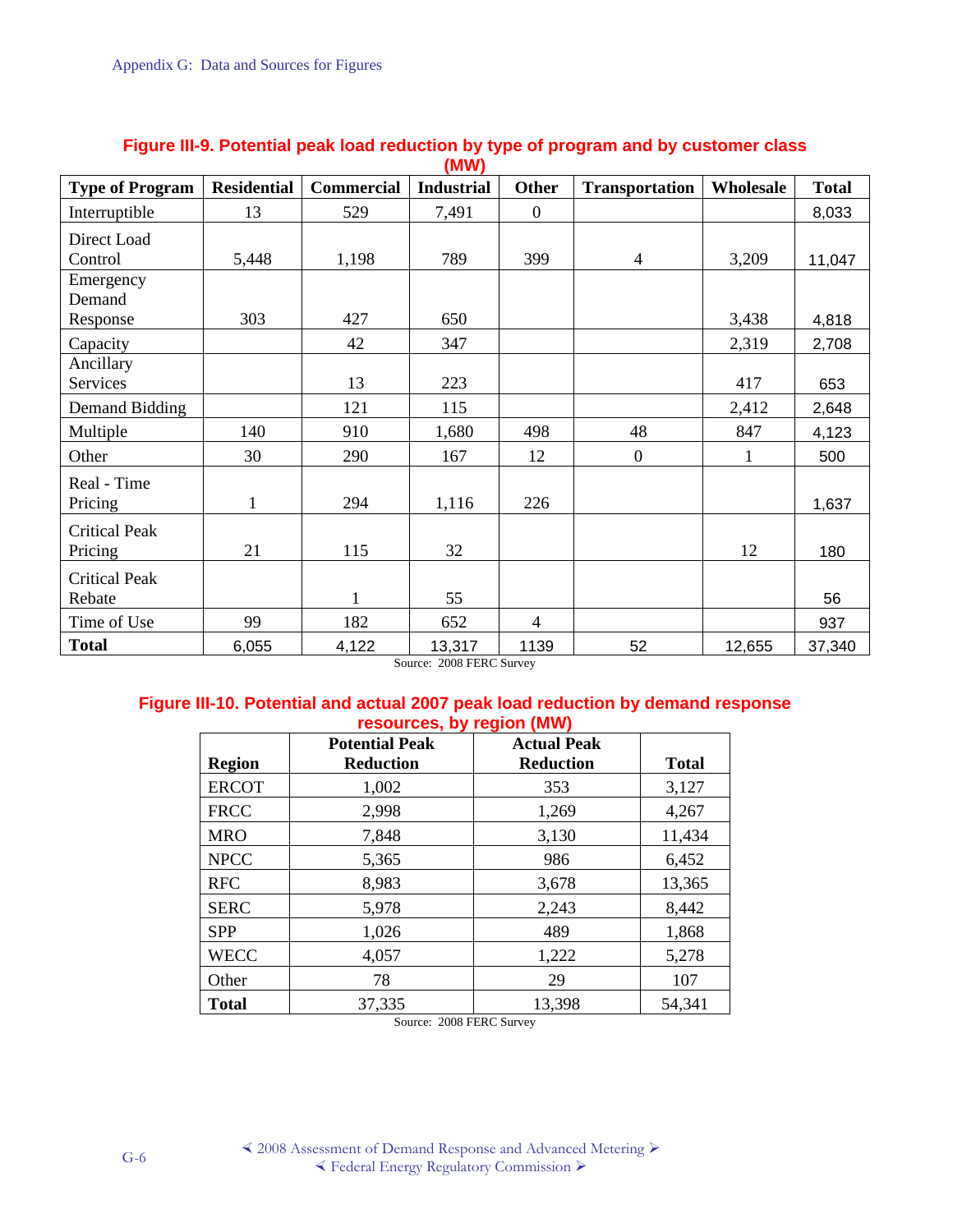**Figure III-9. Potential peak load reduction by type of program and by customer class (MW)**

| Type of Program | Residential | Commercial | Industrial | Other | Transportation | Wholesale | Total |
|---|---|---|---|---|---|---|---|
| Interruptible | 13 | 529 | 7,491 | 0 | | | 8,033 |
| Direct Load Control | 5,448 | 1,198 | 789 | 399 | 4 | 3,209 | 11,047 |
| Emergency Demand Response | 303 | 427 | 650 | | | 3,438 | 4,818 |
| Capacity | | 42 | 347 | | | 2,319 | 2,708 |
| Ancillary Services | | 13 | 223 | | | 417 | 653 |
| Demand Bidding | | 121 | 115 | | | 2,412 | 2,648 |
| Multiple | 140 | 910 | 1,680 | 498 | 48 | 847 | 4,123 |
| Other | 30 | 290 | 167 | 12 | 0 | 1 | 500 |
| Real - Time Pricing | 1 | 294 | 1,116 | 226 | | | 1,637 |
| Critical Peak Pricing | 21 | 115 | 32 | | | 12 | 180 |
| Critical Peak Rebate | | 1 | 55 | | | | 56 |
| Time of Use | 99 | 182 | 652 | 4 | | | 937 |
| **Total** | 6,055 | 4,122 | 13,317 | 1139 | 52 | 12,655 | 37,340 |

Source: 2008 FERC Survey

**Figure III-10. Potential and actual 2007 peak load reduction by demand response resources, by region (MW)**

| Region | Potential Peak Reduction | Actual Peak Reduction | Total |
|---|---|---|---|
| ERCOT | 1,002 | 353 | 3,127 |
| FRCC | 2,998 | 1,269 | 4,267 |
| MRO | 7,848 | 3,130 | 11,434 |
| NPCC | 5,365 | 986 | 6,452 |
| RFC | 8,983 | 3,678 | 13,365 |
| SERC | 5,978 | 2,243 | 8,442 |
| SPP | 1,026 | 489 | 1,868 |
| WECC | 4,057 | 1,222 | 5,278 |
| Other | 78 | 29 | 107 |
| **Total** | 37,335 | 13,398 | 54,341 |

Source: 2008 FERC Survey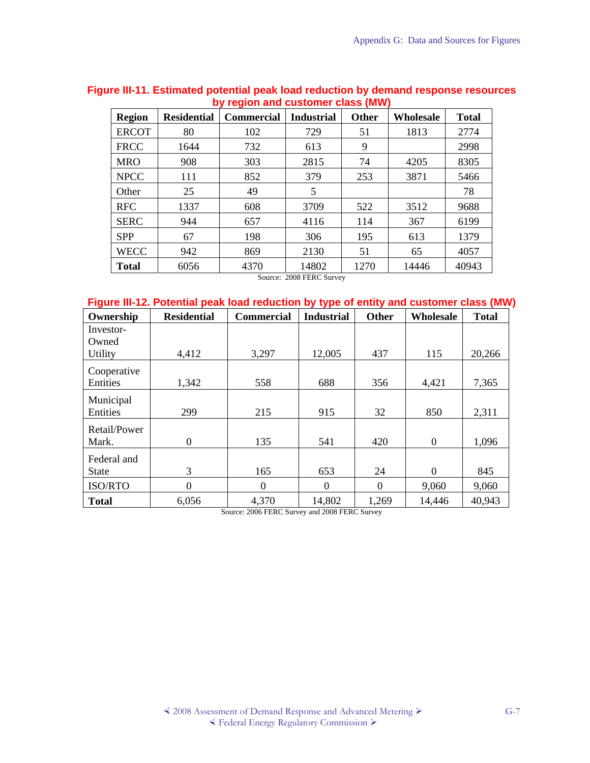**Figure III-11. Estimated potential peak load reduction by demand response resources by region and customer class (MW)**

| Region | Residential | Commercial | Industrial | Other | Wholesale | Total |
|---|---|---|---|---|---|---|
| ERCOT | 80 | 102 | 729 | 51 | 1813 | 2774 |
| FRCC | 1644 | 732 | 613 | 9 | | 2998 |
| MRO | 908 | 303 | 2815 | 74 | 4205 | 8305 |
| NPCC | 111 | 852 | 379 | 253 | 3871 | 5466 |
| Other | 25 | 49 | 5 | | | 78 |
| RFC | 1337 | 608 | 3709 | 522 | 3512 | 9688 |
| SERC | 944 | 657 | 4116 | 114 | 367 | 6199 |
| SPP | 67 | 198 | 306 | 195 | 613 | 1379 |
| WECC | 942 | 869 | 2130 | 51 | 65 | 4057 |
| **Total** | 6056 | 4370 | 14802 | 1270 | 14446 | 40943 |

Source: 2008 FERC Survey

**Figure III-12. Potential peak load reduction by type of entity and customer class (MW)**

| Ownership | Residential | Commercial | Industrial | Other | Wholesale | Total |
|---|---|---|---|---|---|---|
| Investor-Owned Utility | 4,412 | 3,297 | 12,005 | 437 | 115 | 20,266 |
| Cooperative Entities | 1,342 | 558 | 688 | 356 | 4,421 | 7,365 |
| Municipal Entities | 299 | 215 | 915 | 32 | 850 | 2,311 |
| Retail/Power Mark. | 0 | 135 | 541 | 420 | 0 | 1,096 |
| Federal and State | 3 | 165 | 653 | 24 | 0 | 845 |
| ISO/RTO | 0 | 0 | 0 | 0 | 9,060 | 9,060 |
| **Total** | 6,056 | 4,370 | 14,802 | 1,269 | 14,446 | 40,943 |

Source: 2006 FERC Survey and 2008 FERC Survey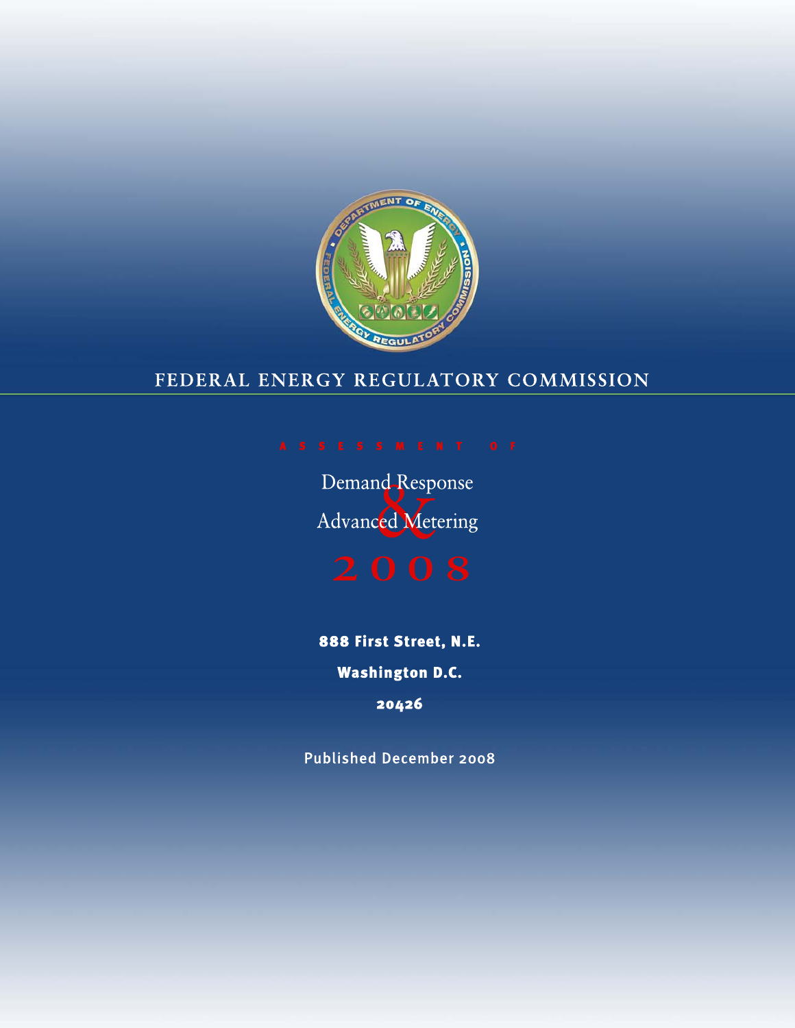# FEDERAL ENERGY REGULATORY COMMISSION

ASSESSMENT OF

Demand Response & Advanced Metering

2008

**888 First Street, N.E.**

**Washington D.C.**

**20426**

Published December 2008